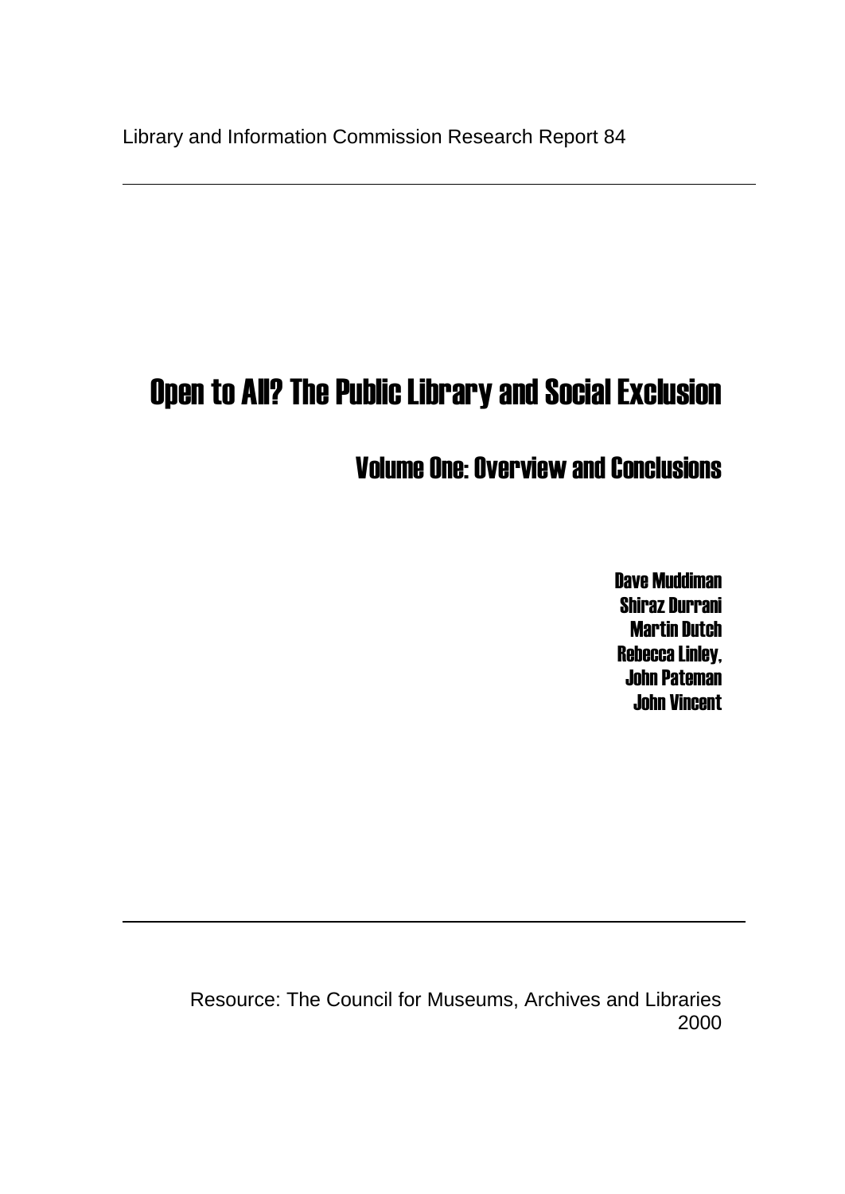Library and Information Commission Research Report 84

---

# Open to All? The Public Library and Social Exclusion

## Volume One: Overview and Conclusions

**Dave Muddiman**
**Shiraz Durrani**
**Martin Dutch**
**Rebecca Linley,**
**John Pateman**
**John Vincent**

---

Resource: The Council for Museums, Archives and Libraries
2000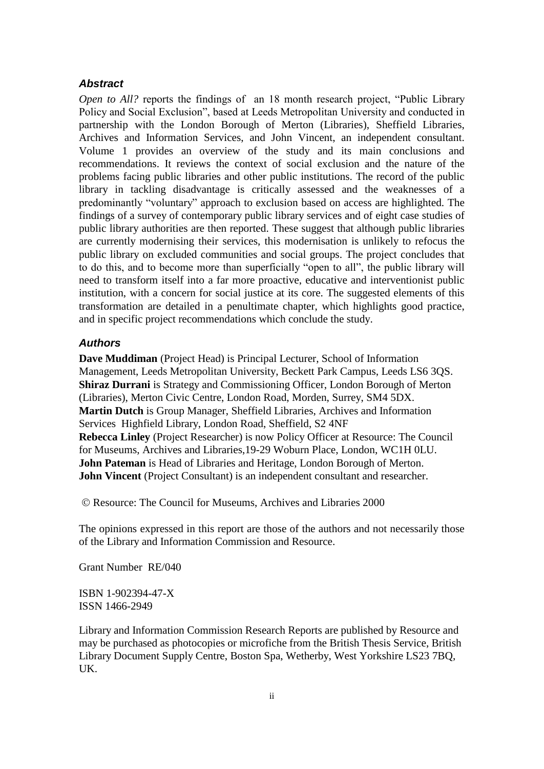### *Abstract*

*Open to All?* reports the findings of an 18 month research project, "Public Library Policy and Social Exclusion", based at Leeds Metropolitan University and conducted in partnership with the London Borough of Merton (Libraries), Sheffield Libraries, Archives and Information Services, and John Vincent, an independent consultant. Volume 1 provides an overview of the study and its main conclusions and recommendations. It reviews the context of social exclusion and the nature of the problems facing public libraries and other public institutions. The record of the public library in tackling disadvantage is critically assessed and the weaknesses of a predominantly "voluntary" approach to exclusion based on access are highlighted. The findings of a survey of contemporary public library services and of eight case studies of public library authorities are then reported. These suggest that although public libraries are currently modernising their services, this modernisation is unlikely to refocus the public library on excluded communities and social groups. The project concludes that to do this, and to become more than superficially "open to all", the public library will need to transform itself into a far more proactive, educative and interventionist public institution, with a concern for social justice at its core. The suggested elements of this transformation are detailed in a penultimate chapter, which highlights good practice, and in specific project recommendations which conclude the study.

### *Authors*

**Dave Muddiman** (Project Head) is Principal Lecturer, School of Information Management, Leeds Metropolitan University, Beckett Park Campus, Leeds LS6 3QS.
**Shiraz Durrani** is Strategy and Commissioning Officer, London Borough of Merton (Libraries), Merton Civic Centre, London Road, Morden, Surrey, SM4 5DX.
**Martin Dutch** is Group Manager, Sheffield Libraries, Archives and Information Services Highfield Library, London Road, Sheffield, S2 4NF
**Rebecca Linley** (Project Researcher) is now Policy Officer at Resource: The Council for Museums, Archives and Libraries,19-29 Woburn Place, London, WC1H 0LU.
**John Pateman** is Head of Libraries and Heritage, London Borough of Merton.
**John Vincent** (Project Consultant) is an independent consultant and researcher.

© Resource: The Council for Museums, Archives and Libraries 2000

The opinions expressed in this report are those of the authors and not necessarily those of the Library and Information Commission and Resource.

Grant Number RE/040

ISBN 1-902394-47-X
ISSN 1466-2949

Library and Information Commission Research Reports are published by Resource and may be purchased as photocopies or microfiche from the British Thesis Service, British Library Document Supply Centre, Boston Spa, Wetherby, West Yorkshire LS23 7BQ, UK.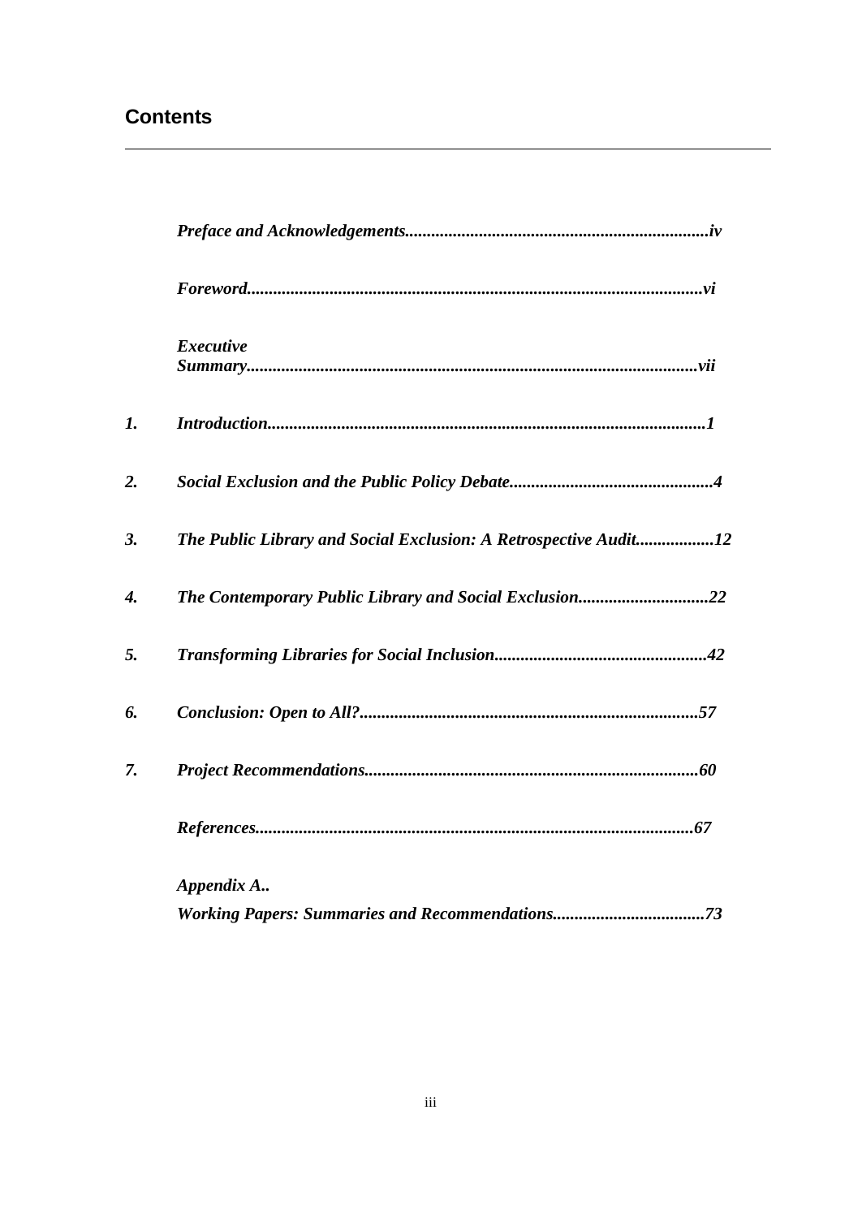## Contents

*Preface and Acknowledgements......................................................................iv*

*Foreword........................................................................................................vi*

*Executive Summary.......................................................................................vii*

1. *Introduction....................................................................................................1*
2. *Social Exclusion and the Public Policy Debate...............................................4*
3. *The Public Library and Social Exclusion: A Retrospective Audit..................12*
4. *The Contemporary Public Library and Social Exclusion..............................22*
5. *Transforming Libraries for Social Inclusion.................................................42*
6. *Conclusion: Open to All?.............................................................................57*
7. *Project Recommendations............................................................................60*

*References....................................................................................................67*

*Appendix A..*
*Working Papers: Summaries and Recommendations...................................73*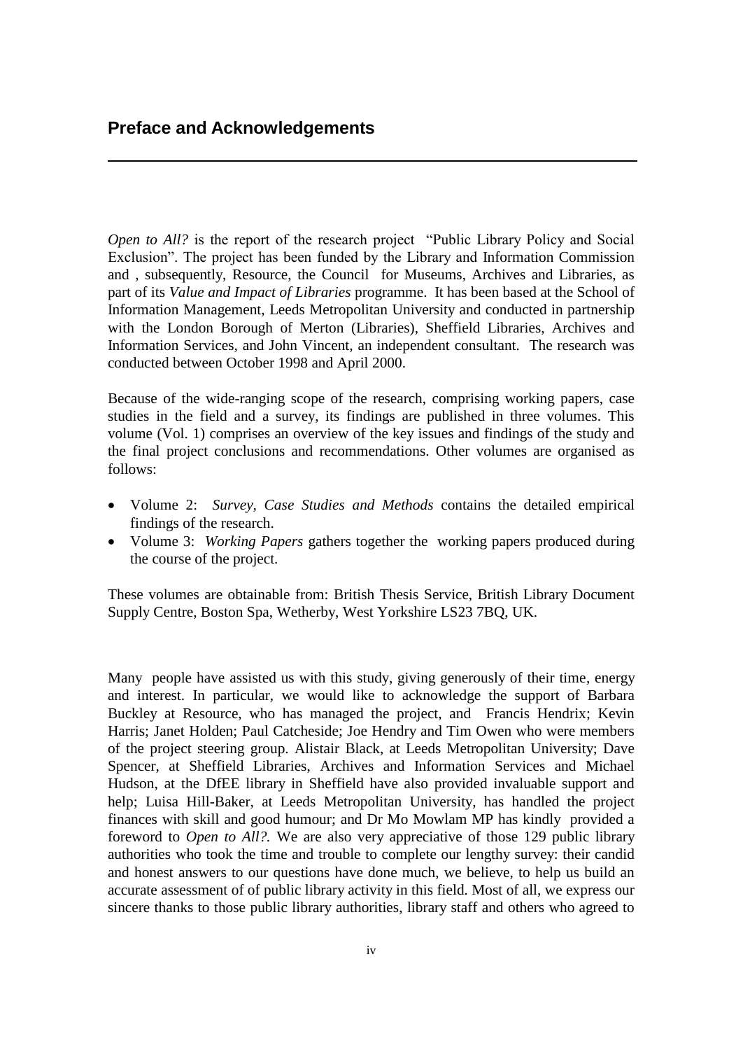## Preface and Acknowledgements

*Open to All?* is the report of the research project "Public Library Policy and Social Exclusion". The project has been funded by the Library and Information Commission and , subsequently, Resource, the Council for Museums, Archives and Libraries, as part of its *Value and Impact of Libraries* programme. It has been based at the School of Information Management, Leeds Metropolitan University and conducted in partnership with the London Borough of Merton (Libraries), Sheffield Libraries, Archives and Information Services, and John Vincent, an independent consultant. The research was conducted between October 1998 and April 2000.

Because of the wide-ranging scope of the research, comprising working papers, case studies in the field and a survey, its findings are published in three volumes. This volume (Vol. 1) comprises an overview of the key issues and findings of the study and the final project conclusions and recommendations. Other volumes are organised as follows:

- Volume 2: *Survey, Case Studies and Methods* contains the detailed empirical findings of the research.
- Volume 3: *Working Papers* gathers together the working papers produced during the course of the project.

These volumes are obtainable from: British Thesis Service, British Library Document Supply Centre, Boston Spa, Wetherby, West Yorkshire LS23 7BQ, UK.

Many people have assisted us with this study, giving generously of their time, energy and interest. In particular, we would like to acknowledge the support of Barbara Buckley at Resource, who has managed the project, and Francis Hendrix; Kevin Harris; Janet Holden; Paul Catcheside; Joe Hendry and Tim Owen who were members of the project steering group. Alistair Black, at Leeds Metropolitan University; Dave Spencer, at Sheffield Libraries, Archives and Information Services and Michael Hudson, at the DfEE library in Sheffield have also provided invaluable support and help; Luisa Hill-Baker, at Leeds Metropolitan University, has handled the project finances with skill and good humour; and Dr Mo Mowlam MP has kindly provided a foreword to *Open to All?.* We are also very appreciative of those 129 public library authorities who took the time and trouble to complete our lengthy survey: their candid and honest answers to our questions have done much, we believe, to help us build an accurate assessment of of public library activity in this field. Most of all, we express our sincere thanks to those public library authorities, library staff and others who agreed to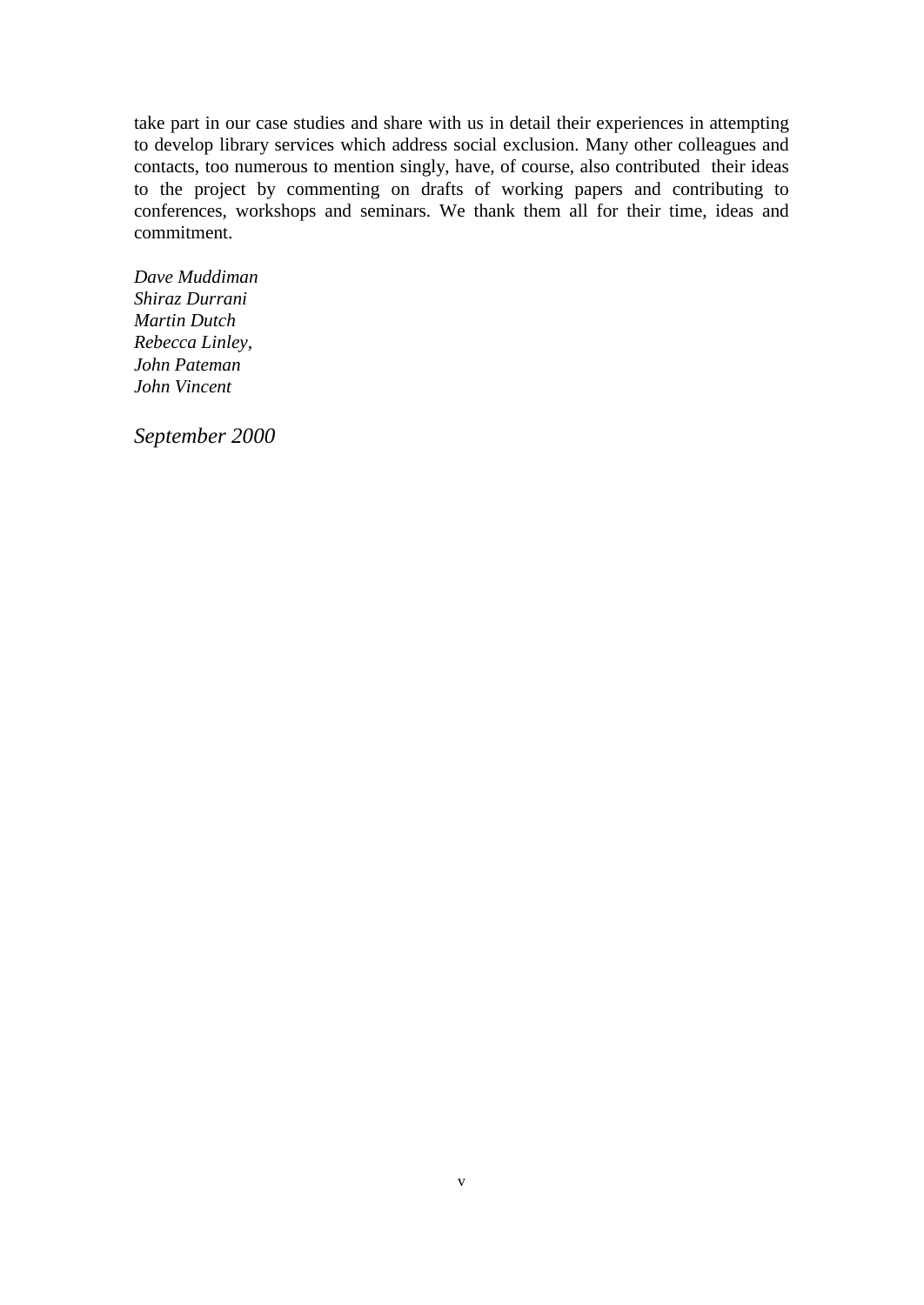take part in our case studies and share with us in detail their experiences in attempting to develop library services which address social exclusion. Many other colleagues and contacts, too numerous to mention singly, have, of course, also contributed their ideas to the project by commenting on drafts of working papers and contributing to conferences, workshops and seminars. We thank them all for their time, ideas and commitment.

*Dave Muddiman*
*Shiraz Durrani*
*Martin Dutch*
*Rebecca Linley,*
*John Pateman*
*John Vincent*

*September 2000*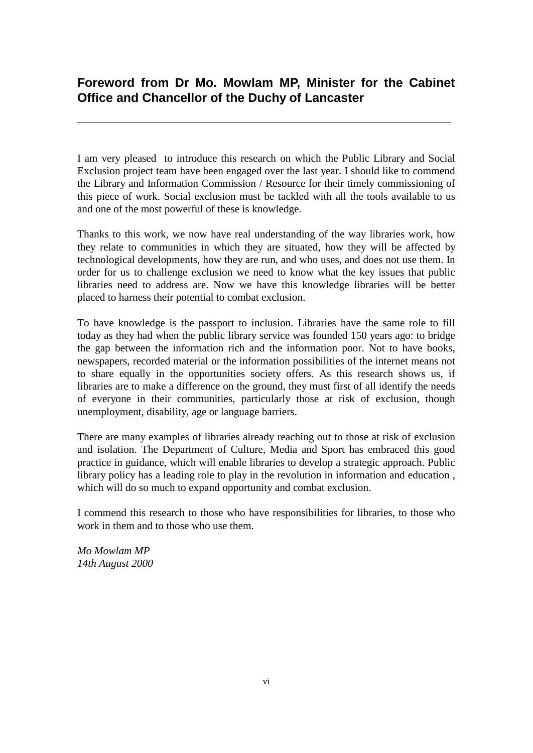## Foreword from Dr Mo. Mowlam MP, Minister for the Cabinet Office and Chancellor of the Duchy of Lancaster

---

I am very pleased to introduce this research on which the Public Library and Social Exclusion project team have been engaged over the last year. I should like to commend the Library and Information Commission / Resource for their timely commissioning of this piece of work. Social exclusion must be tackled with all the tools available to us and one of the most powerful of these is knowledge.

Thanks to this work, we now have real understanding of the way libraries work, how they relate to communities in which they are situated, how they will be affected by technological developments, how they are run, and who uses, and does not use them. In order for us to challenge exclusion we need to know what the key issues that public libraries need to address are. Now we have this knowledge libraries will be better placed to harness their potential to combat exclusion.

To have knowledge is the passport to inclusion. Libraries have the same role to fill today as they had when the public library service was founded 150 years ago: to bridge the gap between the information rich and the information poor. Not to have books, newspapers, recorded material or the information possibilities of the internet means not to share equally in the opportunities society offers. As this research shows us, if libraries are to make a difference on the ground, they must first of all identify the needs of everyone in their communities, particularly those at risk of exclusion, though unemployment, disability, age or language barriers.

There are many examples of libraries already reaching out to those at risk of exclusion and isolation. The Department of Culture, Media and Sport has embraced this good practice in guidance, which will enable libraries to develop a strategic approach. Public library policy has a leading role to play in the revolution in information and education , which will do so much to expand opportunity and combat exclusion.

I commend this research to those who have responsibilities for libraries, to those who work in them and to those who use them.

*Mo Mowlam MP*
*14th August 2000*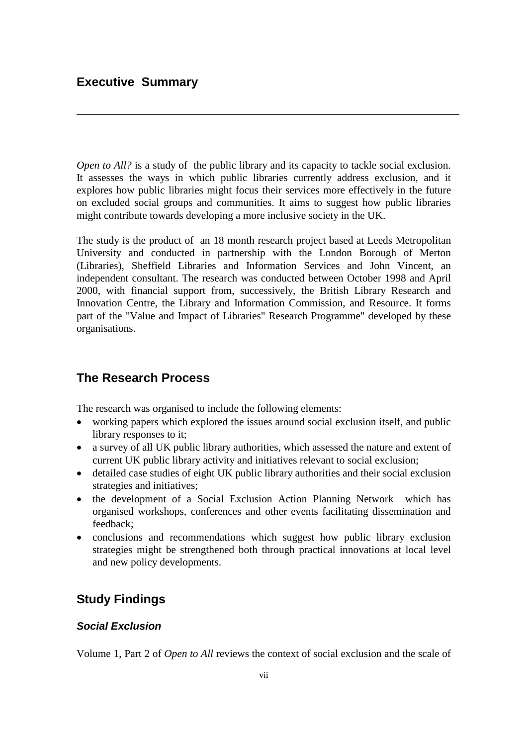# Executive Summary

*Open to All?* is a study of the public library and its capacity to tackle social exclusion. It assesses the ways in which public libraries currently address exclusion, and it explores how public libraries might focus their services more effectively in the future on excluded social groups and communities. It aims to suggest how public libraries might contribute towards developing a more inclusive society in the UK.

The study is the product of an 18 month research project based at Leeds Metropolitan University and conducted in partnership with the London Borough of Merton (Libraries), Sheffield Libraries and Information Services and John Vincent, an independent consultant. The research was conducted between October 1998 and April 2000, with financial support from, successively, the British Library Research and Innovation Centre, the Library and Information Commission, and Resource. It forms part of the "Value and Impact of Libraries" Research Programme" developed by these organisations.

## The Research Process

The research was organised to include the following elements:

- working papers which explored the issues around social exclusion itself, and public library responses to it;
- a survey of all UK public library authorities, which assessed the nature and extent of current UK public library activity and initiatives relevant to social exclusion;
- detailed case studies of eight UK public library authorities and their social exclusion strategies and initiatives;
- the development of a Social Exclusion Action Planning Network which has organised workshops, conferences and other events facilitating dissemination and feedback;
- conclusions and recommendations which suggest how public library exclusion strategies might be strengthened both through practical innovations at local level and new policy developments.

## Study Findings

### *Social Exclusion*

Volume 1, Part 2 of *Open to All* reviews the context of social exclusion and the scale of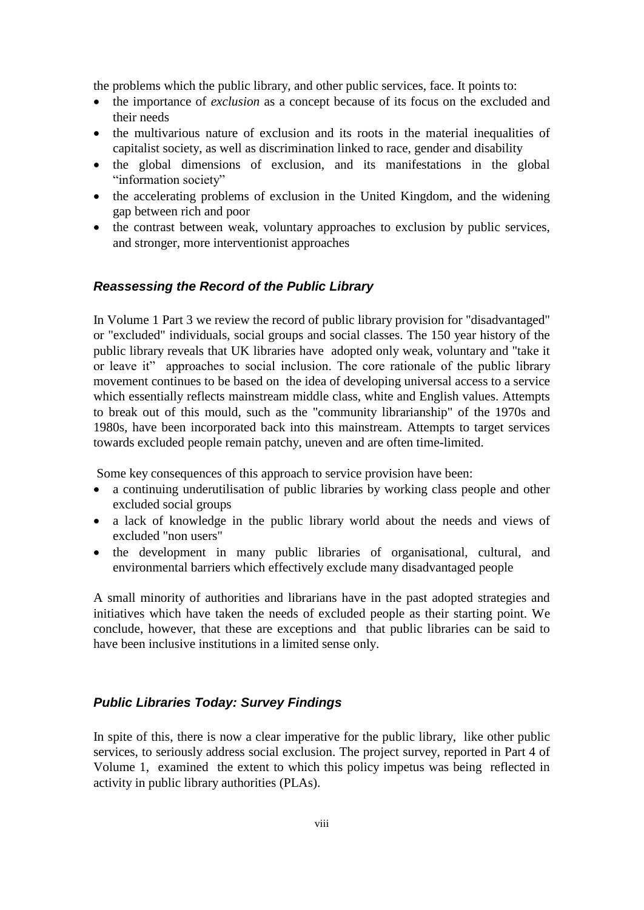the problems which the public library, and other public services, face. It points to:

- the importance of *exclusion* as a concept because of its focus on the excluded and their needs
- the multivarious nature of exclusion and its roots in the material inequalities of capitalist society, as well as discrimination linked to race, gender and disability
- the global dimensions of exclusion, and its manifestations in the global "information society"
- the accelerating problems of exclusion in the United Kingdom, and the widening gap between rich and poor
- the contrast between weak, voluntary approaches to exclusion by public services, and stronger, more interventionist approaches

### *Reassessing the Record of the Public Library*

In Volume 1 Part 3 we review the record of public library provision for "disadvantaged" or "excluded" individuals, social groups and social classes. The 150 year history of the public library reveals that UK libraries have adopted only weak, voluntary and "take it or leave it" approaches to social inclusion. The core rationale of the public library movement continues to be based on the idea of developing universal access to a service which essentially reflects mainstream middle class, white and English values. Attempts to break out of this mould, such as the "community librarianship" of the 1970s and 1980s, have been incorporated back into this mainstream. Attempts to target services towards excluded people remain patchy, uneven and are often time-limited.

Some key consequences of this approach to service provision have been:

- a continuing underutilisation of public libraries by working class people and other excluded social groups
- a lack of knowledge in the public library world about the needs and views of excluded "non users"
- the development in many public libraries of organisational, cultural, and environmental barriers which effectively exclude many disadvantaged people

A small minority of authorities and librarians have in the past adopted strategies and initiatives which have taken the needs of excluded people as their starting point. We conclude, however, that these are exceptions and that public libraries can be said to have been inclusive institutions in a limited sense only.

### *Public Libraries Today: Survey Findings*

In spite of this, there is now a clear imperative for the public library, like other public services, to seriously address social exclusion. The project survey, reported in Part 4 of Volume 1, examined the extent to which this policy impetus was being reflected in activity in public library authorities (PLAs).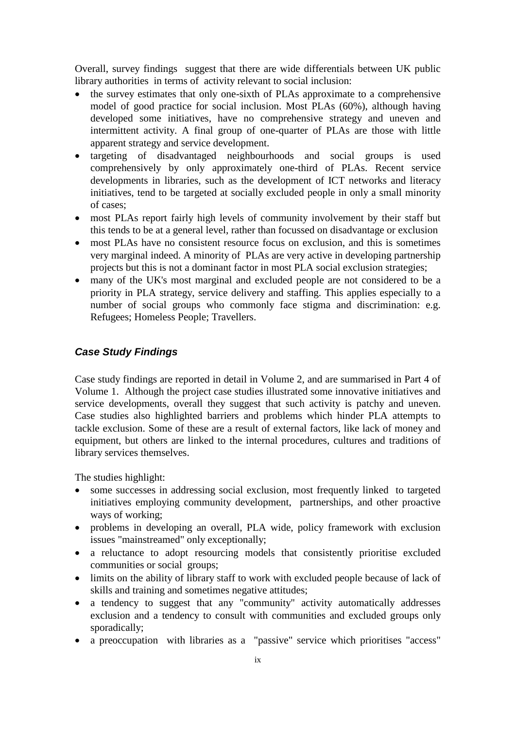Overall, survey findings suggest that there are wide differentials between UK public library authorities in terms of activity relevant to social inclusion:

- the survey estimates that only one-sixth of PLAs approximate to a comprehensive model of good practice for social inclusion. Most PLAs (60%), although having developed some initiatives, have no comprehensive strategy and uneven and intermittent activity. A final group of one-quarter of PLAs are those with little apparent strategy and service development.
- targeting of disadvantaged neighbourhoods and social groups is used comprehensively by only approximately one-third of PLAs. Recent service developments in libraries, such as the development of ICT networks and literacy initiatives, tend to be targeted at socially excluded people in only a small minority of cases;
- most PLAs report fairly high levels of community involvement by their staff but this tends to be at a general level, rather than focussed on disadvantage or exclusion
- most PLAs have no consistent resource focus on exclusion, and this is sometimes very marginal indeed. A minority of PLAs are very active in developing partnership projects but this is not a dominant factor in most PLA social exclusion strategies;
- many of the UK's most marginal and excluded people are not considered to be a priority in PLA strategy, service delivery and staffing. This applies especially to a number of social groups who commonly face stigma and discrimination: e.g. Refugees; Homeless People; Travellers.

### *Case Study Findings*

Case study findings are reported in detail in Volume 2, and are summarised in Part 4 of Volume 1. Although the project case studies illustrated some innovative initiatives and service developments, overall they suggest that such activity is patchy and uneven. Case studies also highlighted barriers and problems which hinder PLA attempts to tackle exclusion. Some of these are a result of external factors, like lack of money and equipment, but others are linked to the internal procedures, cultures and traditions of library services themselves.

The studies highlight:

- some successes in addressing social exclusion, most frequently linked to targeted initiatives employing community development, partnerships, and other proactive ways of working;
- problems in developing an overall, PLA wide, policy framework with exclusion issues "mainstreamed" only exceptionally;
- a reluctance to adopt resourcing models that consistently prioritise excluded communities or social groups;
- limits on the ability of library staff to work with excluded people because of lack of skills and training and sometimes negative attitudes;
- a tendency to suggest that any "community" activity automatically addresses exclusion and a tendency to consult with communities and excluded groups only sporadically;
- a preoccupation with libraries as a "passive" service which prioritises "access"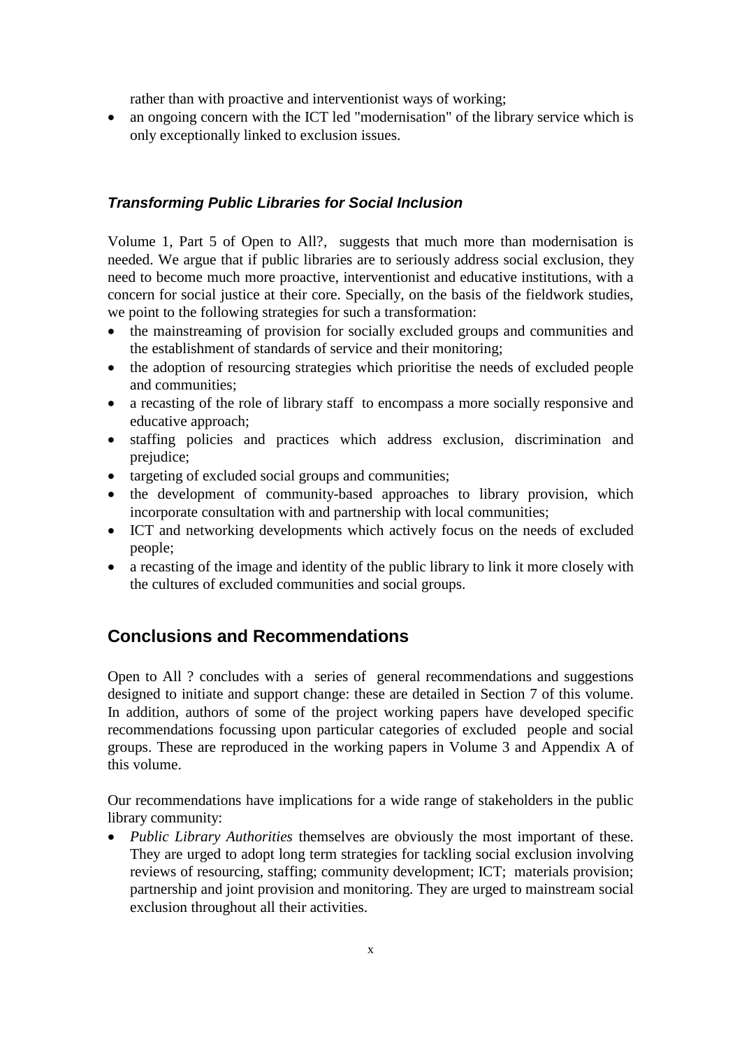rather than with proactive and interventionist ways of working;

- an ongoing concern with the ICT led "modernisation" of the library service which is only exceptionally linked to exclusion issues.

### ***Transforming Public Libraries for Social Inclusion***

Volume 1, Part 5 of Open to All?, suggests that much more than modernisation is needed. We argue that if public libraries are to seriously address social exclusion, they need to become much more proactive, interventionist and educative institutions, with a concern for social justice at their core. Specially, on the basis of the fieldwork studies, we point to the following strategies for such a transformation:

- the mainstreaming of provision for socially excluded groups and communities and the establishment of standards of service and their monitoring;
- the adoption of resourcing strategies which prioritise the needs of excluded people and communities;
- a recasting of the role of library staff to encompass a more socially responsive and educative approach;
- staffing policies and practices which address exclusion, discrimination and prejudice;
- targeting of excluded social groups and communities;
- the development of community-based approaches to library provision, which incorporate consultation with and partnership with local communities;
- ICT and networking developments which actively focus on the needs of excluded people;
- a recasting of the image and identity of the public library to link it more closely with the cultures of excluded communities and social groups.

## Conclusions and Recommendations

Open to All ? concludes with a series of general recommendations and suggestions designed to initiate and support change: these are detailed in Section 7 of this volume. In addition, authors of some of the project working papers have developed specific recommendations focussing upon particular categories of excluded people and social groups. These are reproduced in the working papers in Volume 3 and Appendix A of this volume.

Our recommendations have implications for a wide range of stakeholders in the public library community:

- *Public Library Authorities* themselves are obviously the most important of these. They are urged to adopt long term strategies for tackling social exclusion involving reviews of resourcing, staffing; community development; ICT; materials provision; partnership and joint provision and monitoring. They are urged to mainstream social exclusion throughout all their activities.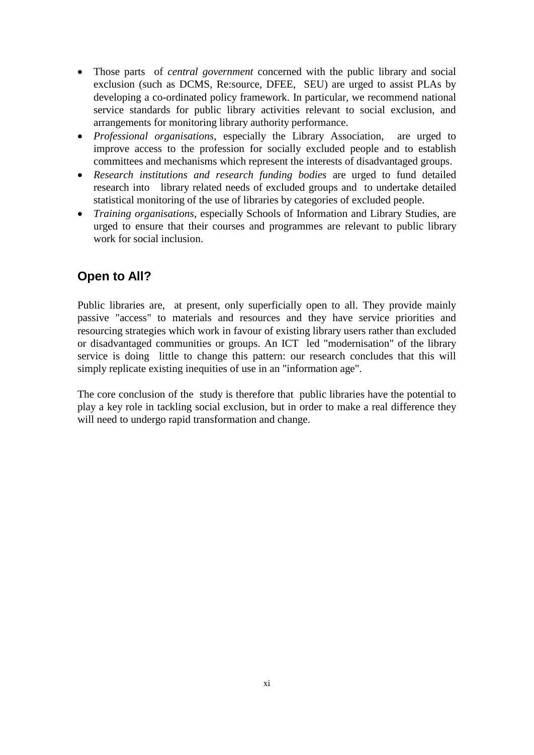- Those parts of *central government* concerned with the public library and social exclusion (such as DCMS, Re:source, DFEE, SEU) are urged to assist PLAs by developing a co-ordinated policy framework. In particular, we recommend national service standards for public library activities relevant to social exclusion, and arrangements for monitoring library authority performance.
- *Professional organisations*, especially the Library Association, are urged to improve access to the profession for socially excluded people and to establish committees and mechanisms which represent the interests of disadvantaged groups.
- *Research institutions and research funding bodies* are urged to fund detailed research into library related needs of excluded groups and to undertake detailed statistical monitoring of the use of libraries by categories of excluded people.
- *Training organisations*, especially Schools of Information and Library Studies, are urged to ensure that their courses and programmes are relevant to public library work for social inclusion.

## Open to All?

Public libraries are, at present, only superficially open to all. They provide mainly passive "access" to materials and resources and they have service priorities and resourcing strategies which work in favour of existing library users rather than excluded or disadvantaged communities or groups. An ICT led "modernisation" of the library service is doing little to change this pattern: our research concludes that this will simply replicate existing inequities of use in an "information age".

The core conclusion of the study is therefore that public libraries have the potential to play a key role in tackling social exclusion, but in order to make a real difference they will need to undergo rapid transformation and change.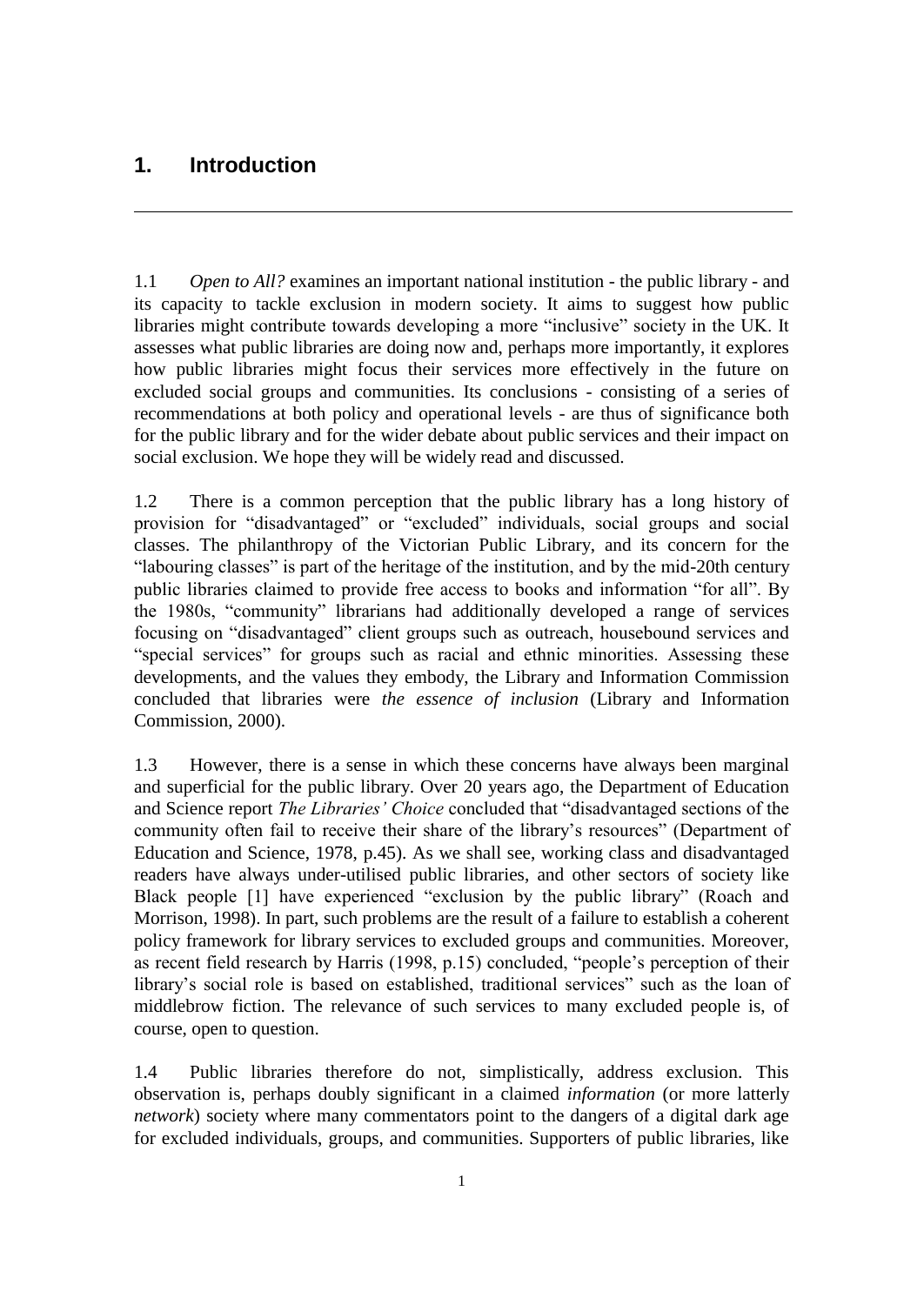# 1. Introduction

---

1.1 *Open to All?* examines an important national institution - the public library - and its capacity to tackle exclusion in modern society. It aims to suggest how public libraries might contribute towards developing a more "inclusive" society in the UK. It assesses what public libraries are doing now and, perhaps more importantly, it explores how public libraries might focus their services more effectively in the future on excluded social groups and communities. Its conclusions - consisting of a series of recommendations at both policy and operational levels - are thus of significance both for the public library and for the wider debate about public services and their impact on social exclusion. We hope they will be widely read and discussed.

1.2 There is a common perception that the public library has a long history of provision for "disadvantaged" or "excluded" individuals, social groups and social classes. The philanthropy of the Victorian Public Library, and its concern for the "labouring classes" is part of the heritage of the institution, and by the mid-20th century public libraries claimed to provide free access to books and information "for all". By the 1980s, "community" librarians had additionally developed a range of services focusing on "disadvantaged" client groups such as outreach, housebound services and "special services" for groups such as racial and ethnic minorities. Assessing these developments, and the values they embody, the Library and Information Commission concluded that libraries were *the essence of inclusion* (Library and Information Commission, 2000).

1.3 However, there is a sense in which these concerns have always been marginal and superficial for the public library. Over 20 years ago, the Department of Education and Science report *The Libraries' Choice* concluded that "disadvantaged sections of the community often fail to receive their share of the library's resources" (Department of Education and Science, 1978, p.45). As we shall see, working class and disadvantaged readers have always under-utilised public libraries, and other sectors of society like Black people [1] have experienced "exclusion by the public library" (Roach and Morrison, 1998). In part, such problems are the result of a failure to establish a coherent policy framework for library services to excluded groups and communities. Moreover, as recent field research by Harris (1998, p.15) concluded, "people's perception of their library's social role is based on established, traditional services" such as the loan of middlebrow fiction. The relevance of such services to many excluded people is, of course, open to question.

1.4 Public libraries therefore do not, simplistically, address exclusion. This observation is, perhaps doubly significant in a claimed *information* (or more latterly *network*) society where many commentators point to the dangers of a digital dark age for excluded individuals, groups, and communities. Supporters of public libraries, like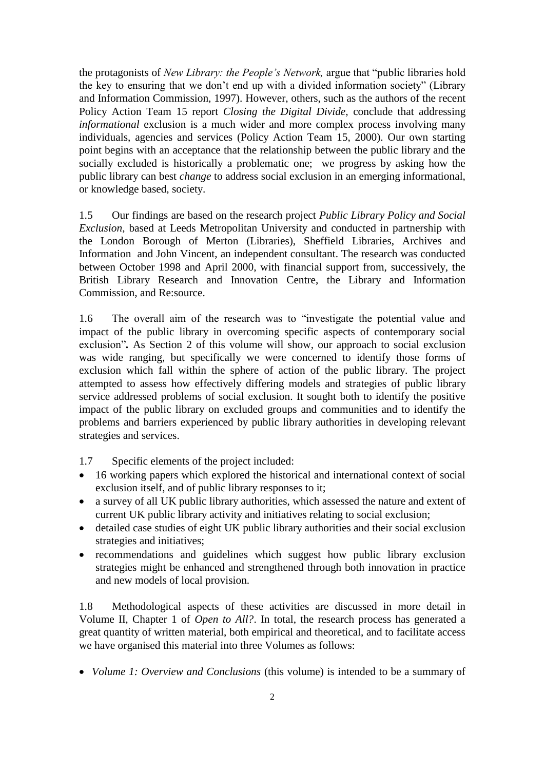the protagonists of *New Library: the People's Network,* argue that "public libraries hold the key to ensuring that we don't end up with a divided information society" (Library and Information Commission, 1997). However, others, such as the authors of the recent Policy Action Team 15 report *Closing the Digital Divide*, conclude that addressing *informational* exclusion is a much wider and more complex process involving many individuals, agencies and services (Policy Action Team 15, 2000). Our own starting point begins with an acceptance that the relationship between the public library and the socially excluded is historically a problematic one; we progress by asking how the public library can best *change* to address social exclusion in an emerging informational, or knowledge based, society.

1.5 Our findings are based on the research project *Public Library Policy and Social Exclusion*, based at Leeds Metropolitan University and conducted in partnership with the London Borough of Merton (Libraries), Sheffield Libraries, Archives and Information and John Vincent, an independent consultant. The research was conducted between October 1998 and April 2000, with financial support from, successively, the British Library Research and Innovation Centre, the Library and Information Commission, and Re:source.

1.6 The overall aim of the research was to "investigate the potential value and impact of the public library in overcoming specific aspects of contemporary social exclusion"**.** As Section 2 of this volume will show, our approach to social exclusion was wide ranging, but specifically we were concerned to identify those forms of exclusion which fall within the sphere of action of the public library. The project attempted to assess how effectively differing models and strategies of public library service addressed problems of social exclusion. It sought both to identify the positive impact of the public library on excluded groups and communities and to identify the problems and barriers experienced by public library authorities in developing relevant strategies and services.

1.7 Specific elements of the project included:

- 16 working papers which explored the historical and international context of social exclusion itself, and of public library responses to it;
- a survey of all UK public library authorities, which assessed the nature and extent of current UK public library activity and initiatives relating to social exclusion;
- detailed case studies of eight UK public library authorities and their social exclusion strategies and initiatives;
- recommendations and guidelines which suggest how public library exclusion strategies might be enhanced and strengthened through both innovation in practice and new models of local provision.

1.8 Methodological aspects of these activities are discussed in more detail in Volume II, Chapter 1 of *Open to All?*. In total, the research process has generated a great quantity of written material, both empirical and theoretical, and to facilitate access we have organised this material into three Volumes as follows:

- *Volume 1: Overview and Conclusions* (this volume) is intended to be a summary of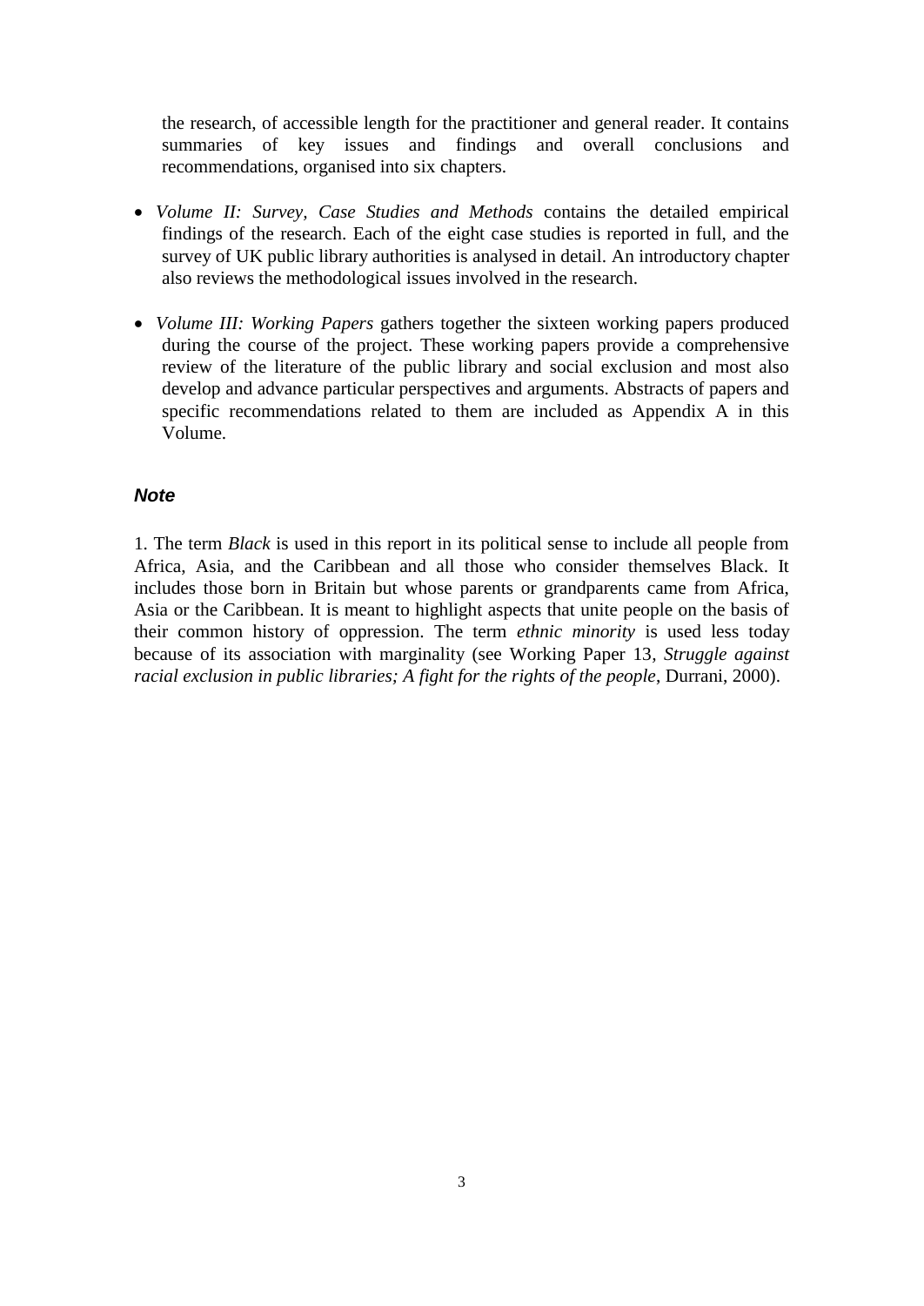the research, of accessible length for the practitioner and general reader. It contains summaries of key issues and findings and overall conclusions and recommendations, organised into six chapters.

- *Volume II: Survey, Case Studies and Methods* contains the detailed empirical findings of the research. Each of the eight case studies is reported in full, and the survey of UK public library authorities is analysed in detail. An introductory chapter also reviews the methodological issues involved in the research.

- *Volume III: Working Papers* gathers together the sixteen working papers produced during the course of the project. These working papers provide a comprehensive review of the literature of the public library and social exclusion and most also develop and advance particular perspectives and arguments. Abstracts of papers and specific recommendations related to them are included as Appendix A in this Volume.

### *Note*

1. The term *Black* is used in this report in its political sense to include all people from Africa, Asia, and the Caribbean and all those who consider themselves Black. It includes those born in Britain but whose parents or grandparents came from Africa, Asia or the Caribbean. It is meant to highlight aspects that unite people on the basis of their common history of oppression. The term *ethnic minority* is used less today because of its association with marginality (see Working Paper 13, *Struggle against racial exclusion in public libraries; A fight for the rights of the people*, Durrani, 2000).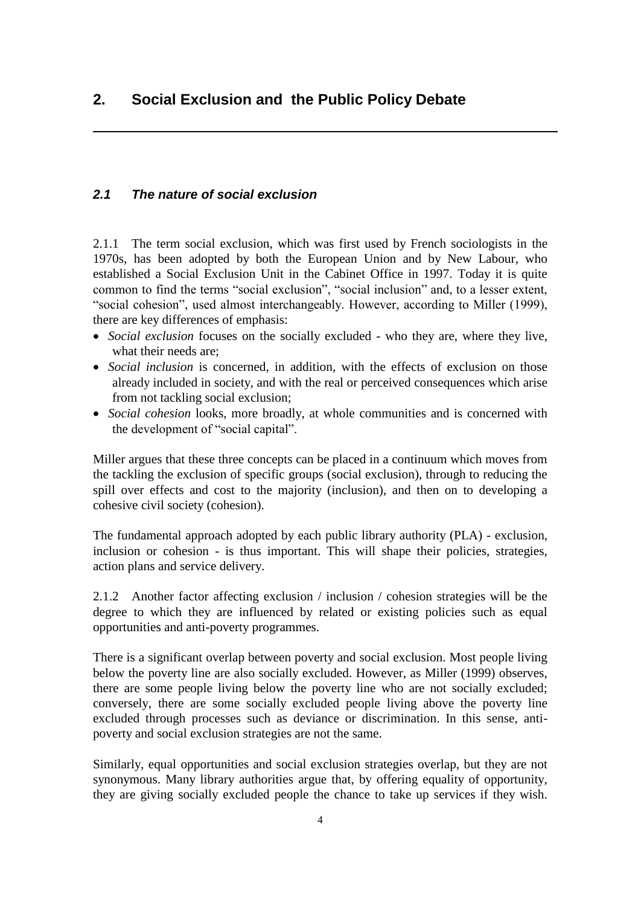# 2. Social Exclusion and the Public Policy Debate

### *2.1 The nature of social exclusion*

2.1.1 The term social exclusion, which was first used by French sociologists in the 1970s, has been adopted by both the European Union and by New Labour, who established a Social Exclusion Unit in the Cabinet Office in 1997. Today it is quite common to find the terms "social exclusion", "social inclusion" and, to a lesser extent, "social cohesion", used almost interchangeably. However, according to Miller (1999), there are key differences of emphasis:

- *Social exclusion* focuses on the socially excluded - who they are, where they live, what their needs are;
- *Social inclusion* is concerned, in addition, with the effects of exclusion on those already included in society, and with the real or perceived consequences which arise from not tackling social exclusion;
- *Social cohesion* looks, more broadly, at whole communities and is concerned with the development of "social capital".

Miller argues that these three concepts can be placed in a continuum which moves from the tackling the exclusion of specific groups (social exclusion), through to reducing the spill over effects and cost to the majority (inclusion), and then on to developing a cohesive civil society (cohesion).

The fundamental approach adopted by each public library authority (PLA) - exclusion, inclusion or cohesion - is thus important. This will shape their policies, strategies, action plans and service delivery.

2.1.2 Another factor affecting exclusion / inclusion / cohesion strategies will be the degree to which they are influenced by related or existing policies such as equal opportunities and anti-poverty programmes.

There is a significant overlap between poverty and social exclusion. Most people living below the poverty line are also socially excluded. However, as Miller (1999) observes, there are some people living below the poverty line who are not socially excluded; conversely, there are some socially excluded people living above the poverty line excluded through processes such as deviance or discrimination. In this sense, anti-poverty and social exclusion strategies are not the same.

Similarly, equal opportunities and social exclusion strategies overlap, but they are not synonymous. Many library authorities argue that, by offering equality of opportunity, they are giving socially excluded people the chance to take up services if they wish.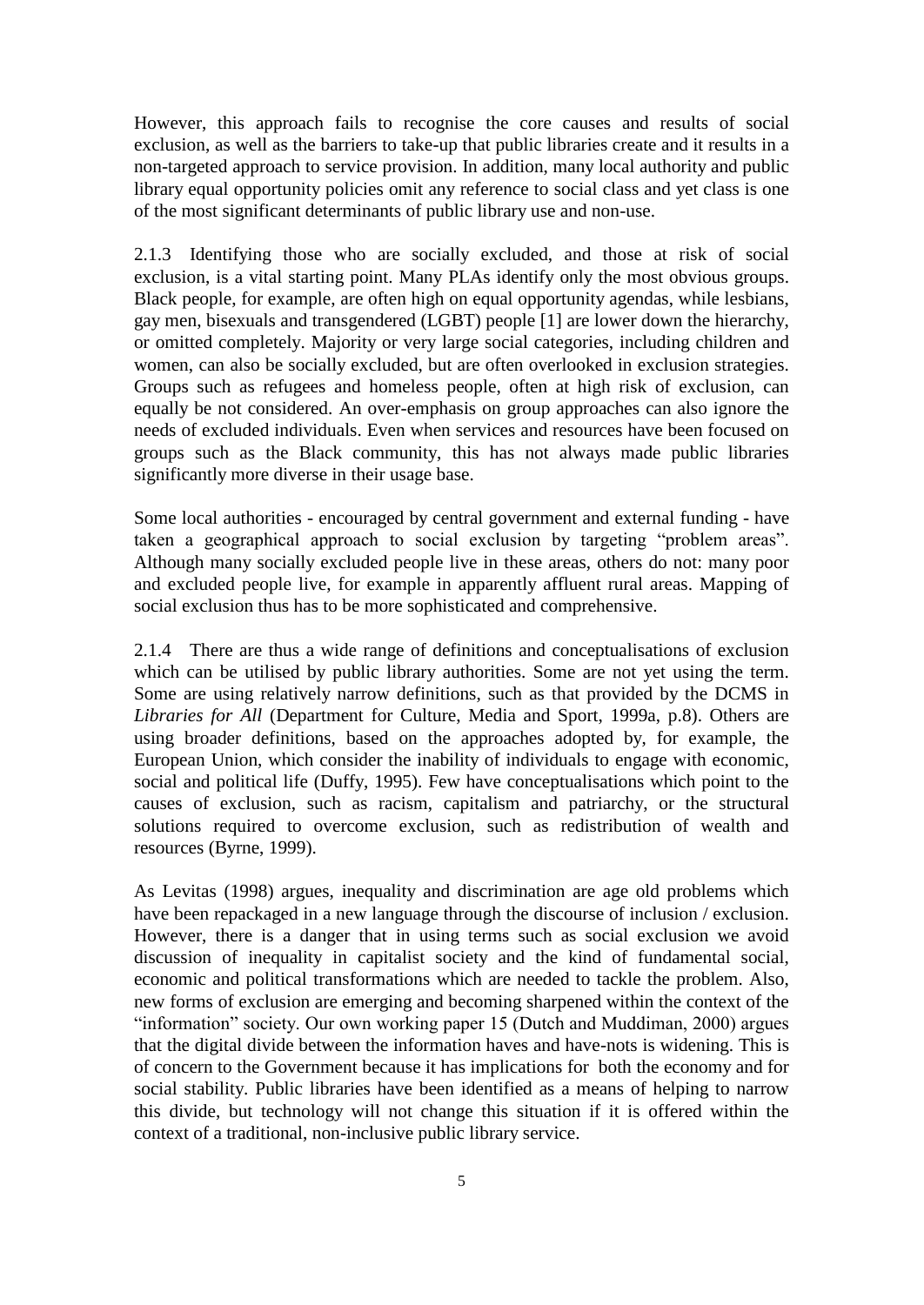However, this approach fails to recognise the core causes and results of social exclusion, as well as the barriers to take-up that public libraries create and it results in a non-targeted approach to service provision. In addition, many local authority and public library equal opportunity policies omit any reference to social class and yet class is one of the most significant determinants of public library use and non-use.

2.1.3 Identifying those who are socially excluded, and those at risk of social exclusion, is a vital starting point. Many PLAs identify only the most obvious groups. Black people, for example, are often high on equal opportunity agendas, while lesbians, gay men, bisexuals and transgendered (LGBT) people [1] are lower down the hierarchy, or omitted completely. Majority or very large social categories, including children and women, can also be socially excluded, but are often overlooked in exclusion strategies. Groups such as refugees and homeless people, often at high risk of exclusion, can equally be not considered. An over-emphasis on group approaches can also ignore the needs of excluded individuals. Even when services and resources have been focused on groups such as the Black community, this has not always made public libraries significantly more diverse in their usage base.

Some local authorities - encouraged by central government and external funding - have taken a geographical approach to social exclusion by targeting "problem areas". Although many socially excluded people live in these areas, others do not: many poor and excluded people live, for example in apparently affluent rural areas. Mapping of social exclusion thus has to be more sophisticated and comprehensive.

2.1.4 There are thus a wide range of definitions and conceptualisations of exclusion which can be utilised by public library authorities. Some are not yet using the term. Some are using relatively narrow definitions, such as that provided by the DCMS in *Libraries for All* (Department for Culture, Media and Sport, 1999a, p.8). Others are using broader definitions, based on the approaches adopted by, for example, the European Union, which consider the inability of individuals to engage with economic, social and political life (Duffy, 1995). Few have conceptualisations which point to the causes of exclusion, such as racism, capitalism and patriarchy, or the structural solutions required to overcome exclusion, such as redistribution of wealth and resources (Byrne, 1999).

As Levitas (1998) argues, inequality and discrimination are age old problems which have been repackaged in a new language through the discourse of inclusion / exclusion. However, there is a danger that in using terms such as social exclusion we avoid discussion of inequality in capitalist society and the kind of fundamental social, economic and political transformations which are needed to tackle the problem. Also, new forms of exclusion are emerging and becoming sharpened within the context of the "information" society. Our own working paper 15 (Dutch and Muddiman, 2000) argues that the digital divide between the information haves and have-nots is widening. This is of concern to the Government because it has implications for both the economy and for social stability. Public libraries have been identified as a means of helping to narrow this divide, but technology will not change this situation if it is offered within the context of a traditional, non-inclusive public library service.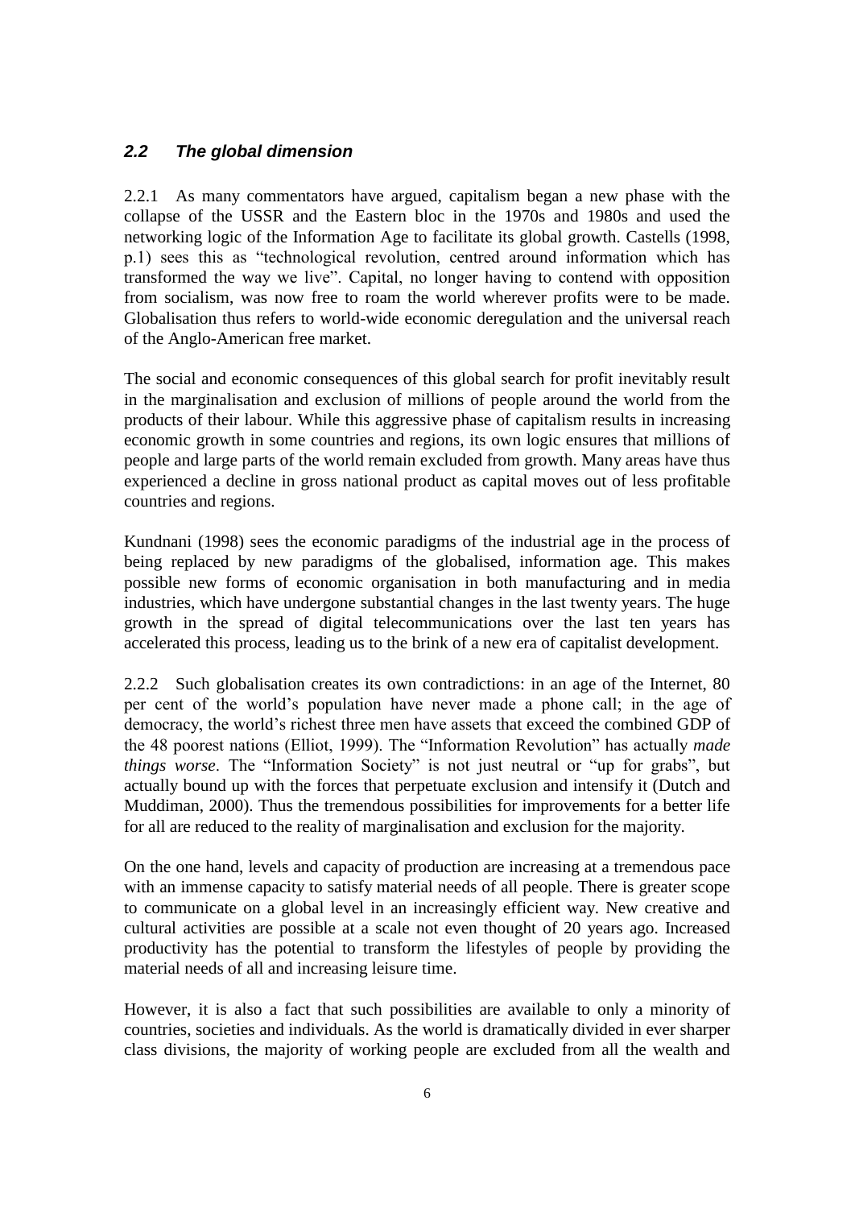## *2.2 The global dimension*

2.2.1 As many commentators have argued, capitalism began a new phase with the collapse of the USSR and the Eastern bloc in the 1970s and 1980s and used the networking logic of the Information Age to facilitate its global growth. Castells (1998, p.1) sees this as "technological revolution, centred around information which has transformed the way we live". Capital, no longer having to contend with opposition from socialism, was now free to roam the world wherever profits were to be made. Globalisation thus refers to world-wide economic deregulation and the universal reach of the Anglo-American free market.

The social and economic consequences of this global search for profit inevitably result in the marginalisation and exclusion of millions of people around the world from the products of their labour. While this aggressive phase of capitalism results in increasing economic growth in some countries and regions, its own logic ensures that millions of people and large parts of the world remain excluded from growth. Many areas have thus experienced a decline in gross national product as capital moves out of less profitable countries and regions.

Kundnani (1998) sees the economic paradigms of the industrial age in the process of being replaced by new paradigms of the globalised, information age. This makes possible new forms of economic organisation in both manufacturing and in media industries, which have undergone substantial changes in the last twenty years. The huge growth in the spread of digital telecommunications over the last ten years has accelerated this process, leading us to the brink of a new era of capitalist development.

2.2.2 Such globalisation creates its own contradictions: in an age of the Internet, 80 per cent of the world's population have never made a phone call; in the age of democracy, the world's richest three men have assets that exceed the combined GDP of the 48 poorest nations (Elliot, 1999). The "Information Revolution" has actually *made things worse*. The "Information Society" is not just neutral or "up for grabs", but actually bound up with the forces that perpetuate exclusion and intensify it (Dutch and Muddiman, 2000). Thus the tremendous possibilities for improvements for a better life for all are reduced to the reality of marginalisation and exclusion for the majority.

On the one hand, levels and capacity of production are increasing at a tremendous pace with an immense capacity to satisfy material needs of all people. There is greater scope to communicate on a global level in an increasingly efficient way. New creative and cultural activities are possible at a scale not even thought of 20 years ago. Increased productivity has the potential to transform the lifestyles of people by providing the material needs of all and increasing leisure time.

However, it is also a fact that such possibilities are available to only a minority of countries, societies and individuals. As the world is dramatically divided in ever sharper class divisions, the majority of working people are excluded from all the wealth and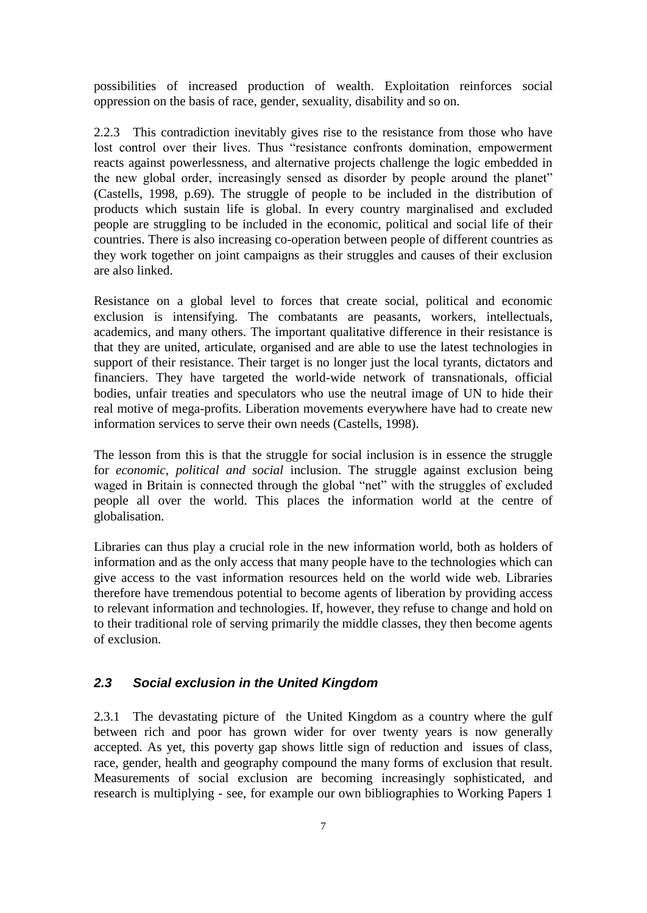possibilities of increased production of wealth. Exploitation reinforces social oppression on the basis of race, gender, sexuality, disability and so on.

2.2.3 This contradiction inevitably gives rise to the resistance from those who have lost control over their lives. Thus "resistance confronts domination, empowerment reacts against powerlessness, and alternative projects challenge the logic embedded in the new global order, increasingly sensed as disorder by people around the planet" (Castells, 1998, p.69). The struggle of people to be included in the distribution of products which sustain life is global. In every country marginalised and excluded people are struggling to be included in the economic, political and social life of their countries. There is also increasing co-operation between people of different countries as they work together on joint campaigns as their struggles and causes of their exclusion are also linked.

Resistance on a global level to forces that create social, political and economic exclusion is intensifying. The combatants are peasants, workers, intellectuals, academics, and many others. The important qualitative difference in their resistance is that they are united, articulate, organised and are able to use the latest technologies in support of their resistance. Their target is no longer just the local tyrants, dictators and financiers. They have targeted the world-wide network of transnationals, official bodies, unfair treaties and speculators who use the neutral image of UN to hide their real motive of mega-profits. Liberation movements everywhere have had to create new information services to serve their own needs (Castells, 1998).

The lesson from this is that the struggle for social inclusion is in essence the struggle for *economic, political and social* inclusion. The struggle against exclusion being waged in Britain is connected through the global "net" with the struggles of excluded people all over the world. This places the information world at the centre of globalisation.

Libraries can thus play a crucial role in the new information world, both as holders of information and as the only access that many people have to the technologies which can give access to the vast information resources held on the world wide web. Libraries therefore have tremendous potential to become agents of liberation by providing access to relevant information and technologies. If, however, they refuse to change and hold on to their traditional role of serving primarily the middle classes, they then become agents of exclusion.

### *2.3 Social exclusion in the United Kingdom*

2.3.1 The devastating picture of the United Kingdom as a country where the gulf between rich and poor has grown wider for over twenty years is now generally accepted. As yet, this poverty gap shows little sign of reduction and issues of class, race, gender, health and geography compound the many forms of exclusion that result. Measurements of social exclusion are becoming increasingly sophisticated, and research is multiplying - see, for example our own bibliographies to Working Papers 1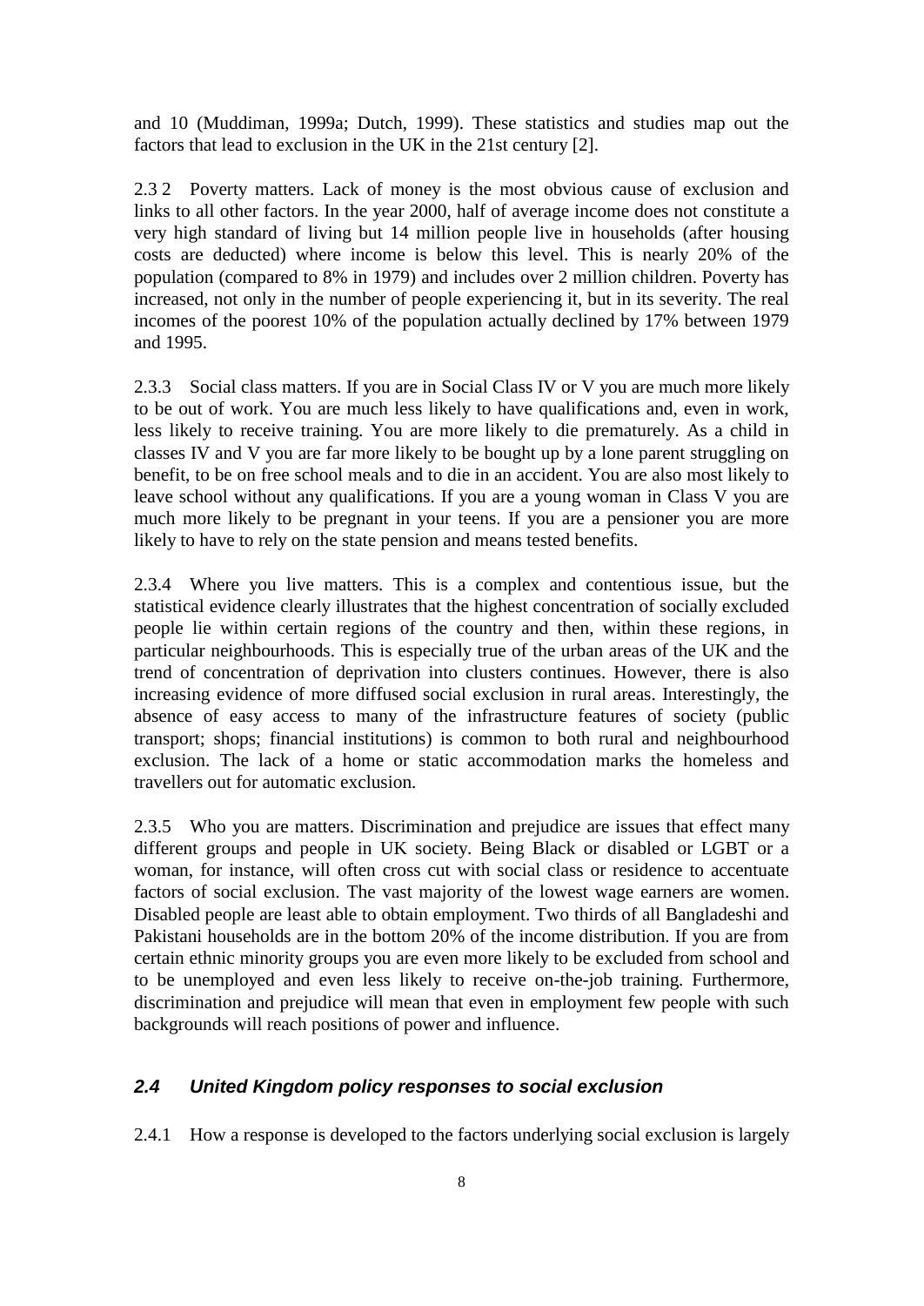and 10 (Muddiman, 1999a; Dutch, 1999). These statistics and studies map out the factors that lead to exclusion in the UK in the 21st century [2].

2.3 2 Poverty matters. Lack of money is the most obvious cause of exclusion and links to all other factors. In the year 2000, half of average income does not constitute a very high standard of living but 14 million people live in households (after housing costs are deducted) where income is below this level. This is nearly 20% of the population (compared to 8% in 1979) and includes over 2 million children. Poverty has increased, not only in the number of people experiencing it, but in its severity. The real incomes of the poorest 10% of the population actually declined by 17% between 1979 and 1995.

2.3.3 Social class matters. If you are in Social Class IV or V you are much more likely to be out of work. You are much less likely to have qualifications and, even in work, less likely to receive training. You are more likely to die prematurely. As a child in classes IV and V you are far more likely to be bought up by a lone parent struggling on benefit, to be on free school meals and to die in an accident. You are also most likely to leave school without any qualifications. If you are a young woman in Class V you are much more likely to be pregnant in your teens. If you are a pensioner you are more likely to have to rely on the state pension and means tested benefits.

2.3.4 Where you live matters. This is a complex and contentious issue, but the statistical evidence clearly illustrates that the highest concentration of socially excluded people lie within certain regions of the country and then, within these regions, in particular neighbourhoods. This is especially true of the urban areas of the UK and the trend of concentration of deprivation into clusters continues. However, there is also increasing evidence of more diffused social exclusion in rural areas. Interestingly, the absence of easy access to many of the infrastructure features of society (public transport; shops; financial institutions) is common to both rural and neighbourhood exclusion. The lack of a home or static accommodation marks the homeless and travellers out for automatic exclusion.

2.3.5 Who you are matters. Discrimination and prejudice are issues that effect many different groups and people in UK society. Being Black or disabled or LGBT or a woman, for instance, will often cross cut with social class or residence to accentuate factors of social exclusion. The vast majority of the lowest wage earners are women. Disabled people are least able to obtain employment. Two thirds of all Bangladeshi and Pakistani households are in the bottom 20% of the income distribution. If you are from certain ethnic minority groups you are even more likely to be excluded from school and to be unemployed and even less likely to receive on-the-job training. Furthermore, discrimination and prejudice will mean that even in employment few people with such backgrounds will reach positions of power and influence.

## *2.4 United Kingdom policy responses to social exclusion*

2.4.1 How a response is developed to the factors underlying social exclusion is largely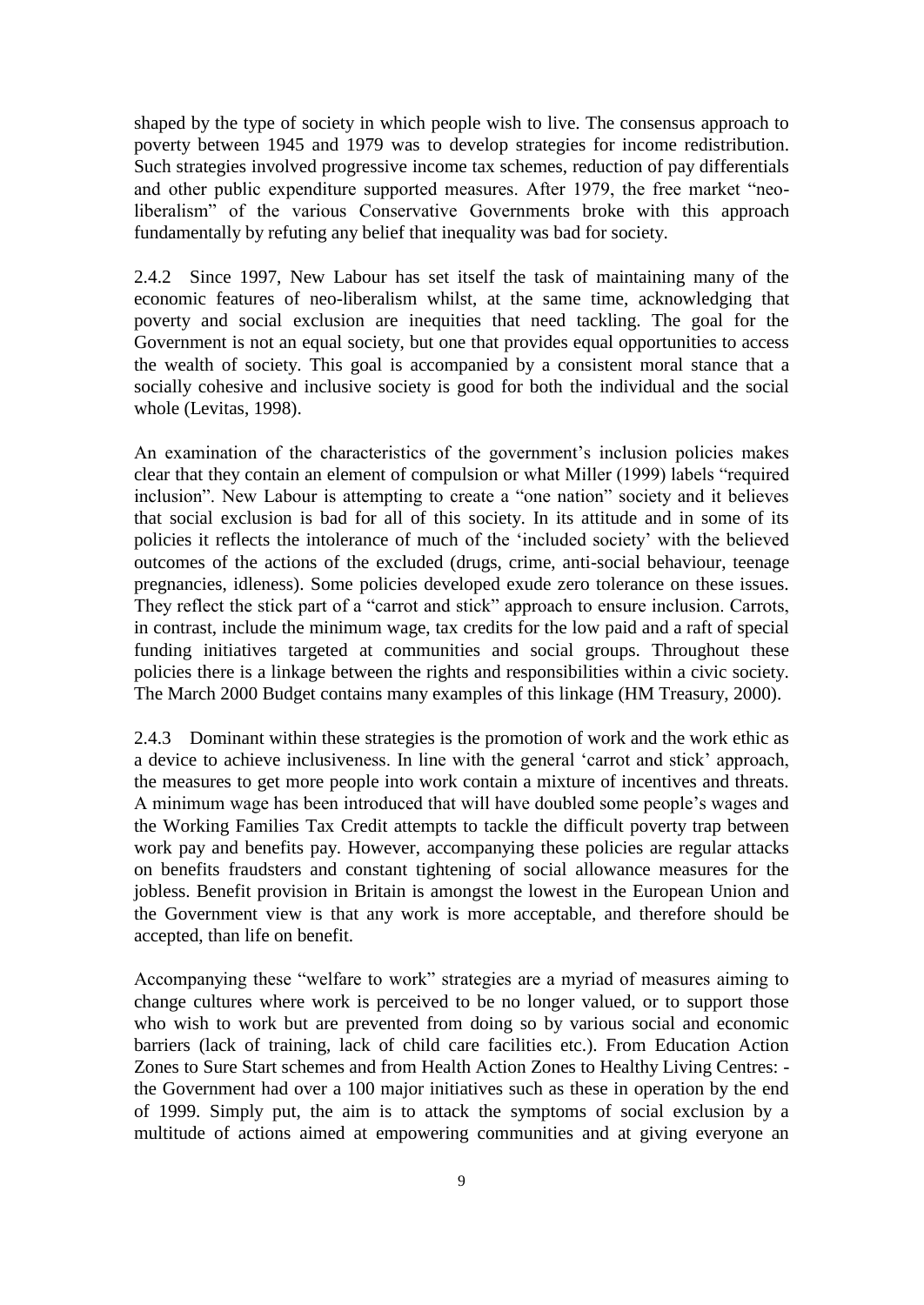shaped by the type of society in which people wish to live. The consensus approach to poverty between 1945 and 1979 was to develop strategies for income redistribution. Such strategies involved progressive income tax schemes, reduction of pay differentials and other public expenditure supported measures. After 1979, the free market "neo-liberalism" of the various Conservative Governments broke with this approach fundamentally by refuting any belief that inequality was bad for society.

2.4.2 Since 1997, New Labour has set itself the task of maintaining many of the economic features of neo-liberalism whilst, at the same time, acknowledging that poverty and social exclusion are inequities that need tackling. The goal for the Government is not an equal society, but one that provides equal opportunities to access the wealth of society. This goal is accompanied by a consistent moral stance that a socially cohesive and inclusive society is good for both the individual and the social whole (Levitas, 1998).

An examination of the characteristics of the government's inclusion policies makes clear that they contain an element of compulsion or what Miller (1999) labels "required inclusion". New Labour is attempting to create a "one nation" society and it believes that social exclusion is bad for all of this society. In its attitude and in some of its policies it reflects the intolerance of much of the 'included society' with the believed outcomes of the actions of the excluded (drugs, crime, anti-social behaviour, teenage pregnancies, idleness). Some policies developed exude zero tolerance on these issues. They reflect the stick part of a "carrot and stick" approach to ensure inclusion. Carrots, in contrast, include the minimum wage, tax credits for the low paid and a raft of special funding initiatives targeted at communities and social groups. Throughout these policies there is a linkage between the rights and responsibilities within a civic society. The March 2000 Budget contains many examples of this linkage (HM Treasury, 2000).

2.4.3 Dominant within these strategies is the promotion of work and the work ethic as a device to achieve inclusiveness. In line with the general 'carrot and stick' approach, the measures to get more people into work contain a mixture of incentives and threats. A minimum wage has been introduced that will have doubled some people's wages and the Working Families Tax Credit attempts to tackle the difficult poverty trap between work pay and benefits pay. However, accompanying these policies are regular attacks on benefits fraudsters and constant tightening of social allowance measures for the jobless. Benefit provision in Britain is amongst the lowest in the European Union and the Government view is that any work is more acceptable, and therefore should be accepted, than life on benefit.

Accompanying these "welfare to work" strategies are a myriad of measures aiming to change cultures where work is perceived to be no longer valued, or to support those who wish to work but are prevented from doing so by various social and economic barriers (lack of training, lack of child care facilities etc.). From Education Action Zones to Sure Start schemes and from Health Action Zones to Healthy Living Centres: - the Government had over a 100 major initiatives such as these in operation by the end of 1999. Simply put, the aim is to attack the symptoms of social exclusion by a multitude of actions aimed at empowering communities and at giving everyone an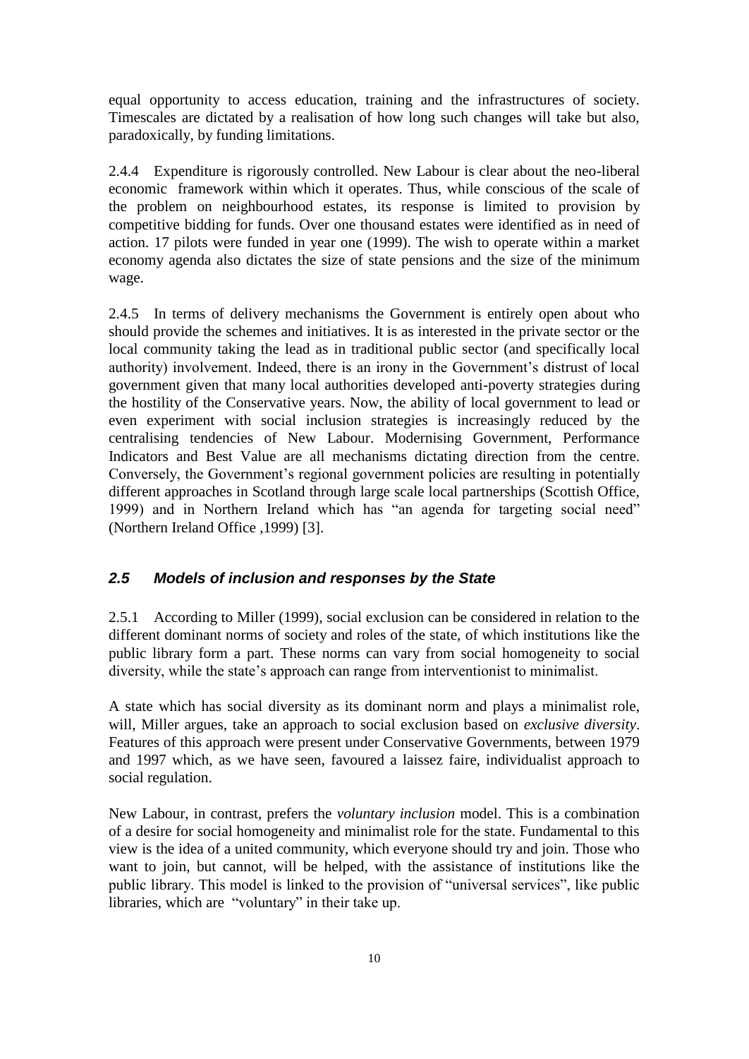equal opportunity to access education, training and the infrastructures of society. Timescales are dictated by a realisation of how long such changes will take but also, paradoxically, by funding limitations.

2.4.4 Expenditure is rigorously controlled. New Labour is clear about the neo-liberal economic framework within which it operates. Thus, while conscious of the scale of the problem on neighbourhood estates, its response is limited to provision by competitive bidding for funds. Over one thousand estates were identified as in need of action. 17 pilots were funded in year one (1999). The wish to operate within a market economy agenda also dictates the size of state pensions and the size of the minimum wage.

2.4.5 In terms of delivery mechanisms the Government is entirely open about who should provide the schemes and initiatives. It is as interested in the private sector or the local community taking the lead as in traditional public sector (and specifically local authority) involvement. Indeed, there is an irony in the Government's distrust of local government given that many local authorities developed anti-poverty strategies during the hostility of the Conservative years. Now, the ability of local government to lead or even experiment with social inclusion strategies is increasingly reduced by the centralising tendencies of New Labour. Modernising Government, Performance Indicators and Best Value are all mechanisms dictating direction from the centre. Conversely, the Government's regional government policies are resulting in potentially different approaches in Scotland through large scale local partnerships (Scottish Office, 1999) and in Northern Ireland which has "an agenda for targeting social need" (Northern Ireland Office ,1999) [3].

### *2.5 Models of inclusion and responses by the State*

2.5.1 According to Miller (1999), social exclusion can be considered in relation to the different dominant norms of society and roles of the state, of which institutions like the public library form a part. These norms can vary from social homogeneity to social diversity, while the state's approach can range from interventionist to minimalist.

A state which has social diversity as its dominant norm and plays a minimalist role, will, Miller argues, take an approach to social exclusion based on *exclusive diversity*. Features of this approach were present under Conservative Governments, between 1979 and 1997 which, as we have seen, favoured a laissez faire, individualist approach to social regulation.

New Labour, in contrast, prefers the *voluntary inclusion* model. This is a combination of a desire for social homogeneity and minimalist role for the state. Fundamental to this view is the idea of a united community, which everyone should try and join. Those who want to join, but cannot, will be helped, with the assistance of institutions like the public library. This model is linked to the provision of "universal services", like public libraries, which are "voluntary" in their take up.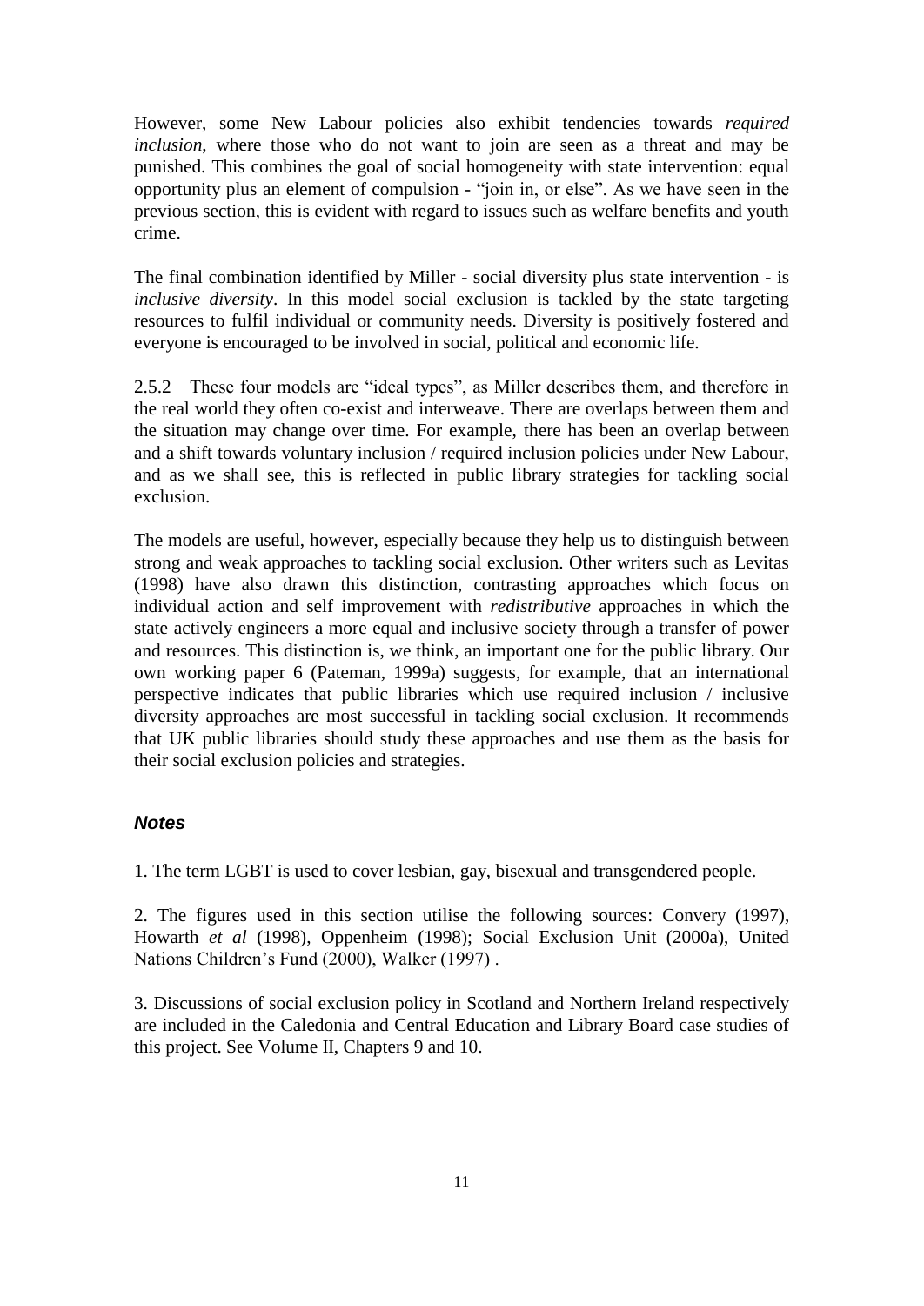However, some New Labour policies also exhibit tendencies towards *required inclusion*, where those who do not want to join are seen as a threat and may be punished. This combines the goal of social homogeneity with state intervention: equal opportunity plus an element of compulsion - "join in, or else". As we have seen in the previous section, this is evident with regard to issues such as welfare benefits and youth crime.

The final combination identified by Miller - social diversity plus state intervention - is *inclusive diversity*. In this model social exclusion is tackled by the state targeting resources to fulfil individual or community needs. Diversity is positively fostered and everyone is encouraged to be involved in social, political and economic life.

2.5.2 These four models are "ideal types", as Miller describes them, and therefore in the real world they often co-exist and interweave. There are overlaps between them and the situation may change over time. For example, there has been an overlap between and a shift towards voluntary inclusion / required inclusion policies under New Labour, and as we shall see, this is reflected in public library strategies for tackling social exclusion.

The models are useful, however, especially because they help us to distinguish between strong and weak approaches to tackling social exclusion. Other writers such as Levitas (1998) have also drawn this distinction, contrasting approaches which focus on individual action and self improvement with *redistributive* approaches in which the state actively engineers a more equal and inclusive society through a transfer of power and resources. This distinction is, we think, an important one for the public library. Our own working paper 6 (Pateman, 1999a) suggests, for example, that an international perspective indicates that public libraries which use required inclusion / inclusive diversity approaches are most successful in tackling social exclusion. It recommends that UK public libraries should study these approaches and use them as the basis for their social exclusion policies and strategies.

### ***Notes***

1. The term LGBT is used to cover lesbian, gay, bisexual and transgendered people.

2. The figures used in this section utilise the following sources: Convery (1997), Howarth *et al* (1998), Oppenheim (1998); Social Exclusion Unit (2000a), United Nations Children's Fund (2000), Walker (1997) .

3. Discussions of social exclusion policy in Scotland and Northern Ireland respectively are included in the Caledonia and Central Education and Library Board case studies of this project. See Volume II, Chapters 9 and 10.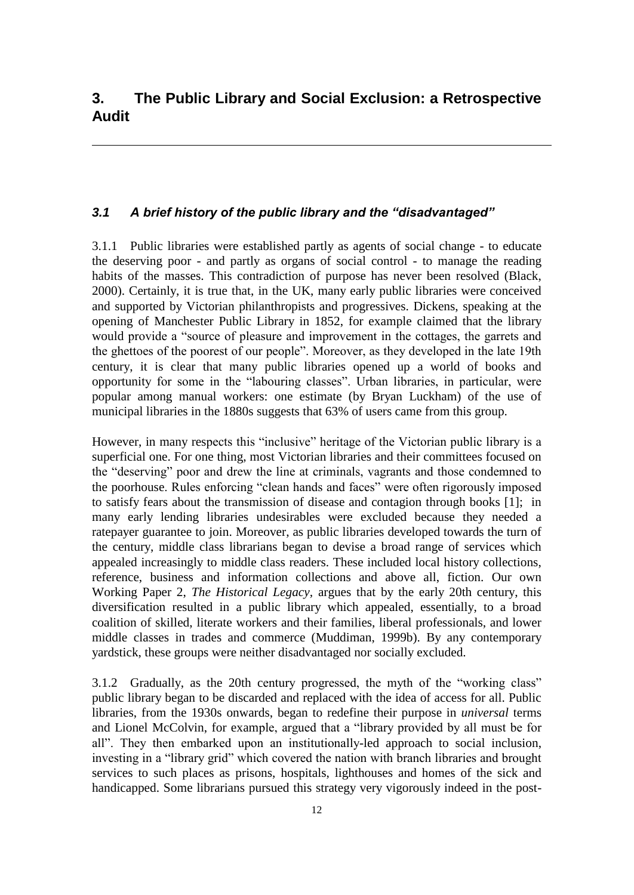# 3. The Public Library and Social Exclusion: a Retrospective Audit

## *3.1 A brief history of the public library and the "disadvantaged"*

3.1.1 Public libraries were established partly as agents of social change - to educate the deserving poor - and partly as organs of social control - to manage the reading habits of the masses. This contradiction of purpose has never been resolved (Black, 2000). Certainly, it is true that, in the UK, many early public libraries were conceived and supported by Victorian philanthropists and progressives. Dickens, speaking at the opening of Manchester Public Library in 1852, for example claimed that the library would provide a "source of pleasure and improvement in the cottages, the garrets and the ghettoes of the poorest of our people". Moreover, as they developed in the late 19th century, it is clear that many public libraries opened up a world of books and opportunity for some in the "labouring classes". Urban libraries, in particular, were popular among manual workers: one estimate (by Bryan Luckham) of the use of municipal libraries in the 1880s suggests that 63% of users came from this group.

However, in many respects this "inclusive" heritage of the Victorian public library is a superficial one. For one thing, most Victorian libraries and their committees focused on the "deserving" poor and drew the line at criminals, vagrants and those condemned to the poorhouse. Rules enforcing "clean hands and faces" were often rigorously imposed to satisfy fears about the transmission of disease and contagion through books [1]; in many early lending libraries undesirables were excluded because they needed a ratepayer guarantee to join. Moreover, as public libraries developed towards the turn of the century, middle class librarians began to devise a broad range of services which appealed increasingly to middle class readers. These included local history collections, reference, business and information collections and above all, fiction. Our own Working Paper 2, *The Historical Legacy*, argues that by the early 20th century, this diversification resulted in a public library which appealed, essentially, to a broad coalition of skilled, literate workers and their families, liberal professionals, and lower middle classes in trades and commerce (Muddiman, 1999b). By any contemporary yardstick, these groups were neither disadvantaged nor socially excluded.

3.1.2 Gradually, as the 20th century progressed, the myth of the "working class" public library began to be discarded and replaced with the idea of access for all. Public libraries, from the 1930s onwards, began to redefine their purpose in *universal* terms and Lionel McColvin, for example, argued that a "library provided by all must be for all". They then embarked upon an institutionally-led approach to social inclusion, investing in a "library grid" which covered the nation with branch libraries and brought services to such places as prisons, hospitals, lighthouses and homes of the sick and handicapped. Some librarians pursued this strategy very vigorously indeed in the post-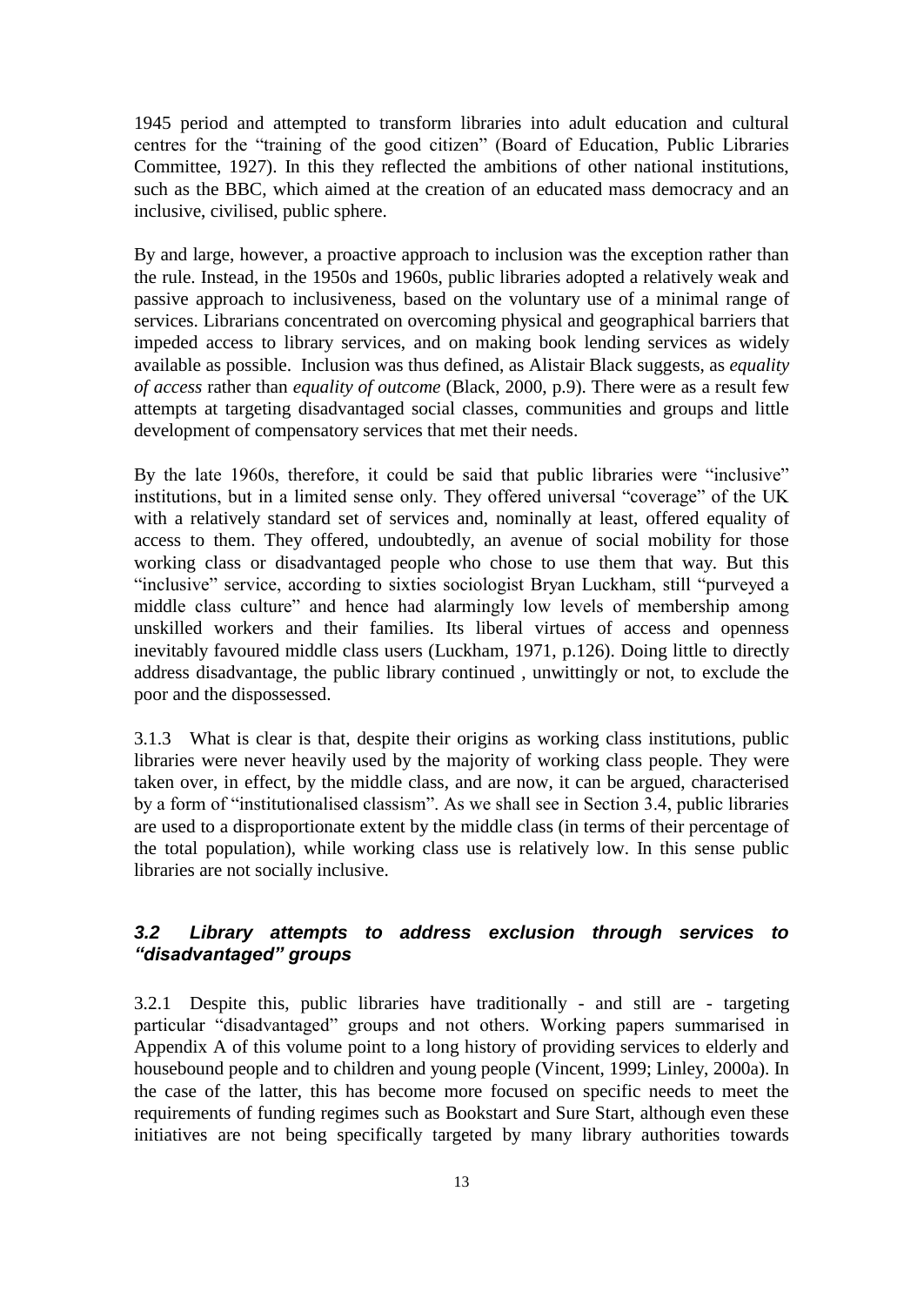1945 period and attempted to transform libraries into adult education and cultural centres for the "training of the good citizen" (Board of Education, Public Libraries Committee, 1927). In this they reflected the ambitions of other national institutions, such as the BBC, which aimed at the creation of an educated mass democracy and an inclusive, civilised, public sphere.

By and large, however, a proactive approach to inclusion was the exception rather than the rule. Instead, in the 1950s and 1960s, public libraries adopted a relatively weak and passive approach to inclusiveness, based on the voluntary use of a minimal range of services. Librarians concentrated on overcoming physical and geographical barriers that impeded access to library services, and on making book lending services as widely available as possible. Inclusion was thus defined, as Alistair Black suggests, as *equality of access* rather than *equality of outcome* (Black, 2000, p.9). There were as a result few attempts at targeting disadvantaged social classes, communities and groups and little development of compensatory services that met their needs.

By the late 1960s, therefore, it could be said that public libraries were "inclusive" institutions, but in a limited sense only. They offered universal "coverage" of the UK with a relatively standard set of services and, nominally at least, offered equality of access to them. They offered, undoubtedly, an avenue of social mobility for those working class or disadvantaged people who chose to use them that way. But this "inclusive" service, according to sixties sociologist Bryan Luckham, still "purveyed a middle class culture" and hence had alarmingly low levels of membership among unskilled workers and their families. Its liberal virtues of access and openness inevitably favoured middle class users (Luckham, 1971, p.126). Doing little to directly address disadvantage, the public library continued , unwittingly or not, to exclude the poor and the dispossessed.

3.1.3 What is clear is that, despite their origins as working class institutions, public libraries were never heavily used by the majority of working class people. They were taken over, in effect, by the middle class, and are now, it can be argued, characterised by a form of "institutionalised classism". As we shall see in Section 3.4, public libraries are used to a disproportionate extent by the middle class (in terms of their percentage of the total population), while working class use is relatively low. In this sense public libraries are not socially inclusive.

### *3.2 Library attempts to address exclusion through services to "disadvantaged" groups*

3.2.1 Despite this, public libraries have traditionally - and still are - targeting particular "disadvantaged" groups and not others. Working papers summarised in Appendix A of this volume point to a long history of providing services to elderly and housebound people and to children and young people (Vincent, 1999; Linley, 2000a). In the case of the latter, this has become more focused on specific needs to meet the requirements of funding regimes such as Bookstart and Sure Start, although even these initiatives are not being specifically targeted by many library authorities towards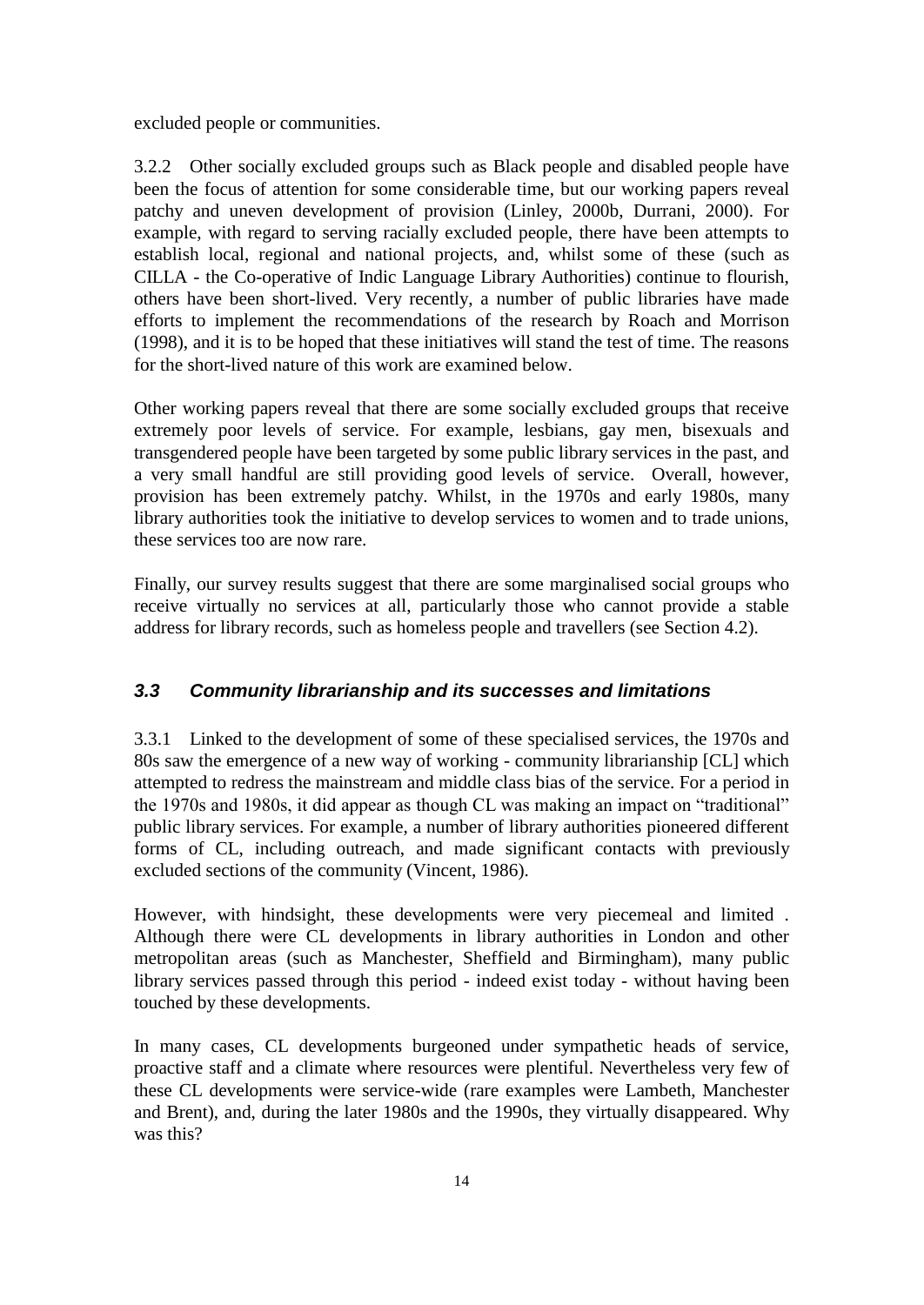excluded people or communities.

3.2.2 Other socially excluded groups such as Black people and disabled people have been the focus of attention for some considerable time, but our working papers reveal patchy and uneven development of provision (Linley, 2000b, Durrani, 2000). For example, with regard to serving racially excluded people, there have been attempts to establish local, regional and national projects, and, whilst some of these (such as CILLA - the Co-operative of Indic Language Library Authorities) continue to flourish, others have been short-lived. Very recently, a number of public libraries have made efforts to implement the recommendations of the research by Roach and Morrison (1998), and it is to be hoped that these initiatives will stand the test of time. The reasons for the short-lived nature of this work are examined below.

Other working papers reveal that there are some socially excluded groups that receive extremely poor levels of service. For example, lesbians, gay men, bisexuals and transgendered people have been targeted by some public library services in the past, and a very small handful are still providing good levels of service. Overall, however, provision has been extremely patchy. Whilst, in the 1970s and early 1980s, many library authorities took the initiative to develop services to women and to trade unions, these services too are now rare.

Finally, our survey results suggest that there are some marginalised social groups who receive virtually no services at all, particularly those who cannot provide a stable address for library records, such as homeless people and travellers (see Section 4.2).

### *3.3 Community librarianship and its successes and limitations*

3.3.1 Linked to the development of some of these specialised services, the 1970s and 80s saw the emergence of a new way of working - community librarianship [CL] which attempted to redress the mainstream and middle class bias of the service. For a period in the 1970s and 1980s, it did appear as though CL was making an impact on "traditional" public library services. For example, a number of library authorities pioneered different forms of CL, including outreach, and made significant contacts with previously excluded sections of the community (Vincent, 1986).

However, with hindsight, these developments were very piecemeal and limited . Although there were CL developments in library authorities in London and other metropolitan areas (such as Manchester, Sheffield and Birmingham), many public library services passed through this period - indeed exist today - without having been touched by these developments.

In many cases, CL developments burgeoned under sympathetic heads of service, proactive staff and a climate where resources were plentiful. Nevertheless very few of these CL developments were service-wide (rare examples were Lambeth, Manchester and Brent), and, during the later 1980s and the 1990s, they virtually disappeared. Why was this?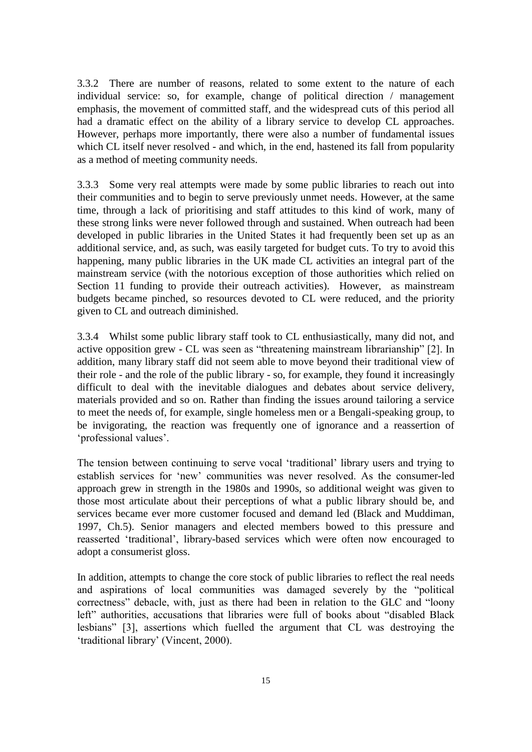3.3.2 There are number of reasons, related to some extent to the nature of each individual service: so, for example, change of political direction / management emphasis, the movement of committed staff, and the widespread cuts of this period all had a dramatic effect on the ability of a library service to develop CL approaches. However, perhaps more importantly, there were also a number of fundamental issues which CL itself never resolved - and which, in the end, hastened its fall from popularity as a method of meeting community needs.

3.3.3 Some very real attempts were made by some public libraries to reach out into their communities and to begin to serve previously unmet needs. However, at the same time, through a lack of prioritising and staff attitudes to this kind of work, many of these strong links were never followed through and sustained. When outreach had been developed in public libraries in the United States it had frequently been set up as an additional service, and, as such, was easily targeted for budget cuts. To try to avoid this happening, many public libraries in the UK made CL activities an integral part of the mainstream service (with the notorious exception of those authorities which relied on Section 11 funding to provide their outreach activities). However, as mainstream budgets became pinched, so resources devoted to CL were reduced, and the priority given to CL and outreach diminished.

3.3.4 Whilst some public library staff took to CL enthusiastically, many did not, and active opposition grew - CL was seen as "threatening mainstream librarianship" [2]. In addition, many library staff did not seem able to move beyond their traditional view of their role - and the role of the public library - so, for example, they found it increasingly difficult to deal with the inevitable dialogues and debates about service delivery, materials provided and so on. Rather than finding the issues around tailoring a service to meet the needs of, for example, single homeless men or a Bengali-speaking group, to be invigorating, the reaction was frequently one of ignorance and a reassertion of 'professional values'.

The tension between continuing to serve vocal 'traditional' library users and trying to establish services for 'new' communities was never resolved. As the consumer-led approach grew in strength in the 1980s and 1990s, so additional weight was given to those most articulate about their perceptions of what a public library should be, and services became ever more customer focused and demand led (Black and Muddiman, 1997, Ch.5). Senior managers and elected members bowed to this pressure and reasserted 'traditional', library-based services which were often now encouraged to adopt a consumerist gloss.

In addition, attempts to change the core stock of public libraries to reflect the real needs and aspirations of local communities was damaged severely by the "political correctness" debacle, with, just as there had been in relation to the GLC and "loony left" authorities, accusations that libraries were full of books about "disabled Black lesbians" [3], assertions which fuelled the argument that CL was destroying the 'traditional library' (Vincent, 2000).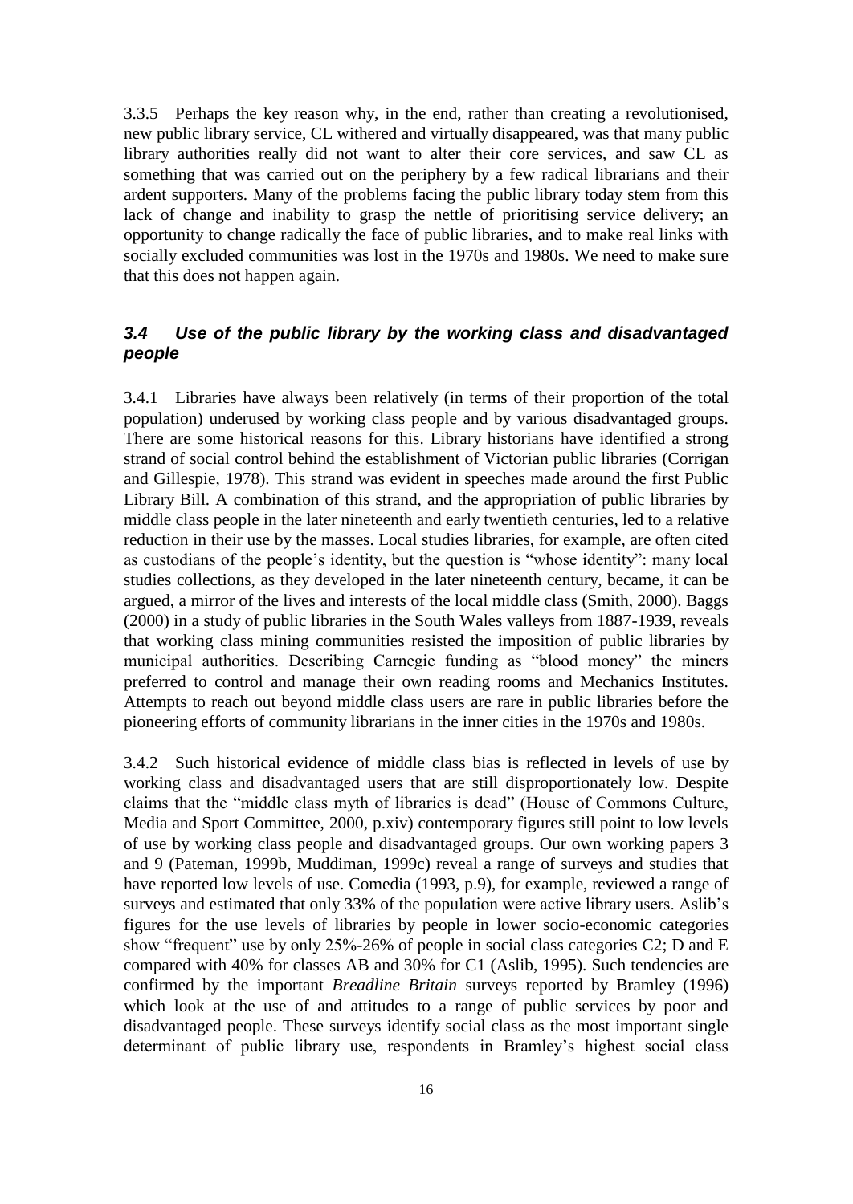3.3.5 Perhaps the key reason why, in the end, rather than creating a revolutionised, new public library service, CL withered and virtually disappeared, was that many public library authorities really did not want to alter their core services, and saw CL as something that was carried out on the periphery by a few radical librarians and their ardent supporters. Many of the problems facing the public library today stem from this lack of change and inability to grasp the nettle of prioritising service delivery; an opportunity to change radically the face of public libraries, and to make real links with socially excluded communities was lost in the 1970s and 1980s. We need to make sure that this does not happen again.

### *3.4 Use of the public library by the working class and disadvantaged people*

3.4.1 Libraries have always been relatively (in terms of their proportion of the total population) underused by working class people and by various disadvantaged groups. There are some historical reasons for this. Library historians have identified a strong strand of social control behind the establishment of Victorian public libraries (Corrigan and Gillespie, 1978). This strand was evident in speeches made around the first Public Library Bill. A combination of this strand, and the appropriation of public libraries by middle class people in the later nineteenth and early twentieth centuries, led to a relative reduction in their use by the masses. Local studies libraries, for example, are often cited as custodians of the people's identity, but the question is "whose identity": many local studies collections, as they developed in the later nineteenth century, became, it can be argued, a mirror of the lives and interests of the local middle class (Smith, 2000). Baggs (2000) in a study of public libraries in the South Wales valleys from 1887-1939, reveals that working class mining communities resisted the imposition of public libraries by municipal authorities. Describing Carnegie funding as "blood money" the miners preferred to control and manage their own reading rooms and Mechanics Institutes. Attempts to reach out beyond middle class users are rare in public libraries before the pioneering efforts of community librarians in the inner cities in the 1970s and 1980s.

3.4.2 Such historical evidence of middle class bias is reflected in levels of use by working class and disadvantaged users that are still disproportionately low. Despite claims that the "middle class myth of libraries is dead" (House of Commons Culture, Media and Sport Committee, 2000, p.xiv) contemporary figures still point to low levels of use by working class people and disadvantaged groups. Our own working papers 3 and 9 (Pateman, 1999b, Muddiman, 1999c) reveal a range of surveys and studies that have reported low levels of use. Comedia (1993, p.9), for example, reviewed a range of surveys and estimated that only 33% of the population were active library users. Aslib's figures for the use levels of libraries by people in lower socio-economic categories show "frequent" use by only 25%-26% of people in social class categories C2; D and E compared with 40% for classes AB and 30% for C1 (Aslib, 1995). Such tendencies are confirmed by the important *Breadline Britain* surveys reported by Bramley (1996) which look at the use of and attitudes to a range of public services by poor and disadvantaged people. These surveys identify social class as the most important single determinant of public library use, respondents in Bramley's highest social class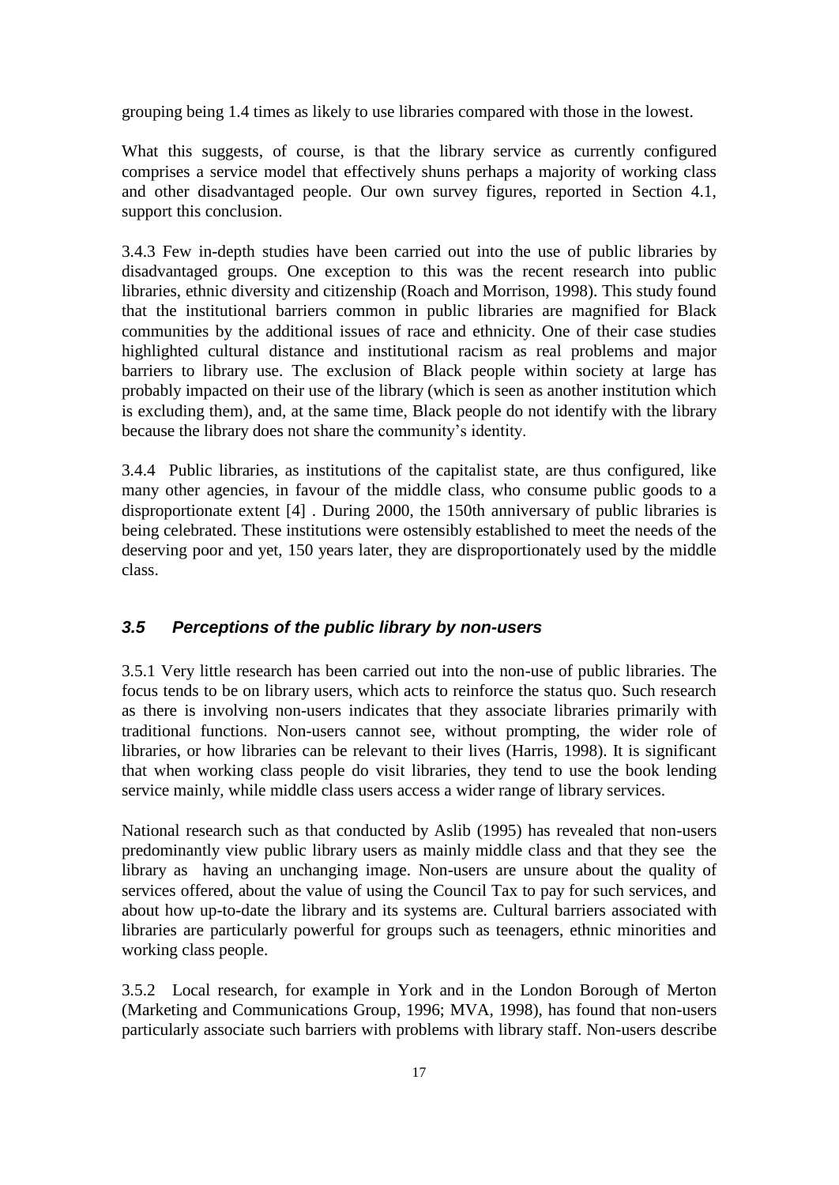grouping being 1.4 times as likely to use libraries compared with those in the lowest.

What this suggests, of course, is that the library service as currently configured comprises a service model that effectively shuns perhaps a majority of working class and other disadvantaged people. Our own survey figures, reported in Section 4.1, support this conclusion.

3.4.3 Few in-depth studies have been carried out into the use of public libraries by disadvantaged groups. One exception to this was the recent research into public libraries, ethnic diversity and citizenship (Roach and Morrison, 1998). This study found that the institutional barriers common in public libraries are magnified for Black communities by the additional issues of race and ethnicity. One of their case studies highlighted cultural distance and institutional racism as real problems and major barriers to library use. The exclusion of Black people within society at large has probably impacted on their use of the library (which is seen as another institution which is excluding them), and, at the same time, Black people do not identify with the library because the library does not share the community's identity.

3.4.4 Public libraries, as institutions of the capitalist state, are thus configured, like many other agencies, in favour of the middle class, who consume public goods to a disproportionate extent [4] . During 2000, the 150th anniversary of public libraries is being celebrated. These institutions were ostensibly established to meet the needs of the deserving poor and yet, 150 years later, they are disproportionately used by the middle class.

### *3.5 Perceptions of the public library by non-users*

3.5.1 Very little research has been carried out into the non-use of public libraries. The focus tends to be on library users, which acts to reinforce the status quo. Such research as there is involving non-users indicates that they associate libraries primarily with traditional functions. Non-users cannot see, without prompting, the wider role of libraries, or how libraries can be relevant to their lives (Harris, 1998). It is significant that when working class people do visit libraries, they tend to use the book lending service mainly, while middle class users access a wider range of library services.

National research such as that conducted by Aslib (1995) has revealed that non-users predominantly view public library users as mainly middle class and that they see the library as having an unchanging image. Non-users are unsure about the quality of services offered, about the value of using the Council Tax to pay for such services, and about how up-to-date the library and its systems are. Cultural barriers associated with libraries are particularly powerful for groups such as teenagers, ethnic minorities and working class people.

3.5.2 Local research, for example in York and in the London Borough of Merton (Marketing and Communications Group, 1996; MVA, 1998), has found that non-users particularly associate such barriers with problems with library staff. Non-users describe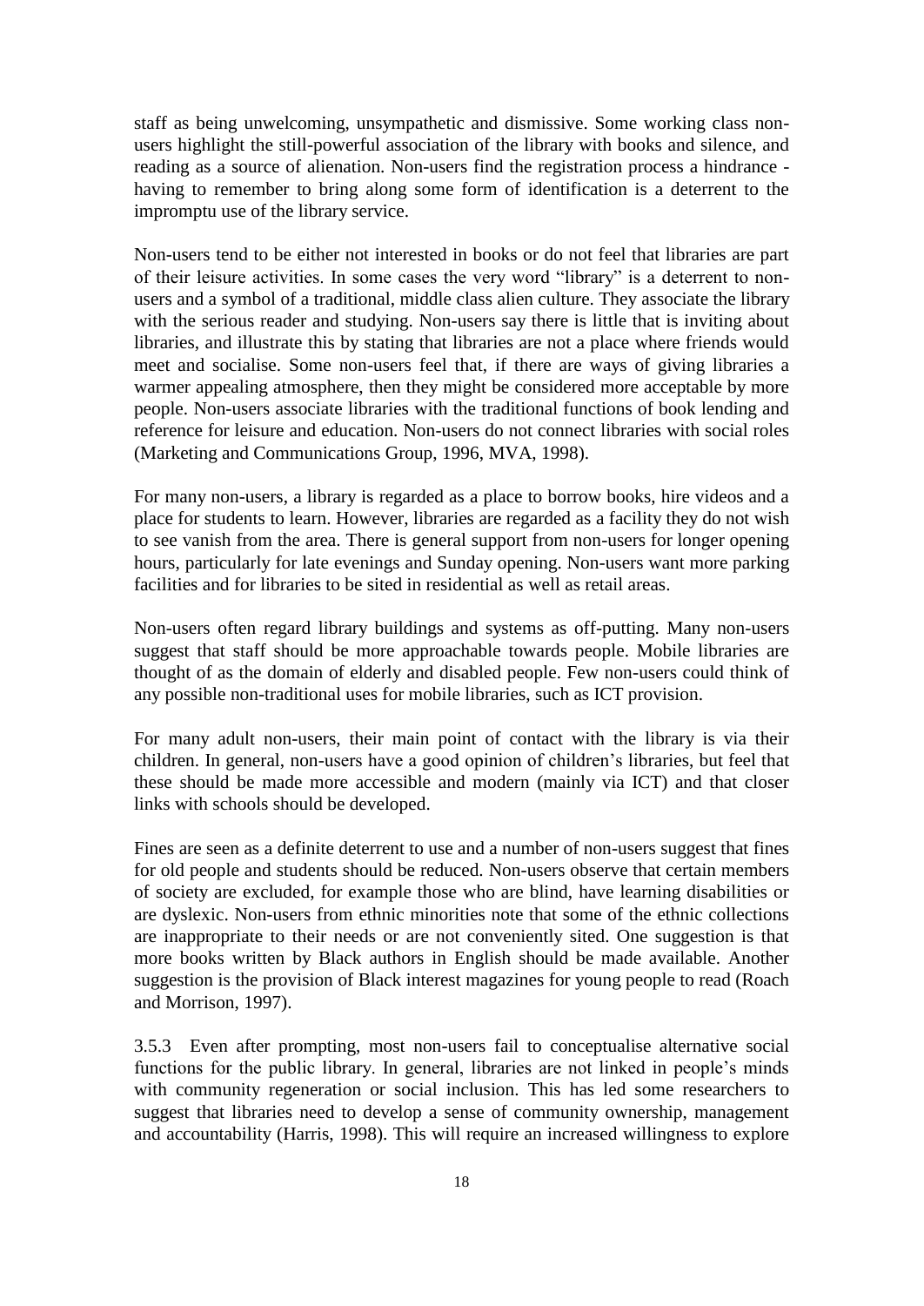staff as being unwelcoming, unsympathetic and dismissive. Some working class non-users highlight the still-powerful association of the library with books and silence, and reading as a source of alienation. Non-users find the registration process a hindrance - having to remember to bring along some form of identification is a deterrent to the impromptu use of the library service.

Non-users tend to be either not interested in books or do not feel that libraries are part of their leisure activities. In some cases the very word "library" is a deterrent to non-users and a symbol of a traditional, middle class alien culture. They associate the library with the serious reader and studying. Non-users say there is little that is inviting about libraries, and illustrate this by stating that libraries are not a place where friends would meet and socialise. Some non-users feel that, if there are ways of giving libraries a warmer appealing atmosphere, then they might be considered more acceptable by more people. Non-users associate libraries with the traditional functions of book lending and reference for leisure and education. Non-users do not connect libraries with social roles (Marketing and Communications Group, 1996, MVA, 1998).

For many non-users, a library is regarded as a place to borrow books, hire videos and a place for students to learn. However, libraries are regarded as a facility they do not wish to see vanish from the area. There is general support from non-users for longer opening hours, particularly for late evenings and Sunday opening. Non-users want more parking facilities and for libraries to be sited in residential as well as retail areas.

Non-users often regard library buildings and systems as off-putting. Many non-users suggest that staff should be more approachable towards people. Mobile libraries are thought of as the domain of elderly and disabled people. Few non-users could think of any possible non-traditional uses for mobile libraries, such as ICT provision.

For many adult non-users, their main point of contact with the library is via their children. In general, non-users have a good opinion of children's libraries, but feel that these should be made more accessible and modern (mainly via ICT) and that closer links with schools should be developed.

Fines are seen as a definite deterrent to use and a number of non-users suggest that fines for old people and students should be reduced. Non-users observe that certain members of society are excluded, for example those who are blind, have learning disabilities or are dyslexic. Non-users from ethnic minorities note that some of the ethnic collections are inappropriate to their needs or are not conveniently sited. One suggestion is that more books written by Black authors in English should be made available. Another suggestion is the provision of Black interest magazines for young people to read (Roach and Morrison, 1997).

3.5.3 Even after prompting, most non-users fail to conceptualise alternative social functions for the public library. In general, libraries are not linked in people's minds with community regeneration or social inclusion. This has led some researchers to suggest that libraries need to develop a sense of community ownership, management and accountability (Harris, 1998). This will require an increased willingness to explore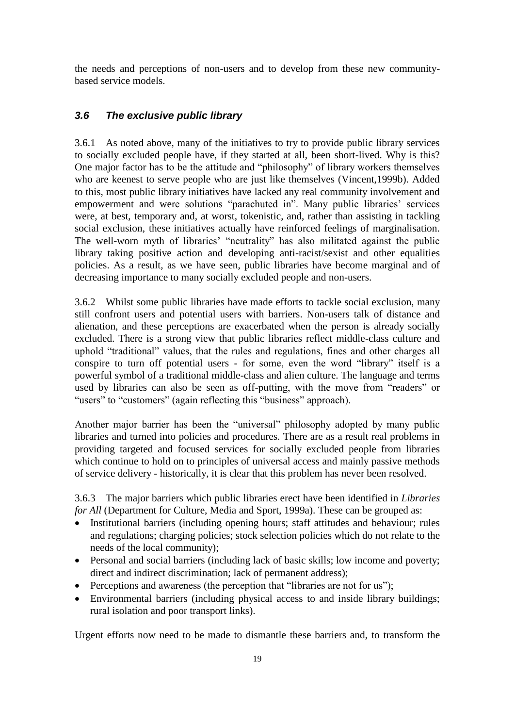the needs and perceptions of non-users and to develop from these new community-based service models.

### *3.6 The exclusive public library*

3.6.1 As noted above, many of the initiatives to try to provide public library services to socially excluded people have, if they started at all, been short-lived. Why is this? One major factor has to be the attitude and "philosophy" of library workers themselves who are keenest to serve people who are just like themselves (Vincent,1999b). Added to this, most public library initiatives have lacked any real community involvement and empowerment and were solutions "parachuted in". Many public libraries' services were, at best, temporary and, at worst, tokenistic, and, rather than assisting in tackling social exclusion, these initiatives actually have reinforced feelings of marginalisation. The well-worn myth of libraries' "neutrality" has also militated against the public library taking positive action and developing anti-racist/sexist and other equalities policies. As a result, as we have seen, public libraries have become marginal and of decreasing importance to many socially excluded people and non-users.

3.6.2 Whilst some public libraries have made efforts to tackle social exclusion, many still confront users and potential users with barriers. Non-users talk of distance and alienation, and these perceptions are exacerbated when the person is already socially excluded. There is a strong view that public libraries reflect middle-class culture and uphold "traditional" values, that the rules and regulations, fines and other charges all conspire to turn off potential users - for some, even the word "library" itself is a powerful symbol of a traditional middle-class and alien culture. The language and terms used by libraries can also be seen as off-putting, with the move from "readers" or "users" to "customers" (again reflecting this "business" approach).

Another major barrier has been the "universal" philosophy adopted by many public libraries and turned into policies and procedures. There are as a result real problems in providing targeted and focused services for socially excluded people from libraries which continue to hold on to principles of universal access and mainly passive methods of service delivery - historically, it is clear that this problem has never been resolved.

3.6.3 The major barriers which public libraries erect have been identified in *Libraries for All* (Department for Culture, Media and Sport, 1999a). These can be grouped as:

- Institutional barriers (including opening hours; staff attitudes and behaviour; rules and regulations; charging policies; stock selection policies which do not relate to the needs of the local community);
- Personal and social barriers (including lack of basic skills; low income and poverty; direct and indirect discrimination; lack of permanent address);
- Perceptions and awareness (the perception that "libraries are not for us");
- Environmental barriers (including physical access to and inside library buildings; rural isolation and poor transport links).

Urgent efforts now need to be made to dismantle these barriers and, to transform the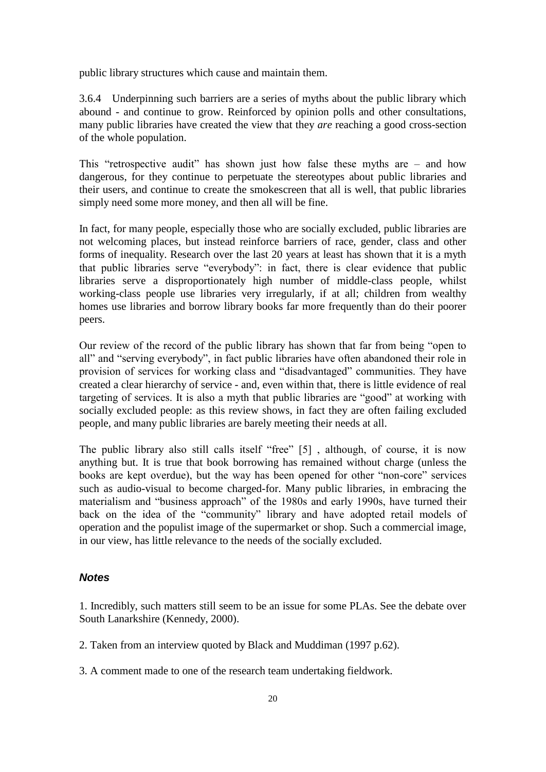public library structures which cause and maintain them.

3.6.4 Underpinning such barriers are a series of myths about the public library which abound - and continue to grow. Reinforced by opinion polls and other consultations, many public libraries have created the view that they *are* reaching a good cross-section of the whole population.

This "retrospective audit" has shown just how false these myths are – and how dangerous, for they continue to perpetuate the stereotypes about public libraries and their users, and continue to create the smokescreen that all is well, that public libraries simply need some more money, and then all will be fine.

In fact, for many people, especially those who are socially excluded, public libraries are not welcoming places, but instead reinforce barriers of race, gender, class and other forms of inequality. Research over the last 20 years at least has shown that it is a myth that public libraries serve "everybody": in fact, there is clear evidence that public libraries serve a disproportionately high number of middle-class people, whilst working-class people use libraries very irregularly, if at all; children from wealthy homes use libraries and borrow library books far more frequently than do their poorer peers.

Our review of the record of the public library has shown that far from being "open to all" and "serving everybody", in fact public libraries have often abandoned their role in provision of services for working class and "disadvantaged" communities. They have created a clear hierarchy of service - and, even within that, there is little evidence of real targeting of services. It is also a myth that public libraries are "good" at working with socially excluded people: as this review shows, in fact they are often failing excluded people, and many public libraries are barely meeting their needs at all.

The public library also still calls itself "free" [5] , although, of course, it is now anything but. It is true that book borrowing has remained without charge (unless the books are kept overdue), but the way has been opened for other "non-core" services such as audio-visual to become charged-for. Many public libraries, in embracing the materialism and "business approach" of the 1980s and early 1990s, have turned their back on the idea of the "community" library and have adopted retail models of operation and the populist image of the supermarket or shop. Such a commercial image, in our view, has little relevance to the needs of the socially excluded.

### *Notes*

1. Incredibly, such matters still seem to be an issue for some PLAs. See the debate over South Lanarkshire (Kennedy, 2000).

2. Taken from an interview quoted by Black and Muddiman (1997 p.62).

3. A comment made to one of the research team undertaking fieldwork.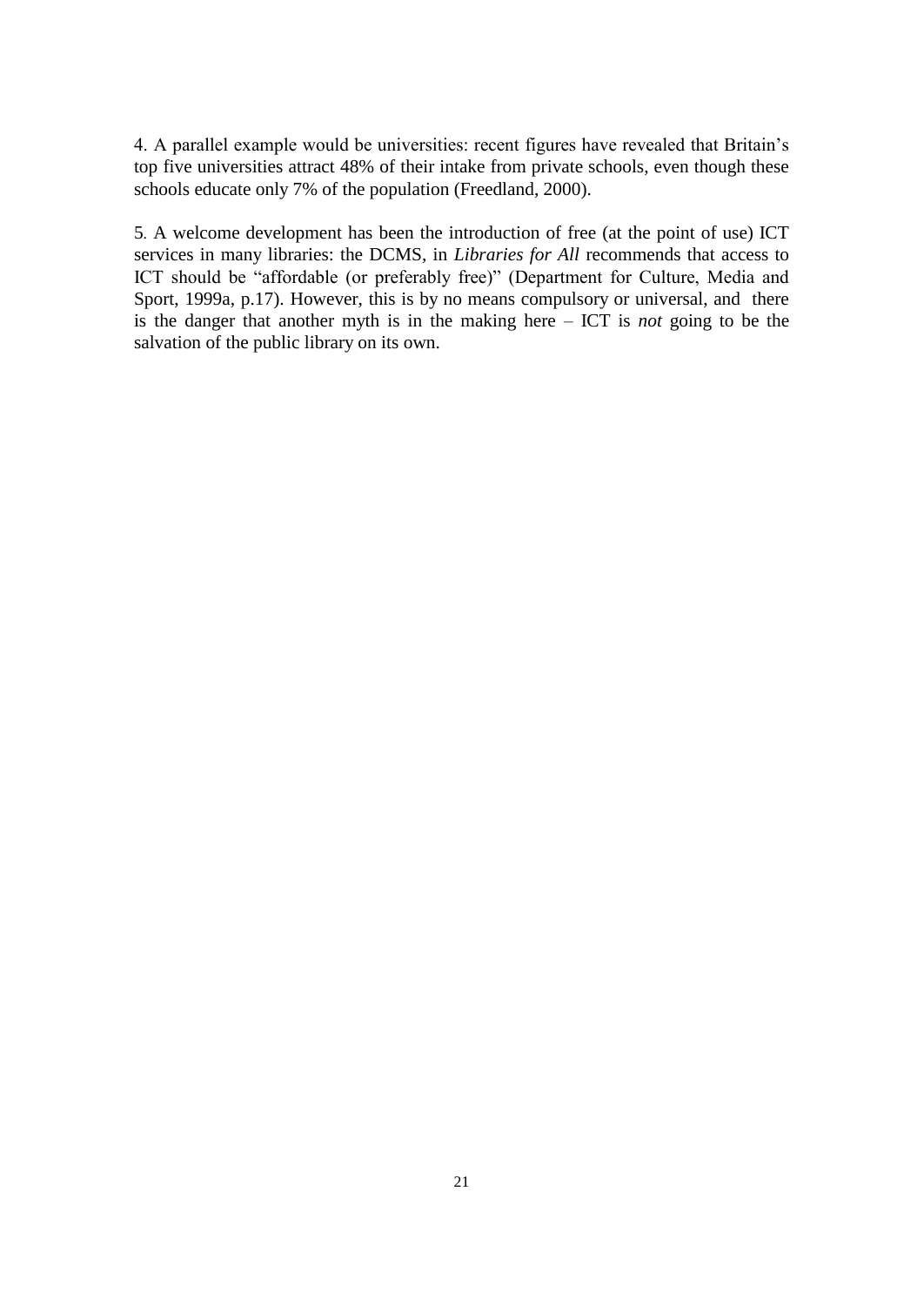4. A parallel example would be universities: recent figures have revealed that Britain's top five universities attract 48% of their intake from private schools, even though these schools educate only 7% of the population (Freedland, 2000).

5. A welcome development has been the introduction of free (at the point of use) ICT services in many libraries: the DCMS, in *Libraries for All* recommends that access to ICT should be "affordable (or preferably free)" (Department for Culture, Media and Sport, 1999a, p.17). However, this is by no means compulsory or universal, and there is the danger that another myth is in the making here – ICT is *not* going to be the salvation of the public library on its own.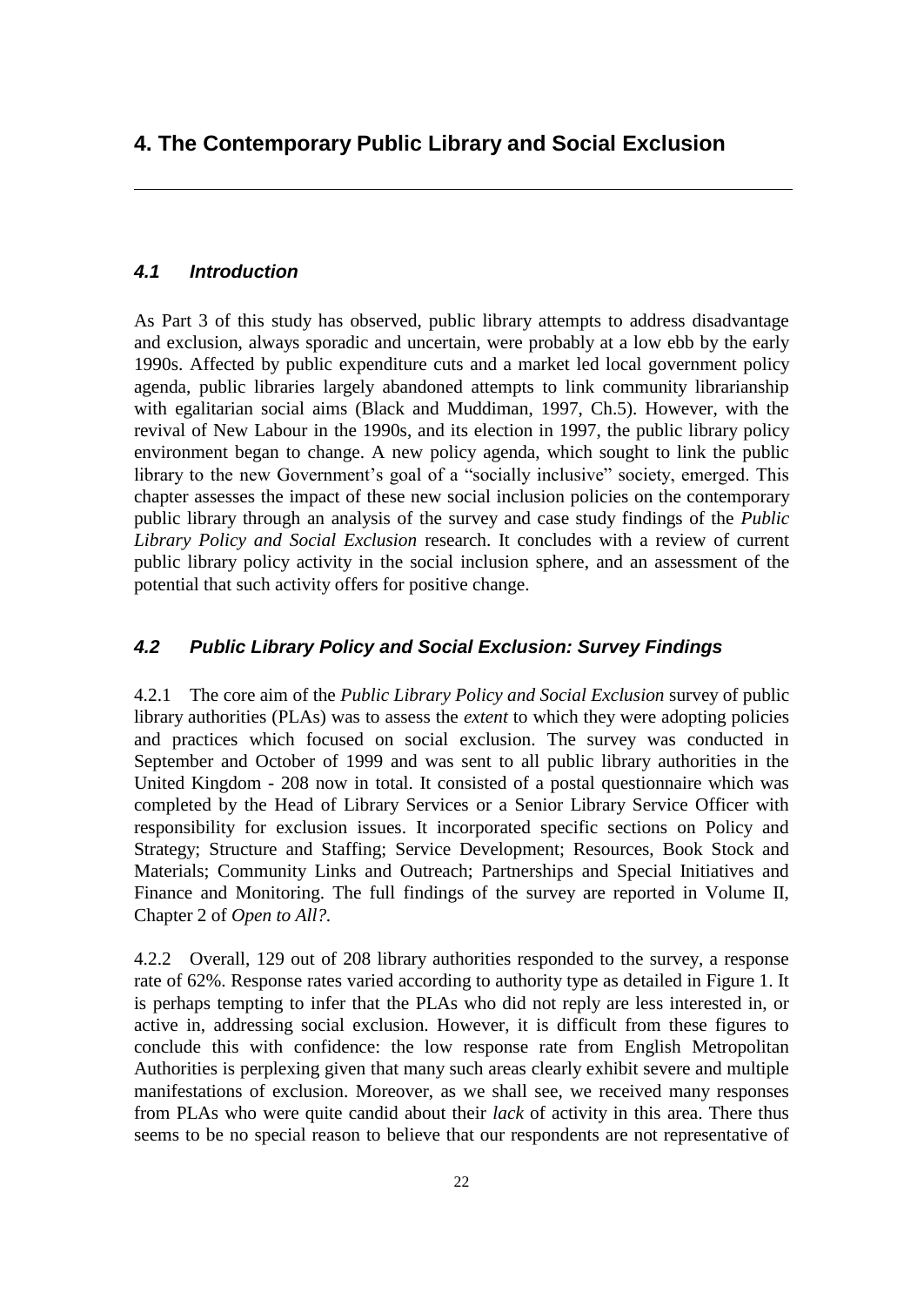# 4. The Contemporary Public Library and Social Exclusion

---

## *4.1 Introduction*

As Part 3 of this study has observed, public library attempts to address disadvantage and exclusion, always sporadic and uncertain, were probably at a low ebb by the early 1990s. Affected by public expenditure cuts and a market led local government policy agenda, public libraries largely abandoned attempts to link community librarianship with egalitarian social aims (Black and Muddiman, 1997, Ch.5). However, with the revival of New Labour in the 1990s, and its election in 1997, the public library policy environment began to change. A new policy agenda, which sought to link the public library to the new Government's goal of a "socially inclusive" society, emerged. This chapter assesses the impact of these new social inclusion policies on the contemporary public library through an analysis of the survey and case study findings of the *Public Library Policy and Social Exclusion* research. It concludes with a review of current public library policy activity in the social inclusion sphere, and an assessment of the potential that such activity offers for positive change.

## *4.2 Public Library Policy and Social Exclusion: Survey Findings*

4.2.1 The core aim of the *Public Library Policy and Social Exclusion* survey of public library authorities (PLAs) was to assess the *extent* to which they were adopting policies and practices which focused on social exclusion. The survey was conducted in September and October of 1999 and was sent to all public library authorities in the United Kingdom - 208 now in total. It consisted of a postal questionnaire which was completed by the Head of Library Services or a Senior Library Service Officer with responsibility for exclusion issues. It incorporated specific sections on Policy and Strategy; Structure and Staffing; Service Development; Resources, Book Stock and Materials; Community Links and Outreach; Partnerships and Special Initiatives and Finance and Monitoring. The full findings of the survey are reported in Volume II, Chapter 2 of *Open to All?*.

4.2.2 Overall, 129 out of 208 library authorities responded to the survey, a response rate of 62%. Response rates varied according to authority type as detailed in Figure 1. It is perhaps tempting to infer that the PLAs who did not reply are less interested in, or active in, addressing social exclusion. However, it is difficult from these figures to conclude this with confidence: the low response rate from English Metropolitan Authorities is perplexing given that many such areas clearly exhibit severe and multiple manifestations of exclusion. Moreover, as we shall see, we received many responses from PLAs who were quite candid about their *lack* of activity in this area. There thus seems to be no special reason to believe that our respondents are not representative of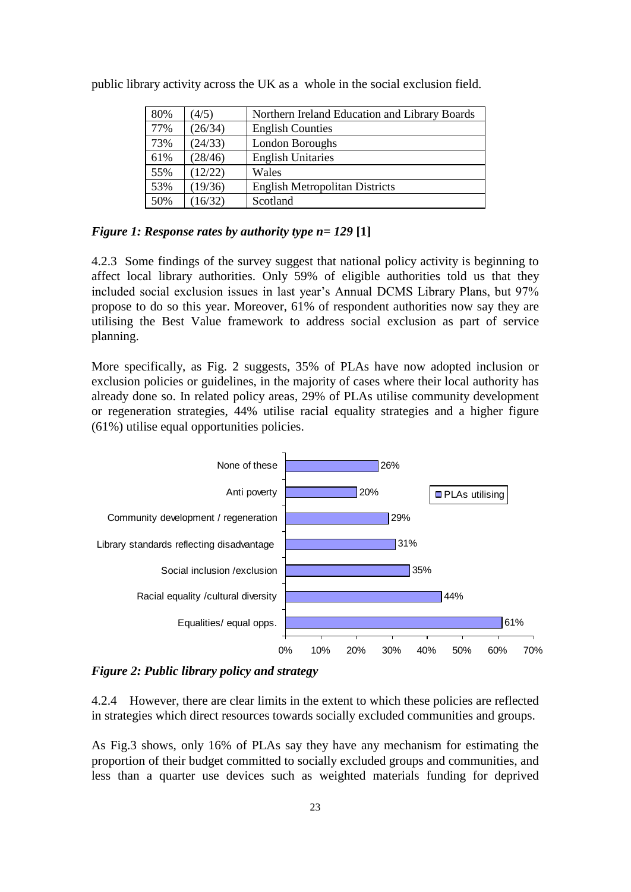public library activity across the UK as a whole in the social exclusion field.

| 80% | (4/5) | Northern Ireland Education and Library Boards |
|---|---|---|
| 77% | (26/34) | English Counties |
| 73% | (24/33) | London Boroughs |
| 61% | (28/46) | English Unitaries |
| 55% | (12/22) | Wales |
| 53% | (19/36) | English Metropolitan Districts |
| 50% | (16/32) | Scotland |

***Figure 1: Response rates by authority type n= 129*** **[1]**

4.2.3 Some findings of the survey suggest that national policy activity is beginning to affect local library authorities. Only 59% of eligible authorities told us that they included social exclusion issues in last year's Annual DCMS Library Plans, but 97% propose to do so this year. Moreover, 61% of respondent authorities now say they are utilising the Best Value framework to address social exclusion as part of service planning.

More specifically, as Fig. 2 suggests, 35% of PLAs have now adopted inclusion or exclusion policies or guidelines, in the majority of cases where their local authority has already done so. In related policy areas, 29% of PLAs utilise community development or regeneration strategies, 44% utilise racial equality strategies and a higher figure (61%) utilise equal opportunities policies.

| | PLAs utilising |
|---|---|
| None of these | 26% |
| Anti poverty | 20% |
| Community development / regeneration | 29% |
| Library standards reflecting disadvantage | 31% |
| Social inclusion /exclusion | 35% |
| Racial equality /cultural diversity | 44% |
| Equalities/ equal opps. | 61% |

***Figure 2: Public library policy and strategy***

4.2.4 However, there are clear limits in the extent to which these policies are reflected in strategies which direct resources towards socially excluded communities and groups.

As Fig.3 shows, only 16% of PLAs say they have any mechanism for estimating the proportion of their budget committed to socially excluded groups and communities, and less than a quarter use devices such as weighted materials funding for deprived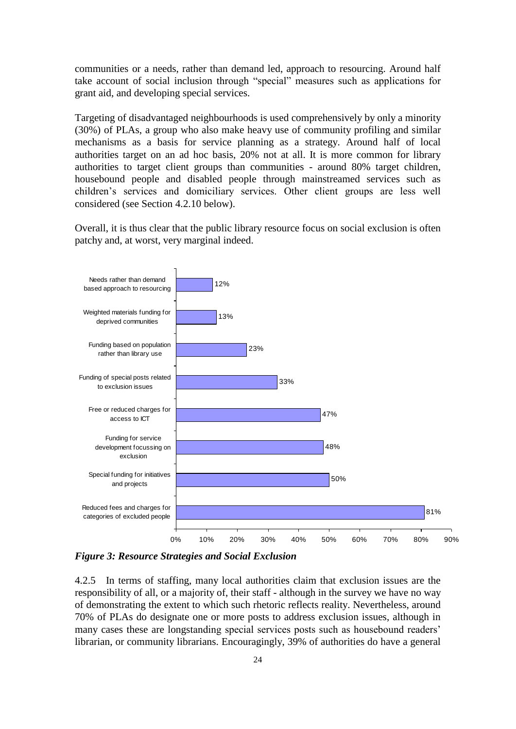communities or a needs, rather than demand led, approach to resourcing. Around half take account of social inclusion through "special" measures such as applications for grant aid, and developing special services.

Targeting of disadvantaged neighbourhoods is used comprehensively by only a minority (30%) of PLAs, a group who also make heavy use of community profiling and similar mechanisms as a basis for service planning as a strategy. Around half of local authorities target on an ad hoc basis, 20% not at all. It is more common for library authorities to target client groups than communities - around 80% target children, housebound people and disabled people through mainstreamed services such as children's services and domiciliary services. Other client groups are less well considered (see Section 4.2.10 below).

Overall, it is thus clear that the public library resource focus on social exclusion is often patchy and, at worst, very marginal indeed.

| Resource strategy | % |
|---|---|
| Needs rather than demand based approach to resourcing | 12% |
| Weighted materials funding for deprived communities | 13% |
| Funding based on population rather than library use | 23% |
| Funding of special posts related to exclusion issues | 33% |
| Free or reduced charges for access to ICT | 47% |
| Funding for service development focussing on exclusion | 48% |
| Special funding for initiatives and projects | 50% |
| Reduced fees and charges for categories of excluded people | 81% |

***Figure 3: Resource Strategies and Social Exclusion***

4.2.5 In terms of staffing, many local authorities claim that exclusion issues are the responsibility of all, or a majority of, their staff - although in the survey we have no way of demonstrating the extent to which such rhetoric reflects reality. Nevertheless, around 70% of PLAs do designate one or more posts to address exclusion issues, although in many cases these are longstanding special services posts such as housebound readers' librarian, or community librarians. Encouragingly, 39% of authorities do have a general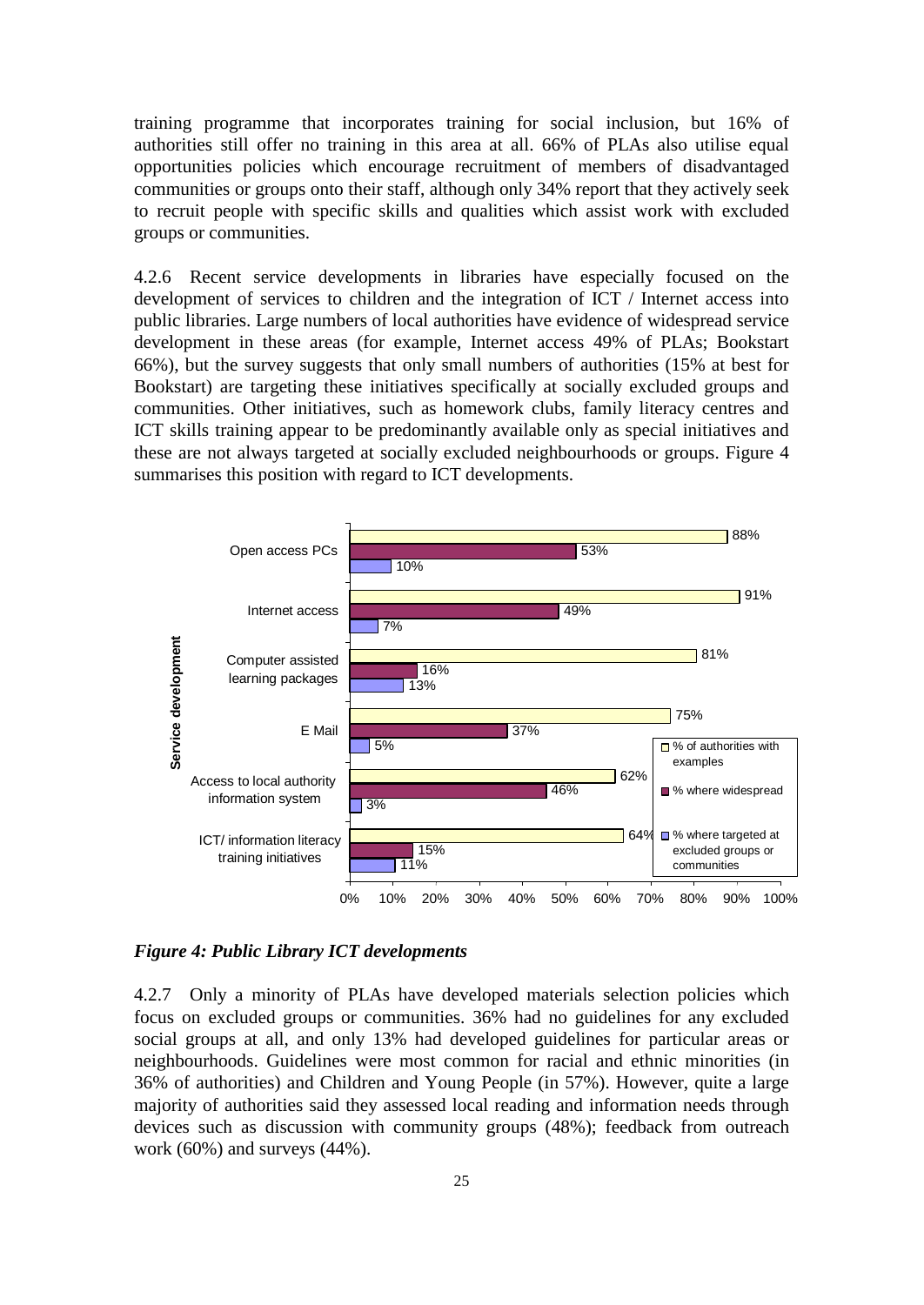training programme that incorporates training for social inclusion, but 16% of authorities still offer no training in this area at all. 66% of PLAs also utilise equal opportunities policies which encourage recruitment of members of disadvantaged communities or groups onto their staff, although only 34% report that they actively seek to recruit people with specific skills and qualities which assist work with excluded groups or communities.

4.2.6 Recent service developments in libraries have especially focused on the development of services to children and the integration of ICT / Internet access into public libraries. Large numbers of local authorities have evidence of widespread service development in these areas (for example, Internet access 49% of PLAs; Bookstart 66%), but the survey suggests that only small numbers of authorities (15% at best for Bookstart) are targeting these initiatives specifically at socially excluded groups and communities. Other initiatives, such as homework clubs, family literacy centres and ICT skills training appear to be predominantly available only as special initiatives and these are not always targeted at socially excluded neighbourhoods or groups. Figure 4 summarises this position with regard to ICT developments.

| Service development | % of authorities with examples | % where widespread | % where targeted at excluded groups or communities |
|---|---|---|---|
| Open access PCs | 88% | 53% | 10% |
| Internet access | 91% | 49% | 7% |
| Computer assisted learning packages | 81% | 16% | 13% |
| E Mail | 75% | 37% | 5% |
| Access to local authority information system | 62% | 46% | 3% |
| ICT/ information literacy training initiatives | 64% | 15% | 11% |

*Figure 4: Public Library ICT developments*

4.2.7 Only a minority of PLAs have developed materials selection policies which focus on excluded groups or communities. 36% had no guidelines for any excluded social groups at all, and only 13% had developed guidelines for particular areas or neighbourhoods. Guidelines were most common for racial and ethnic minorities (in 36% of authorities) and Children and Young People (in 57%). However, quite a large majority of authorities said they assessed local reading and information needs through devices such as discussion with community groups (48%); feedback from outreach work (60%) and surveys (44%).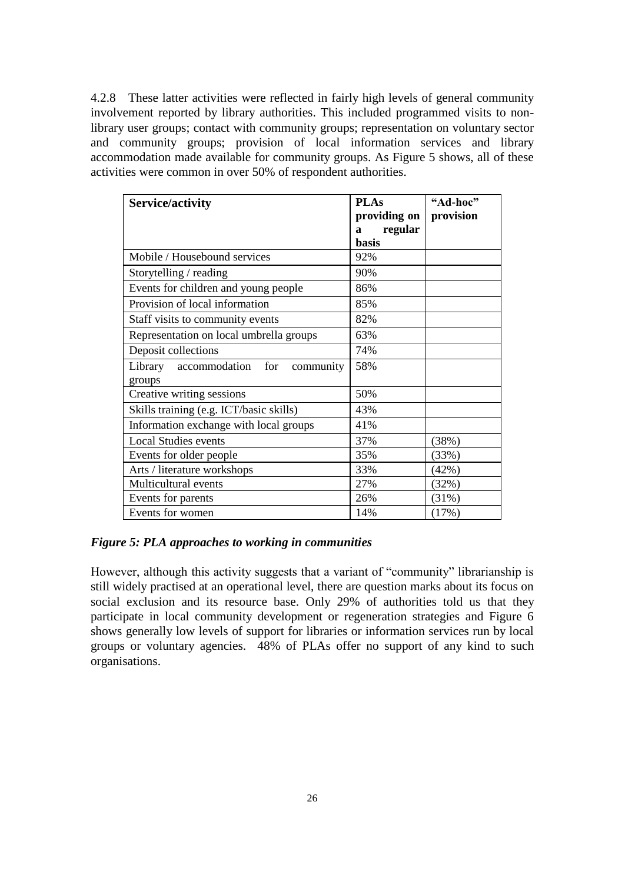4.2.8 These latter activities were reflected in fairly high levels of general community involvement reported by library authorities. This included programmed visits to non-library user groups; contact with community groups; representation on voluntary sector and community groups; provision of local information services and library accommodation made available for community groups. As Figure 5 shows, all of these activities were common in over 50% of respondent authorities.

| Service/activity | PLAs providing on a regular basis | "Ad-hoc" provision |
|---|---|---|
| Mobile / Housebound services | 92% | |
| Storytelling / reading | 90% | |
| Events for children and young people | 86% | |
| Provision of local information | 85% | |
| Staff visits to community events | 82% | |
| Representation on local umbrella groups | 63% | |
| Deposit collections | 74% | |
| Library accommodation for community groups | 58% | |
| Creative writing sessions | 50% | |
| Skills training (e.g. ICT/basic skills) | 43% | |
| Information exchange with local groups | 41% | |
| Local Studies events | 37% | (38%) |
| Events for older people | 35% | (33%) |
| Arts / literature workshops | 33% | (42%) |
| Multicultural events | 27% | (32%) |
| Events for parents | 26% | (31%) |
| Events for women | 14% | (17%) |

***Figure 5: PLA approaches to working in communities***

However, although this activity suggests that a variant of "community" librarianship is still widely practised at an operational level, there are question marks about its focus on social exclusion and its resource base. Only 29% of authorities told us that they participate in local community development or regeneration strategies and Figure 6 shows generally low levels of support for libraries or information services run by local groups or voluntary agencies. 48% of PLAs offer no support of any kind to such organisations.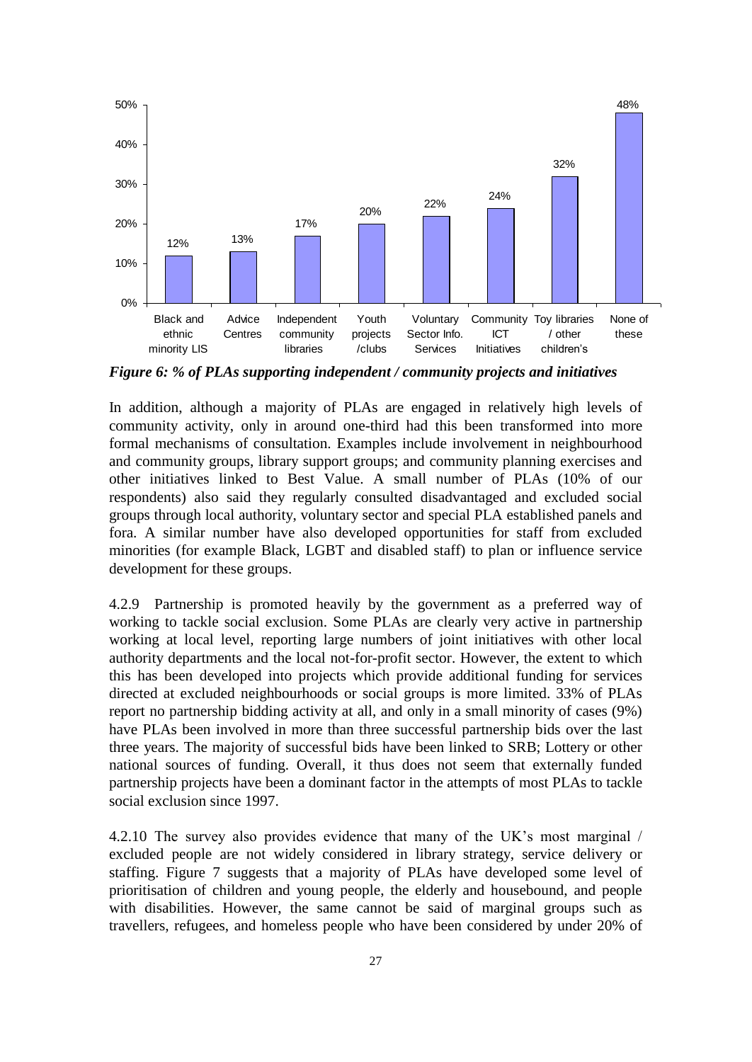| Black and ethnic minority LIS | Advice Centres | Independent community libraries | Youth projects /clubs | Voluntary Sector Info. Services | Community ICT Initiatives | Toy libraries / other children's | None of these |
|---|---|---|---|---|---|---|---|
| 12% | 13% | 17% | 20% | 22% | 24% | 32% | 48% |

***Figure 6: % of PLAs supporting independent / community projects and initiatives***

In addition, although a majority of PLAs are engaged in relatively high levels of community activity, only in around one-third had this been transformed into more formal mechanisms of consultation. Examples include involvement in neighbourhood and community groups, library support groups; and community planning exercises and other initiatives linked to Best Value. A small number of PLAs (10% of our respondents) also said they regularly consulted disadvantaged and excluded social groups through local authority, voluntary sector and special PLA established panels and fora. A similar number have also developed opportunities for staff from excluded minorities (for example Black, LGBT and disabled staff) to plan or influence service development for these groups.

4.2.9 Partnership is promoted heavily by the government as a preferred way of working to tackle social exclusion. Some PLAs are clearly very active in partnership working at local level, reporting large numbers of joint initiatives with other local authority departments and the local not-for-profit sector. However, the extent to which this has been developed into projects which provide additional funding for services directed at excluded neighbourhoods or social groups is more limited. 33% of PLAs report no partnership bidding activity at all, and only in a small minority of cases (9%) have PLAs been involved in more than three successful partnership bids over the last three years. The majority of successful bids have been linked to SRB; Lottery or other national sources of funding. Overall, it thus does not seem that externally funded partnership projects have been a dominant factor in the attempts of most PLAs to tackle social exclusion since 1997.

4.2.10 The survey also provides evidence that many of the UK's most marginal / excluded people are not widely considered in library strategy, service delivery or staffing. Figure 7 suggests that a majority of PLAs have developed some level of prioritisation of children and young people, the elderly and housebound, and people with disabilities. However, the same cannot be said of marginal groups such as travellers, refugees, and homeless people who have been considered by under 20% of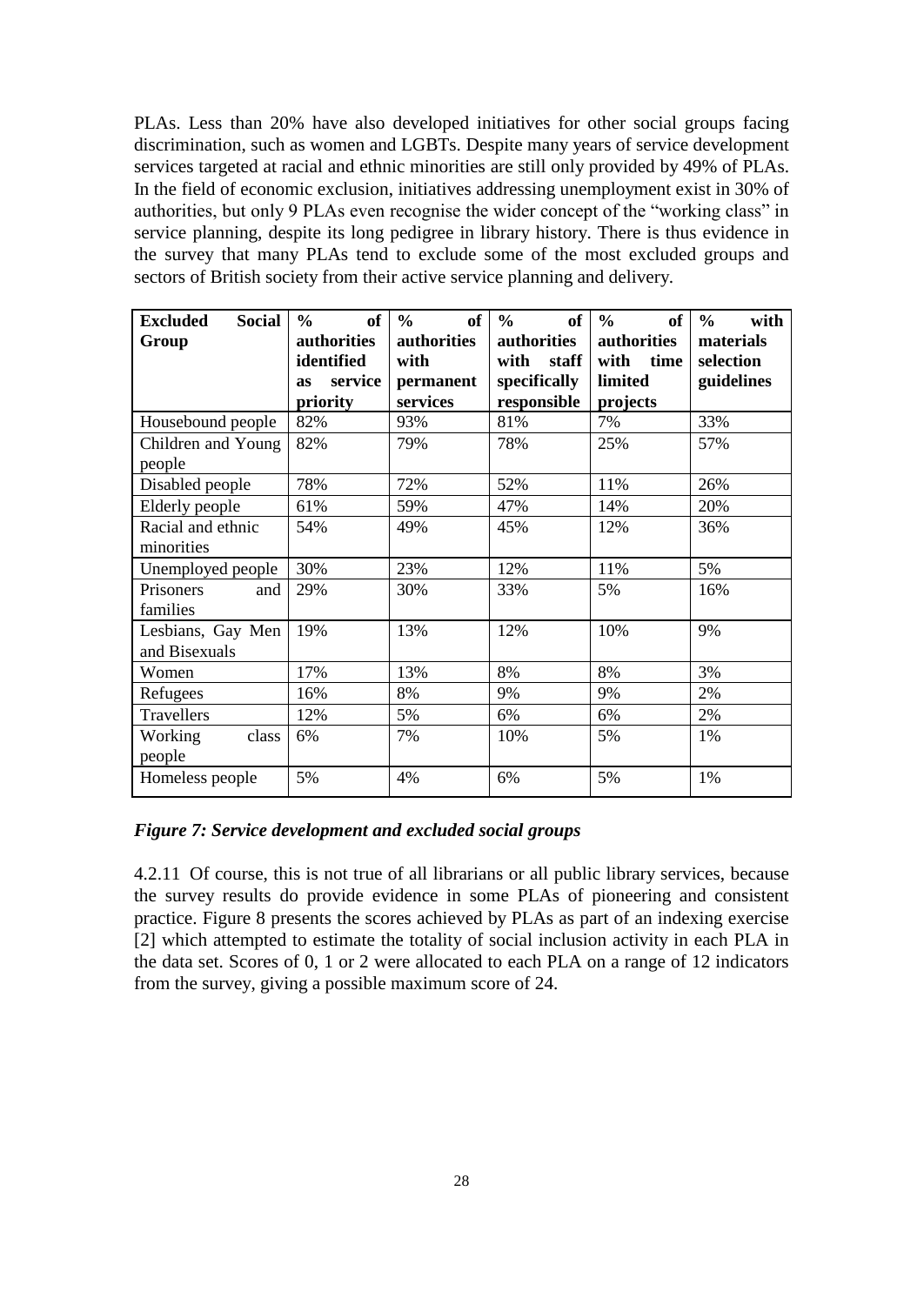PLAs. Less than 20% have also developed initiatives for other social groups facing discrimination, such as women and LGBTs. Despite many years of service development services targeted at racial and ethnic minorities are still only provided by 49% of PLAs. In the field of economic exclusion, initiatives addressing unemployment exist in 30% of authorities, but only 9 PLAs even recognise the wider concept of the "working class" in service planning, despite its long pedigree in library history. There is thus evidence in the survey that many PLAs tend to exclude some of the most excluded groups and sectors of British society from their active service planning and delivery.

| Excluded Social Group | % of authorities identified as service priority | % of authorities with permanent services | % of authorities with staff specifically responsible | % of authorities with time limited projects | % with materials selection guidelines |
|---|---|---|---|---|---|
| Housebound people | 82% | 93% | 81% | 7% | 33% |
| Children and Young people | 82% | 79% | 78% | 25% | 57% |
| Disabled people | 78% | 72% | 52% | 11% | 26% |
| Elderly people | 61% | 59% | 47% | 14% | 20% |
| Racial and ethnic minorities | 54% | 49% | 45% | 12% | 36% |
| Unemployed people | 30% | 23% | 12% | 11% | 5% |
| Prisoners and families | 29% | 30% | 33% | 5% | 16% |
| Lesbians, Gay Men and Bisexuals | 19% | 13% | 12% | 10% | 9% |
| Women | 17% | 13% | 8% | 8% | 3% |
| Refugees | 16% | 8% | 9% | 9% | 2% |
| Travellers | 12% | 5% | 6% | 6% | 2% |
| Working class people | 6% | 7% | 10% | 5% | 1% |
| Homeless people | 5% | 4% | 6% | 5% | 1% |

***Figure 7: Service development and excluded social groups***

4.2.11 Of course, this is not true of all librarians or all public library services, because the survey results do provide evidence in some PLAs of pioneering and consistent practice. Figure 8 presents the scores achieved by PLAs as part of an indexing exercise [2] which attempted to estimate the totality of social inclusion activity in each PLA in the data set. Scores of 0, 1 or 2 were allocated to each PLA on a range of 12 indicators from the survey, giving a possible maximum score of 24.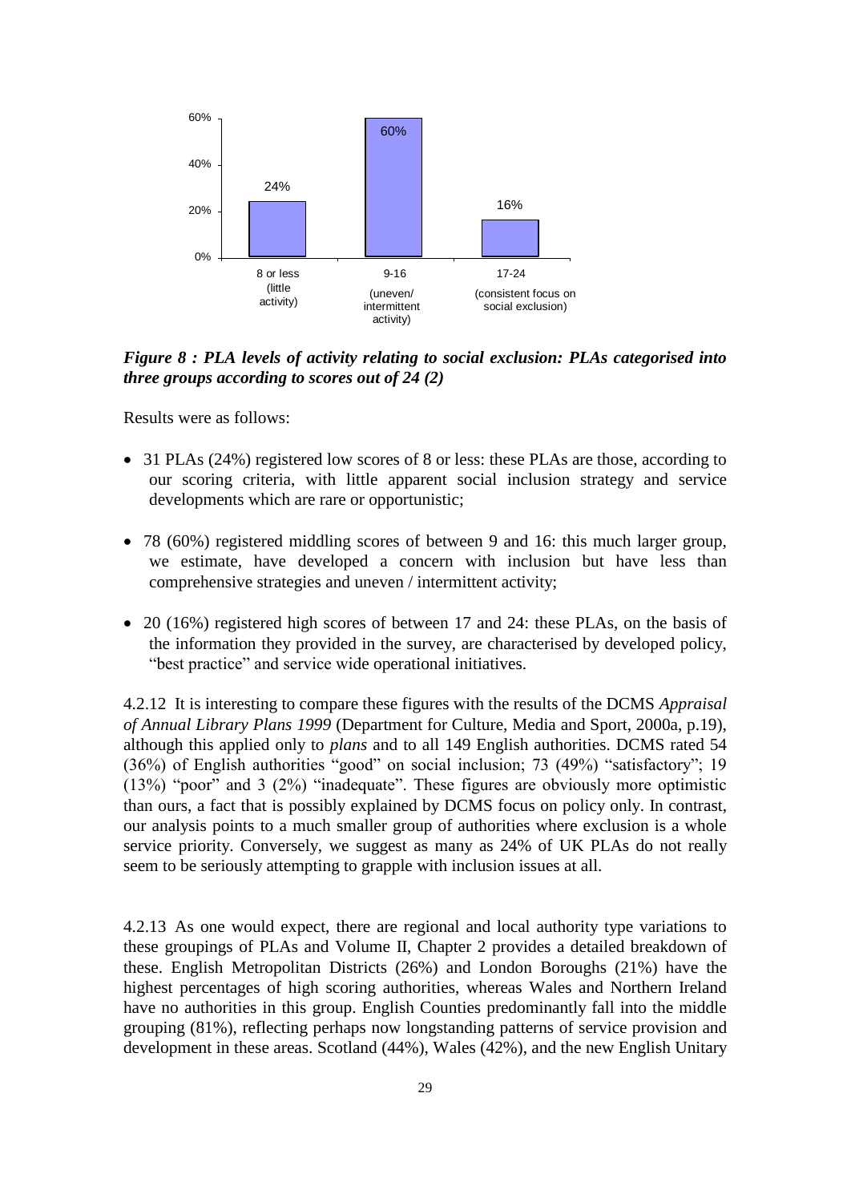*Figure 8 : PLA levels of activity relating to social exclusion: PLAs categorised into three groups according to scores out of 24 (2)*

Results were as follows:

- 31 PLAs (24%) registered low scores of 8 or less: these PLAs are those, according to our scoring criteria, with little apparent social inclusion strategy and service developments which are rare or opportunistic;
- 78 (60%) registered middling scores of between 9 and 16: this much larger group, we estimate, have developed a concern with inclusion but have less than comprehensive strategies and uneven / intermittent activity;
- 20 (16%) registered high scores of between 17 and 24: these PLAs, on the basis of the information they provided in the survey, are characterised by developed policy, "best practice" and service wide operational initiatives.

4.2.12 It is interesting to compare these figures with the results of the DCMS *Appraisal of Annual Library Plans 1999* (Department for Culture, Media and Sport, 2000a, p.19), although this applied only to *plans* and to all 149 English authorities. DCMS rated 54 (36%) of English authorities "good" on social inclusion; 73 (49%) "satisfactory"; 19 (13%) "poor" and 3 (2%) "inadequate". These figures are obviously more optimistic than ours, a fact that is possibly explained by DCMS focus on policy only. In contrast, our analysis points to a much smaller group of authorities where exclusion is a whole service priority. Conversely, we suggest as many as 24% of UK PLAs do not really seem to be seriously attempting to grapple with inclusion issues at all.

4.2.13 As one would expect, there are regional and local authority type variations to these groupings of PLAs and Volume II, Chapter 2 provides a detailed breakdown of these. English Metropolitan Districts (26%) and London Boroughs (21%) have the highest percentages of high scoring authorities, whereas Wales and Northern Ireland have no authorities in this group. English Counties predominantly fall into the middle grouping (81%), reflecting perhaps now longstanding patterns of service provision and development in these areas. Scotland (44%), Wales (42%), and the new English Unitary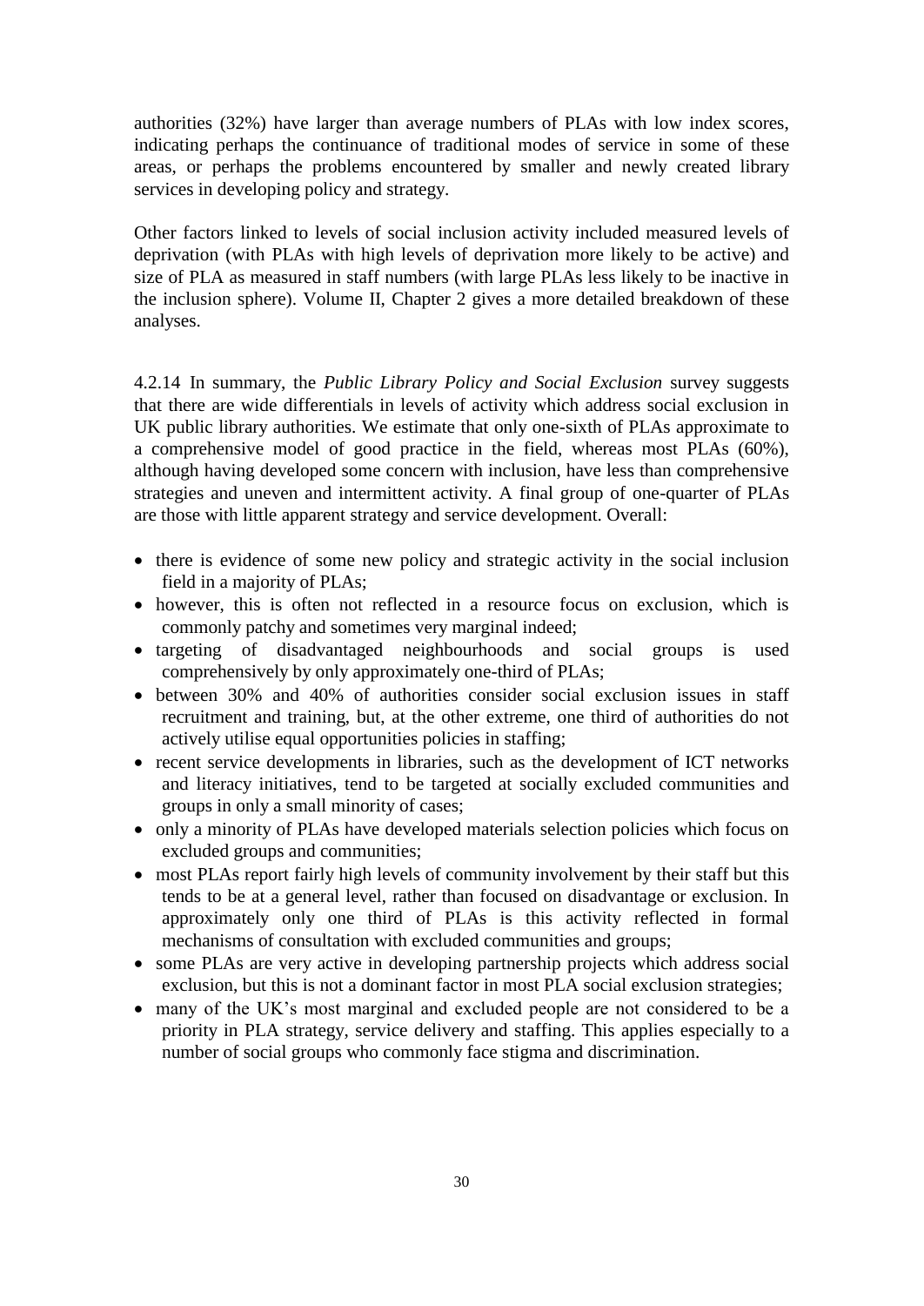authorities (32%) have larger than average numbers of PLAs with low index scores, indicating perhaps the continuance of traditional modes of service in some of these areas, or perhaps the problems encountered by smaller and newly created library services in developing policy and strategy.

Other factors linked to levels of social inclusion activity included measured levels of deprivation (with PLAs with high levels of deprivation more likely to be active) and size of PLA as measured in staff numbers (with large PLAs less likely to be inactive in the inclusion sphere). Volume II, Chapter 2 gives a more detailed breakdown of these analyses.

4.2.14 In summary, the *Public Library Policy and Social Exclusion* survey suggests that there are wide differentials in levels of activity which address social exclusion in UK public library authorities. We estimate that only one-sixth of PLAs approximate to a comprehensive model of good practice in the field, whereas most PLAs (60%), although having developed some concern with inclusion, have less than comprehensive strategies and uneven and intermittent activity. A final group of one-quarter of PLAs are those with little apparent strategy and service development. Overall:

- there is evidence of some new policy and strategic activity in the social inclusion field in a majority of PLAs;
- however, this is often not reflected in a resource focus on exclusion, which is commonly patchy and sometimes very marginal indeed;
- targeting of disadvantaged neighbourhoods and social groups is used comprehensively by only approximately one-third of PLAs;
- between 30% and 40% of authorities consider social exclusion issues in staff recruitment and training, but, at the other extreme, one third of authorities do not actively utilise equal opportunities policies in staffing;
- recent service developments in libraries, such as the development of ICT networks and literacy initiatives, tend to be targeted at socially excluded communities and groups in only a small minority of cases;
- only a minority of PLAs have developed materials selection policies which focus on excluded groups and communities;
- most PLAs report fairly high levels of community involvement by their staff but this tends to be at a general level, rather than focused on disadvantage or exclusion. In approximately only one third of PLAs is this activity reflected in formal mechanisms of consultation with excluded communities and groups;
- some PLAs are very active in developing partnership projects which address social exclusion, but this is not a dominant factor in most PLA social exclusion strategies;
- many of the UK's most marginal and excluded people are not considered to be a priority in PLA strategy, service delivery and staffing. This applies especially to a number of social groups who commonly face stigma and discrimination.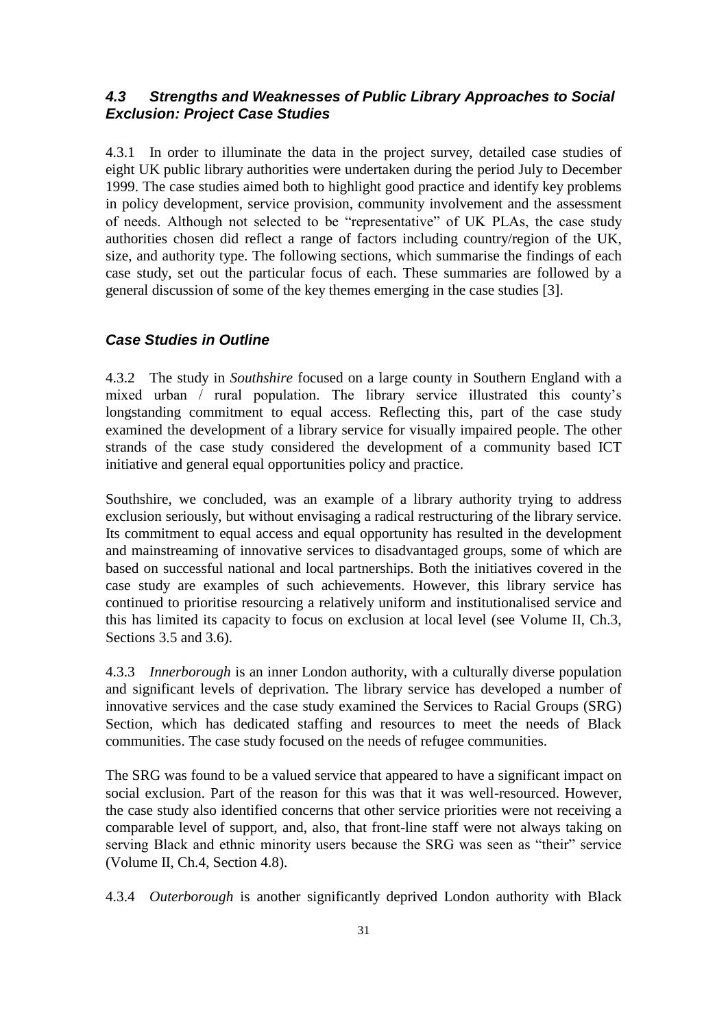### *4.3 Strengths and Weaknesses of Public Library Approaches to Social Exclusion: Project Case Studies*

4.3.1 In order to illuminate the data in the project survey, detailed case studies of eight UK public library authorities were undertaken during the period July to December 1999. The case studies aimed both to highlight good practice and identify key problems in policy development, service provision, community involvement and the assessment of needs. Although not selected to be "representative" of UK PLAs, the case study authorities chosen did reflect a range of factors including country/region of the UK, size, and authority type. The following sections, which summarise the findings of each case study, set out the particular focus of each. These summaries are followed by a general discussion of some of the key themes emerging in the case studies [3].

### *Case Studies in Outline*

4.3.2 The study in *Southshire* focused on a large county in Southern England with a mixed urban / rural population. The library service illustrated this county's longstanding commitment to equal access. Reflecting this, part of the case study examined the development of a library service for visually impaired people. The other strands of the case study considered the development of a community based ICT initiative and general equal opportunities policy and practice.

Southshire, we concluded, was an example of a library authority trying to address exclusion seriously, but without envisaging a radical restructuring of the library service. Its commitment to equal access and equal opportunity has resulted in the development and mainstreaming of innovative services to disadvantaged groups, some of which are based on successful national and local partnerships. Both the initiatives covered in the case study are examples of such achievements. However, this library service has continued to prioritise resourcing a relatively uniform and institutionalised service and this has limited its capacity to focus on exclusion at local level (see Volume II, Ch.3, Sections 3.5 and 3.6).

4.3.3 *Innerborough* is an inner London authority, with a culturally diverse population and significant levels of deprivation. The library service has developed a number of innovative services and the case study examined the Services to Racial Groups (SRG) Section, which has dedicated staffing and resources to meet the needs of Black communities. The case study focused on the needs of refugee communities.

The SRG was found to be a valued service that appeared to have a significant impact on social exclusion. Part of the reason for this was that it was well-resourced. However, the case study also identified concerns that other service priorities were not receiving a comparable level of support, and, also, that front-line staff were not always taking on serving Black and ethnic minority users because the SRG was seen as "their" service (Volume II, Ch.4, Section 4.8).

4.3.4 *Outerborough* is another significantly deprived London authority with Black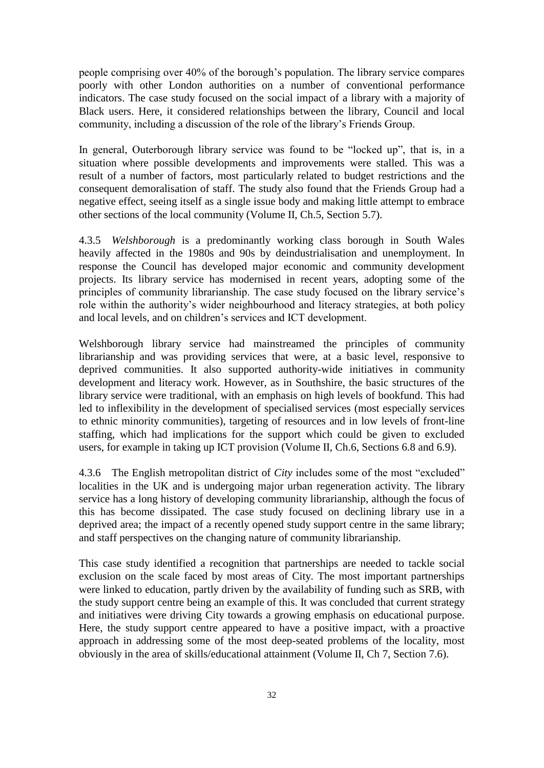people comprising over 40% of the borough's population. The library service compares poorly with other London authorities on a number of conventional performance indicators. The case study focused on the social impact of a library with a majority of Black users. Here, it considered relationships between the library, Council and local community, including a discussion of the role of the library's Friends Group.

In general, Outerborough library service was found to be "locked up", that is, in a situation where possible developments and improvements were stalled. This was a result of a number of factors, most particularly related to budget restrictions and the consequent demoralisation of staff. The study also found that the Friends Group had a negative effect, seeing itself as a single issue body and making little attempt to embrace other sections of the local community (Volume II, Ch.5, Section 5.7).

4.3.5 *Welshborough* is a predominantly working class borough in South Wales heavily affected in the 1980s and 90s by deindustrialisation and unemployment. In response the Council has developed major economic and community development projects. Its library service has modernised in recent years, adopting some of the principles of community librarianship. The case study focused on the library service's role within the authority's wider neighbourhood and literacy strategies, at both policy and local levels, and on children's services and ICT development.

Welshborough library service had mainstreamed the principles of community librarianship and was providing services that were, at a basic level, responsive to deprived communities. It also supported authority-wide initiatives in community development and literacy work. However, as in Southshire, the basic structures of the library service were traditional, with an emphasis on high levels of bookfund. This had led to inflexibility in the development of specialised services (most especially services to ethnic minority communities), targeting of resources and in low levels of front-line staffing, which had implications for the support which could be given to excluded users, for example in taking up ICT provision (Volume II, Ch.6, Sections 6.8 and 6.9).

4.3.6 The English metropolitan district of *City* includes some of the most "excluded" localities in the UK and is undergoing major urban regeneration activity. The library service has a long history of developing community librarianship, although the focus of this has become dissipated. The case study focused on declining library use in a deprived area; the impact of a recently opened study support centre in the same library; and staff perspectives on the changing nature of community librarianship.

This case study identified a recognition that partnerships are needed to tackle social exclusion on the scale faced by most areas of City. The most important partnerships were linked to education, partly driven by the availability of funding such as SRB, with the study support centre being an example of this. It was concluded that current strategy and initiatives were driving City towards a growing emphasis on educational purpose. Here, the study support centre appeared to have a positive impact, with a proactive approach in addressing some of the most deep-seated problems of the locality, most obviously in the area of skills/educational attainment (Volume II, Ch 7, Section 7.6).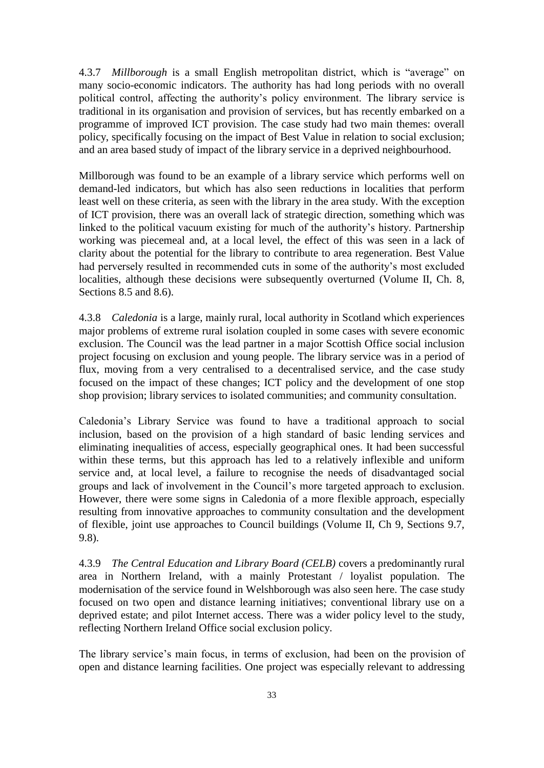4.3.7 *Millborough* is a small English metropolitan district, which is "average" on many socio-economic indicators. The authority has had long periods with no overall political control, affecting the authority's policy environment. The library service is traditional in its organisation and provision of services, but has recently embarked on a programme of improved ICT provision. The case study had two main themes: overall policy, specifically focusing on the impact of Best Value in relation to social exclusion; and an area based study of impact of the library service in a deprived neighbourhood.

Millborough was found to be an example of a library service which performs well on demand-led indicators, but which has also seen reductions in localities that perform least well on these criteria, as seen with the library in the area study. With the exception of ICT provision, there was an overall lack of strategic direction, something which was linked to the political vacuum existing for much of the authority's history. Partnership working was piecemeal and, at a local level, the effect of this was seen in a lack of clarity about the potential for the library to contribute to area regeneration. Best Value had perversely resulted in recommended cuts in some of the authority's most excluded localities, although these decisions were subsequently overturned (Volume II, Ch. 8, Sections 8.5 and 8.6).

4.3.8 *Caledonia* is a large, mainly rural, local authority in Scotland which experiences major problems of extreme rural isolation coupled in some cases with severe economic exclusion. The Council was the lead partner in a major Scottish Office social inclusion project focusing on exclusion and young people. The library service was in a period of flux, moving from a very centralised to a decentralised service, and the case study focused on the impact of these changes; ICT policy and the development of one stop shop provision; library services to isolated communities; and community consultation.

Caledonia's Library Service was found to have a traditional approach to social inclusion, based on the provision of a high standard of basic lending services and eliminating inequalities of access, especially geographical ones. It had been successful within these terms, but this approach has led to a relatively inflexible and uniform service and, at local level, a failure to recognise the needs of disadvantaged social groups and lack of involvement in the Council's more targeted approach to exclusion. However, there were some signs in Caledonia of a more flexible approach, especially resulting from innovative approaches to community consultation and the development of flexible, joint use approaches to Council buildings (Volume II, Ch 9, Sections 9.7, 9.8).

4.3.9 *The Central Education and Library Board (CELB)* covers a predominantly rural area in Northern Ireland, with a mainly Protestant / loyalist population. The modernisation of the service found in Welshborough was also seen here. The case study focused on two open and distance learning initiatives; conventional library use on a deprived estate; and pilot Internet access. There was a wider policy level to the study, reflecting Northern Ireland Office social exclusion policy.

The library service's main focus, in terms of exclusion, had been on the provision of open and distance learning facilities. One project was especially relevant to addressing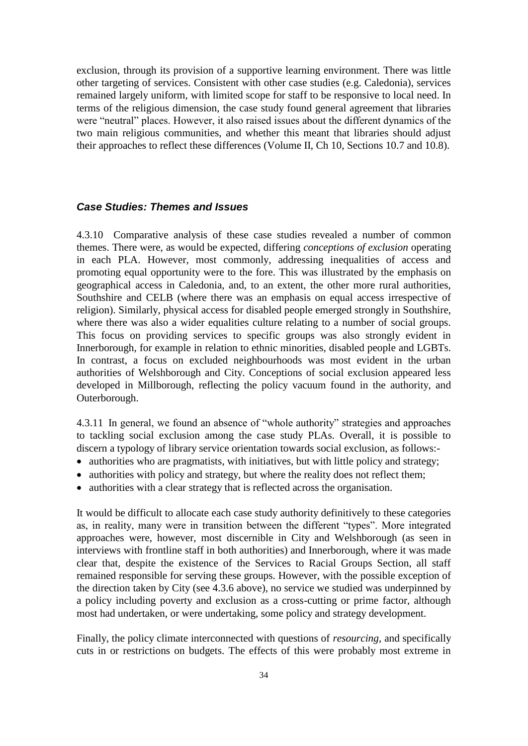exclusion, through its provision of a supportive learning environment. There was little other targeting of services. Consistent with other case studies (e.g. Caledonia), services remained largely uniform, with limited scope for staff to be responsive to local need. In terms of the religious dimension, the case study found general agreement that libraries were "neutral" places. However, it also raised issues about the different dynamics of the two main religious communities, and whether this meant that libraries should adjust their approaches to reflect these differences (Volume II, Ch 10, Sections 10.7 and 10.8).

### *Case Studies: Themes and Issues*

4.3.10 Comparative analysis of these case studies revealed a number of common themes. There were, as would be expected, differing *conceptions of exclusion* operating in each PLA. However, most commonly, addressing inequalities of access and promoting equal opportunity were to the fore. This was illustrated by the emphasis on geographical access in Caledonia, and, to an extent, the other more rural authorities, Southshire and CELB (where there was an emphasis on equal access irrespective of religion). Similarly, physical access for disabled people emerged strongly in Southshire, where there was also a wider equalities culture relating to a number of social groups. This focus on providing services to specific groups was also strongly evident in Innerborough, for example in relation to ethnic minorities, disabled people and LGBTs. In contrast, a focus on excluded neighbourhoods was most evident in the urban authorities of Welshborough and City. Conceptions of social exclusion appeared less developed in Millborough, reflecting the policy vacuum found in the authority, and Outerborough.

4.3.11 In general, we found an absence of "whole authority" strategies and approaches to tackling social exclusion among the case study PLAs. Overall, it is possible to discern a typology of library service orientation towards social exclusion, as follows:-

- authorities who are pragmatists, with initiatives, but with little policy and strategy;
- authorities with policy and strategy, but where the reality does not reflect them;
- authorities with a clear strategy that is reflected across the organisation.

It would be difficult to allocate each case study authority definitively to these categories as, in reality, many were in transition between the different "types". More integrated approaches were, however, most discernible in City and Welshborough (as seen in interviews with frontline staff in both authorities) and Innerborough, where it was made clear that, despite the existence of the Services to Racial Groups Section, all staff remained responsible for serving these groups. However, with the possible exception of the direction taken by City (see 4.3.6 above), no service we studied was underpinned by a policy including poverty and exclusion as a cross-cutting or prime factor, although most had undertaken, or were undertaking, some policy and strategy development.

Finally, the policy climate interconnected with questions of *resourcing*, and specifically cuts in or restrictions on budgets. The effects of this were probably most extreme in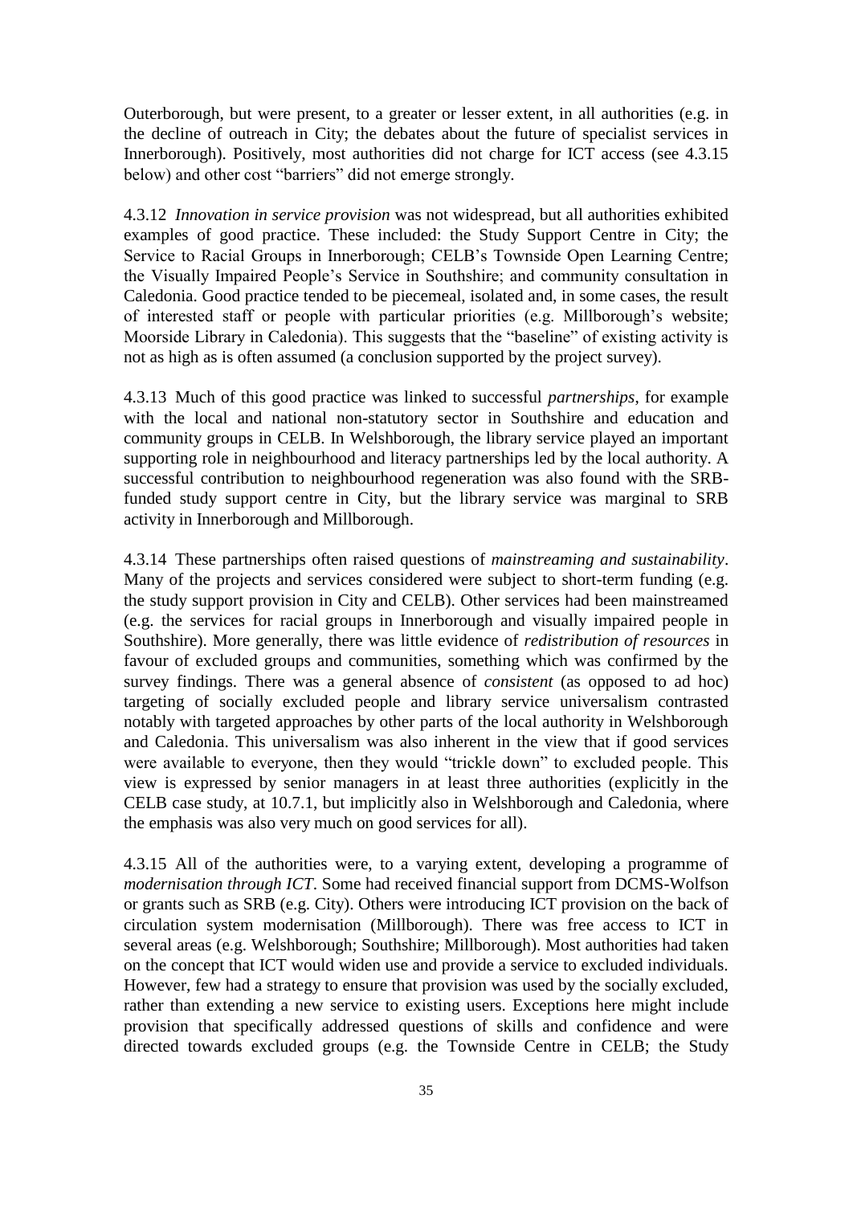Outerborough, but were present, to a greater or lesser extent, in all authorities (e.g. in the decline of outreach in City; the debates about the future of specialist services in Innerborough). Positively, most authorities did not charge for ICT access (see 4.3.15 below) and other cost "barriers" did not emerge strongly.

4.3.12 *Innovation in service provision* was not widespread, but all authorities exhibited examples of good practice. These included: the Study Support Centre in City; the Service to Racial Groups in Innerborough; CELB's Townside Open Learning Centre; the Visually Impaired People's Service in Southshire; and community consultation in Caledonia. Good practice tended to be piecemeal, isolated and, in some cases, the result of interested staff or people with particular priorities (e.g. Millborough's website; Moorside Library in Caledonia). This suggests that the "baseline" of existing activity is not as high as is often assumed (a conclusion supported by the project survey).

4.3.13 Much of this good practice was linked to successful *partnerships*, for example with the local and national non-statutory sector in Southshire and education and community groups in CELB. In Welshborough, the library service played an important supporting role in neighbourhood and literacy partnerships led by the local authority. A successful contribution to neighbourhood regeneration was also found with the SRB-funded study support centre in City, but the library service was marginal to SRB activity in Innerborough and Millborough.

4.3.14 These partnerships often raised questions of *mainstreaming and sustainability*. Many of the projects and services considered were subject to short-term funding (e.g. the study support provision in City and CELB). Other services had been mainstreamed (e.g. the services for racial groups in Innerborough and visually impaired people in Southshire). More generally, there was little evidence of *redistribution of resources* in favour of excluded groups and communities, something which was confirmed by the survey findings. There was a general absence of *consistent* (as opposed to ad hoc) targeting of socially excluded people and library service universalism contrasted notably with targeted approaches by other parts of the local authority in Welshborough and Caledonia. This universalism was also inherent in the view that if good services were available to everyone, then they would "trickle down" to excluded people. This view is expressed by senior managers in at least three authorities (explicitly in the CELB case study, at 10.7.1, but implicitly also in Welshborough and Caledonia, where the emphasis was also very much on good services for all).

4.3.15 All of the authorities were, to a varying extent, developing a programme of *modernisation through ICT*. Some had received financial support from DCMS-Wolfson or grants such as SRB (e.g. City). Others were introducing ICT provision on the back of circulation system modernisation (Millborough). There was free access to ICT in several areas (e.g. Welshborough; Southshire; Millborough). Most authorities had taken on the concept that ICT would widen use and provide a service to excluded individuals. However, few had a strategy to ensure that provision was used by the socially excluded, rather than extending a new service to existing users. Exceptions here might include provision that specifically addressed questions of skills and confidence and were directed towards excluded groups (e.g. the Townside Centre in CELB; the Study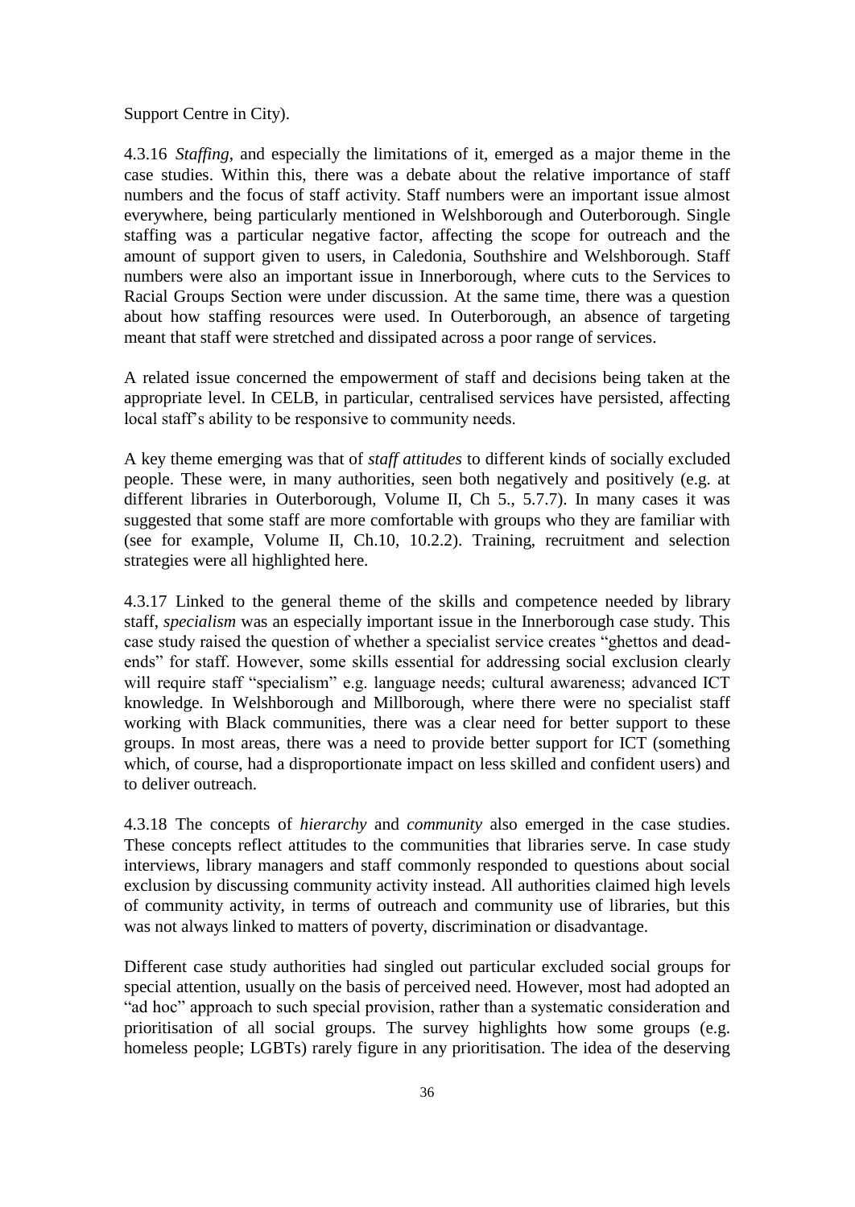Support Centre in City).

4.3.16 *Staffing*, and especially the limitations of it, emerged as a major theme in the case studies. Within this, there was a debate about the relative importance of staff numbers and the focus of staff activity. Staff numbers were an important issue almost everywhere, being particularly mentioned in Welshborough and Outerborough. Single staffing was a particular negative factor, affecting the scope for outreach and the amount of support given to users, in Caledonia, Southshire and Welshborough. Staff numbers were also an important issue in Innerborough, where cuts to the Services to Racial Groups Section were under discussion. At the same time, there was a question about how staffing resources were used. In Outerborough, an absence of targeting meant that staff were stretched and dissipated across a poor range of services.

A related issue concerned the empowerment of staff and decisions being taken at the appropriate level. In CELB, in particular, centralised services have persisted, affecting local staff's ability to be responsive to community needs.

A key theme emerging was that of *staff attitudes* to different kinds of socially excluded people. These were, in many authorities, seen both negatively and positively (e.g. at different libraries in Outerborough, Volume II, Ch 5., 5.7.7). In many cases it was suggested that some staff are more comfortable with groups who they are familiar with (see for example, Volume II, Ch.10, 10.2.2). Training, recruitment and selection strategies were all highlighted here.

4.3.17 Linked to the general theme of the skills and competence needed by library staff, *specialism* was an especially important issue in the Innerborough case study. This case study raised the question of whether a specialist service creates "ghettos and dead-ends" for staff. However, some skills essential for addressing social exclusion clearly will require staff "specialism" e.g. language needs; cultural awareness; advanced ICT knowledge. In Welshborough and Millborough, where there were no specialist staff working with Black communities, there was a clear need for better support to these groups. In most areas, there was a need to provide better support for ICT (something which, of course, had a disproportionate impact on less skilled and confident users) and to deliver outreach.

4.3.18 The concepts of *hierarchy* and *community* also emerged in the case studies. These concepts reflect attitudes to the communities that libraries serve. In case study interviews, library managers and staff commonly responded to questions about social exclusion by discussing community activity instead. All authorities claimed high levels of community activity, in terms of outreach and community use of libraries, but this was not always linked to matters of poverty, discrimination or disadvantage.

Different case study authorities had singled out particular excluded social groups for special attention, usually on the basis of perceived need. However, most had adopted an "ad hoc" approach to such special provision, rather than a systematic consideration and prioritisation of all social groups. The survey highlights how some groups (e.g. homeless people; LGBTs) rarely figure in any prioritisation. The idea of the deserving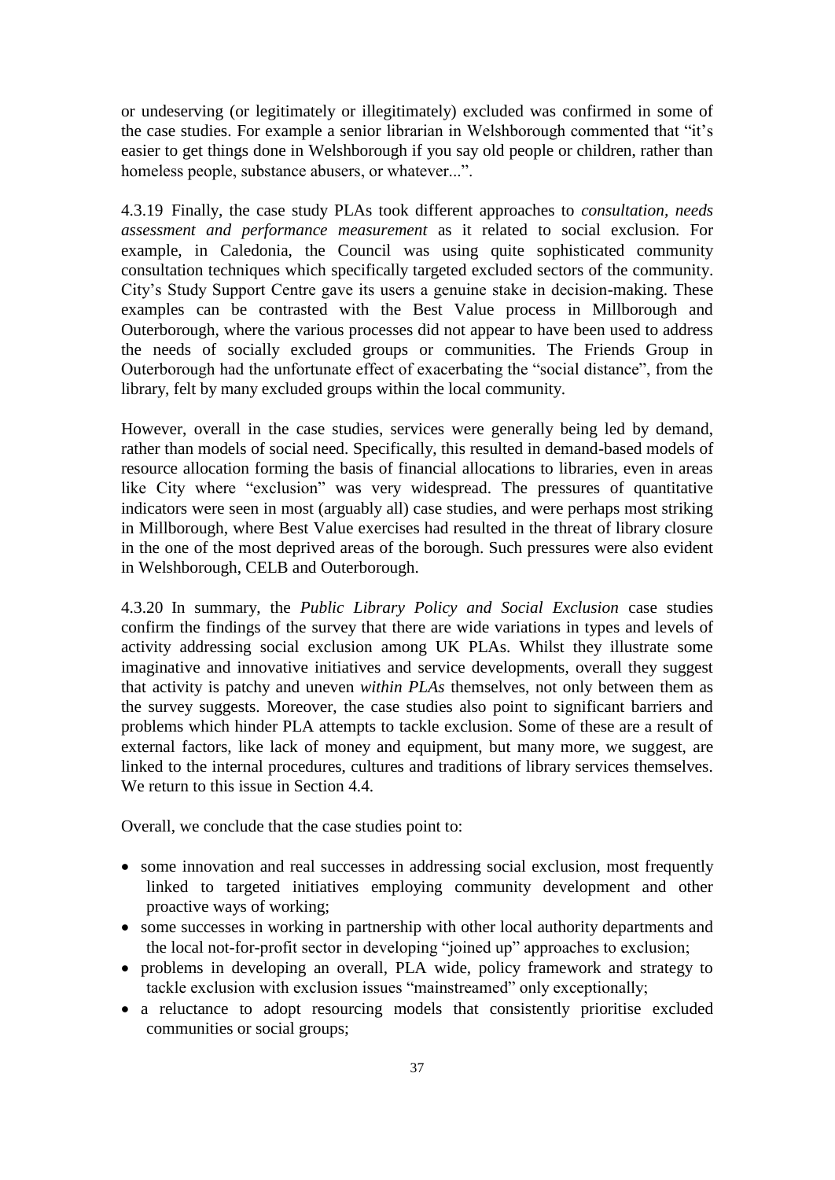or undeserving (or legitimately or illegitimately) excluded was confirmed in some of the case studies. For example a senior librarian in Welshborough commented that "it's easier to get things done in Welshborough if you say old people or children, rather than homeless people, substance abusers, or whatever...".

4.3.19 Finally, the case study PLAs took different approaches to *consultation, needs assessment and performance measurement* as it related to social exclusion. For example, in Caledonia, the Council was using quite sophisticated community consultation techniques which specifically targeted excluded sectors of the community. City's Study Support Centre gave its users a genuine stake in decision-making. These examples can be contrasted with the Best Value process in Millborough and Outerborough, where the various processes did not appear to have been used to address the needs of socially excluded groups or communities. The Friends Group in Outerborough had the unfortunate effect of exacerbating the "social distance", from the library, felt by many excluded groups within the local community.

However, overall in the case studies, services were generally being led by demand, rather than models of social need. Specifically, this resulted in demand-based models of resource allocation forming the basis of financial allocations to libraries, even in areas like City where "exclusion" was very widespread. The pressures of quantitative indicators were seen in most (arguably all) case studies, and were perhaps most striking in Millborough, where Best Value exercises had resulted in the threat of library closure in the one of the most deprived areas of the borough. Such pressures were also evident in Welshborough, CELB and Outerborough.

4.3.20 In summary, the *Public Library Policy and Social Exclusion* case studies confirm the findings of the survey that there are wide variations in types and levels of activity addressing social exclusion among UK PLAs. Whilst they illustrate some imaginative and innovative initiatives and service developments, overall they suggest that activity is patchy and uneven *within PLAs* themselves, not only between them as the survey suggests. Moreover, the case studies also point to significant barriers and problems which hinder PLA attempts to tackle exclusion. Some of these are a result of external factors, like lack of money and equipment, but many more, we suggest, are linked to the internal procedures, cultures and traditions of library services themselves. We return to this issue in Section 4.4.

Overall, we conclude that the case studies point to:

- some innovation and real successes in addressing social exclusion, most frequently linked to targeted initiatives employing community development and other proactive ways of working;
- some successes in working in partnership with other local authority departments and the local not-for-profit sector in developing "joined up" approaches to exclusion;
- problems in developing an overall, PLA wide, policy framework and strategy to tackle exclusion with exclusion issues "mainstreamed" only exceptionally;
- a reluctance to adopt resourcing models that consistently prioritise excluded communities or social groups;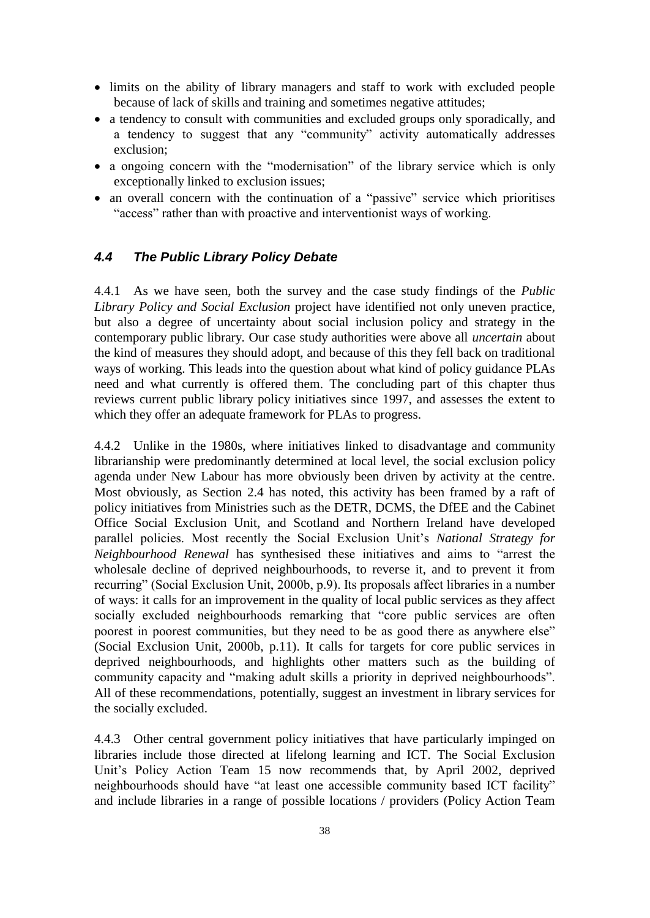- limits on the ability of library managers and staff to work with excluded people because of lack of skills and training and sometimes negative attitudes;
- a tendency to consult with communities and excluded groups only sporadically, and a tendency to suggest that any "community" activity automatically addresses exclusion;
- a ongoing concern with the "modernisation" of the library service which is only exceptionally linked to exclusion issues;
- an overall concern with the continuation of a "passive" service which prioritises "access" rather than with proactive and interventionist ways of working.

### *4.4 The Public Library Policy Debate*

4.4.1 As we have seen, both the survey and the case study findings of the *Public Library Policy and Social Exclusion* project have identified not only uneven practice, but also a degree of uncertainty about social inclusion policy and strategy in the contemporary public library. Our case study authorities were above all *uncertain* about the kind of measures they should adopt, and because of this they fell back on traditional ways of working. This leads into the question about what kind of policy guidance PLAs need and what currently is offered them. The concluding part of this chapter thus reviews current public library policy initiatives since 1997, and assesses the extent to which they offer an adequate framework for PLAs to progress.

4.4.2 Unlike in the 1980s, where initiatives linked to disadvantage and community librarianship were predominantly determined at local level, the social exclusion policy agenda under New Labour has more obviously been driven by activity at the centre. Most obviously, as Section 2.4 has noted, this activity has been framed by a raft of policy initiatives from Ministries such as the DETR, DCMS, the DfEE and the Cabinet Office Social Exclusion Unit, and Scotland and Northern Ireland have developed parallel policies. Most recently the Social Exclusion Unit's *National Strategy for Neighbourhood Renewal* has synthesised these initiatives and aims to "arrest the wholesale decline of deprived neighbourhoods, to reverse it, and to prevent it from recurring" (Social Exclusion Unit, 2000b, p.9). Its proposals affect libraries in a number of ways: it calls for an improvement in the quality of local public services as they affect socially excluded neighbourhoods remarking that "core public services are often poorest in poorest communities, but they need to be as good there as anywhere else" (Social Exclusion Unit, 2000b, p.11). It calls for targets for core public services in deprived neighbourhoods, and highlights other matters such as the building of community capacity and "making adult skills a priority in deprived neighbourhoods". All of these recommendations, potentially, suggest an investment in library services for the socially excluded.

4.4.3 Other central government policy initiatives that have particularly impinged on libraries include those directed at lifelong learning and ICT. The Social Exclusion Unit's Policy Action Team 15 now recommends that, by April 2002, deprived neighbourhoods should have "at least one accessible community based ICT facility" and include libraries in a range of possible locations / providers (Policy Action Team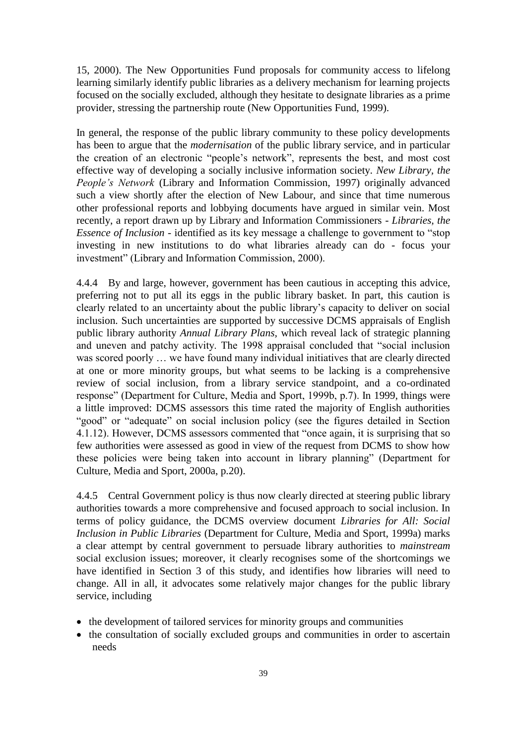15, 2000). The New Opportunities Fund proposals for community access to lifelong learning similarly identify public libraries as a delivery mechanism for learning projects focused on the socially excluded, although they hesitate to designate libraries as a prime provider, stressing the partnership route (New Opportunities Fund, 1999).

In general, the response of the public library community to these policy developments has been to argue that the *modernisation* of the public library service, and in particular the creation of an electronic "people's network", represents the best, and most cost effective way of developing a socially inclusive information society. *New Library, the People's Network* (Library and Information Commission, 1997) originally advanced such a view shortly after the election of New Labour, and since that time numerous other professional reports and lobbying documents have argued in similar vein. Most recently, a report drawn up by Library and Information Commissioners - *Libraries, the Essence of Inclusion* - identified as its key message a challenge to government to "stop investing in new institutions to do what libraries already can do - focus your investment" (Library and Information Commission, 2000).

4.4.4 By and large, however, government has been cautious in accepting this advice, preferring not to put all its eggs in the public library basket. In part, this caution is clearly related to an uncertainty about the public library's capacity to deliver on social inclusion. Such uncertainties are supported by successive DCMS appraisals of English public library authority *Annual Library Plans*, which reveal lack of strategic planning and uneven and patchy activity. The 1998 appraisal concluded that "social inclusion was scored poorly … we have found many individual initiatives that are clearly directed at one or more minority groups, but what seems to be lacking is a comprehensive review of social inclusion, from a library service standpoint, and a co-ordinated response" (Department for Culture, Media and Sport, 1999b, p.7). In 1999, things were a little improved: DCMS assessors this time rated the majority of English authorities "good" or "adequate" on social inclusion policy (see the figures detailed in Section 4.1.12). However, DCMS assessors commented that "once again, it is surprising that so few authorities were assessed as good in view of the request from DCMS to show how these policies were being taken into account in library planning" (Department for Culture, Media and Sport, 2000a, p.20).

4.4.5 Central Government policy is thus now clearly directed at steering public library authorities towards a more comprehensive and focused approach to social inclusion. In terms of policy guidance, the DCMS overview document *Libraries for All: Social Inclusion in Public Libraries* (Department for Culture, Media and Sport, 1999a) marks a clear attempt by central government to persuade library authorities to *mainstream* social exclusion issues; moreover, it clearly recognises some of the shortcomings we have identified in Section 3 of this study, and identifies how libraries will need to change. All in all, it advocates some relatively major changes for the public library service, including

- the development of tailored services for minority groups and communities
- the consultation of socially excluded groups and communities in order to ascertain needs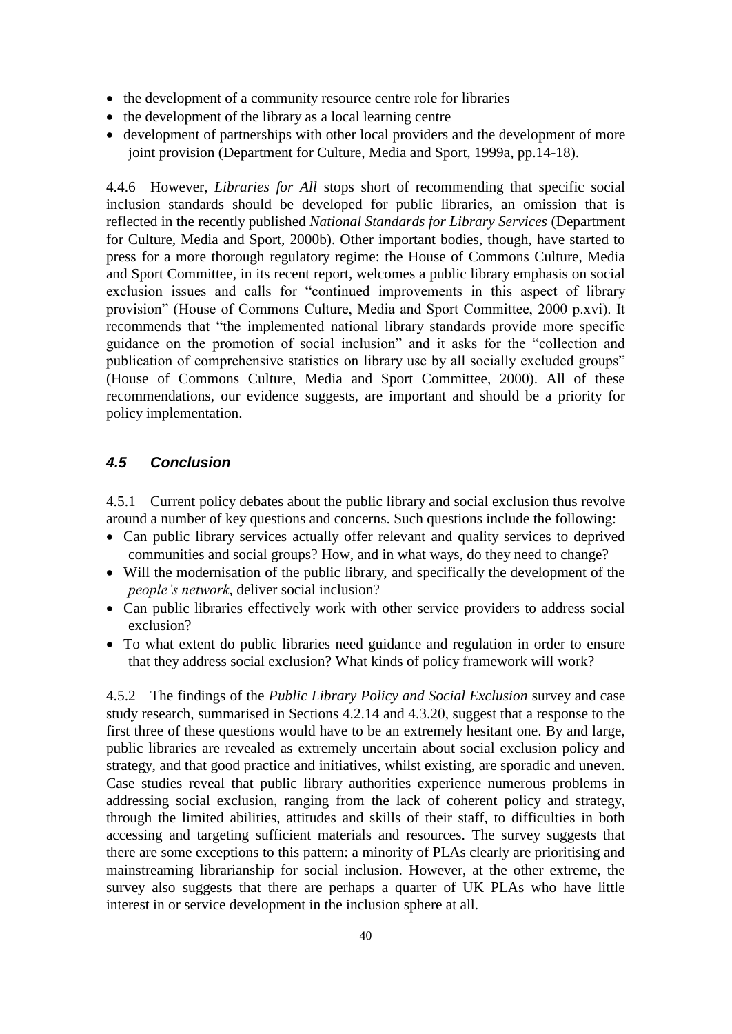- the development of a community resource centre role for libraries
- the development of the library as a local learning centre
- development of partnerships with other local providers and the development of more joint provision (Department for Culture, Media and Sport, 1999a, pp.14-18).

4.4.6 However, *Libraries for All* stops short of recommending that specific social inclusion standards should be developed for public libraries, an omission that is reflected in the recently published *National Standards for Library Services* (Department for Culture, Media and Sport, 2000b). Other important bodies, though, have started to press for a more thorough regulatory regime: the House of Commons Culture, Media and Sport Committee, in its recent report, welcomes a public library emphasis on social exclusion issues and calls for "continued improvements in this aspect of library provision" (House of Commons Culture, Media and Sport Committee, 2000 p.xvi). It recommends that "the implemented national library standards provide more specific guidance on the promotion of social inclusion" and it asks for the "collection and publication of comprehensive statistics on library use by all socially excluded groups" (House of Commons Culture, Media and Sport Committee, 2000). All of these recommendations, our evidence suggests, are important and should be a priority for policy implementation.

### *4.5 Conclusion*

4.5.1 Current policy debates about the public library and social exclusion thus revolve around a number of key questions and concerns. Such questions include the following:

- Can public library services actually offer relevant and quality services to deprived communities and social groups? How, and in what ways, do they need to change?
- Will the modernisation of the public library, and specifically the development of the *people's network*, deliver social inclusion?
- Can public libraries effectively work with other service providers to address social exclusion?
- To what extent do public libraries need guidance and regulation in order to ensure that they address social exclusion? What kinds of policy framework will work?

4.5.2 The findings of the *Public Library Policy and Social Exclusion* survey and case study research, summarised in Sections 4.2.14 and 4.3.20, suggest that a response to the first three of these questions would have to be an extremely hesitant one. By and large, public libraries are revealed as extremely uncertain about social exclusion policy and strategy, and that good practice and initiatives, whilst existing, are sporadic and uneven. Case studies reveal that public library authorities experience numerous problems in addressing social exclusion, ranging from the lack of coherent policy and strategy, through the limited abilities, attitudes and skills of their staff, to difficulties in both accessing and targeting sufficient materials and resources. The survey suggests that there are some exceptions to this pattern: a minority of PLAs clearly are prioritising and mainstreaming librarianship for social inclusion. However, at the other extreme, the survey also suggests that there are perhaps a quarter of UK PLAs who have little interest in or service development in the inclusion sphere at all.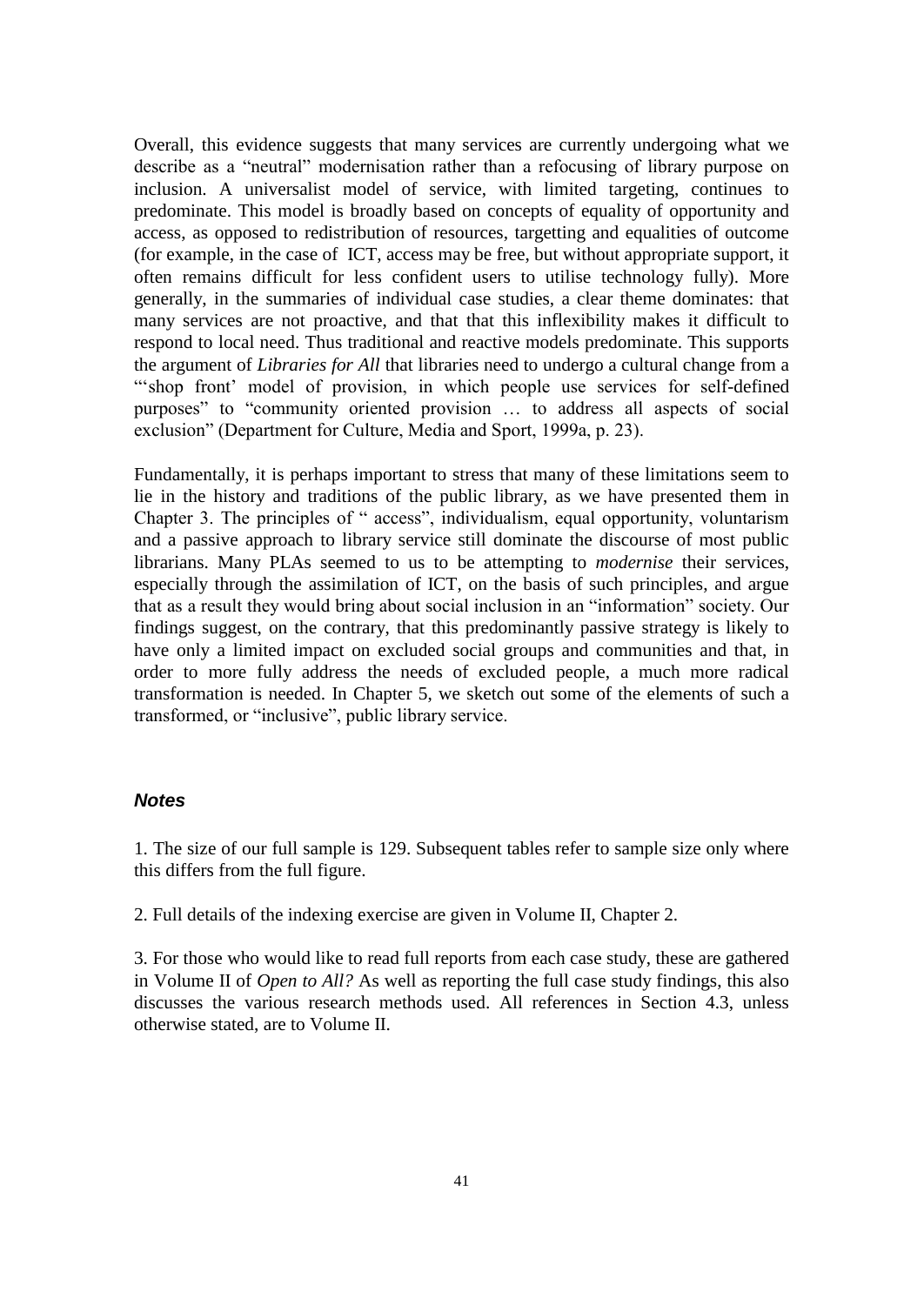Overall, this evidence suggests that many services are currently undergoing what we describe as a "neutral" modernisation rather than a refocusing of library purpose on inclusion. A universalist model of service, with limited targeting, continues to predominate. This model is broadly based on concepts of equality of opportunity and access, as opposed to redistribution of resources, targetting and equalities of outcome (for example, in the case of ICT, access may be free, but without appropriate support, it often remains difficult for less confident users to utilise technology fully). More generally, in the summaries of individual case studies, a clear theme dominates: that many services are not proactive, and that that this inflexibility makes it difficult to respond to local need. Thus traditional and reactive models predominate. This supports the argument of *Libraries for All* that libraries need to undergo a cultural change from a "'shop front' model of provision, in which people use services for self-defined purposes" to "community oriented provision … to address all aspects of social exclusion" (Department for Culture, Media and Sport, 1999a, p. 23).

Fundamentally, it is perhaps important to stress that many of these limitations seem to lie in the history and traditions of the public library, as we have presented them in Chapter 3. The principles of " access", individualism, equal opportunity, voluntarism and a passive approach to library service still dominate the discourse of most public librarians. Many PLAs seemed to us to be attempting to *modernise* their services, especially through the assimilation of ICT, on the basis of such principles, and argue that as a result they would bring about social inclusion in an "information" society. Our findings suggest, on the contrary, that this predominantly passive strategy is likely to have only a limited impact on excluded social groups and communities and that, in order to more fully address the needs of excluded people, a much more radical transformation is needed. In Chapter 5, we sketch out some of the elements of such a transformed, or "inclusive", public library service.

### *Notes*

1. The size of our full sample is 129. Subsequent tables refer to sample size only where this differs from the full figure.

2. Full details of the indexing exercise are given in Volume II, Chapter 2.

3. For those who would like to read full reports from each case study, these are gathered in Volume II of *Open to All?* As well as reporting the full case study findings, this also discusses the various research methods used. All references in Section 4.3, unless otherwise stated, are to Volume II.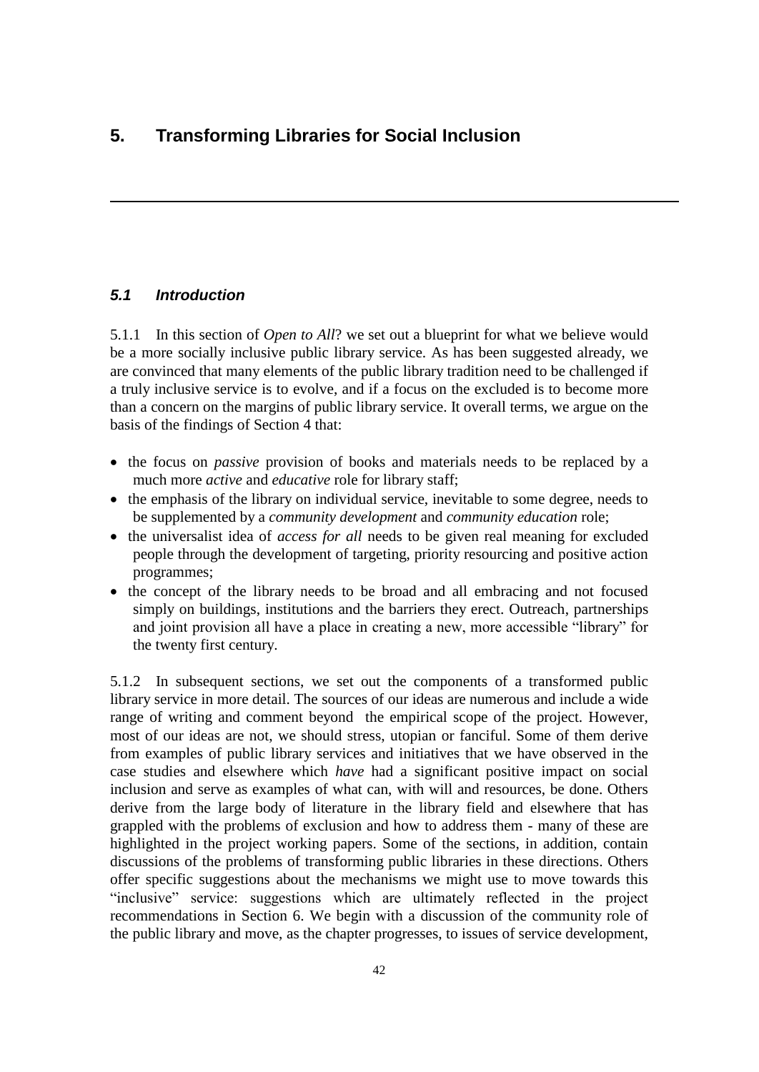# 5. Transforming Libraries for Social Inclusion

## *5.1 Introduction*

5.1.1 In this section of *Open to All*? we set out a blueprint for what we believe would be a more socially inclusive public library service. As has been suggested already, we are convinced that many elements of the public library tradition need to be challenged if a truly inclusive service is to evolve, and if a focus on the excluded is to become more than a concern on the margins of public library service. It overall terms, we argue on the basis of the findings of Section 4 that:

- the focus on *passive* provision of books and materials needs to be replaced by a much more *active* and *educative* role for library staff;
- the emphasis of the library on individual service, inevitable to some degree, needs to be supplemented by a *community development* and *community education* role;
- the universalist idea of *access for all* needs to be given real meaning for excluded people through the development of targeting, priority resourcing and positive action programmes;
- the concept of the library needs to be broad and all embracing and not focused simply on buildings, institutions and the barriers they erect. Outreach, partnerships and joint provision all have a place in creating a new, more accessible "library" for the twenty first century.

5.1.2 In subsequent sections, we set out the components of a transformed public library service in more detail. The sources of our ideas are numerous and include a wide range of writing and comment beyond the empirical scope of the project. However, most of our ideas are not, we should stress, utopian or fanciful. Some of them derive from examples of public library services and initiatives that we have observed in the case studies and elsewhere which *have* had a significant positive impact on social inclusion and serve as examples of what can, with will and resources, be done. Others derive from the large body of literature in the library field and elsewhere that has grappled with the problems of exclusion and how to address them - many of these are highlighted in the project working papers. Some of the sections, in addition, contain discussions of the problems of transforming public libraries in these directions. Others offer specific suggestions about the mechanisms we might use to move towards this "inclusive" service: suggestions which are ultimately reflected in the project recommendations in Section 6. We begin with a discussion of the community role of the public library and move, as the chapter progresses, to issues of service development,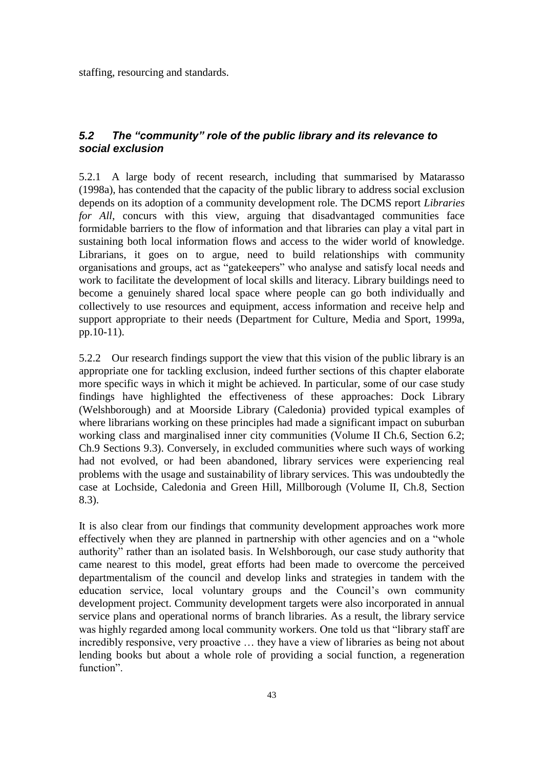staffing, resourcing and standards.

### *5.2 The "community" role of the public library and its relevance to social exclusion*

5.2.1 A large body of recent research, including that summarised by Matarasso (1998a), has contended that the capacity of the public library to address social exclusion depends on its adoption of a community development role. The DCMS report *Libraries for All*, concurs with this view, arguing that disadvantaged communities face formidable barriers to the flow of information and that libraries can play a vital part in sustaining both local information flows and access to the wider world of knowledge. Librarians, it goes on to argue, need to build relationships with community organisations and groups, act as "gatekeepers" who analyse and satisfy local needs and work to facilitate the development of local skills and literacy. Library buildings need to become a genuinely shared local space where people can go both individually and collectively to use resources and equipment, access information and receive help and support appropriate to their needs (Department for Culture, Media and Sport, 1999a, pp.10-11).

5.2.2 Our research findings support the view that this vision of the public library is an appropriate one for tackling exclusion, indeed further sections of this chapter elaborate more specific ways in which it might be achieved. In particular, some of our case study findings have highlighted the effectiveness of these approaches: Dock Library (Welshborough) and at Moorside Library (Caledonia) provided typical examples of where librarians working on these principles had made a significant impact on suburban working class and marginalised inner city communities (Volume II Ch.6, Section 6.2; Ch.9 Sections 9.3). Conversely, in excluded communities where such ways of working had not evolved, or had been abandoned, library services were experiencing real problems with the usage and sustainability of library services. This was undoubtedly the case at Lochside, Caledonia and Green Hill, Millborough (Volume II, Ch.8, Section 8.3).

It is also clear from our findings that community development approaches work more effectively when they are planned in partnership with other agencies and on a "whole authority" rather than an isolated basis. In Welshborough, our case study authority that came nearest to this model, great efforts had been made to overcome the perceived departmentalism of the council and develop links and strategies in tandem with the education service, local voluntary groups and the Council's own community development project. Community development targets were also incorporated in annual service plans and operational norms of branch libraries. As a result, the library service was highly regarded among local community workers. One told us that "library staff are incredibly responsive, very proactive … they have a view of libraries as being not about lending books but about a whole role of providing a social function, a regeneration function".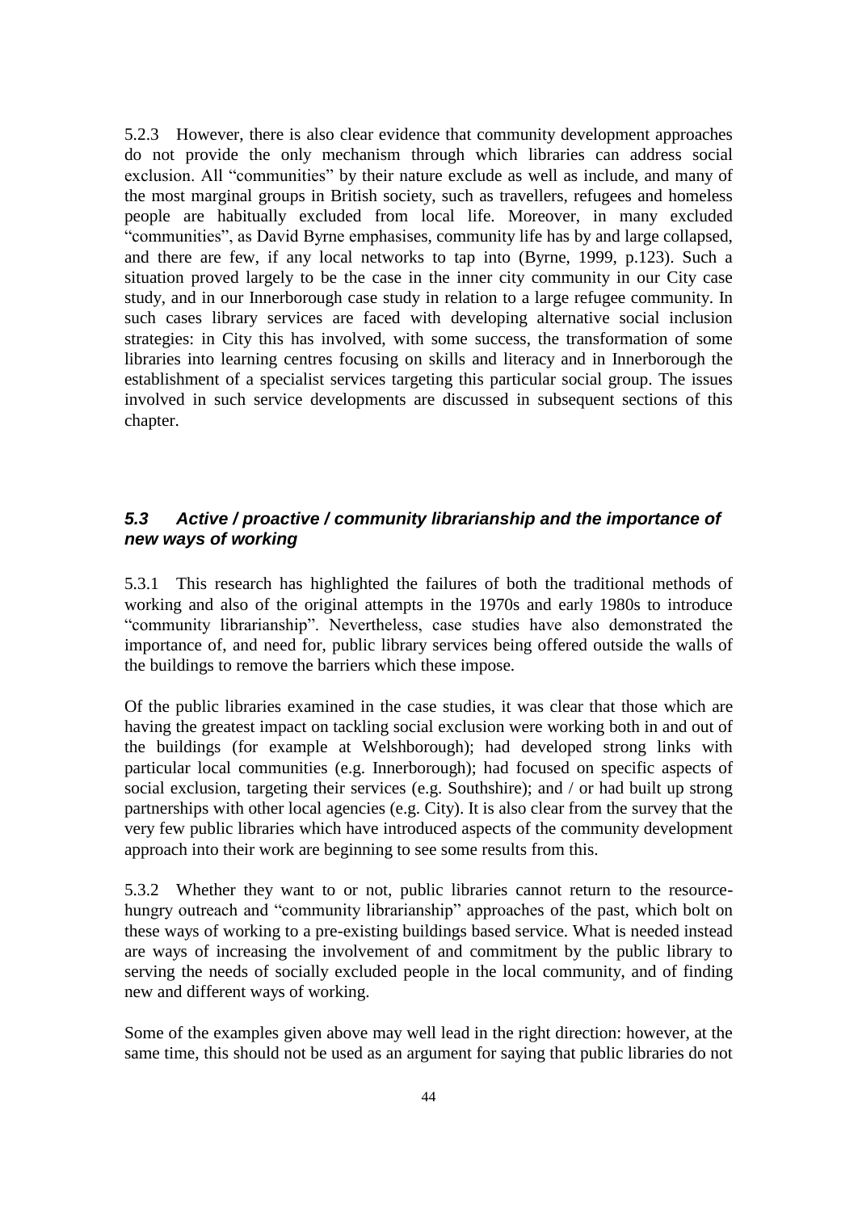5.2.3 However, there is also clear evidence that community development approaches do not provide the only mechanism through which libraries can address social exclusion. All "communities" by their nature exclude as well as include, and many of the most marginal groups in British society, such as travellers, refugees and homeless people are habitually excluded from local life. Moreover, in many excluded "communities", as David Byrne emphasises, community life has by and large collapsed, and there are few, if any local networks to tap into (Byrne, 1999, p.123). Such a situation proved largely to be the case in the inner city community in our City case study, and in our Innerborough case study in relation to a large refugee community. In such cases library services are faced with developing alternative social inclusion strategies: in City this has involved, with some success, the transformation of some libraries into learning centres focusing on skills and literacy and in Innerborough the establishment of a specialist services targeting this particular social group. The issues involved in such service developments are discussed in subsequent sections of this chapter.

### *5.3 Active / proactive / community librarianship and the importance of new ways of working*

5.3.1 This research has highlighted the failures of both the traditional methods of working and also of the original attempts in the 1970s and early 1980s to introduce "community librarianship". Nevertheless, case studies have also demonstrated the importance of, and need for, public library services being offered outside the walls of the buildings to remove the barriers which these impose.

Of the public libraries examined in the case studies, it was clear that those which are having the greatest impact on tackling social exclusion were working both in and out of the buildings (for example at Welshborough); had developed strong links with particular local communities (e.g. Innerborough); had focused on specific aspects of social exclusion, targeting their services (e.g. Southshire); and / or had built up strong partnerships with other local agencies (e.g. City). It is also clear from the survey that the very few public libraries which have introduced aspects of the community development approach into their work are beginning to see some results from this.

5.3.2 Whether they want to or not, public libraries cannot return to the resource-hungry outreach and "community librarianship" approaches of the past, which bolt on these ways of working to a pre-existing buildings based service. What is needed instead are ways of increasing the involvement of and commitment by the public library to serving the needs of socially excluded people in the local community, and of finding new and different ways of working.

Some of the examples given above may well lead in the right direction: however, at the same time, this should not be used as an argument for saying that public libraries do not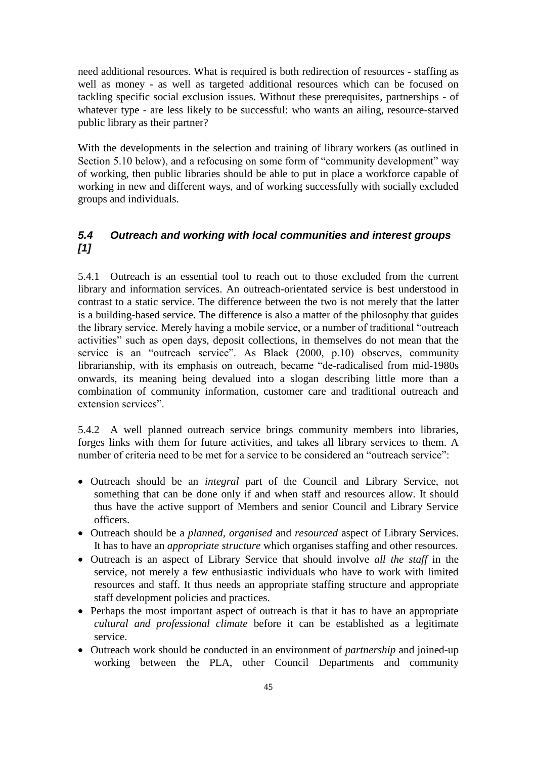need additional resources. What is required is both redirection of resources - staffing as well as money - as well as targeted additional resources which can be focused on tackling specific social exclusion issues. Without these prerequisites, partnerships - of whatever type - are less likely to be successful: who wants an ailing, resource-starved public library as their partner?

With the developments in the selection and training of library workers (as outlined in Section 5.10 below), and a refocusing on some form of "community development" way of working, then public libraries should be able to put in place a workforce capable of working in new and different ways, and of working successfully with socially excluded groups and individuals.

### *5.4 Outreach and working with local communities and interest groups [1]*

5.4.1 Outreach is an essential tool to reach out to those excluded from the current library and information services. An outreach-orientated service is best understood in contrast to a static service. The difference between the two is not merely that the latter is a building-based service. The difference is also a matter of the philosophy that guides the library service. Merely having a mobile service, or a number of traditional "outreach activities" such as open days, deposit collections, in themselves do not mean that the service is an "outreach service". As Black (2000, p.10) observes, community librarianship, with its emphasis on outreach, became "de-radicalised from mid-1980s onwards, its meaning being devalued into a slogan describing little more than a combination of community information, customer care and traditional outreach and extension services".

5.4.2 A well planned outreach service brings community members into libraries, forges links with them for future activities, and takes all library services to them. A number of criteria need to be met for a service to be considered an "outreach service":

- Outreach should be an *integral* part of the Council and Library Service, not something that can be done only if and when staff and resources allow. It should thus have the active support of Members and senior Council and Library Service officers.
- Outreach should be a *planned*, *organised* and *resourced* aspect of Library Services. It has to have an *appropriate structure* which organises staffing and other resources.
- Outreach is an aspect of Library Service that should involve *all the staff* in the service, not merely a few enthusiastic individuals who have to work with limited resources and staff. It thus needs an appropriate staffing structure and appropriate staff development policies and practices.
- Perhaps the most important aspect of outreach is that it has to have an appropriate *cultural and professional climate* before it can be established as a legitimate service.
- Outreach work should be conducted in an environment of *partnership* and joined-up working between the PLA, other Council Departments and community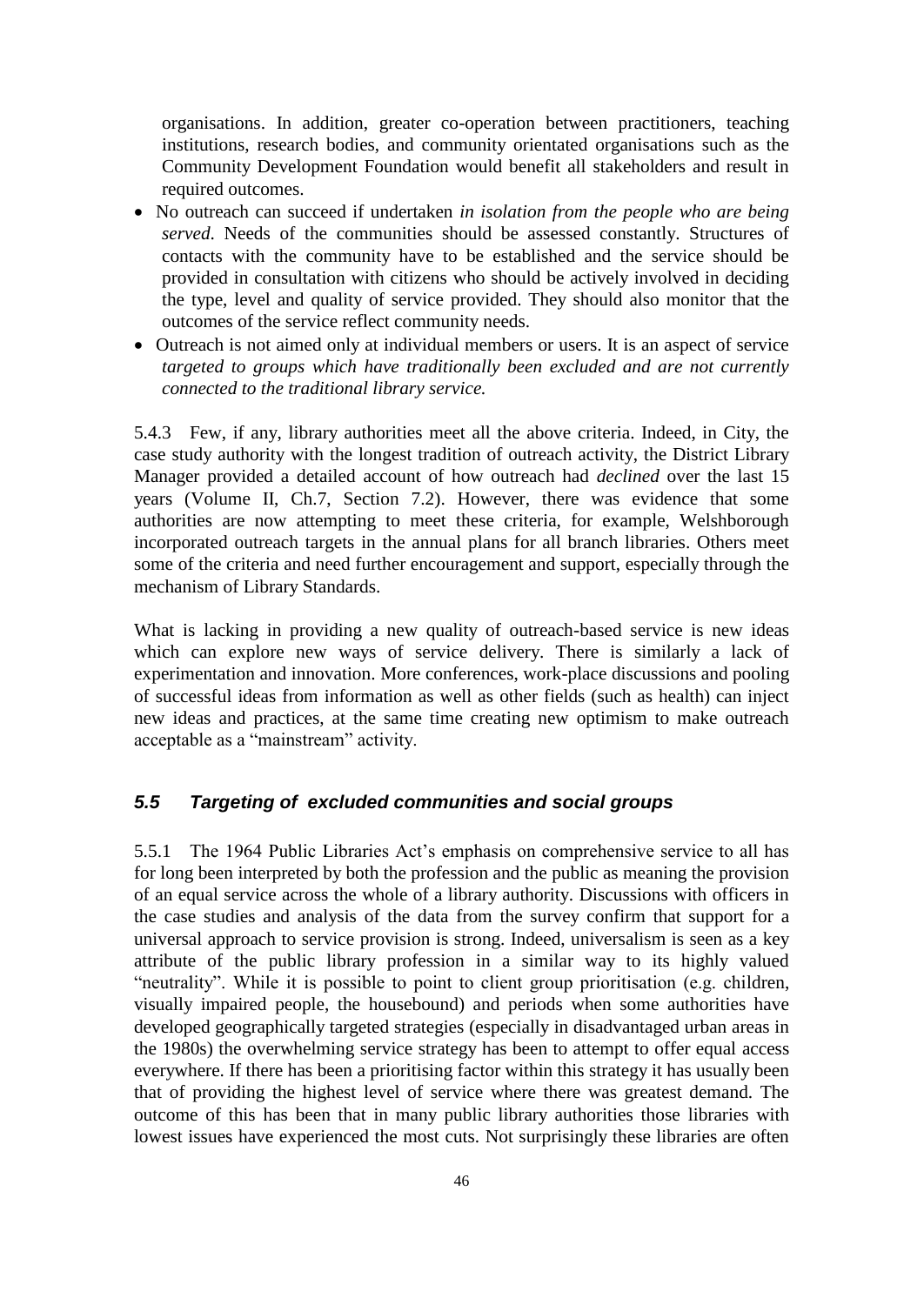organisations. In addition, greater co-operation between practitioners, teaching institutions, research bodies, and community orientated organisations such as the Community Development Foundation would benefit all stakeholders and result in required outcomes.

- No outreach can succeed if undertaken *in isolation from the people who are being served*. Needs of the communities should be assessed constantly. Structures of contacts with the community have to be established and the service should be provided in consultation with citizens who should be actively involved in deciding the type, level and quality of service provided. They should also monitor that the outcomes of the service reflect community needs.
- Outreach is not aimed only at individual members or users. It is an aspect of service *targeted to groups which have traditionally been excluded and are not currently connected to the traditional library service.*

5.4.3 Few, if any, library authorities meet all the above criteria. Indeed, in City, the case study authority with the longest tradition of outreach activity, the District Library Manager provided a detailed account of how outreach had *declined* over the last 15 years (Volume II, Ch.7, Section 7.2). However, there was evidence that some authorities are now attempting to meet these criteria, for example, Welshborough incorporated outreach targets in the annual plans for all branch libraries. Others meet some of the criteria and need further encouragement and support, especially through the mechanism of Library Standards.

What is lacking in providing a new quality of outreach-based service is new ideas which can explore new ways of service delivery. There is similarly a lack of experimentation and innovation. More conferences, work-place discussions and pooling of successful ideas from information as well as other fields (such as health) can inject new ideas and practices, at the same time creating new optimism to make outreach acceptable as a "mainstream" activity.

## *5.5 Targeting of excluded communities and social groups*

5.5.1 The 1964 Public Libraries Act's emphasis on comprehensive service to all has for long been interpreted by both the profession and the public as meaning the provision of an equal service across the whole of a library authority. Discussions with officers in the case studies and analysis of the data from the survey confirm that support for a universal approach to service provision is strong. Indeed, universalism is seen as a key attribute of the public library profession in a similar way to its highly valued "neutrality". While it is possible to point to client group prioritisation (e.g. children, visually impaired people, the housebound) and periods when some authorities have developed geographically targeted strategies (especially in disadvantaged urban areas in the 1980s) the overwhelming service strategy has been to attempt to offer equal access everywhere. If there has been a prioritising factor within this strategy it has usually been that of providing the highest level of service where there was greatest demand. The outcome of this has been that in many public library authorities those libraries with lowest issues have experienced the most cuts. Not surprisingly these libraries are often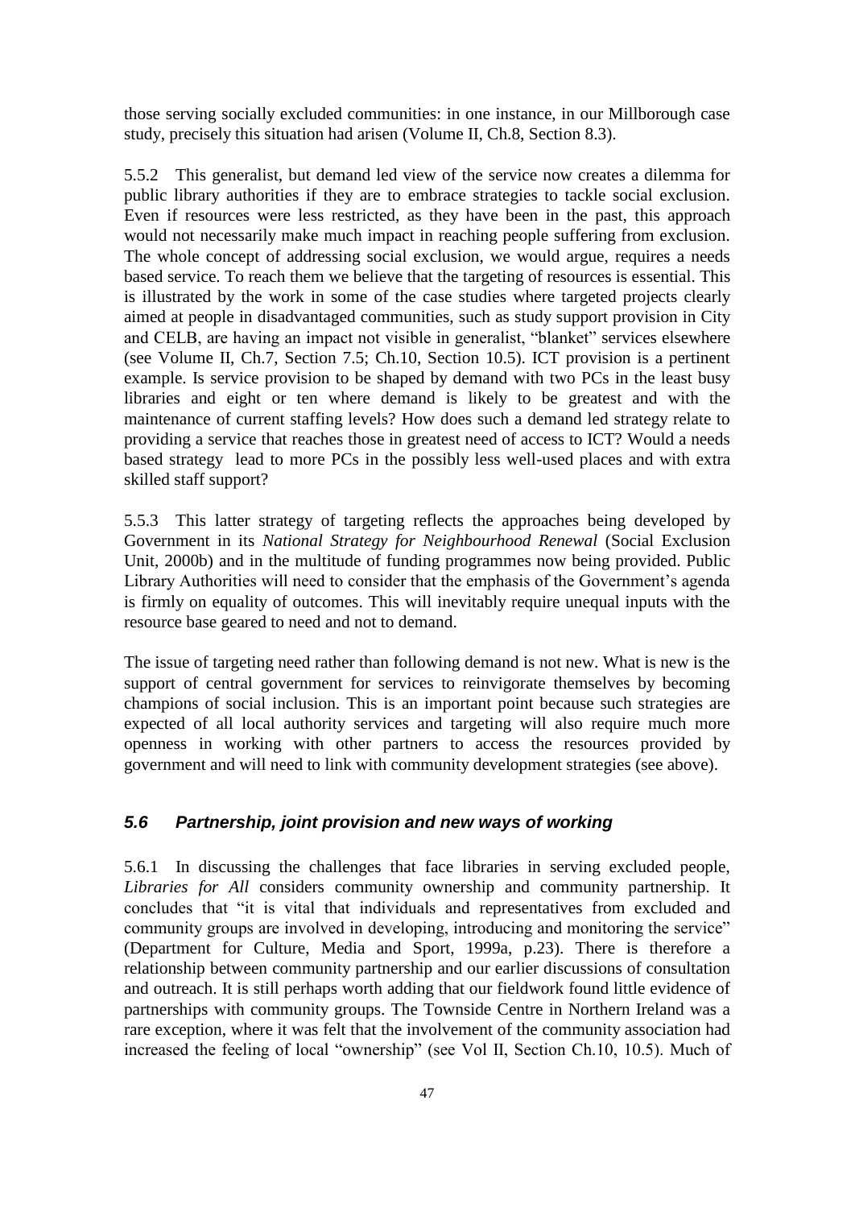those serving socially excluded communities: in one instance, in our Millborough case study, precisely this situation had arisen (Volume II, Ch.8, Section 8.3).

5.5.2 This generalist, but demand led view of the service now creates a dilemma for public library authorities if they are to embrace strategies to tackle social exclusion. Even if resources were less restricted, as they have been in the past, this approach would not necessarily make much impact in reaching people suffering from exclusion. The whole concept of addressing social exclusion, we would argue, requires a needs based service. To reach them we believe that the targeting of resources is essential. This is illustrated by the work in some of the case studies where targeted projects clearly aimed at people in disadvantaged communities, such as study support provision in City and CELB, are having an impact not visible in generalist, "blanket" services elsewhere (see Volume II, Ch.7, Section 7.5; Ch.10, Section 10.5). ICT provision is a pertinent example. Is service provision to be shaped by demand with two PCs in the least busy libraries and eight or ten where demand is likely to be greatest and with the maintenance of current staffing levels? How does such a demand led strategy relate to providing a service that reaches those in greatest need of access to ICT? Would a needs based strategy lead to more PCs in the possibly less well-used places and with extra skilled staff support?

5.5.3 This latter strategy of targeting reflects the approaches being developed by Government in its *National Strategy for Neighbourhood Renewal* (Social Exclusion Unit, 2000b) and in the multitude of funding programmes now being provided. Public Library Authorities will need to consider that the emphasis of the Government's agenda is firmly on equality of outcomes. This will inevitably require unequal inputs with the resource base geared to need and not to demand.

The issue of targeting need rather than following demand is not new. What is new is the support of central government for services to reinvigorate themselves by becoming champions of social inclusion. This is an important point because such strategies are expected of all local authority services and targeting will also require much more openness in working with other partners to access the resources provided by government and will need to link with community development strategies (see above).

### *5.6 Partnership, joint provision and new ways of working*

5.6.1 In discussing the challenges that face libraries in serving excluded people, *Libraries for All* considers community ownership and community partnership. It concludes that "it is vital that individuals and representatives from excluded and community groups are involved in developing, introducing and monitoring the service" (Department for Culture, Media and Sport, 1999a, p.23). There is therefore a relationship between community partnership and our earlier discussions of consultation and outreach. It is still perhaps worth adding that our fieldwork found little evidence of partnerships with community groups. The Townside Centre in Northern Ireland was a rare exception, where it was felt that the involvement of the community association had increased the feeling of local "ownership" (see Vol II, Section Ch.10, 10.5). Much of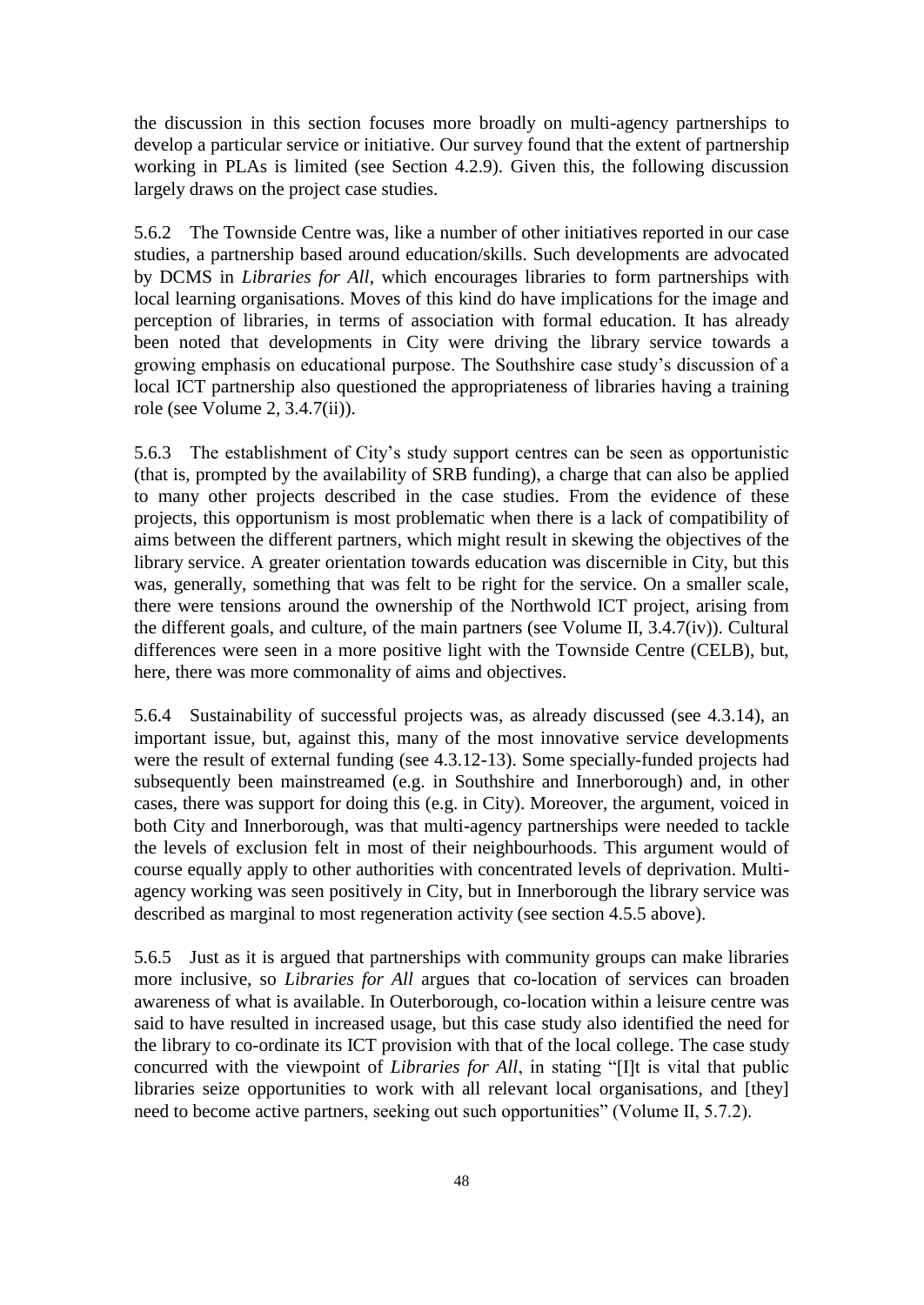the discussion in this section focuses more broadly on multi-agency partnerships to develop a particular service or initiative. Our survey found that the extent of partnership working in PLAs is limited (see Section 4.2.9). Given this, the following discussion largely draws on the project case studies.

5.6.2 The Townside Centre was, like a number of other initiatives reported in our case studies, a partnership based around education/skills. Such developments are advocated by DCMS in *Libraries for All*, which encourages libraries to form partnerships with local learning organisations. Moves of this kind do have implications for the image and perception of libraries, in terms of association with formal education. It has already been noted that developments in City were driving the library service towards a growing emphasis on educational purpose. The Southshire case study's discussion of a local ICT partnership also questioned the appropriateness of libraries having a training role (see Volume 2, 3.4.7(ii)).

5.6.3 The establishment of City's study support centres can be seen as opportunistic (that is, prompted by the availability of SRB funding), a charge that can also be applied to many other projects described in the case studies. From the evidence of these projects, this opportunism is most problematic when there is a lack of compatibility of aims between the different partners, which might result in skewing the objectives of the library service. A greater orientation towards education was discernible in City, but this was, generally, something that was felt to be right for the service. On a smaller scale, there were tensions around the ownership of the Northwold ICT project, arising from the different goals, and culture, of the main partners (see Volume II, 3.4.7(iv)). Cultural differences were seen in a more positive light with the Townside Centre (CELB), but, here, there was more commonality of aims and objectives.

5.6.4 Sustainability of successful projects was, as already discussed (see 4.3.14), an important issue, but, against this, many of the most innovative service developments were the result of external funding (see 4.3.12-13). Some specially-funded projects had subsequently been mainstreamed (e.g. in Southshire and Innerborough) and, in other cases, there was support for doing this (e.g. in City). Moreover, the argument, voiced in both City and Innerborough, was that multi-agency partnerships were needed to tackle the levels of exclusion felt in most of their neighbourhoods. This argument would of course equally apply to other authorities with concentrated levels of deprivation. Multi-agency working was seen positively in City, but in Innerborough the library service was described as marginal to most regeneration activity (see section 4.5.5 above).

5.6.5 Just as it is argued that partnerships with community groups can make libraries more inclusive, so *Libraries for All* argues that co-location of services can broaden awareness of what is available. In Outerborough, co-location within a leisure centre was said to have resulted in increased usage, but this case study also identified the need for the library to co-ordinate its ICT provision with that of the local college. The case study concurred with the viewpoint of *Libraries for All*, in stating "[I]t is vital that public libraries seize opportunities to work with all relevant local organisations, and [they] need to become active partners, seeking out such opportunities" (Volume II, 5.7.2).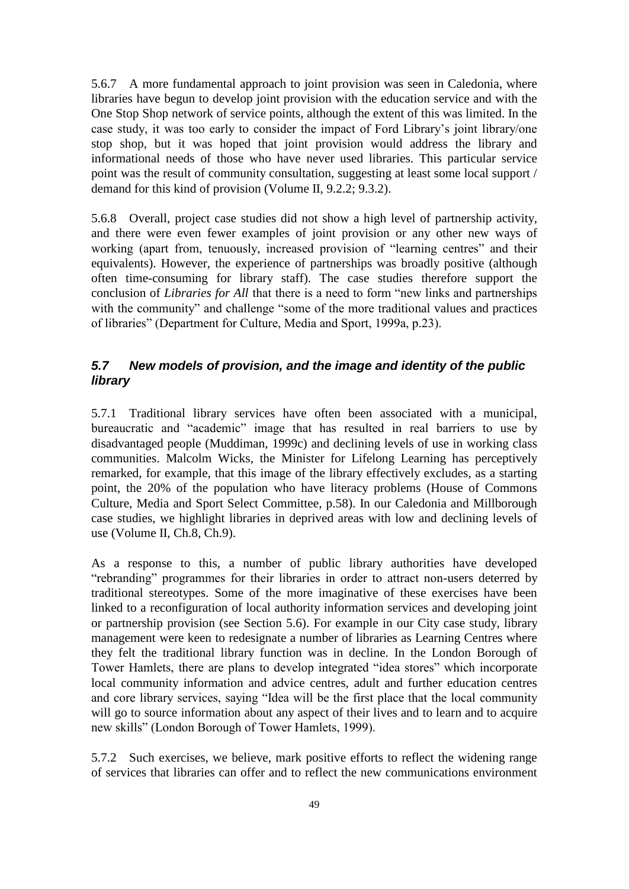5.6.7 A more fundamental approach to joint provision was seen in Caledonia, where libraries have begun to develop joint provision with the education service and with the One Stop Shop network of service points, although the extent of this was limited. In the case study, it was too early to consider the impact of Ford Library's joint library/one stop shop, but it was hoped that joint provision would address the library and informational needs of those who have never used libraries. This particular service point was the result of community consultation, suggesting at least some local support / demand for this kind of provision (Volume II, 9.2.2; 9.3.2).

5.6.8 Overall, project case studies did not show a high level of partnership activity, and there were even fewer examples of joint provision or any other new ways of working (apart from, tenuously, increased provision of "learning centres" and their equivalents). However, the experience of partnerships was broadly positive (although often time-consuming for library staff). The case studies therefore support the conclusion of *Libraries for All* that there is a need to form "new links and partnerships with the community" and challenge "some of the more traditional values and practices of libraries" (Department for Culture, Media and Sport, 1999a, p.23).

### *5.7 New models of provision, and the image and identity of the public library*

5.7.1 Traditional library services have often been associated with a municipal, bureaucratic and "academic" image that has resulted in real barriers to use by disadvantaged people (Muddiman, 1999c) and declining levels of use in working class communities. Malcolm Wicks, the Minister for Lifelong Learning has perceptively remarked, for example, that this image of the library effectively excludes, as a starting point, the 20% of the population who have literacy problems (House of Commons Culture, Media and Sport Select Committee, p.58). In our Caledonia and Millborough case studies, we highlight libraries in deprived areas with low and declining levels of use (Volume II, Ch.8, Ch.9).

As a response to this, a number of public library authorities have developed "rebranding" programmes for their libraries in order to attract non-users deterred by traditional stereotypes. Some of the more imaginative of these exercises have been linked to a reconfiguration of local authority information services and developing joint or partnership provision (see Section 5.6). For example in our City case study, library management were keen to redesignate a number of libraries as Learning Centres where they felt the traditional library function was in decline. In the London Borough of Tower Hamlets, there are plans to develop integrated "idea stores" which incorporate local community information and advice centres, adult and further education centres and core library services, saying "Idea will be the first place that the local community will go to source information about any aspect of their lives and to learn and to acquire new skills" (London Borough of Tower Hamlets, 1999).

5.7.2 Such exercises, we believe, mark positive efforts to reflect the widening range of services that libraries can offer and to reflect the new communications environment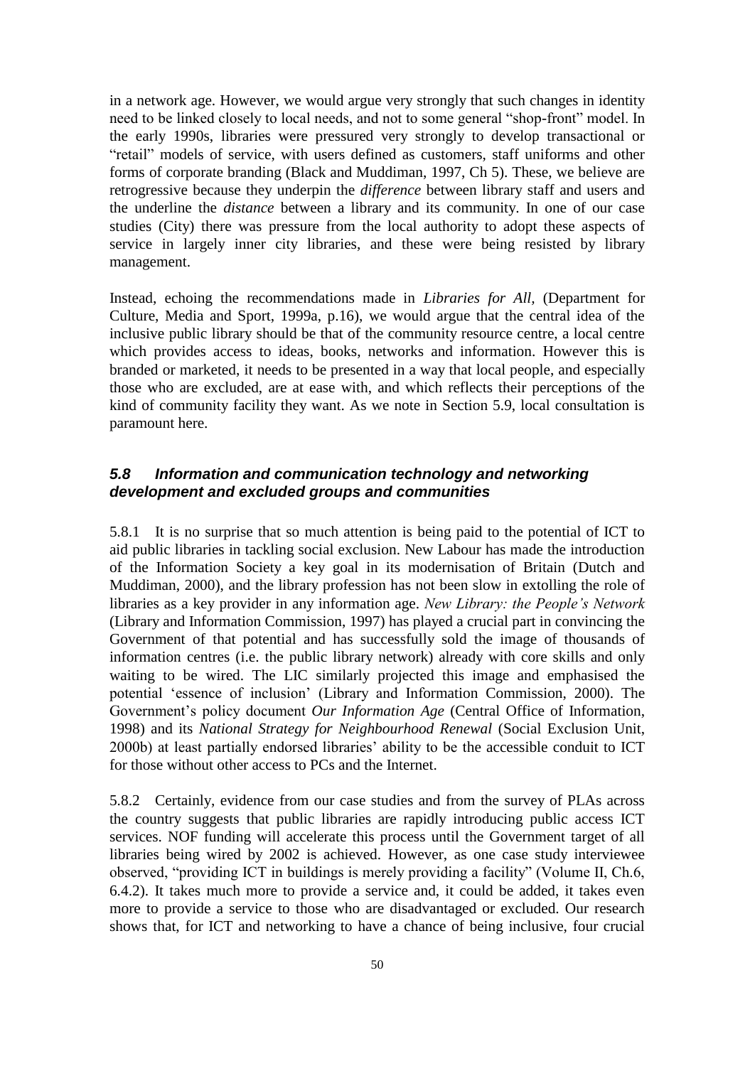in a network age. However, we would argue very strongly that such changes in identity need to be linked closely to local needs, and not to some general "shop-front" model. In the early 1990s, libraries were pressured very strongly to develop transactional or "retail" models of service, with users defined as customers, staff uniforms and other forms of corporate branding (Black and Muddiman, 1997, Ch 5). These, we believe are retrogressive because they underpin the *difference* between library staff and users and the underline the *distance* between a library and its community. In one of our case studies (City) there was pressure from the local authority to adopt these aspects of service in largely inner city libraries, and these were being resisted by library management.

Instead, echoing the recommendations made in *Libraries for All,* (Department for Culture, Media and Sport, 1999a, p.16), we would argue that the central idea of the inclusive public library should be that of the community resource centre, a local centre which provides access to ideas, books, networks and information. However this is branded or marketed, it needs to be presented in a way that local people, and especially those who are excluded, are at ease with, and which reflects their perceptions of the kind of community facility they want. As we note in Section 5.9, local consultation is paramount here.

### *5.8 Information and communication technology and networking development and excluded groups and communities*

5.8.1 It is no surprise that so much attention is being paid to the potential of ICT to aid public libraries in tackling social exclusion. New Labour has made the introduction of the Information Society a key goal in its modernisation of Britain (Dutch and Muddiman, 2000), and the library profession has not been slow in extolling the role of libraries as a key provider in any information age. *New Library: the People's Network* (Library and Information Commission, 1997) has played a crucial part in convincing the Government of that potential and has successfully sold the image of thousands of information centres (i.e. the public library network) already with core skills and only waiting to be wired. The LIC similarly projected this image and emphasised the potential 'essence of inclusion' (Library and Information Commission, 2000). The Government's policy document *Our Information Age* (Central Office of Information, 1998) and its *National Strategy for Neighbourhood Renewal* (Social Exclusion Unit, 2000b) at least partially endorsed libraries' ability to be the accessible conduit to ICT for those without other access to PCs and the Internet.

5.8.2 Certainly, evidence from our case studies and from the survey of PLAs across the country suggests that public libraries are rapidly introducing public access ICT services. NOF funding will accelerate this process until the Government target of all libraries being wired by 2002 is achieved. However, as one case study interviewee observed, "providing ICT in buildings is merely providing a facility" (Volume II, Ch.6, 6.4.2). It takes much more to provide a service and, it could be added, it takes even more to provide a service to those who are disadvantaged or excluded. Our research shows that, for ICT and networking to have a chance of being inclusive, four crucial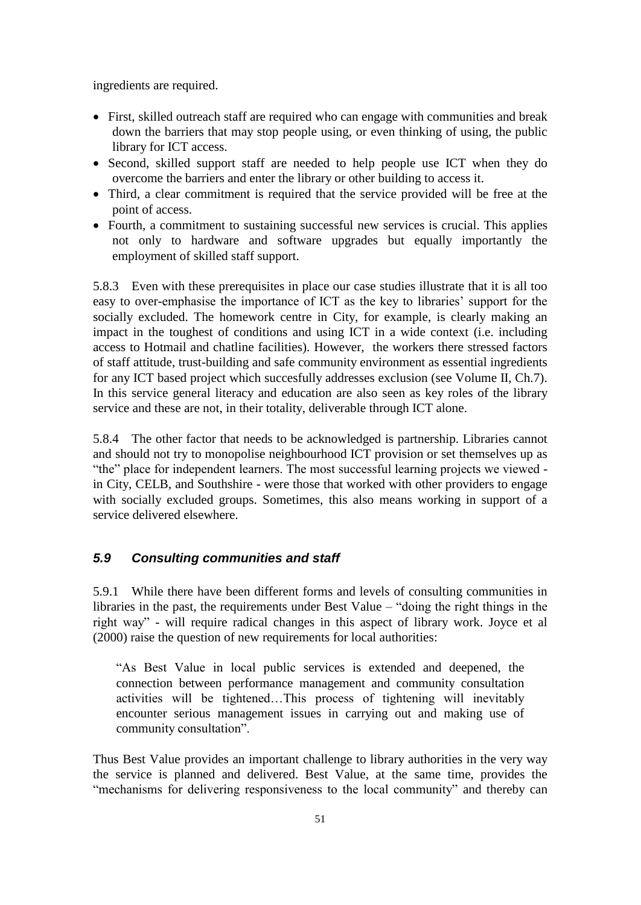ingredients are required.

- First, skilled outreach staff are required who can engage with communities and break down the barriers that may stop people using, or even thinking of using, the public library for ICT access.
- Second, skilled support staff are needed to help people use ICT when they do overcome the barriers and enter the library or other building to access it.
- Third, a clear commitment is required that the service provided will be free at the point of access.
- Fourth, a commitment to sustaining successful new services is crucial. This applies not only to hardware and software upgrades but equally importantly the employment of skilled staff support.

5.8.3 Even with these prerequisites in place our case studies illustrate that it is all too easy to over-emphasise the importance of ICT as the key to libraries' support for the socially excluded. The homework centre in City, for example, is clearly making an impact in the toughest of conditions and using ICT in a wide context (i.e. including access to Hotmail and chatline facilities). However, the workers there stressed factors of staff attitude, trust-building and safe community environment as essential ingredients for any ICT based project which succesfully addresses exclusion (see Volume II, Ch.7). In this service general literacy and education are also seen as key roles of the library service and these are not, in their totality, deliverable through ICT alone.

5.8.4 The other factor that needs to be acknowledged is partnership. Libraries cannot and should not try to monopolise neighbourhood ICT provision or set themselves up as "the" place for independent learners. The most successful learning projects we viewed - in City, CELB, and Southshire - were those that worked with other providers to engage with socially excluded groups. Sometimes, this also means working in support of a service delivered elsewhere.

### *5.9 Consulting communities and staff*

5.9.1 While there have been different forms and levels of consulting communities in libraries in the past, the requirements under Best Value – "doing the right things in the right way" - will require radical changes in this aspect of library work. Joyce et al (2000) raise the question of new requirements for local authorities:

> "As Best Value in local public services is extended and deepened, the connection between performance management and community consultation activities will be tightened…This process of tightening will inevitably encounter serious management issues in carrying out and making use of community consultation".

Thus Best Value provides an important challenge to library authorities in the very way the service is planned and delivered. Best Value, at the same time, provides the "mechanisms for delivering responsiveness to the local community" and thereby can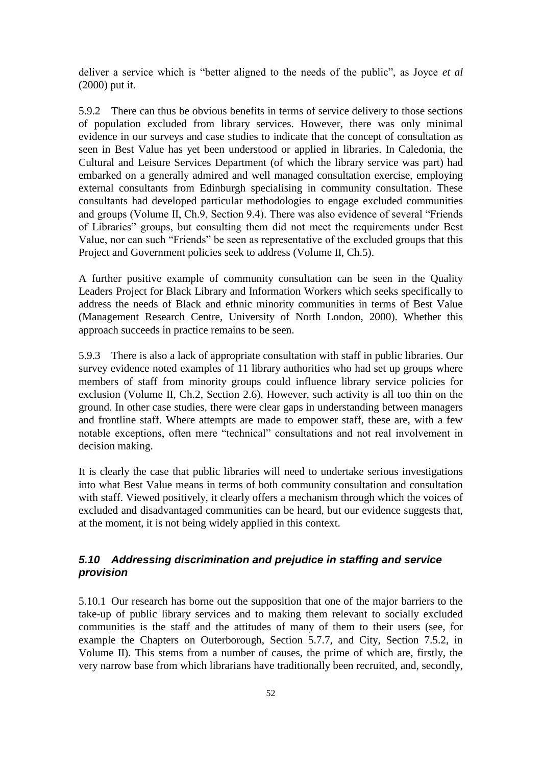deliver a service which is "better aligned to the needs of the public", as Joyce *et al* (2000) put it.

5.9.2 There can thus be obvious benefits in terms of service delivery to those sections of population excluded from library services. However, there was only minimal evidence in our surveys and case studies to indicate that the concept of consultation as seen in Best Value has yet been understood or applied in libraries. In Caledonia, the Cultural and Leisure Services Department (of which the library service was part) had embarked on a generally admired and well managed consultation exercise, employing external consultants from Edinburgh specialising in community consultation. These consultants had developed particular methodologies to engage excluded communities and groups (Volume II, Ch.9, Section 9.4). There was also evidence of several "Friends of Libraries" groups, but consulting them did not meet the requirements under Best Value, nor can such "Friends" be seen as representative of the excluded groups that this Project and Government policies seek to address (Volume II, Ch.5).

A further positive example of community consultation can be seen in the Quality Leaders Project for Black Library and Information Workers which seeks specifically to address the needs of Black and ethnic minority communities in terms of Best Value (Management Research Centre, University of North London, 2000). Whether this approach succeeds in practice remains to be seen.

5.9.3 There is also a lack of appropriate consultation with staff in public libraries. Our survey evidence noted examples of 11 library authorities who had set up groups where members of staff from minority groups could influence library service policies for exclusion (Volume II, Ch.2, Section 2.6). However, such activity is all too thin on the ground. In other case studies, there were clear gaps in understanding between managers and frontline staff. Where attempts are made to empower staff, these are, with a few notable exceptions, often mere "technical" consultations and not real involvement in decision making.

It is clearly the case that public libraries will need to undertake serious investigations into what Best Value means in terms of both community consultation and consultation with staff. Viewed positively, it clearly offers a mechanism through which the voices of excluded and disadvantaged communities can be heard, but our evidence suggests that, at the moment, it is not being widely applied in this context.

### *5.10 Addressing discrimination and prejudice in staffing and service provision*

5.10.1 Our research has borne out the supposition that one of the major barriers to the take-up of public library services and to making them relevant to socially excluded communities is the staff and the attitudes of many of them to their users (see, for example the Chapters on Outerborough, Section 5.7.7, and City, Section 7.5.2, in Volume II). This stems from a number of causes, the prime of which are, firstly, the very narrow base from which librarians have traditionally been recruited, and, secondly,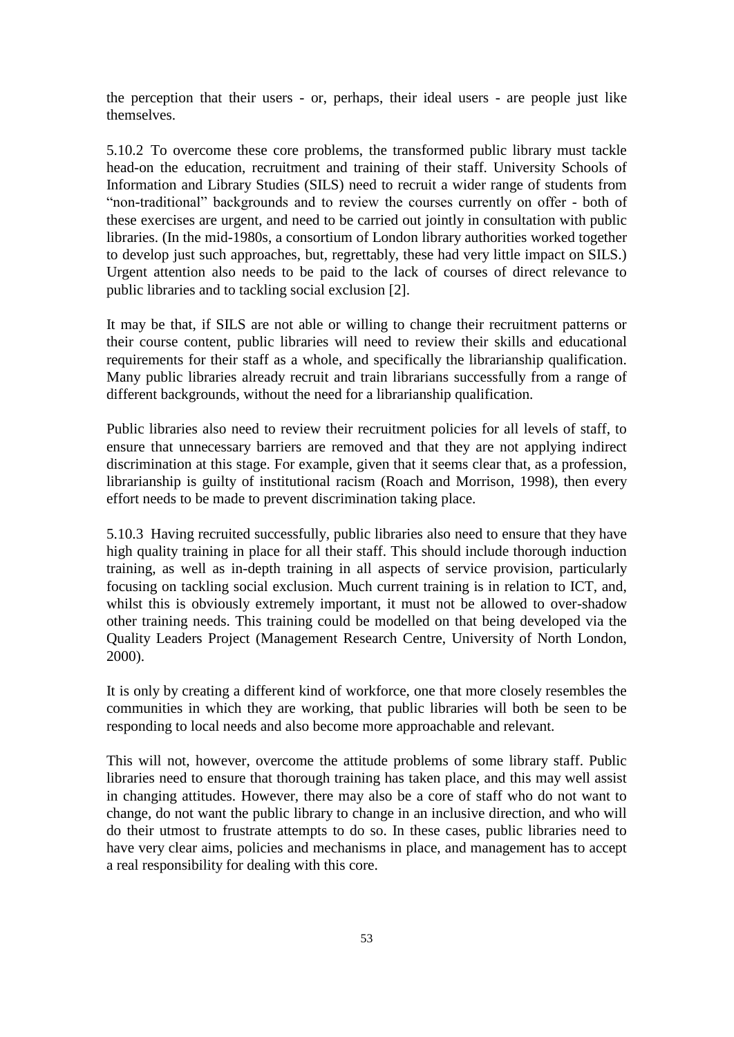the perception that their users - or, perhaps, their ideal users - are people just like themselves.

5.10.2 To overcome these core problems, the transformed public library must tackle head-on the education, recruitment and training of their staff. University Schools of Information and Library Studies (SILS) need to recruit a wider range of students from "non-traditional" backgrounds and to review the courses currently on offer - both of these exercises are urgent, and need to be carried out jointly in consultation with public libraries. (In the mid-1980s, a consortium of London library authorities worked together to develop just such approaches, but, regrettably, these had very little impact on SILS.) Urgent attention also needs to be paid to the lack of courses of direct relevance to public libraries and to tackling social exclusion [2].

It may be that, if SILS are not able or willing to change their recruitment patterns or their course content, public libraries will need to review their skills and educational requirements for their staff as a whole, and specifically the librarianship qualification. Many public libraries already recruit and train librarians successfully from a range of different backgrounds, without the need for a librarianship qualification.

Public libraries also need to review their recruitment policies for all levels of staff, to ensure that unnecessary barriers are removed and that they are not applying indirect discrimination at this stage. For example, given that it seems clear that, as a profession, librarianship is guilty of institutional racism (Roach and Morrison, 1998), then every effort needs to be made to prevent discrimination taking place.

5.10.3 Having recruited successfully, public libraries also need to ensure that they have high quality training in place for all their staff. This should include thorough induction training, as well as in-depth training in all aspects of service provision, particularly focusing on tackling social exclusion. Much current training is in relation to ICT, and, whilst this is obviously extremely important, it must not be allowed to over-shadow other training needs. This training could be modelled on that being developed via the Quality Leaders Project (Management Research Centre, University of North London, 2000).

It is only by creating a different kind of workforce, one that more closely resembles the communities in which they are working, that public libraries will both be seen to be responding to local needs and also become more approachable and relevant.

This will not, however, overcome the attitude problems of some library staff. Public libraries need to ensure that thorough training has taken place, and this may well assist in changing attitudes. However, there may also be a core of staff who do not want to change, do not want the public library to change in an inclusive direction, and who will do their utmost to frustrate attempts to do so. In these cases, public libraries need to have very clear aims, policies and mechanisms in place, and management has to accept a real responsibility for dealing with this core.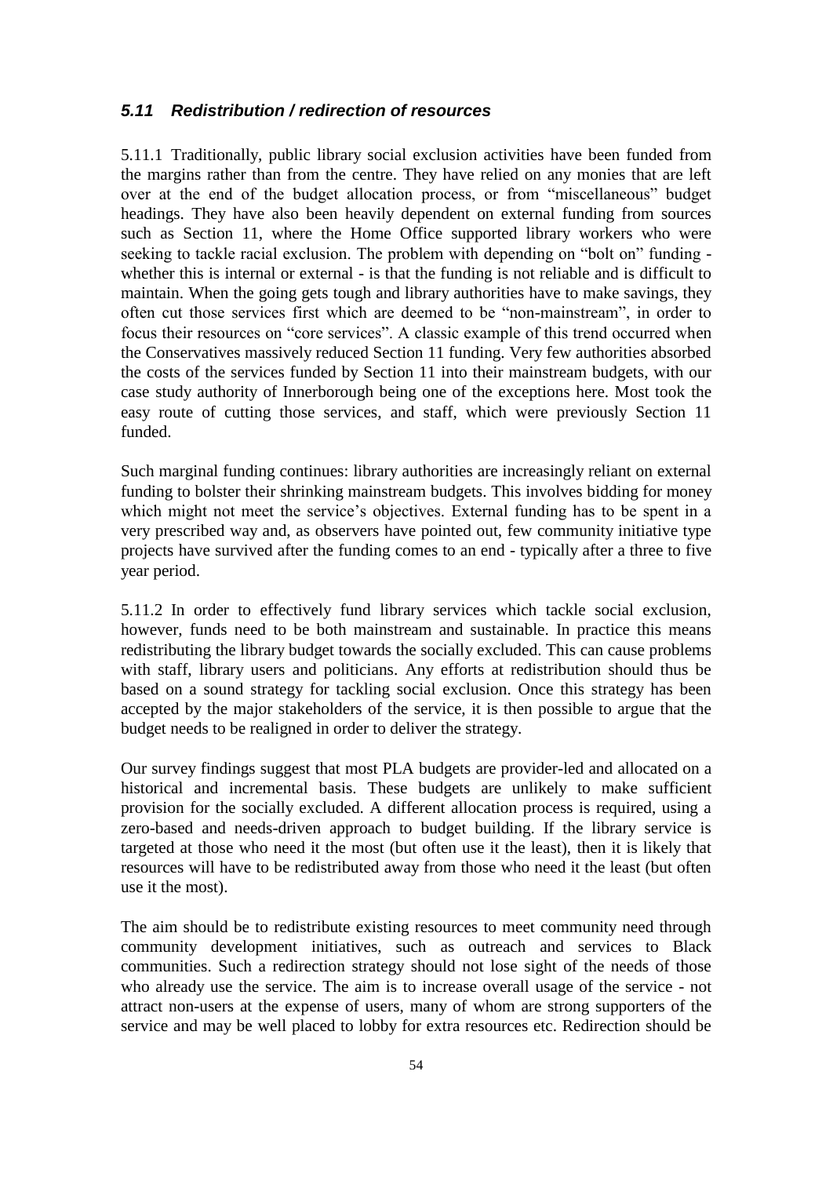### *5.11 Redistribution / redirection of resources*

5.11.1 Traditionally, public library social exclusion activities have been funded from the margins rather than from the centre. They have relied on any monies that are left over at the end of the budget allocation process, or from "miscellaneous" budget headings. They have also been heavily dependent on external funding from sources such as Section 11, where the Home Office supported library workers who were seeking to tackle racial exclusion. The problem with depending on "bolt on" funding - whether this is internal or external - is that the funding is not reliable and is difficult to maintain. When the going gets tough and library authorities have to make savings, they often cut those services first which are deemed to be "non-mainstream", in order to focus their resources on "core services". A classic example of this trend occurred when the Conservatives massively reduced Section 11 funding. Very few authorities absorbed the costs of the services funded by Section 11 into their mainstream budgets, with our case study authority of Innerborough being one of the exceptions here. Most took the easy route of cutting those services, and staff, which were previously Section 11 funded.

Such marginal funding continues: library authorities are increasingly reliant on external funding to bolster their shrinking mainstream budgets. This involves bidding for money which might not meet the service's objectives. External funding has to be spent in a very prescribed way and, as observers have pointed out, few community initiative type projects have survived after the funding comes to an end - typically after a three to five year period.

5.11.2 In order to effectively fund library services which tackle social exclusion, however, funds need to be both mainstream and sustainable. In practice this means redistributing the library budget towards the socially excluded. This can cause problems with staff, library users and politicians. Any efforts at redistribution should thus be based on a sound strategy for tackling social exclusion. Once this strategy has been accepted by the major stakeholders of the service, it is then possible to argue that the budget needs to be realigned in order to deliver the strategy.

Our survey findings suggest that most PLA budgets are provider-led and allocated on a historical and incremental basis. These budgets are unlikely to make sufficient provision for the socially excluded. A different allocation process is required, using a zero-based and needs-driven approach to budget building. If the library service is targeted at those who need it the most (but often use it the least), then it is likely that resources will have to be redistributed away from those who need it the least (but often use it the most).

The aim should be to redistribute existing resources to meet community need through community development initiatives, such as outreach and services to Black communities. Such a redirection strategy should not lose sight of the needs of those who already use the service. The aim is to increase overall usage of the service - not attract non-users at the expense of users, many of whom are strong supporters of the service and may be well placed to lobby for extra resources etc. Redirection should be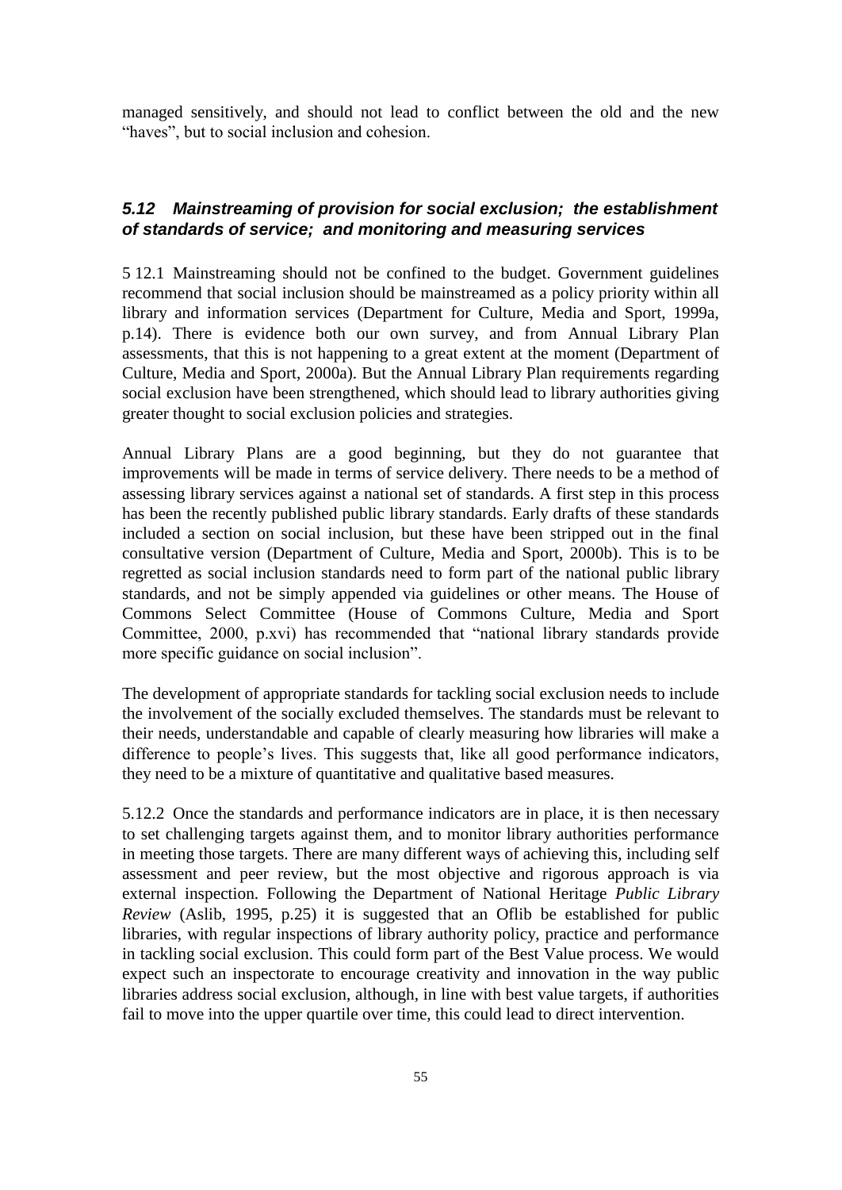managed sensitively, and should not lead to conflict between the old and the new "haves", but to social inclusion and cohesion.

### *5.12 Mainstreaming of provision for social exclusion; the establishment of standards of service; and monitoring and measuring services*

5 12.1 Mainstreaming should not be confined to the budget. Government guidelines recommend that social inclusion should be mainstreamed as a policy priority within all library and information services (Department for Culture, Media and Sport, 1999a, p.14). There is evidence both our own survey, and from Annual Library Plan assessments, that this is not happening to a great extent at the moment (Department of Culture, Media and Sport, 2000a). But the Annual Library Plan requirements regarding social exclusion have been strengthened, which should lead to library authorities giving greater thought to social exclusion policies and strategies.

Annual Library Plans are a good beginning, but they do not guarantee that improvements will be made in terms of service delivery. There needs to be a method of assessing library services against a national set of standards. A first step in this process has been the recently published public library standards. Early drafts of these standards included a section on social inclusion, but these have been stripped out in the final consultative version (Department of Culture, Media and Sport, 2000b). This is to be regretted as social inclusion standards need to form part of the national public library standards, and not be simply appended via guidelines or other means. The House of Commons Select Committee (House of Commons Culture, Media and Sport Committee, 2000, p.xvi) has recommended that "national library standards provide more specific guidance on social inclusion".

The development of appropriate standards for tackling social exclusion needs to include the involvement of the socially excluded themselves. The standards must be relevant to their needs, understandable and capable of clearly measuring how libraries will make a difference to people's lives. This suggests that, like all good performance indicators, they need to be a mixture of quantitative and qualitative based measures.

5.12.2 Once the standards and performance indicators are in place, it is then necessary to set challenging targets against them, and to monitor library authorities performance in meeting those targets. There are many different ways of achieving this, including self assessment and peer review, but the most objective and rigorous approach is via external inspection. Following the Department of National Heritage *Public Library Review* (Aslib, 1995, p.25) it is suggested that an Oflib be established for public libraries, with regular inspections of library authority policy, practice and performance in tackling social exclusion. This could form part of the Best Value process. We would expect such an inspectorate to encourage creativity and innovation in the way public libraries address social exclusion, although, in line with best value targets, if authorities fail to move into the upper quartile over time, this could lead to direct intervention.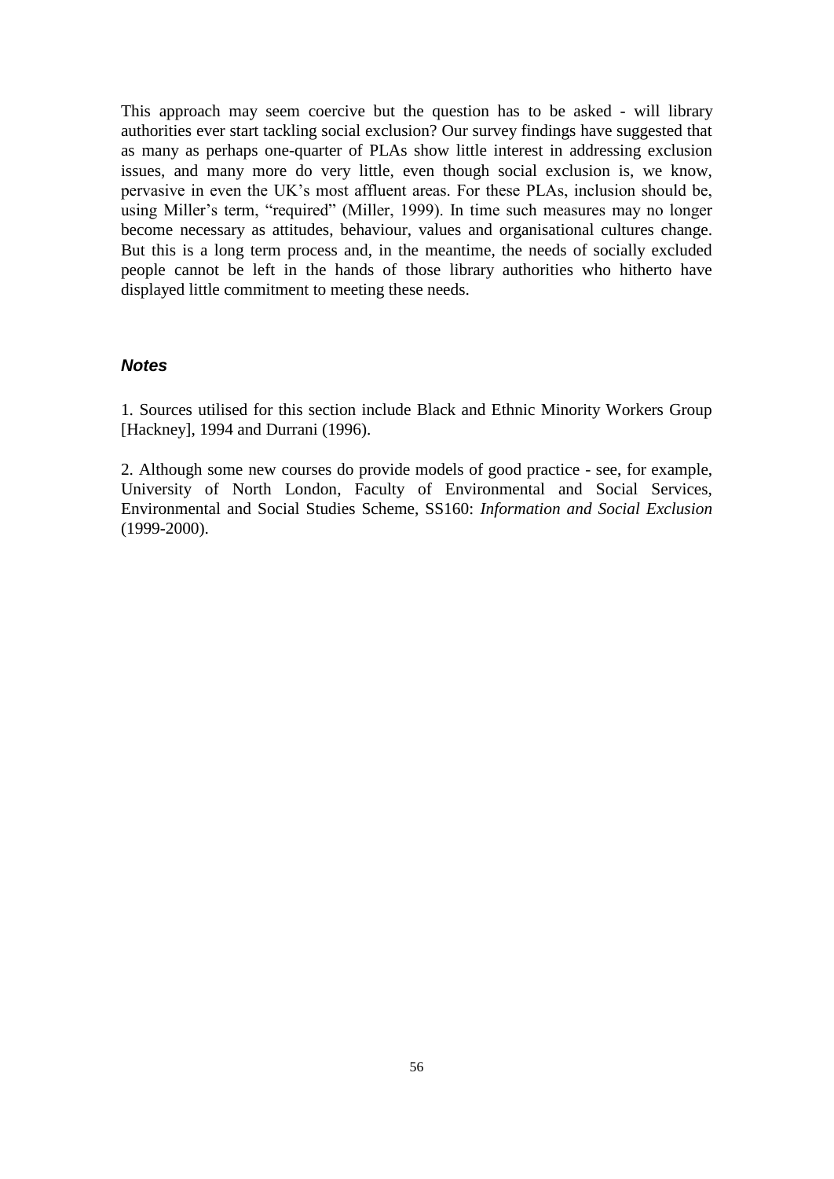This approach may seem coercive but the question has to be asked - will library authorities ever start tackling social exclusion? Our survey findings have suggested that as many as perhaps one-quarter of PLAs show little interest in addressing exclusion issues, and many more do very little, even though social exclusion is, we know, pervasive in even the UK's most affluent areas. For these PLAs, inclusion should be, using Miller's term, "required" (Miller, 1999). In time such measures may no longer become necessary as attitudes, behaviour, values and organisational cultures change. But this is a long term process and, in the meantime, the needs of socially excluded people cannot be left in the hands of those library authorities who hitherto have displayed little commitment to meeting these needs.

### ***Notes***

1. Sources utilised for this section include Black and Ethnic Minority Workers Group [Hackney], 1994 and Durrani (1996).

2. Although some new courses do provide models of good practice - see, for example, University of North London, Faculty of Environmental and Social Services, Environmental and Social Studies Scheme, SS160: *Information and Social Exclusion* (1999-2000).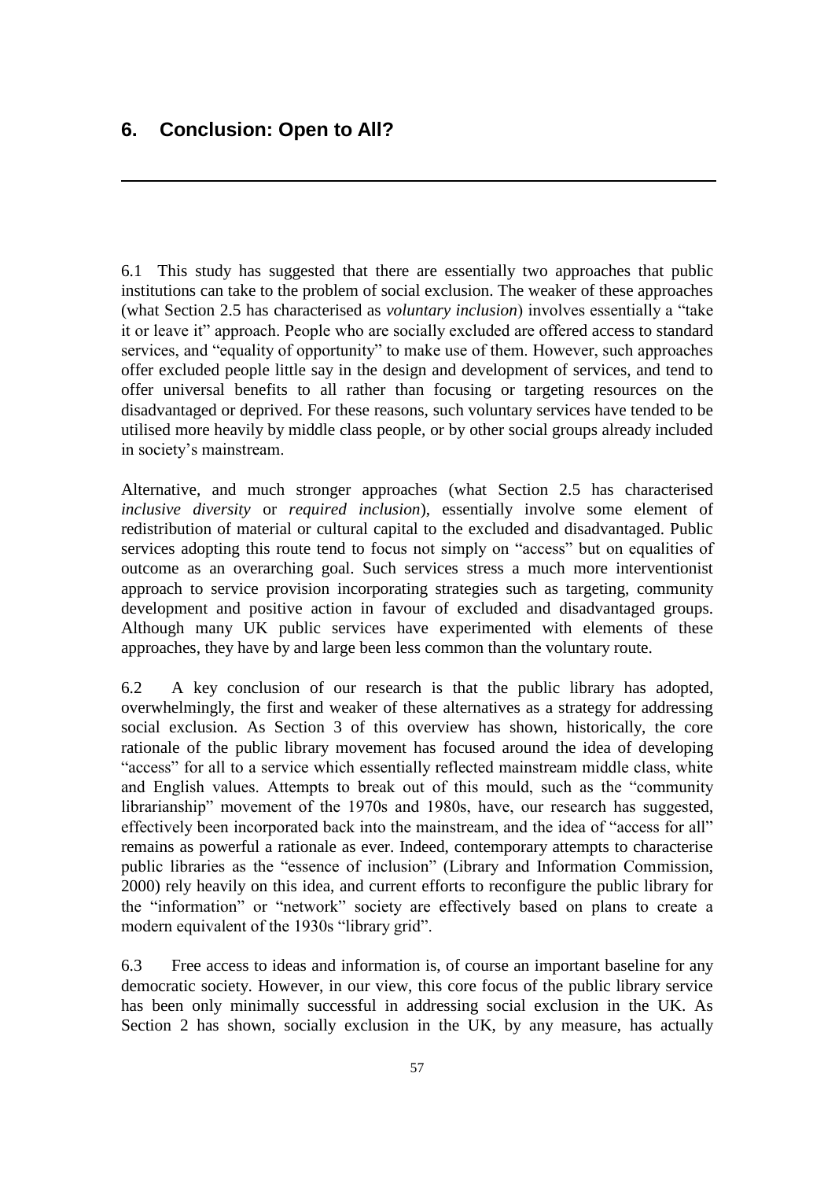# 6. Conclusion: Open to All?

---

6.1 This study has suggested that there are essentially two approaches that public institutions can take to the problem of social exclusion. The weaker of these approaches (what Section 2.5 has characterised as *voluntary inclusion*) involves essentially a "take it or leave it" approach. People who are socially excluded are offered access to standard services, and "equality of opportunity" to make use of them. However, such approaches offer excluded people little say in the design and development of services, and tend to offer universal benefits to all rather than focusing or targeting resources on the disadvantaged or deprived. For these reasons, such voluntary services have tended to be utilised more heavily by middle class people, or by other social groups already included in society's mainstream.

Alternative, and much stronger approaches (what Section 2.5 has characterised *inclusive diversity* or *required inclusion*), essentially involve some element of redistribution of material or cultural capital to the excluded and disadvantaged. Public services adopting this route tend to focus not simply on "access" but on equalities of outcome as an overarching goal. Such services stress a much more interventionist approach to service provision incorporating strategies such as targeting, community development and positive action in favour of excluded and disadvantaged groups. Although many UK public services have experimented with elements of these approaches, they have by and large been less common than the voluntary route.

6.2 A key conclusion of our research is that the public library has adopted, overwhelmingly, the first and weaker of these alternatives as a strategy for addressing social exclusion. As Section 3 of this overview has shown, historically, the core rationale of the public library movement has focused around the idea of developing "access" for all to a service which essentially reflected mainstream middle class, white and English values. Attempts to break out of this mould, such as the "community librarianship" movement of the 1970s and 1980s, have, our research has suggested, effectively been incorporated back into the mainstream, and the idea of "access for all" remains as powerful a rationale as ever. Indeed, contemporary attempts to characterise public libraries as the "essence of inclusion" (Library and Information Commission, 2000) rely heavily on this idea, and current efforts to reconfigure the public library for the "information" or "network" society are effectively based on plans to create a modern equivalent of the 1930s "library grid".

6.3 Free access to ideas and information is, of course an important baseline for any democratic society. However, in our view, this core focus of the public library service has been only minimally successful in addressing social exclusion in the UK. As Section 2 has shown, socially exclusion in the UK, by any measure, has actually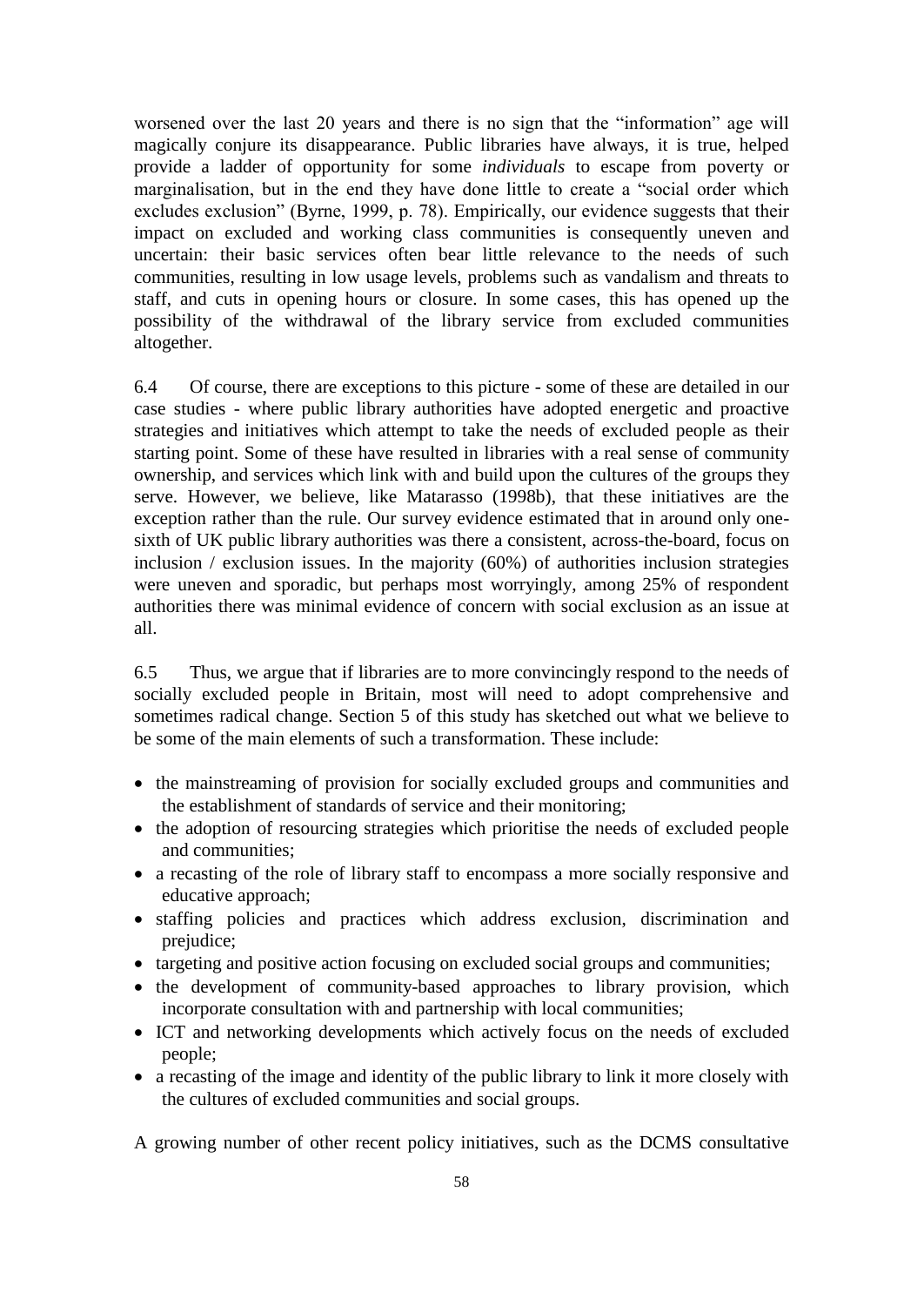worsened over the last 20 years and there is no sign that the "information" age will magically conjure its disappearance. Public libraries have always, it is true, helped provide a ladder of opportunity for some *individuals* to escape from poverty or marginalisation, but in the end they have done little to create a "social order which excludes exclusion" (Byrne, 1999, p. 78). Empirically, our evidence suggests that their impact on excluded and working class communities is consequently uneven and uncertain: their basic services often bear little relevance to the needs of such communities, resulting in low usage levels, problems such as vandalism and threats to staff, and cuts in opening hours or closure. In some cases, this has opened up the possibility of the withdrawal of the library service from excluded communities altogether.

6.4 Of course, there are exceptions to this picture - some of these are detailed in our case studies - where public library authorities have adopted energetic and proactive strategies and initiatives which attempt to take the needs of excluded people as their starting point. Some of these have resulted in libraries with a real sense of community ownership, and services which link with and build upon the cultures of the groups they serve. However, we believe, like Matarasso (1998b), that these initiatives are the exception rather than the rule. Our survey evidence estimated that in around only one-sixth of UK public library authorities was there a consistent, across-the-board, focus on inclusion / exclusion issues. In the majority (60%) of authorities inclusion strategies were uneven and sporadic, but perhaps most worryingly, among 25% of respondent authorities there was minimal evidence of concern with social exclusion as an issue at all.

6.5 Thus, we argue that if libraries are to more convincingly respond to the needs of socially excluded people in Britain, most will need to adopt comprehensive and sometimes radical change. Section 5 of this study has sketched out what we believe to be some of the main elements of such a transformation. These include:

- the mainstreaming of provision for socially excluded groups and communities and the establishment of standards of service and their monitoring;
- the adoption of resourcing strategies which prioritise the needs of excluded people and communities;
- a recasting of the role of library staff to encompass a more socially responsive and educative approach;
- staffing policies and practices which address exclusion, discrimination and prejudice;
- targeting and positive action focusing on excluded social groups and communities;
- the development of community-based approaches to library provision, which incorporate consultation with and partnership with local communities;
- ICT and networking developments which actively focus on the needs of excluded people;
- a recasting of the image and identity of the public library to link it more closely with the cultures of excluded communities and social groups.

A growing number of other recent policy initiatives, such as the DCMS consultative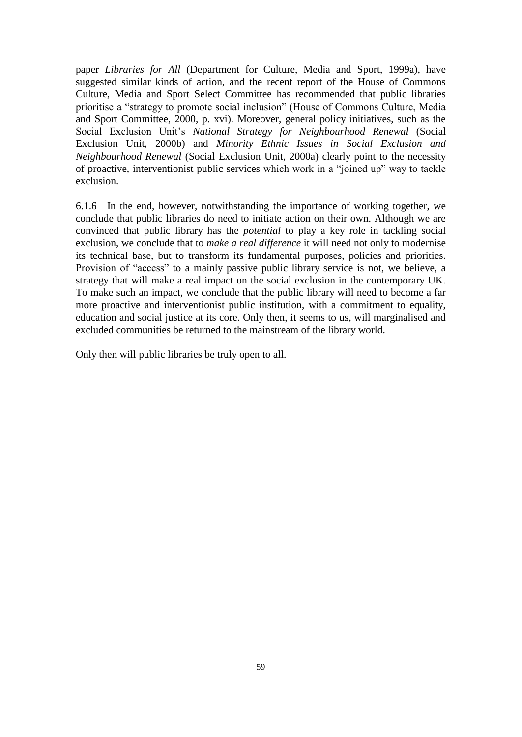paper *Libraries for All* (Department for Culture, Media and Sport, 1999a), have suggested similar kinds of action, and the recent report of the House of Commons Culture, Media and Sport Select Committee has recommended that public libraries prioritise a "strategy to promote social inclusion" (House of Commons Culture, Media and Sport Committee, 2000, p. xvi). Moreover, general policy initiatives, such as the Social Exclusion Unit's *National Strategy for Neighbourhood Renewal* (Social Exclusion Unit, 2000b) and *Minority Ethnic Issues in Social Exclusion and Neighbourhood Renewal* (Social Exclusion Unit, 2000a) clearly point to the necessity of proactive, interventionist public services which work in a "joined up" way to tackle exclusion.

6.1.6 In the end, however, notwithstanding the importance of working together, we conclude that public libraries do need to initiate action on their own. Although we are convinced that public library has the *potential* to play a key role in tackling social exclusion, we conclude that to *make a real difference* it will need not only to modernise its technical base, but to transform its fundamental purposes, policies and priorities. Provision of "access" to a mainly passive public library service is not, we believe, a strategy that will make a real impact on the social exclusion in the contemporary UK. To make such an impact, we conclude that the public library will need to become a far more proactive and interventionist public institution, with a commitment to equality, education and social justice at its core. Only then, it seems to us, will marginalised and excluded communities be returned to the mainstream of the library world.

Only then will public libraries be truly open to all.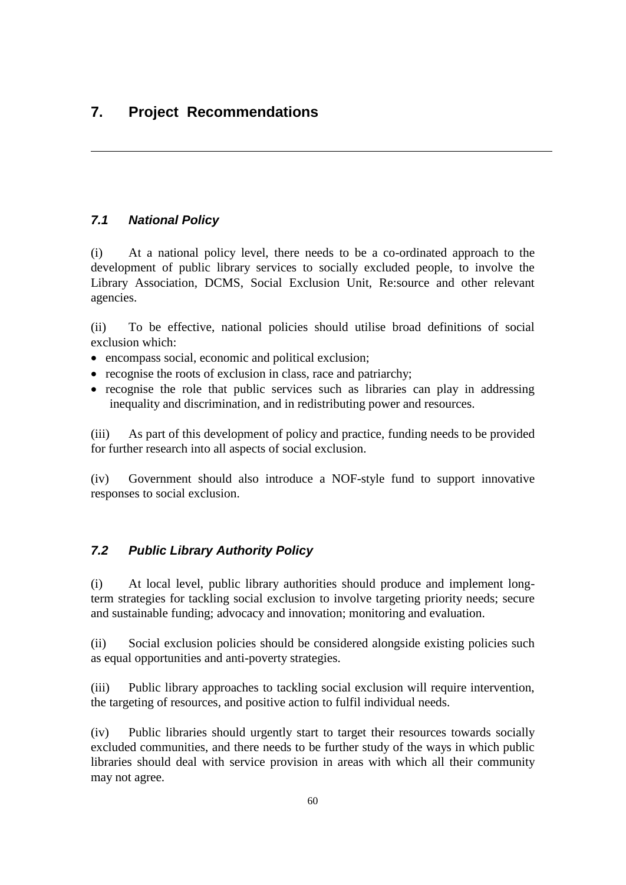# 7. Project Recommendations

---

### *7.1 National Policy*

(i) At a national policy level, there needs to be a co-ordinated approach to the development of public library services to socially excluded people, to involve the Library Association, DCMS, Social Exclusion Unit, Re:source and other relevant agencies.

(ii) To be effective, national policies should utilise broad definitions of social exclusion which:

- encompass social, economic and political exclusion;
- recognise the roots of exclusion in class, race and patriarchy;
- recognise the role that public services such as libraries can play in addressing inequality and discrimination, and in redistributing power and resources.

(iii) As part of this development of policy and practice, funding needs to be provided for further research into all aspects of social exclusion.

(iv) Government should also introduce a NOF-style fund to support innovative responses to social exclusion.

### *7.2 Public Library Authority Policy*

(i) At local level, public library authorities should produce and implement long-term strategies for tackling social exclusion to involve targeting priority needs; secure and sustainable funding; advocacy and innovation; monitoring and evaluation.

(ii) Social exclusion policies should be considered alongside existing policies such as equal opportunities and anti-poverty strategies.

(iii) Public library approaches to tackling social exclusion will require intervention, the targeting of resources, and positive action to fulfil individual needs.

(iv) Public libraries should urgently start to target their resources towards socially excluded communities, and there needs to be further study of the ways in which public libraries should deal with service provision in areas with which all their community may not agree.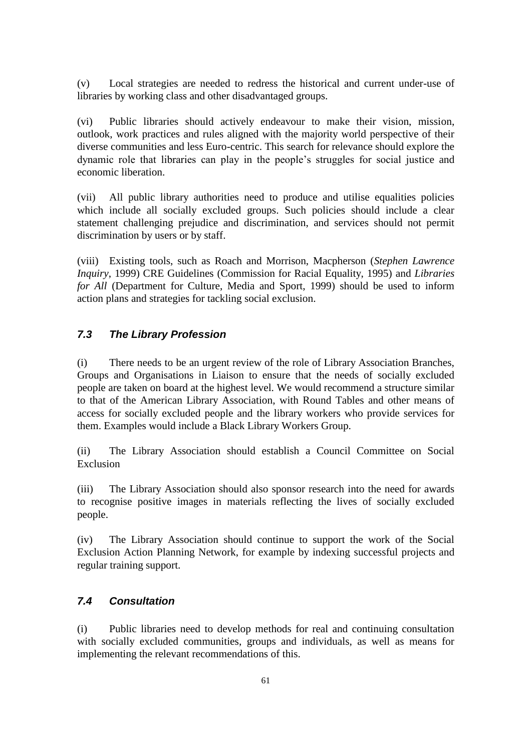(v) Local strategies are needed to redress the historical and current under-use of libraries by working class and other disadvantaged groups.

(vi) Public libraries should actively endeavour to make their vision, mission, outlook, work practices and rules aligned with the majority world perspective of their diverse communities and less Euro-centric. This search for relevance should explore the dynamic role that libraries can play in the people's struggles for social justice and economic liberation.

(vii) All public library authorities need to produce and utilise equalities policies which include all socially excluded groups. Such policies should include a clear statement challenging prejudice and discrimination, and services should not permit discrimination by users or by staff.

(viii) Existing tools, such as Roach and Morrison, Macpherson (*Stephen Lawrence Inquiry*, 1999) CRE Guidelines (Commission for Racial Equality, 1995) and *Libraries for All* (Department for Culture, Media and Sport, 1999) should be used to inform action plans and strategies for tackling social exclusion.

### *7.3 The Library Profession*

(i) There needs to be an urgent review of the role of Library Association Branches, Groups and Organisations in Liaison to ensure that the needs of socially excluded people are taken on board at the highest level. We would recommend a structure similar to that of the American Library Association, with Round Tables and other means of access for socially excluded people and the library workers who provide services for them. Examples would include a Black Library Workers Group.

(ii) The Library Association should establish a Council Committee on Social Exclusion

(iii) The Library Association should also sponsor research into the need for awards to recognise positive images in materials reflecting the lives of socially excluded people.

(iv) The Library Association should continue to support the work of the Social Exclusion Action Planning Network, for example by indexing successful projects and regular training support.

### *7.4 Consultation*

(i) Public libraries need to develop methods for real and continuing consultation with socially excluded communities, groups and individuals, as well as means for implementing the relevant recommendations of this.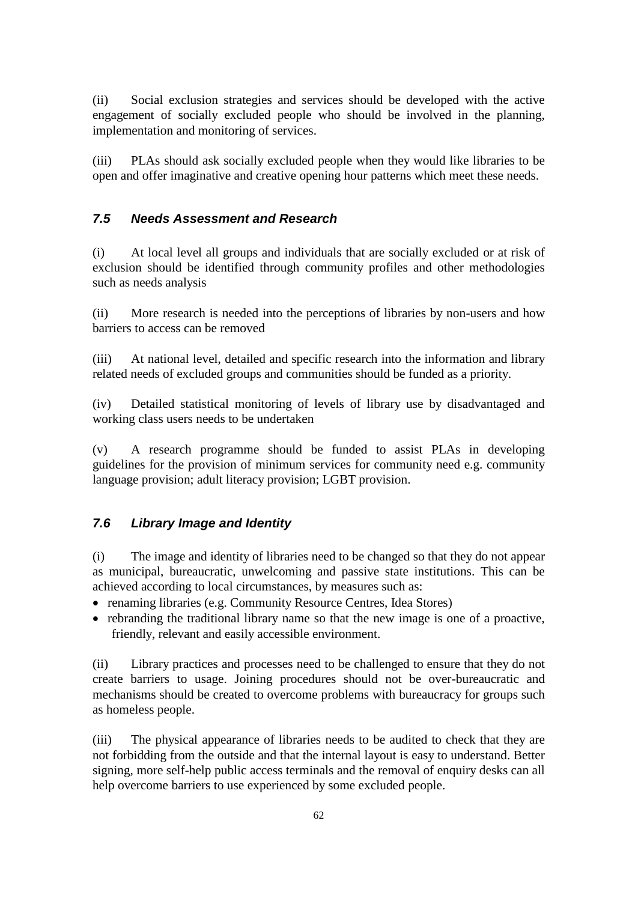(ii) Social exclusion strategies and services should be developed with the active engagement of socially excluded people who should be involved in the planning, implementation and monitoring of services.

(iii) PLAs should ask socially excluded people when they would like libraries to be open and offer imaginative and creative opening hour patterns which meet these needs.

### *7.5 Needs Assessment and Research*

(i) At local level all groups and individuals that are socially excluded or at risk of exclusion should be identified through community profiles and other methodologies such as needs analysis

(ii) More research is needed into the perceptions of libraries by non-users and how barriers to access can be removed

(iii) At national level, detailed and specific research into the information and library related needs of excluded groups and communities should be funded as a priority.

(iv) Detailed statistical monitoring of levels of library use by disadvantaged and working class users needs to be undertaken

(v) A research programme should be funded to assist PLAs in developing guidelines for the provision of minimum services for community need e.g. community language provision; adult literacy provision; LGBT provision.

### *7.6 Library Image and Identity*

(i) The image and identity of libraries need to be changed so that they do not appear as municipal, bureaucratic, unwelcoming and passive state institutions. This can be achieved according to local circumstances, by measures such as:

- renaming libraries (e.g. Community Resource Centres, Idea Stores)
- rebranding the traditional library name so that the new image is one of a proactive, friendly, relevant and easily accessible environment.

(ii) Library practices and processes need to be challenged to ensure that they do not create barriers to usage. Joining procedures should not be over-bureaucratic and mechanisms should be created to overcome problems with bureaucracy for groups such as homeless people.

(iii) The physical appearance of libraries needs to be audited to check that they are not forbidding from the outside and that the internal layout is easy to understand. Better signing, more self-help public access terminals and the removal of enquiry desks can all help overcome barriers to use experienced by some excluded people.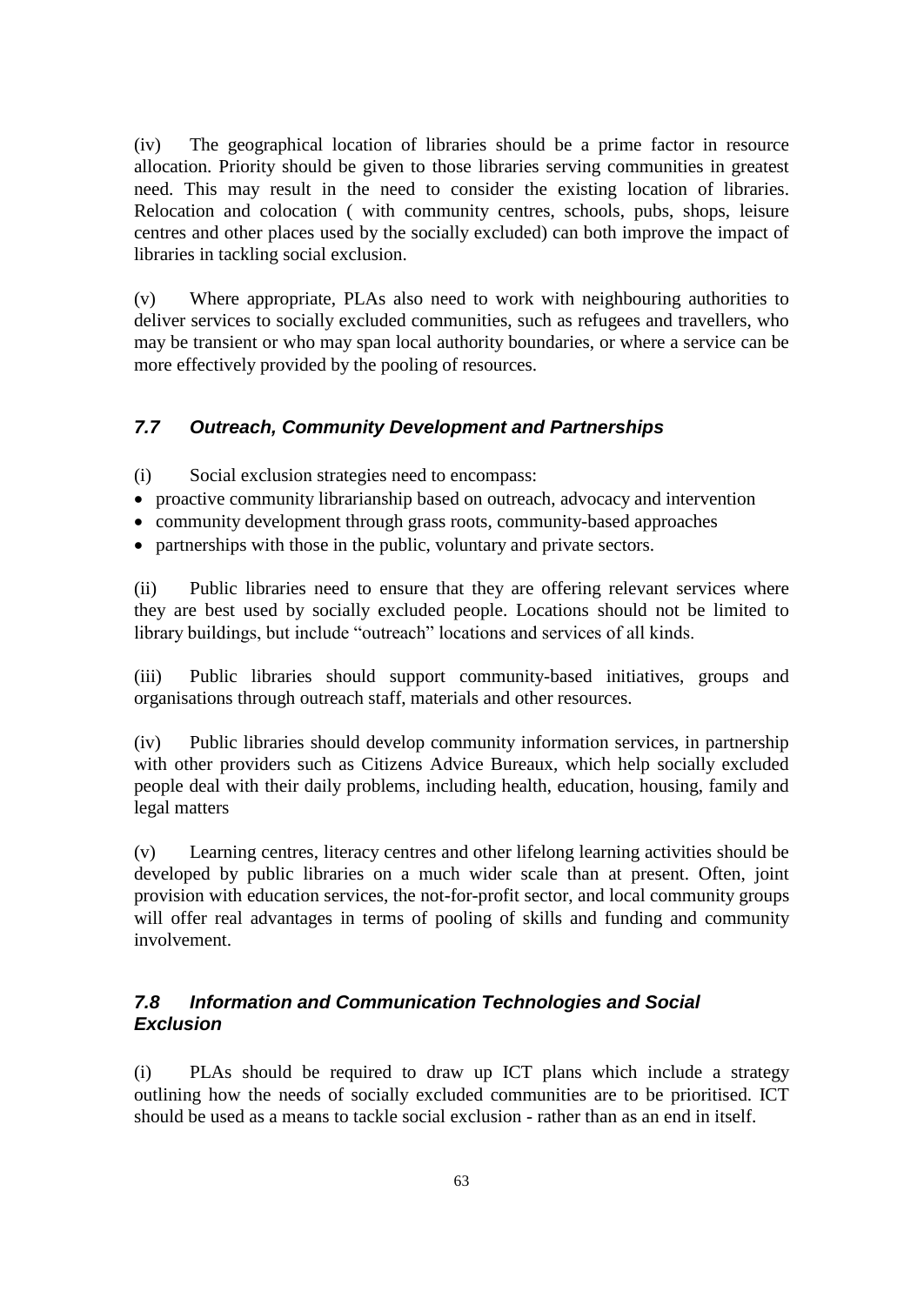(iv) The geographical location of libraries should be a prime factor in resource allocation. Priority should be given to those libraries serving communities in greatest need. This may result in the need to consider the existing location of libraries. Relocation and colocation ( with community centres, schools, pubs, shops, leisure centres and other places used by the socially excluded) can both improve the impact of libraries in tackling social exclusion.

(v) Where appropriate, PLAs also need to work with neighbouring authorities to deliver services to socially excluded communities, such as refugees and travellers, who may be transient or who may span local authority boundaries, or where a service can be more effectively provided by the pooling of resources.

### *7.7 Outreach, Community Development and Partnerships*

(i) Social exclusion strategies need to encompass:

- proactive community librarianship based on outreach, advocacy and intervention
- community development through grass roots, community-based approaches
- partnerships with those in the public, voluntary and private sectors.

(ii) Public libraries need to ensure that they are offering relevant services where they are best used by socially excluded people. Locations should not be limited to library buildings, but include "outreach" locations and services of all kinds.

(iii) Public libraries should support community-based initiatives, groups and organisations through outreach staff, materials and other resources.

(iv) Public libraries should develop community information services, in partnership with other providers such as Citizens Advice Bureaux, which help socially excluded people deal with their daily problems, including health, education, housing, family and legal matters

(v) Learning centres, literacy centres and other lifelong learning activities should be developed by public libraries on a much wider scale than at present. Often, joint provision with education services, the not-for-profit sector, and local community groups will offer real advantages in terms of pooling of skills and funding and community involvement.

### *7.8 Information and Communication Technologies and Social Exclusion*

(i) PLAs should be required to draw up ICT plans which include a strategy outlining how the needs of socially excluded communities are to be prioritised. ICT should be used as a means to tackle social exclusion - rather than as an end in itself.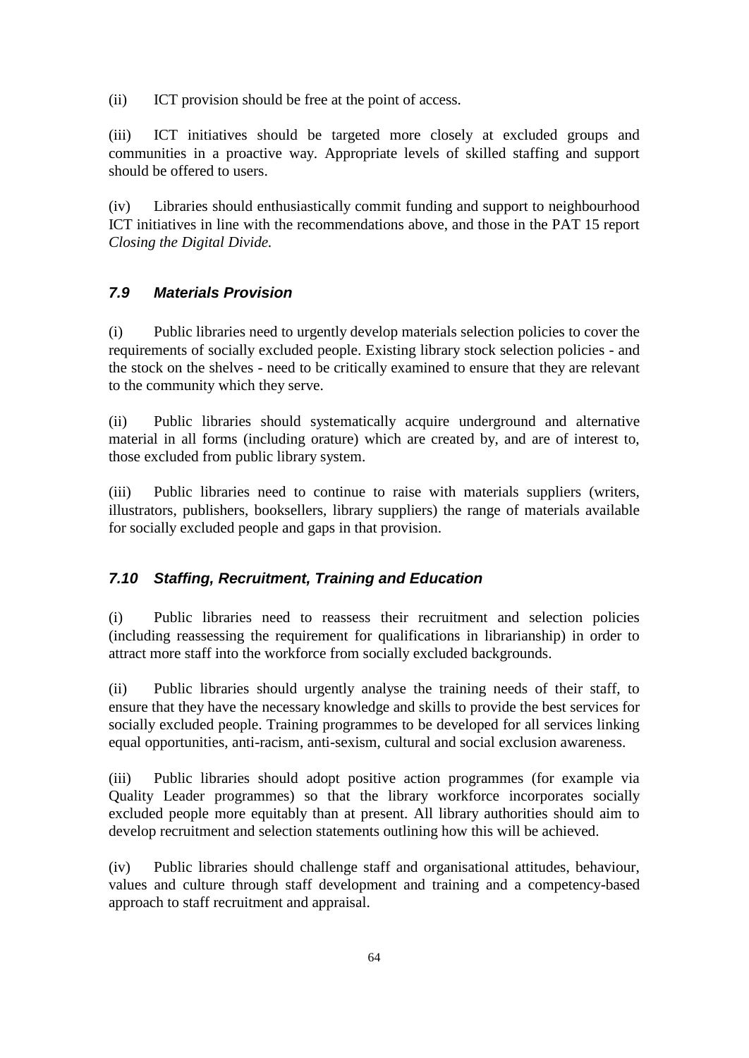(ii) ICT provision should be free at the point of access.

(iii) ICT initiatives should be targeted more closely at excluded groups and communities in a proactive way. Appropriate levels of skilled staffing and support should be offered to users.

(iv) Libraries should enthusiastically commit funding and support to neighbourhood ICT initiatives in line with the recommendations above, and those in the PAT 15 report *Closing the Digital Divide.*

### *7.9 Materials Provision*

(i) Public libraries need to urgently develop materials selection policies to cover the requirements of socially excluded people. Existing library stock selection policies - and the stock on the shelves - need to be critically examined to ensure that they are relevant to the community which they serve.

(ii) Public libraries should systematically acquire underground and alternative material in all forms (including orature) which are created by, and are of interest to, those excluded from public library system.

(iii) Public libraries need to continue to raise with materials suppliers (writers, illustrators, publishers, booksellers, library suppliers) the range of materials available for socially excluded people and gaps in that provision.

### *7.10 Staffing, Recruitment, Training and Education*

(i) Public libraries need to reassess their recruitment and selection policies (including reassessing the requirement for qualifications in librarianship) in order to attract more staff into the workforce from socially excluded backgrounds.

(ii) Public libraries should urgently analyse the training needs of their staff, to ensure that they have the necessary knowledge and skills to provide the best services for socially excluded people. Training programmes to be developed for all services linking equal opportunities, anti-racism, anti-sexism, cultural and social exclusion awareness.

(iii) Public libraries should adopt positive action programmes (for example via Quality Leader programmes) so that the library workforce incorporates socially excluded people more equitably than at present. All library authorities should aim to develop recruitment and selection statements outlining how this will be achieved.

(iv) Public libraries should challenge staff and organisational attitudes, behaviour, values and culture through staff development and training and a competency-based approach to staff recruitment and appraisal.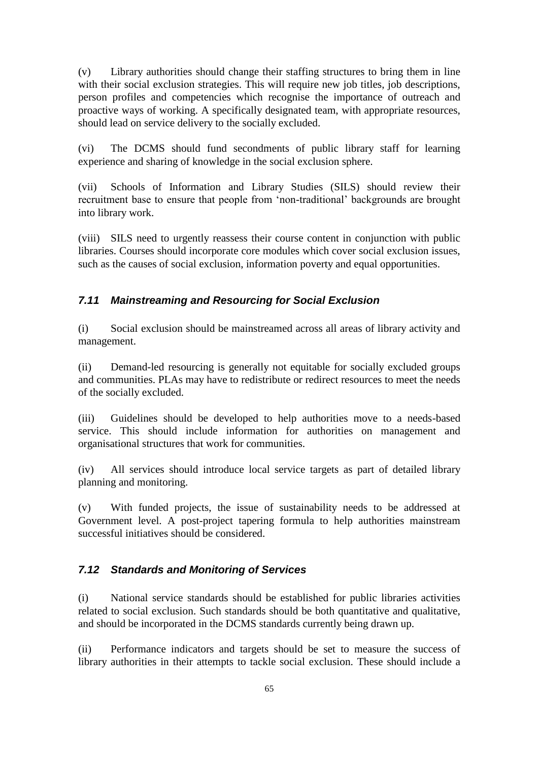(v) Library authorities should change their staffing structures to bring them in line with their social exclusion strategies. This will require new job titles, job descriptions, person profiles and competencies which recognise the importance of outreach and proactive ways of working. A specifically designated team, with appropriate resources, should lead on service delivery to the socially excluded.

(vi) The DCMS should fund secondments of public library staff for learning experience and sharing of knowledge in the social exclusion sphere.

(vii) Schools of Information and Library Studies (SILS) should review their recruitment base to ensure that people from 'non-traditional' backgrounds are brought into library work.

(viii) SILS need to urgently reassess their course content in conjunction with public libraries. Courses should incorporate core modules which cover social exclusion issues, such as the causes of social exclusion, information poverty and equal opportunities.

### *7.11 Mainstreaming and Resourcing for Social Exclusion*

(i) Social exclusion should be mainstreamed across all areas of library activity and management.

(ii) Demand-led resourcing is generally not equitable for socially excluded groups and communities. PLAs may have to redistribute or redirect resources to meet the needs of the socially excluded.

(iii) Guidelines should be developed to help authorities move to a needs-based service. This should include information for authorities on management and organisational structures that work for communities.

(iv) All services should introduce local service targets as part of detailed library planning and monitoring.

(v) With funded projects, the issue of sustainability needs to be addressed at Government level. A post-project tapering formula to help authorities mainstream successful initiatives should be considered.

### *7.12 Standards and Monitoring of Services*

(i) National service standards should be established for public libraries activities related to social exclusion. Such standards should be both quantitative and qualitative, and should be incorporated in the DCMS standards currently being drawn up.

(ii) Performance indicators and targets should be set to measure the success of library authorities in their attempts to tackle social exclusion. These should include a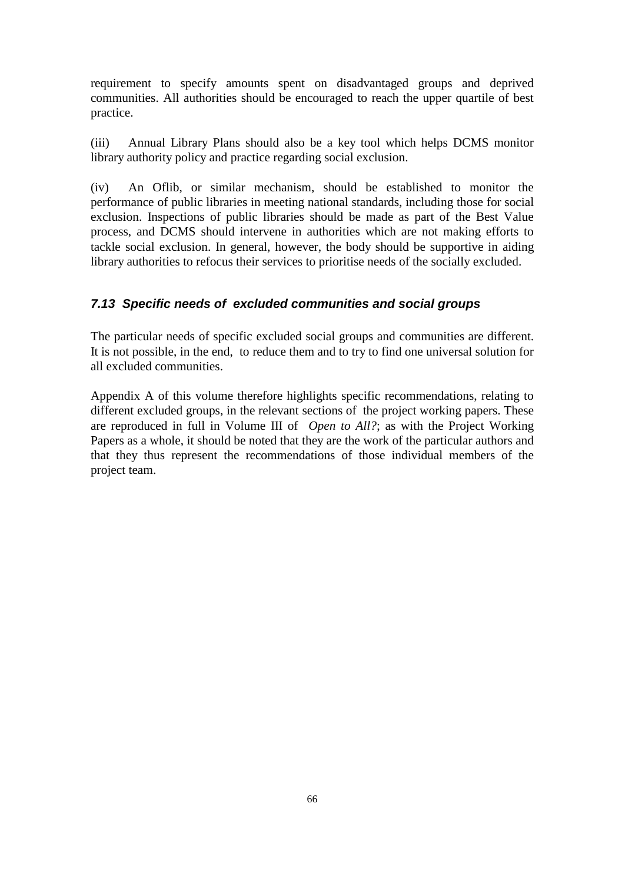requirement to specify amounts spent on disadvantaged groups and deprived communities. All authorities should be encouraged to reach the upper quartile of best practice.

(iii) Annual Library Plans should also be a key tool which helps DCMS monitor library authority policy and practice regarding social exclusion.

(iv) An Oflib, or similar mechanism, should be established to monitor the performance of public libraries in meeting national standards, including those for social exclusion. Inspections of public libraries should be made as part of the Best Value process, and DCMS should intervene in authorities which are not making efforts to tackle social exclusion. In general, however, the body should be supportive in aiding library authorities to refocus their services to prioritise needs of the socially excluded.

### *7.13 Specific needs of excluded communities and social groups*

The particular needs of specific excluded social groups and communities are different. It is not possible, in the end, to reduce them and to try to find one universal solution for all excluded communities.

Appendix A of this volume therefore highlights specific recommendations, relating to different excluded groups, in the relevant sections of the project working papers. These are reproduced in full in Volume III of *Open to All?*; as with the Project Working Papers as a whole, it should be noted that they are the work of the particular authors and that they thus represent the recommendations of those individual members of the project team.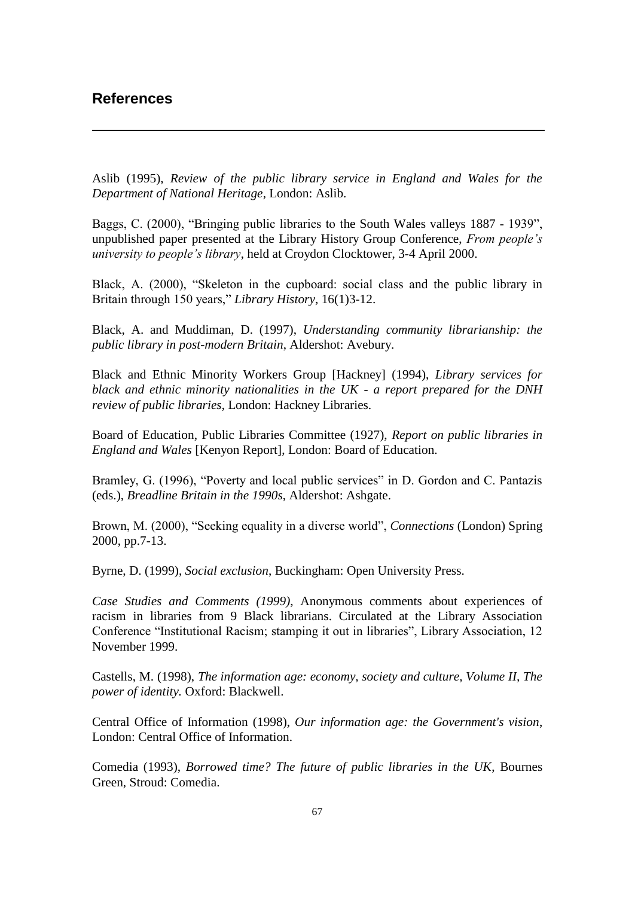## References

Aslib (1995), *Review of the public library service in England and Wales for the Department of National Heritage*, London: Aslib.

Baggs, C. (2000), "Bringing public libraries to the South Wales valleys 1887 - 1939", unpublished paper presented at the Library History Group Conference, *From people's university to people's library*, held at Croydon Clocktower, 3-4 April 2000.

Black, A. (2000), "Skeleton in the cupboard: social class and the public library in Britain through 150 years," *Library History*, 16(1)3-12.

Black, A. and Muddiman, D. (1997), *Understanding community librarianship: the public library in post-modern Britain*, Aldershot: Avebury.

Black and Ethnic Minority Workers Group [Hackney] (1994), *Library services for black and ethnic minority nationalities in the UK - a report prepared for the DNH review of public libraries*, London: Hackney Libraries.

Board of Education, Public Libraries Committee (1927), *Report on public libraries in England and Wales* [Kenyon Report], London: Board of Education.

Bramley, G. (1996), "Poverty and local public services" in D. Gordon and C. Pantazis (eds.), *Breadline Britain in the 1990s*, Aldershot: Ashgate.

Brown, M. (2000), "Seeking equality in a diverse world", *Connections* (London) Spring 2000, pp.7-13.

Byrne, D. (1999), *Social exclusion*, Buckingham: Open University Press.

*Case Studies and Comments (1999)*, Anonymous comments about experiences of racism in libraries from 9 Black librarians. Circulated at the Library Association Conference "Institutional Racism; stamping it out in libraries", Library Association, 12 November 1999.

Castells, M. (1998), *The information age: economy, society and culture, Volume II, The power of identity.* Oxford: Blackwell.

Central Office of Information (1998), *Our information age: the Government's vision*, London: Central Office of Information.

Comedia (1993), *Borrowed time? The future of public libraries in the UK*, Bournes Green, Stroud: Comedia.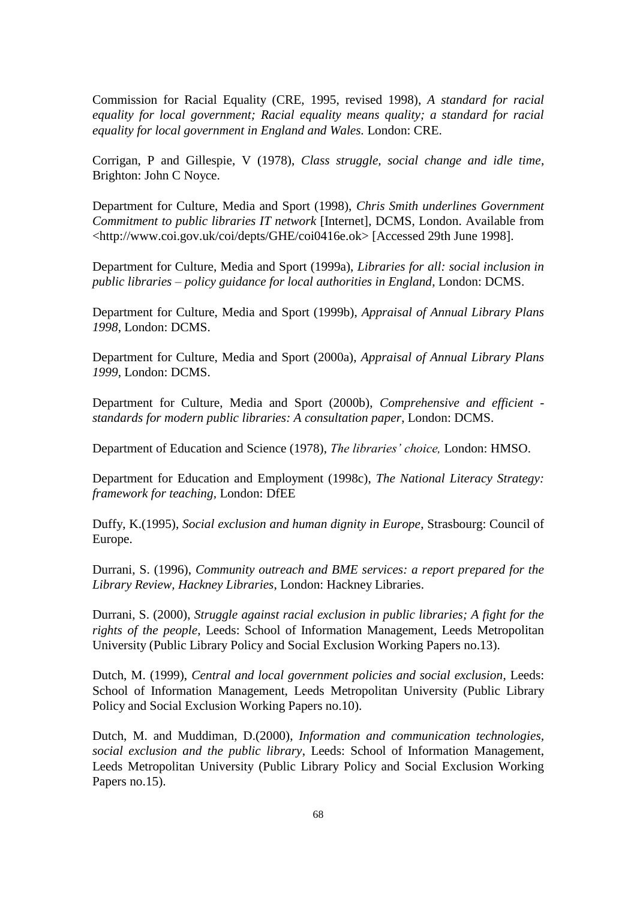Commission for Racial Equality (CRE, 1995, revised 1998), *A standard for racial equality for local government; Racial equality means quality; a standard for racial equality for local government in England and Wales.* London: CRE.

Corrigan, P and Gillespie, V (1978), *Class struggle, social change and idle time*, Brighton: John C Noyce.

Department for Culture, Media and Sport (1998), *Chris Smith underlines Government Commitment to public libraries IT network* [Internet], DCMS, London. Available from <http://www.coi.gov.uk/coi/depts/GHE/coi0416e.ok> [Accessed 29th June 1998].

Department for Culture, Media and Sport (1999a), *Libraries for all: social inclusion in public libraries – policy guidance for local authorities in England*, London: DCMS.

Department for Culture, Media and Sport (1999b), *Appraisal of Annual Library Plans 1998*, London: DCMS.

Department for Culture, Media and Sport (2000a), *Appraisal of Annual Library Plans 1999*, London: DCMS.

Department for Culture, Media and Sport (2000b), *Comprehensive and efficient - standards for modern public libraries: A consultation paper*, London: DCMS.

Department of Education and Science (1978), *The libraries' choice,* London: HMSO.

Department for Education and Employment (1998c), *The National Literacy Strategy: framework for teaching*, London: DfEE

Duffy, K.(1995), *Social exclusion and human dignity in Europe*, Strasbourg: Council of Europe.

Durrani, S. (1996), *Community outreach and BME services: a report prepared for the Library Review, Hackney Libraries*, London: Hackney Libraries.

Durrani, S. (2000), *Struggle against racial exclusion in public libraries; A fight for the rights of the people*, Leeds: School of Information Management, Leeds Metropolitan University (Public Library Policy and Social Exclusion Working Papers no.13).

Dutch, M. (1999), *Central and local government policies and social exclusion*, Leeds: School of Information Management, Leeds Metropolitan University (Public Library Policy and Social Exclusion Working Papers no.10).

Dutch, M. and Muddiman, D.(2000), *Information and communication technologies, social exclusion and the public library*, Leeds: School of Information Management, Leeds Metropolitan University (Public Library Policy and Social Exclusion Working Papers no.15).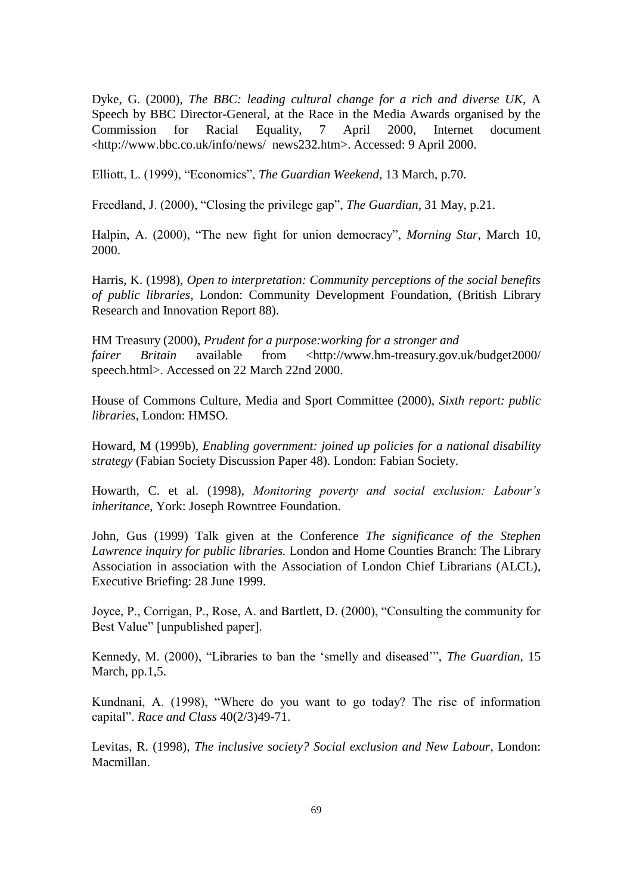Dyke, G. (2000), *The BBC: leading cultural change for a rich and diverse UK*, A Speech by BBC Director-General, at the Race in the Media Awards organised by the Commission for Racial Equality, 7 April 2000, Internet document <http://www.bbc.co.uk/info/news/ news232.htm>. Accessed: 9 April 2000.

Elliott, L. (1999), "Economics", *The Guardian Weekend*, 13 March, p.70.

Freedland, J. (2000), "Closing the privilege gap", *The Guardian*, 31 May, p.21.

Halpin, A. (2000), "The new fight for union democracy", *Morning Star*, March 10, 2000.

Harris, K. (1998), *Open to interpretation: Community perceptions of the social benefits of public libraries*, London: Community Development Foundation, (British Library Research and Innovation Report 88).

HM Treasury (2000), *Prudent for a purpose:working for a stronger and fairer Britain* available from <http://www.hm-treasury.gov.uk/budget2000/ speech.html>. Accessed on 22 March 22nd 2000.

House of Commons Culture, Media and Sport Committee (2000), *Sixth report: public libraries*, London: HMSO.

Howard, M (1999b), *Enabling government: joined up policies for a national disability strategy* (Fabian Society Discussion Paper 48). London: Fabian Society.

Howarth, C. et al. (1998), *Monitoring poverty and social exclusion: Labour's inheritance*, York: Joseph Rowntree Foundation.

John, Gus (1999) Talk given at the Conference *The significance of the Stephen Lawrence inquiry for public libraries.* London and Home Counties Branch: The Library Association in association with the Association of London Chief Librarians (ALCL), Executive Briefing: 28 June 1999.

Joyce, P., Corrigan, P., Rose, A. and Bartlett, D. (2000), "Consulting the community for Best Value" [unpublished paper].

Kennedy, M. (2000), "Libraries to ban the 'smelly and diseased'", *The Guardian*, 15 March, pp.1,5.

Kundnani, A. (1998), "Where do you want to go today? The rise of information capital". *Race and Class* 40(2/3)49-71.

Levitas, R. (1998), *The inclusive society? Social exclusion and New Labour*, London: Macmillan.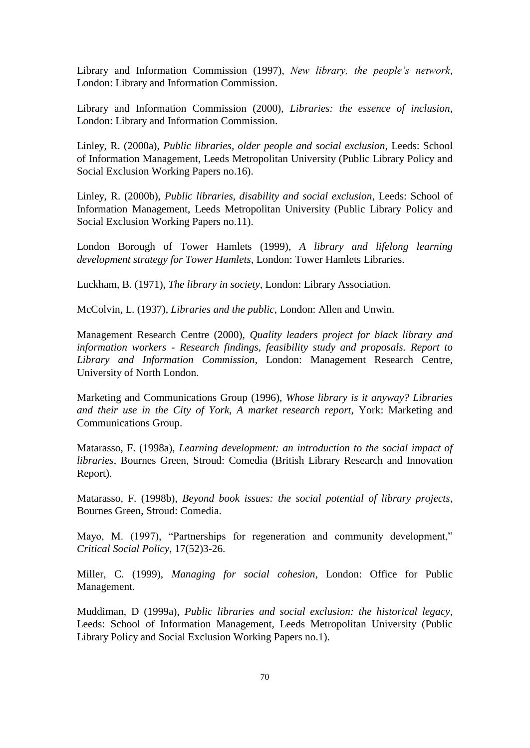Library and Information Commission (1997), *New library, the people's network*, London: Library and Information Commission.

Library and Information Commission (2000), *Libraries: the essence of inclusion,* London: Library and Information Commission.

Linley, R. (2000a), *Public libraries, older people and social exclusion*, Leeds: School of Information Management, Leeds Metropolitan University (Public Library Policy and Social Exclusion Working Papers no.16).

Linley, R. (2000b), *Public libraries, disability and social exclusion*, Leeds: School of Information Management, Leeds Metropolitan University (Public Library Policy and Social Exclusion Working Papers no.11).

London Borough of Tower Hamlets (1999), *A library and lifelong learning development strategy for Tower Hamlets*, London: Tower Hamlets Libraries.

Luckham, B. (1971), *The library in society*, London: Library Association.

McColvin, L. (1937), *Libraries and the public*, London: Allen and Unwin.

Management Research Centre (2000), *Quality leaders project for black library and information workers - Research findings, feasibility study and proposals. Report to Library and Information Commission*, London: Management Research Centre, University of North London.

Marketing and Communications Group (1996), *Whose library is it anyway? Libraries and their use in the City of York, A market research report*, York: Marketing and Communications Group.

Matarasso, F. (1998a), *Learning development: an introduction to the social impact of libraries*, Bournes Green, Stroud: Comedia (British Library Research and Innovation Report).

Matarasso, F. (1998b), *Beyond book issues: the social potential of library projects*, Bournes Green, Stroud: Comedia.

Mayo, M. (1997), "Partnerships for regeneration and community development," *Critical Social Policy*, 17(52)3-26.

Miller, C. (1999), *Managing for social cohesion*, London: Office for Public Management.

Muddiman, D (1999a), *Public libraries and social exclusion: the historical legacy*, Leeds: School of Information Management, Leeds Metropolitan University (Public Library Policy and Social Exclusion Working Papers no.1).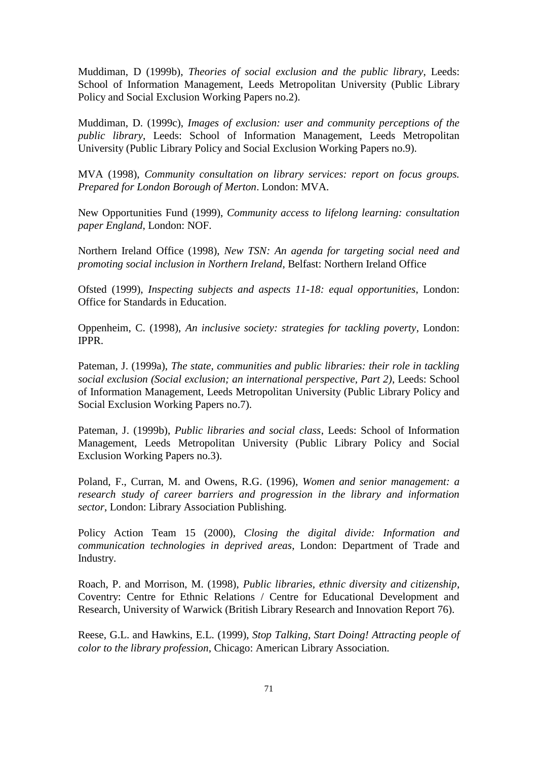Muddiman, D (1999b), *Theories of social exclusion and the public library*, Leeds: School of Information Management, Leeds Metropolitan University (Public Library Policy and Social Exclusion Working Papers no.2).

Muddiman, D. (1999c), *Images of exclusion: user and community perceptions of the public library*, Leeds: School of Information Management, Leeds Metropolitan University (Public Library Policy and Social Exclusion Working Papers no.9).

MVA (1998), *Community consultation on library services: report on focus groups. Prepared for London Borough of Merton*. London: MVA.

New Opportunities Fund (1999), *Community access to lifelong learning: consultation paper England*, London: NOF.

Northern Ireland Office (1998), *New TSN: An agenda for targeting social need and promoting social inclusion in Northern Ireland*, Belfast: Northern Ireland Office

Ofsted (1999), *Inspecting subjects and aspects 11-18: equal opportunities*, London: Office for Standards in Education.

Oppenheim, C. (1998), *An inclusive society: strategies for tackling poverty*, London: IPPR.

Pateman, J. (1999a), *The state, communities and public libraries: their role in tackling social exclusion (Social exclusion; an international perspective, Part 2)*, Leeds: School of Information Management, Leeds Metropolitan University (Public Library Policy and Social Exclusion Working Papers no.7).

Pateman, J. (1999b), *Public libraries and social class*, Leeds: School of Information Management, Leeds Metropolitan University (Public Library Policy and Social Exclusion Working Papers no.3).

Poland, F., Curran, M. and Owens, R.G. (1996), *Women and senior management: a research study of career barriers and progression in the library and information sector*, London: Library Association Publishing.

Policy Action Team 15 (2000), *Closing the digital divide: Information and communication technologies in deprived areas*, London: Department of Trade and Industry.

Roach, P. and Morrison, M. (1998), *Public libraries, ethnic diversity and citizenship*, Coventry: Centre for Ethnic Relations / Centre for Educational Development and Research, University of Warwick (British Library Research and Innovation Report 76).

Reese, G.L. and Hawkins, E.L. (1999), *Stop Talking, Start Doing! Attracting people of color to the library profession*, Chicago: American Library Association.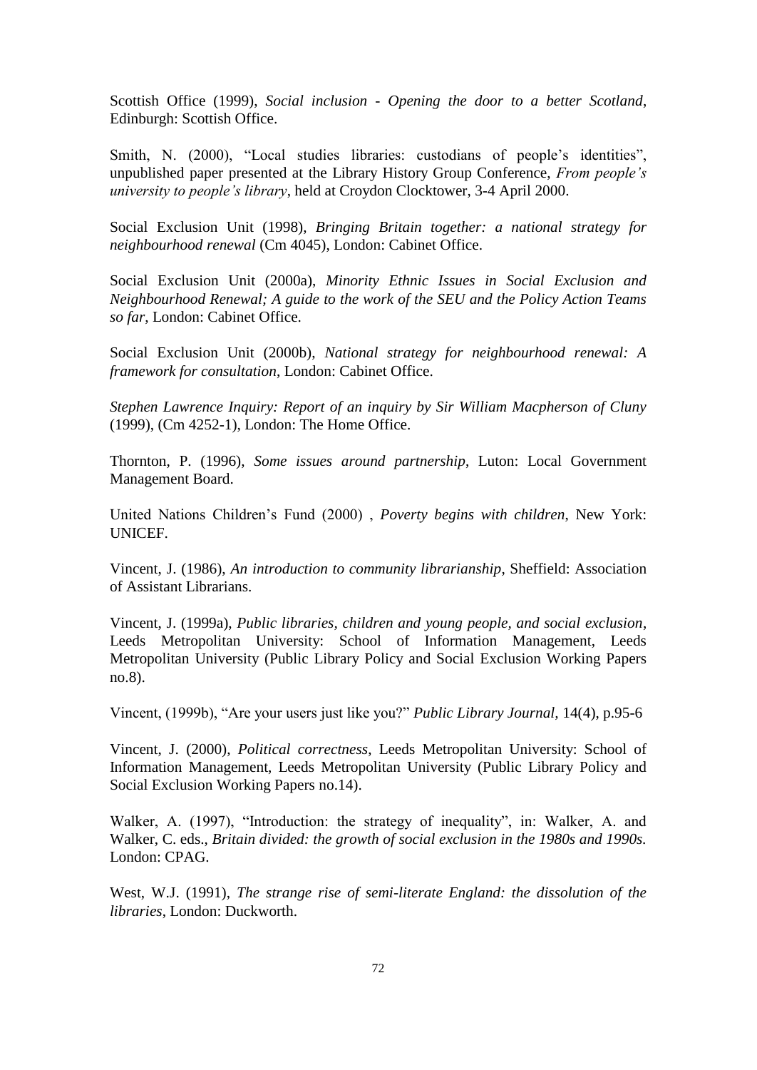Scottish Office (1999), *Social inclusion - Opening the door to a better Scotland*, Edinburgh: Scottish Office.

Smith, N. (2000), "Local studies libraries: custodians of people's identities", unpublished paper presented at the Library History Group Conference, *From people's university to people's library*, held at Croydon Clocktower, 3-4 April 2000.

Social Exclusion Unit (1998), *Bringing Britain together: a national strategy for neighbourhood renewal* (Cm 4045), London: Cabinet Office.

Social Exclusion Unit (2000a), *Minority Ethnic Issues in Social Exclusion and Neighbourhood Renewal; A guide to the work of the SEU and the Policy Action Teams so far*, London: Cabinet Office.

Social Exclusion Unit (2000b), *National strategy for neighbourhood renewal: A framework for consultation*, London: Cabinet Office.

*Stephen Lawrence Inquiry: Report of an inquiry by Sir William Macpherson of Cluny* (1999), (Cm 4252-1), London: The Home Office.

Thornton, P. (1996), *Some issues around partnership*, Luton: Local Government Management Board.

United Nations Children's Fund (2000) , *Poverty begins with children*, New York: UNICEF.

Vincent, J. (1986), *An introduction to community librarianship*, Sheffield: Association of Assistant Librarians.

Vincent, J. (1999a), *Public libraries, children and young people, and social exclusion*, Leeds Metropolitan University: School of Information Management, Leeds Metropolitan University (Public Library Policy and Social Exclusion Working Papers no.8).

Vincent, (1999b), "Are your users just like you?" *Public Library Journal*, 14(4), p.95-6

Vincent, J. (2000), *Political correctness*, Leeds Metropolitan University: School of Information Management, Leeds Metropolitan University (Public Library Policy and Social Exclusion Working Papers no.14).

Walker, A. (1997), "Introduction: the strategy of inequality", in: Walker, A. and Walker, C. eds., *Britain divided: the growth of social exclusion in the 1980s and 1990s.* London: CPAG.

West, W.J. (1991), *The strange rise of semi-literate England: the dissolution of the libraries*, London: Duckworth.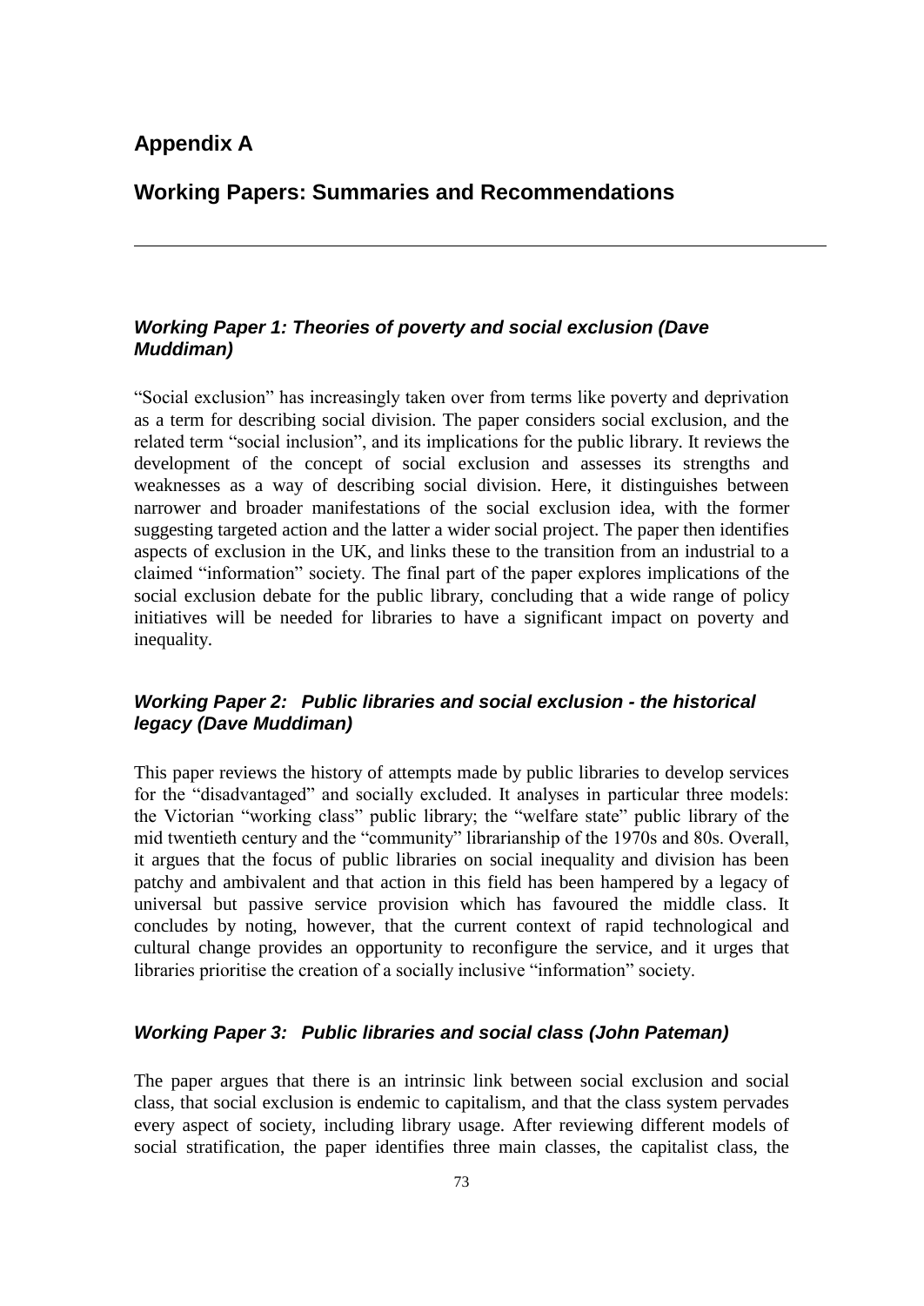# Appendix A

# Working Papers: Summaries and Recommendations

---

### *Working Paper 1: Theories of poverty and social exclusion (Dave Muddiman)*

"Social exclusion" has increasingly taken over from terms like poverty and deprivation as a term for describing social division. The paper considers social exclusion, and the related term "social inclusion", and its implications for the public library. It reviews the development of the concept of social exclusion and assesses its strengths and weaknesses as a way of describing social division. Here, it distinguishes between narrower and broader manifestations of the social exclusion idea, with the former suggesting targeted action and the latter a wider social project. The paper then identifies aspects of exclusion in the UK, and links these to the transition from an industrial to a claimed "information" society. The final part of the paper explores implications of the social exclusion debate for the public library, concluding that a wide range of policy initiatives will be needed for libraries to have a significant impact on poverty and inequality.

### *Working Paper 2: Public libraries and social exclusion - the historical legacy (Dave Muddiman)*

This paper reviews the history of attempts made by public libraries to develop services for the "disadvantaged" and socially excluded. It analyses in particular three models: the Victorian "working class" public library; the "welfare state" public library of the mid twentieth century and the "community" librarianship of the 1970s and 80s. Overall, it argues that the focus of public libraries on social inequality and division has been patchy and ambivalent and that action in this field has been hampered by a legacy of universal but passive service provision which has favoured the middle class. It concludes by noting, however, that the current context of rapid technological and cultural change provides an opportunity to reconfigure the service, and it urges that libraries prioritise the creation of a socially inclusive "information" society.

### *Working Paper 3: Public libraries and social class (John Pateman)*

The paper argues that there is an intrinsic link between social exclusion and social class, that social exclusion is endemic to capitalism, and that the class system pervades every aspect of society, including library usage. After reviewing different models of social stratification, the paper identifies three main classes, the capitalist class, the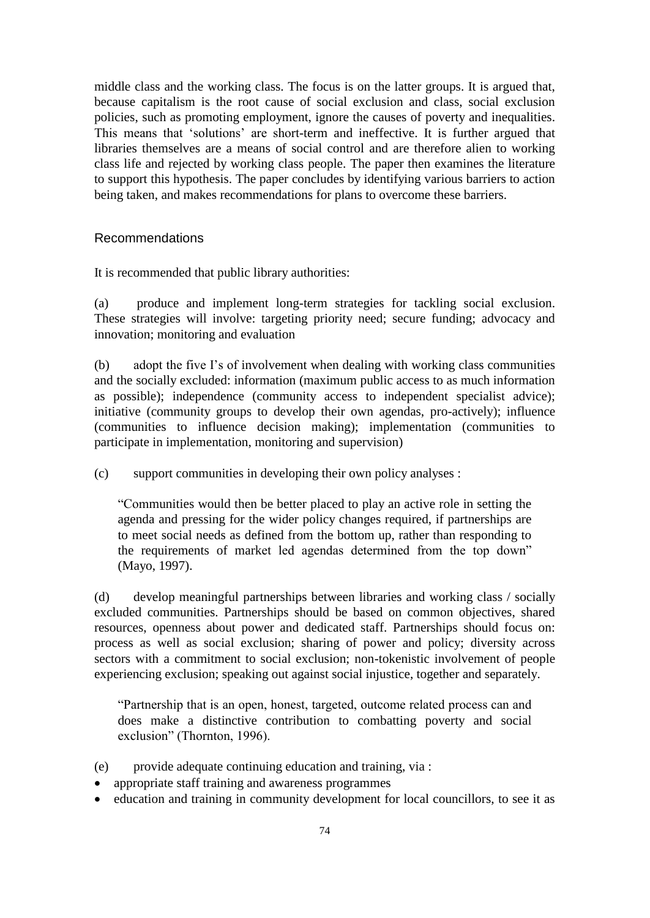middle class and the working class. The focus is on the latter groups. It is argued that, because capitalism is the root cause of social exclusion and class, social exclusion policies, such as promoting employment, ignore the causes of poverty and inequalities. This means that 'solutions' are short-term and ineffective. It is further argued that libraries themselves are a means of social control and are therefore alien to working class life and rejected by working class people. The paper then examines the literature to support this hypothesis. The paper concludes by identifying various barriers to action being taken, and makes recommendations for plans to overcome these barriers.

## Recommendations

It is recommended that public library authorities:

(a) produce and implement long-term strategies for tackling social exclusion. These strategies will involve: targeting priority need; secure funding; advocacy and innovation; monitoring and evaluation

(b) adopt the five I's of involvement when dealing with working class communities and the socially excluded: information (maximum public access to as much information as possible); independence (community access to independent specialist advice); initiative (community groups to develop their own agendas, pro-actively); influence (communities to influence decision making); implementation (communities to participate in implementation, monitoring and supervision)

(c) support communities in developing their own policy analyses :

> "Communities would then be better placed to play an active role in setting the agenda and pressing for the wider policy changes required, if partnerships are to meet social needs as defined from the bottom up, rather than responding to the requirements of market led agendas determined from the top down" (Mayo, 1997).

(d) develop meaningful partnerships between libraries and working class / socially excluded communities. Partnerships should be based on common objectives, shared resources, openness about power and dedicated staff. Partnerships should focus on: process as well as social exclusion; sharing of power and policy; diversity across sectors with a commitment to social exclusion; non-tokenistic involvement of people experiencing exclusion; speaking out against social injustice, together and separately.

> "Partnership that is an open, honest, targeted, outcome related process can and does make a distinctive contribution to combatting poverty and social exclusion" (Thornton, 1996).

(e) provide adequate continuing education and training, via :

- appropriate staff training and awareness programmes
- education and training in community development for local councillors, to see it as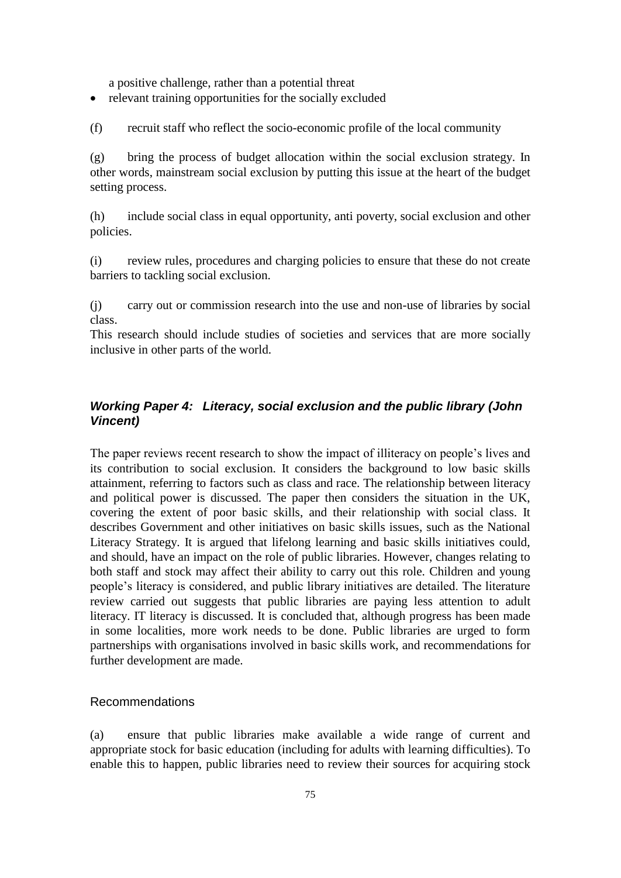a positive challenge, rather than a potential threat

- relevant training opportunities for the socially excluded

(f) recruit staff who reflect the socio-economic profile of the local community

(g) bring the process of budget allocation within the social exclusion strategy. In other words, mainstream social exclusion by putting this issue at the heart of the budget setting process.

(h) include social class in equal opportunity, anti poverty, social exclusion and other policies.

(i) review rules, procedures and charging policies to ensure that these do not create barriers to tackling social exclusion.

(j) carry out or commission research into the use and non-use of libraries by social class.
This research should include studies of societies and services that are more socially inclusive in other parts of the world.

### *Working Paper 4: Literacy, social exclusion and the public library (John Vincent)*

The paper reviews recent research to show the impact of illiteracy on people's lives and its contribution to social exclusion. It considers the background to low basic skills attainment, referring to factors such as class and race. The relationship between literacy and political power is discussed. The paper then considers the situation in the UK, covering the extent of poor basic skills, and their relationship with social class. It describes Government and other initiatives on basic skills issues, such as the National Literacy Strategy. It is argued that lifelong learning and basic skills initiatives could, and should, have an impact on the role of public libraries. However, changes relating to both staff and stock may affect their ability to carry out this role. Children and young people's literacy is considered, and public library initiatives are detailed. The literature review carried out suggests that public libraries are paying less attention to adult literacy. IT literacy is discussed. It is concluded that, although progress has been made in some localities, more work needs to be done. Public libraries are urged to form partnerships with organisations involved in basic skills work, and recommendations for further development are made.

#### Recommendations

(a) ensure that public libraries make available a wide range of current and appropriate stock for basic education (including for adults with learning difficulties). To enable this to happen, public libraries need to review their sources for acquiring stock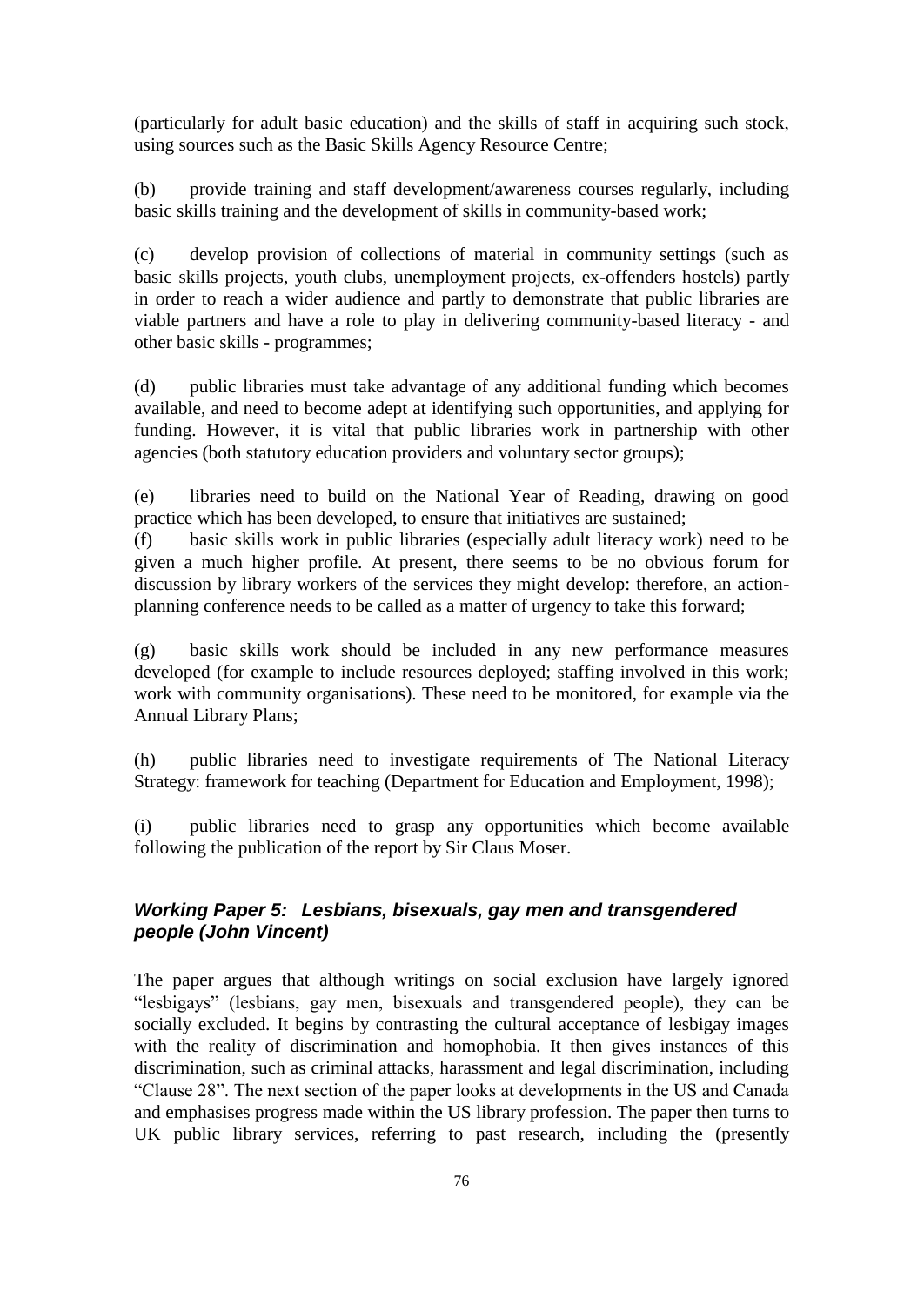(particularly for adult basic education) and the skills of staff in acquiring such stock, using sources such as the Basic Skills Agency Resource Centre;

(b) provide training and staff development/awareness courses regularly, including basic skills training and the development of skills in community-based work;

(c) develop provision of collections of material in community settings (such as basic skills projects, youth clubs, unemployment projects, ex-offenders hostels) partly in order to reach a wider audience and partly to demonstrate that public libraries are viable partners and have a role to play in delivering community-based literacy - and other basic skills - programmes;

(d) public libraries must take advantage of any additional funding which becomes available, and need to become adept at identifying such opportunities, and applying for funding. However, it is vital that public libraries work in partnership with other agencies (both statutory education providers and voluntary sector groups);

(e) libraries need to build on the National Year of Reading, drawing on good practice which has been developed, to ensure that initiatives are sustained;

(f) basic skills work in public libraries (especially adult literacy work) need to be given a much higher profile. At present, there seems to be no obvious forum for discussion by library workers of the services they might develop: therefore, an action-planning conference needs to be called as a matter of urgency to take this forward;

(g) basic skills work should be included in any new performance measures developed (for example to include resources deployed; staffing involved in this work; work with community organisations). These need to be monitored, for example via the Annual Library Plans;

(h) public libraries need to investigate requirements of The National Literacy Strategy: framework for teaching (Department for Education and Employment, 1998);

(i) public libraries need to grasp any opportunities which become available following the publication of the report by Sir Claus Moser.

### *Working Paper 5: Lesbians, bisexuals, gay men and transgendered people (John Vincent)*

The paper argues that although writings on social exclusion have largely ignored "lesbigays" (lesbians, gay men, bisexuals and transgendered people), they can be socially excluded. It begins by contrasting the cultural acceptance of lesbigay images with the reality of discrimination and homophobia. It then gives instances of this discrimination, such as criminal attacks, harassment and legal discrimination, including "Clause 28". The next section of the paper looks at developments in the US and Canada and emphasises progress made within the US library profession. The paper then turns to UK public library services, referring to past research, including the (presently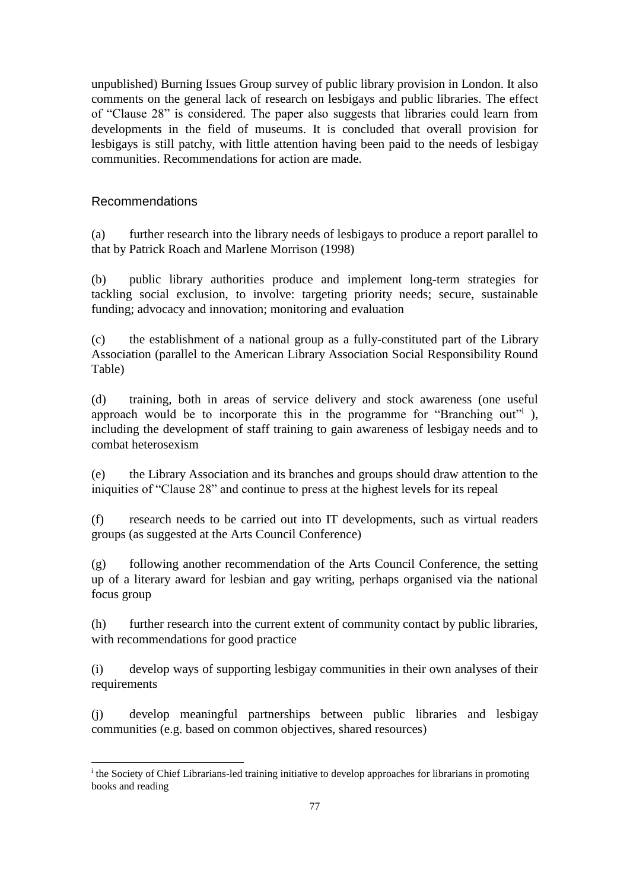unpublished) Burning Issues Group survey of public library provision in London. It also comments on the general lack of research on lesbigays and public libraries. The effect of "Clause 28" is considered. The paper also suggests that libraries could learn from developments in the field of museums. It is concluded that overall provision for lesbigays is still patchy, with little attention having been paid to the needs of lesbigay communities. Recommendations for action are made.

## Recommendations

(a) further research into the library needs of lesbigays to produce a report parallel to that by Patrick Roach and Marlene Morrison (1998)

(b) public library authorities produce and implement long-term strategies for tackling social exclusion, to involve: targeting priority needs; secure, sustainable funding; advocacy and innovation; monitoring and evaluation

(c) the establishment of a national group as a fully-constituted part of the Library Association (parallel to the American Library Association Social Responsibility Round Table)

(d) training, both in areas of service delivery and stock awareness (one useful approach would be to incorporate this in the programme for "Branching out"[i] ), including the development of staff training to gain awareness of lesbigay needs and to combat heterosexism

(e) the Library Association and its branches and groups should draw attention to the iniquities of "Clause 28" and continue to press at the highest levels for its repeal

(f) research needs to be carried out into IT developments, such as virtual readers groups (as suggested at the Arts Council Conference)

(g) following another recommendation of the Arts Council Conference, the setting up of a literary award for lesbian and gay writing, perhaps organised via the national focus group

(h) further research into the current extent of community contact by public libraries, with recommendations for good practice

(i) develop ways of supporting lesbigay communities in their own analyses of their requirements

(j) develop meaningful partnerships between public libraries and lesbigay communities (e.g. based on common objectives, shared resources)

[i] the Society of Chief Librarians-led training initiative to develop approaches for librarians in promoting books and reading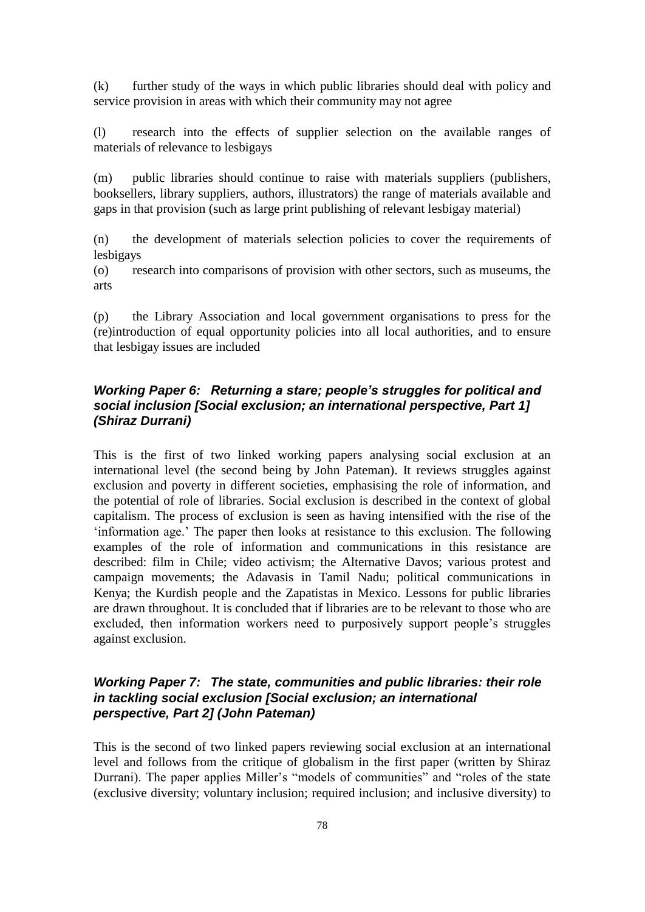(k) further study of the ways in which public libraries should deal with policy and service provision in areas with which their community may not agree

(l) research into the effects of supplier selection on the available ranges of materials of relevance to lesbigays

(m) public libraries should continue to raise with materials suppliers (publishers, booksellers, library suppliers, authors, illustrators) the range of materials available and gaps in that provision (such as large print publishing of relevant lesbigay material)

(n) the development of materials selection policies to cover the requirements of lesbigays

(o) research into comparisons of provision with other sectors, such as museums, the arts

(p) the Library Association and local government organisations to press for the (re)introduction of equal opportunity policies into all local authorities, and to ensure that lesbigay issues are included

### *Working Paper 6: Returning a stare; people's struggles for political and social inclusion [Social exclusion; an international perspective, Part 1] (Shiraz Durrani)*

This is the first of two linked working papers analysing social exclusion at an international level (the second being by John Pateman). It reviews struggles against exclusion and poverty in different societies, emphasising the role of information, and the potential of role of libraries. Social exclusion is described in the context of global capitalism. The process of exclusion is seen as having intensified with the rise of the 'information age.' The paper then looks at resistance to this exclusion. The following examples of the role of information and communications in this resistance are described: film in Chile; video activism; the Alternative Davos; various protest and campaign movements; the Adavasis in Tamil Nadu; political communications in Kenya; the Kurdish people and the Zapatistas in Mexico. Lessons for public libraries are drawn throughout. It is concluded that if libraries are to be relevant to those who are excluded, then information workers need to purposively support people's struggles against exclusion.

### *Working Paper 7: The state, communities and public libraries: their role in tackling social exclusion [Social exclusion; an international perspective, Part 2] (John Pateman)*

This is the second of two linked papers reviewing social exclusion at an international level and follows from the critique of globalism in the first paper (written by Shiraz Durrani). The paper applies Miller's "models of communities" and "roles of the state (exclusive diversity; voluntary inclusion; required inclusion; and inclusive diversity) to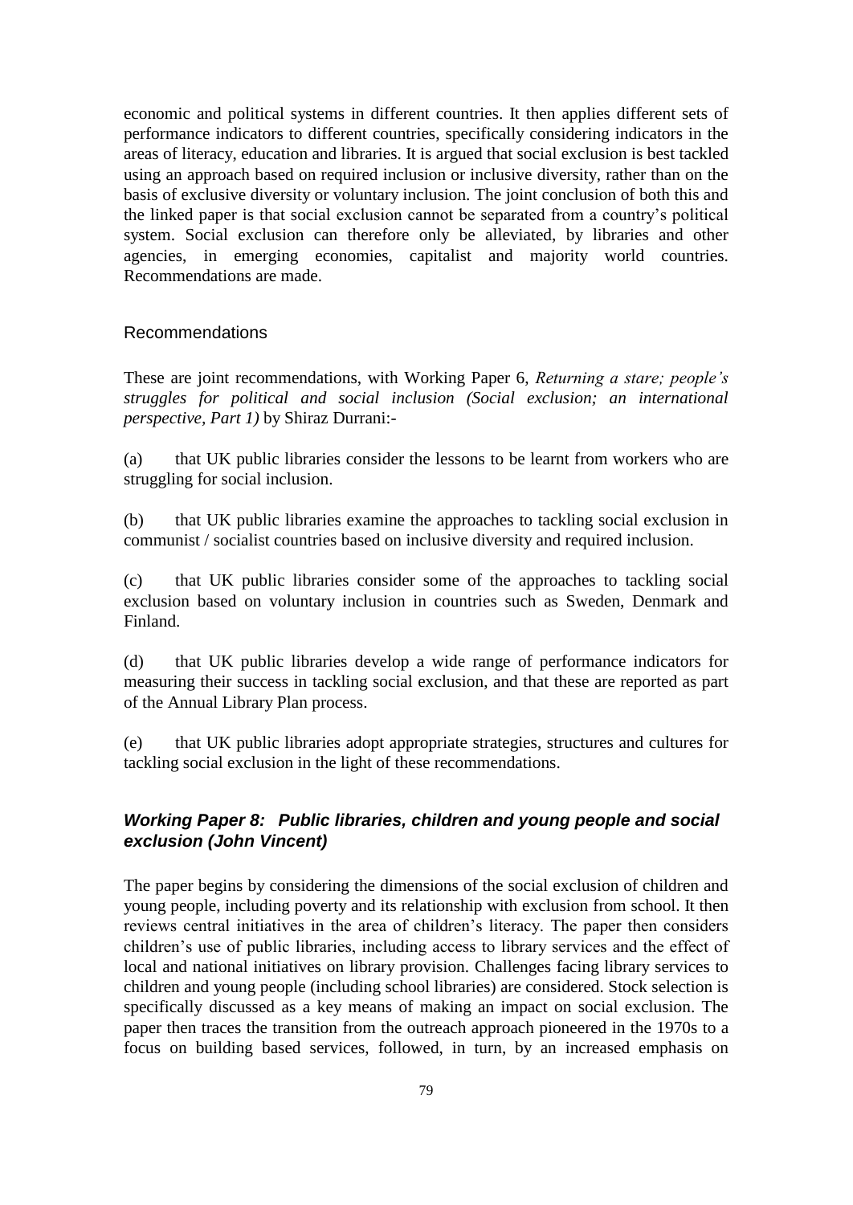economic and political systems in different countries. It then applies different sets of performance indicators to different countries, specifically considering indicators in the areas of literacy, education and libraries. It is argued that social exclusion is best tackled using an approach based on required inclusion or inclusive diversity, rather than on the basis of exclusive diversity or voluntary inclusion. The joint conclusion of both this and the linked paper is that social exclusion cannot be separated from a country's political system. Social exclusion can therefore only be alleviated, by libraries and other agencies, in emerging economies, capitalist and majority world countries. Recommendations are made.

### Recommendations

These are joint recommendations, with Working Paper 6, *Returning a stare; people's struggles for political and social inclusion (Social exclusion; an international perspective, Part 1)* by Shiraz Durrani:-

(a) that UK public libraries consider the lessons to be learnt from workers who are struggling for social inclusion.

(b) that UK public libraries examine the approaches to tackling social exclusion in communist / socialist countries based on inclusive diversity and required inclusion.

(c) that UK public libraries consider some of the approaches to tackling social exclusion based on voluntary inclusion in countries such as Sweden, Denmark and Finland.

(d) that UK public libraries develop a wide range of performance indicators for measuring their success in tackling social exclusion, and that these are reported as part of the Annual Library Plan process.

(e) that UK public libraries adopt appropriate strategies, structures and cultures for tackling social exclusion in the light of these recommendations.

### *Working Paper 8: Public libraries, children and young people and social exclusion (John Vincent)*

The paper begins by considering the dimensions of the social exclusion of children and young people, including poverty and its relationship with exclusion from school. It then reviews central initiatives in the area of children's literacy. The paper then considers children's use of public libraries, including access to library services and the effect of local and national initiatives on library provision. Challenges facing library services to children and young people (including school libraries) are considered. Stock selection is specifically discussed as a key means of making an impact on social exclusion. The paper then traces the transition from the outreach approach pioneered in the 1970s to a focus on building based services, followed, in turn, by an increased emphasis on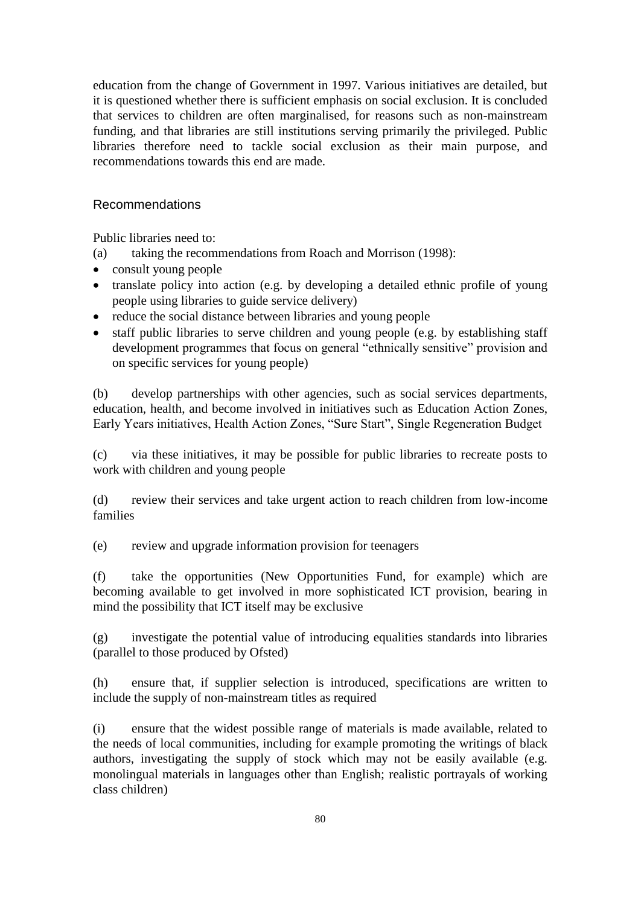education from the change of Government in 1997. Various initiatives are detailed, but it is questioned whether there is sufficient emphasis on social exclusion. It is concluded that services to children are often marginalised, for reasons such as non-mainstream funding, and that libraries are still institutions serving primarily the privileged. Public libraries therefore need to tackle social exclusion as their main purpose, and recommendations towards this end are made.

### Recommendations

Public libraries need to:

(a) taking the recommendations from Roach and Morrison (1998):

- consult young people
- translate policy into action (e.g. by developing a detailed ethnic profile of young people using libraries to guide service delivery)
- reduce the social distance between libraries and young people
- staff public libraries to serve children and young people (e.g. by establishing staff development programmes that focus on general "ethnically sensitive" provision and on specific services for young people)

(b) develop partnerships with other agencies, such as social services departments, education, health, and become involved in initiatives such as Education Action Zones, Early Years initiatives, Health Action Zones, "Sure Start", Single Regeneration Budget

(c) via these initiatives, it may be possible for public libraries to recreate posts to work with children and young people

(d) review their services and take urgent action to reach children from low-income families

(e) review and upgrade information provision for teenagers

(f) take the opportunities (New Opportunities Fund, for example) which are becoming available to get involved in more sophisticated ICT provision, bearing in mind the possibility that ICT itself may be exclusive

(g) investigate the potential value of introducing equalities standards into libraries (parallel to those produced by Ofsted)

(h) ensure that, if supplier selection is introduced, specifications are written to include the supply of non-mainstream titles as required

(i) ensure that the widest possible range of materials is made available, related to the needs of local communities, including for example promoting the writings of black authors, investigating the supply of stock which may not be easily available (e.g. monolingual materials in languages other than English; realistic portrayals of working class children)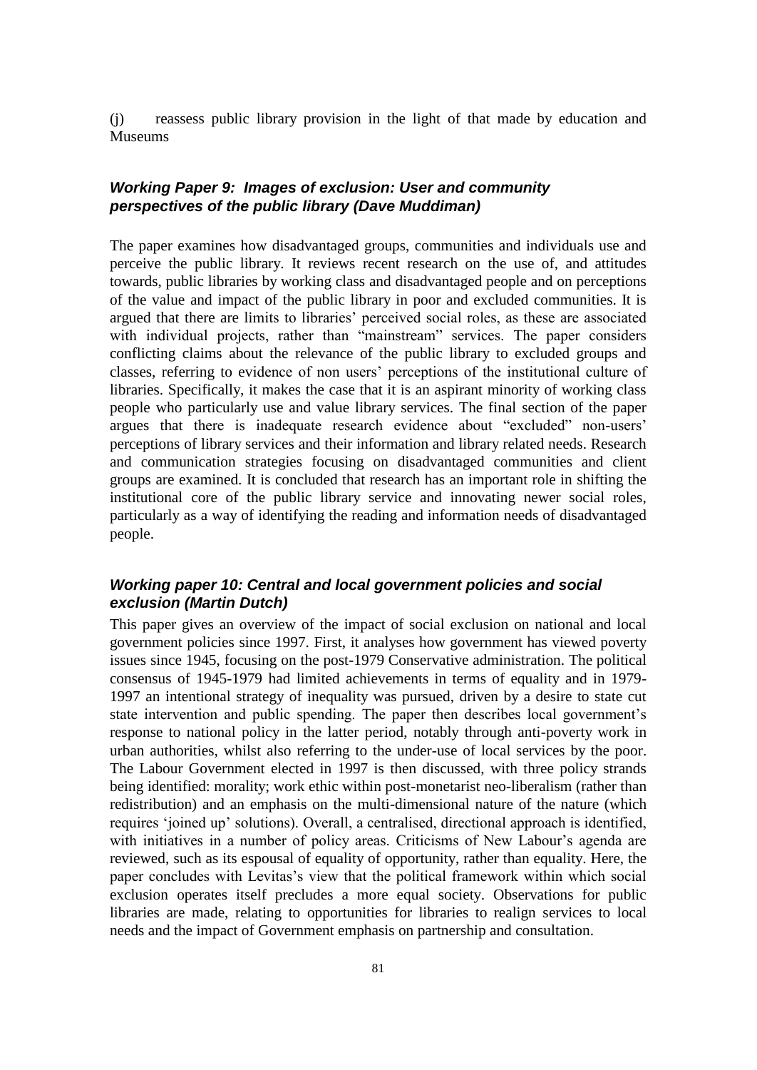(j) reassess public library provision in the light of that made by education and Museums

### *Working Paper 9: Images of exclusion: User and community perspectives of the public library (Dave Muddiman)*

The paper examines how disadvantaged groups, communities and individuals use and perceive the public library. It reviews recent research on the use of, and attitudes towards, public libraries by working class and disadvantaged people and on perceptions of the value and impact of the public library in poor and excluded communities. It is argued that there are limits to libraries' perceived social roles, as these are associated with individual projects, rather than "mainstream" services. The paper considers conflicting claims about the relevance of the public library to excluded groups and classes, referring to evidence of non users' perceptions of the institutional culture of libraries. Specifically, it makes the case that it is an aspirant minority of working class people who particularly use and value library services. The final section of the paper argues that there is inadequate research evidence about "excluded" non-users' perceptions of library services and their information and library related needs. Research and communication strategies focusing on disadvantaged communities and client groups are examined. It is concluded that research has an important role in shifting the institutional core of the public library service and innovating newer social roles, particularly as a way of identifying the reading and information needs of disadvantaged people.

### *Working paper 10: Central and local government policies and social exclusion (Martin Dutch)*

This paper gives an overview of the impact of social exclusion on national and local government policies since 1997. First, it analyses how government has viewed poverty issues since 1945, focusing on the post-1979 Conservative administration. The political consensus of 1945-1979 had limited achievements in terms of equality and in 1979-1997 an intentional strategy of inequality was pursued, driven by a desire to state cut state intervention and public spending. The paper then describes local government's response to national policy in the latter period, notably through anti-poverty work in urban authorities, whilst also referring to the under-use of local services by the poor. The Labour Government elected in 1997 is then discussed, with three policy strands being identified: morality; work ethic within post-monetarist neo-liberalism (rather than redistribution) and an emphasis on the multi-dimensional nature of the nature (which requires 'joined up' solutions). Overall, a centralised, directional approach is identified, with initiatives in a number of policy areas. Criticisms of New Labour's agenda are reviewed, such as its espousal of equality of opportunity, rather than equality. Here, the paper concludes with Levitas's view that the political framework within which social exclusion operates itself precludes a more equal society. Observations for public libraries are made, relating to opportunities for libraries to realign services to local needs and the impact of Government emphasis on partnership and consultation.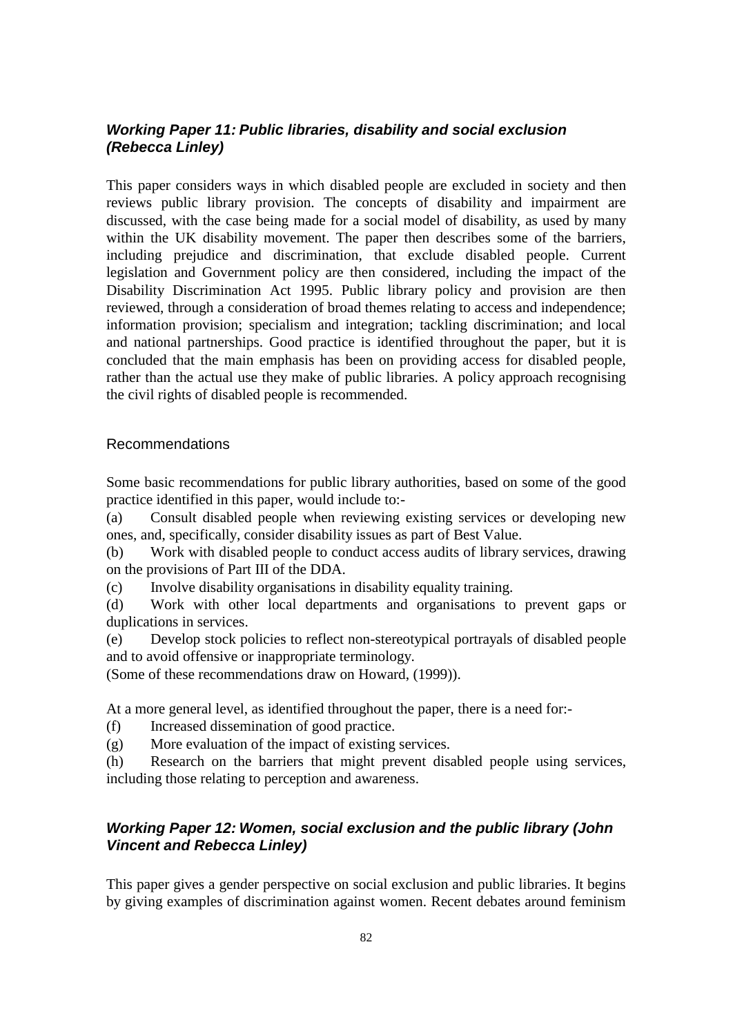### ***Working Paper 11: Public libraries, disability and social exclusion (Rebecca Linley)***

This paper considers ways in which disabled people are excluded in society and then reviews public library provision. The concepts of disability and impairment are discussed, with the case being made for a social model of disability, as used by many within the UK disability movement. The paper then describes some of the barriers, including prejudice and discrimination, that exclude disabled people. Current legislation and Government policy are then considered, including the impact of the Disability Discrimination Act 1995. Public library policy and provision are then reviewed, through a consideration of broad themes relating to access and independence; information provision; specialism and integration; tackling discrimination; and local and national partnerships. Good practice is identified throughout the paper, but it is concluded that the main emphasis has been on providing access for disabled people, rather than the actual use they make of public libraries. A policy approach recognising the civil rights of disabled people is recommended.

#### Recommendations

Some basic recommendations for public library authorities, based on some of the good practice identified in this paper, would include to:-

(a) Consult disabled people when reviewing existing services or developing new ones, and, specifically, consider disability issues as part of Best Value.

(b) Work with disabled people to conduct access audits of library services, drawing on the provisions of Part III of the DDA.

(c) Involve disability organisations in disability equality training.

(d) Work with other local departments and organisations to prevent gaps or duplications in services.

(e) Develop stock policies to reflect non-stereotypical portrayals of disabled people and to avoid offensive or inappropriate terminology.

(Some of these recommendations draw on Howard, (1999)).

At a more general level, as identified throughout the paper, there is a need for:-

(f) Increased dissemination of good practice.

(g) More evaluation of the impact of existing services.

(h) Research on the barriers that might prevent disabled people using services, including those relating to perception and awareness.

### ***Working Paper 12: Women, social exclusion and the public library (John Vincent and Rebecca Linley)***

This paper gives a gender perspective on social exclusion and public libraries. It begins by giving examples of discrimination against women. Recent debates around feminism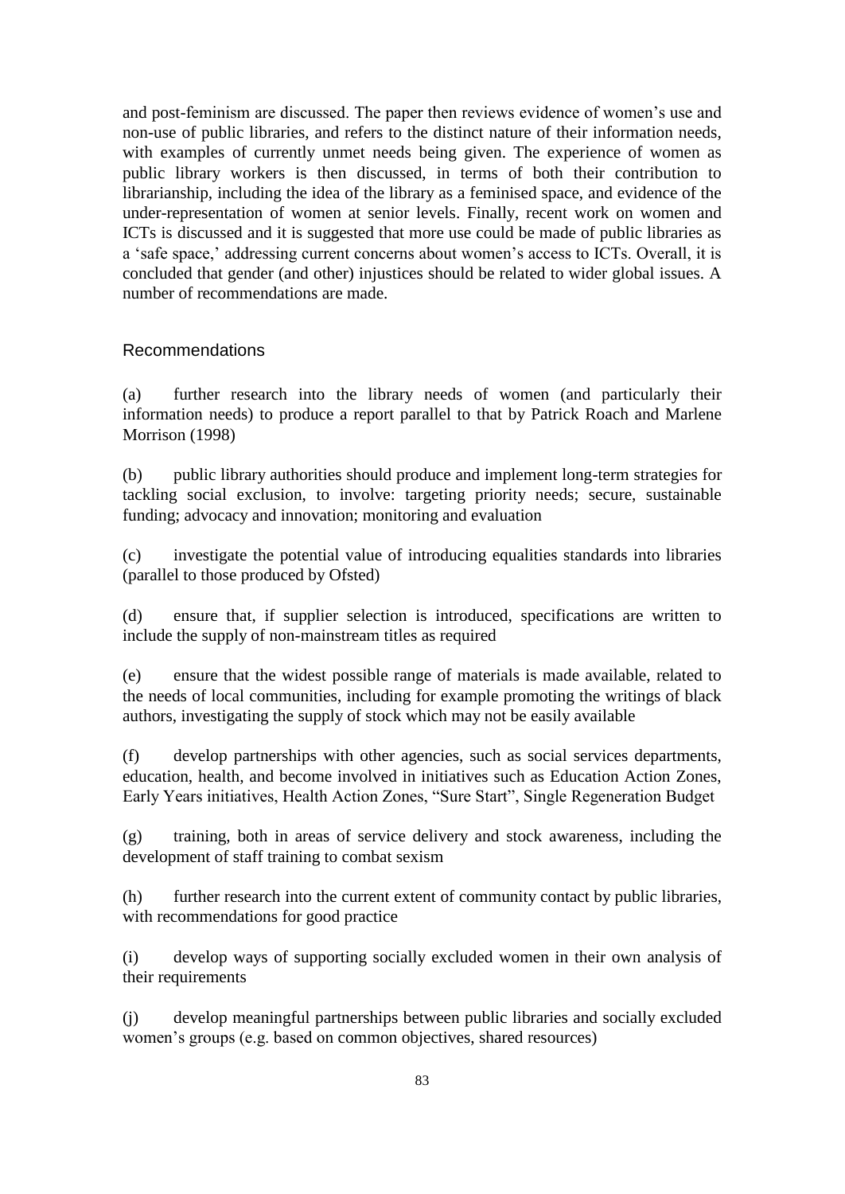and post-feminism are discussed. The paper then reviews evidence of women's use and non-use of public libraries, and refers to the distinct nature of their information needs, with examples of currently unmet needs being given. The experience of women as public library workers is then discussed, in terms of both their contribution to librarianship, including the idea of the library as a feminised space, and evidence of the under-representation of women at senior levels. Finally, recent work on women and ICTs is discussed and it is suggested that more use could be made of public libraries as a 'safe space,' addressing current concerns about women's access to ICTs. Overall, it is concluded that gender (and other) injustices should be related to wider global issues. A number of recommendations are made.

### Recommendations

(a) further research into the library needs of women (and particularly their information needs) to produce a report parallel to that by Patrick Roach and Marlene Morrison (1998)

(b) public library authorities should produce and implement long-term strategies for tackling social exclusion, to involve: targeting priority needs; secure, sustainable funding; advocacy and innovation; monitoring and evaluation

(c) investigate the potential value of introducing equalities standards into libraries (parallel to those produced by Ofsted)

(d) ensure that, if supplier selection is introduced, specifications are written to include the supply of non-mainstream titles as required

(e) ensure that the widest possible range of materials is made available, related to the needs of local communities, including for example promoting the writings of black authors, investigating the supply of stock which may not be easily available

(f) develop partnerships with other agencies, such as social services departments, education, health, and become involved in initiatives such as Education Action Zones, Early Years initiatives, Health Action Zones, "Sure Start", Single Regeneration Budget

(g) training, both in areas of service delivery and stock awareness, including the development of staff training to combat sexism

(h) further research into the current extent of community contact by public libraries, with recommendations for good practice

(i) develop ways of supporting socially excluded women in their own analysis of their requirements

(j) develop meaningful partnerships between public libraries and socially excluded women's groups (e.g. based on common objectives, shared resources)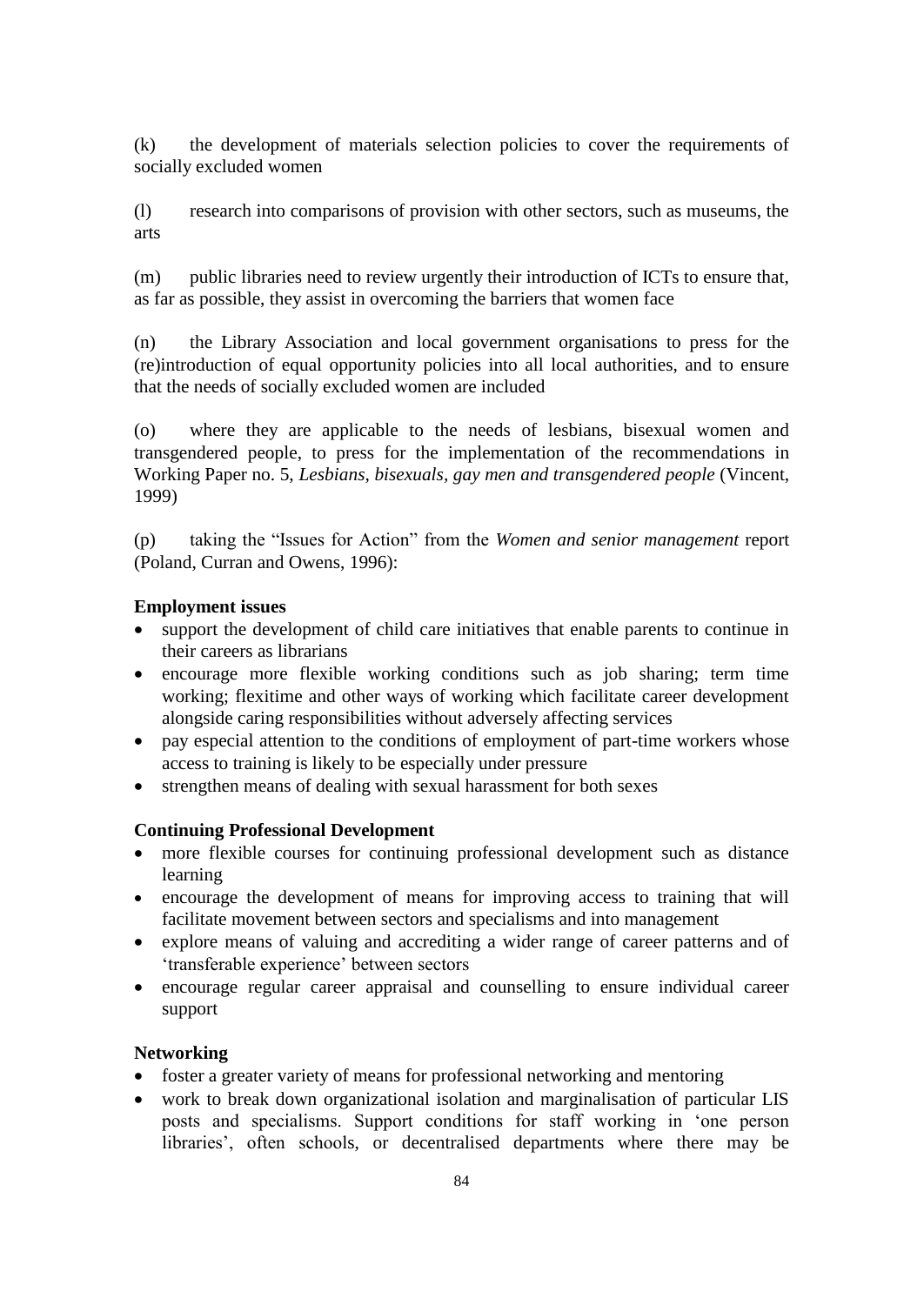(k) the development of materials selection policies to cover the requirements of socially excluded women

(l) research into comparisons of provision with other sectors, such as museums, the arts

(m) public libraries need to review urgently their introduction of ICTs to ensure that, as far as possible, they assist in overcoming the barriers that women face

(n) the Library Association and local government organisations to press for the (re)introduction of equal opportunity policies into all local authorities, and to ensure that the needs of socially excluded women are included

(o) where they are applicable to the needs of lesbians, bisexual women and transgendered people, to press for the implementation of the recommendations in Working Paper no. 5, *Lesbians, bisexuals, gay men and transgendered people* (Vincent, 1999)

(p) taking the "Issues for Action" from the *Women and senior management* report (Poland, Curran and Owens, 1996):

**Employment issues**

- support the development of child care initiatives that enable parents to continue in their careers as librarians
- encourage more flexible working conditions such as job sharing; term time working; flexitime and other ways of working which facilitate career development alongside caring responsibilities without adversely affecting services
- pay especial attention to the conditions of employment of part-time workers whose access to training is likely to be especially under pressure
- strengthen means of dealing with sexual harassment for both sexes

**Continuing Professional Development**

- more flexible courses for continuing professional development such as distance learning
- encourage the development of means for improving access to training that will facilitate movement between sectors and specialisms and into management
- explore means of valuing and accrediting a wider range of career patterns and of 'transferable experience' between sectors
- encourage regular career appraisal and counselling to ensure individual career support

**Networking**

- foster a greater variety of means for professional networking and mentoring
- work to break down organizational isolation and marginalisation of particular LIS posts and specialisms. Support conditions for staff working in 'one person libraries', often schools, or decentralised departments where there may be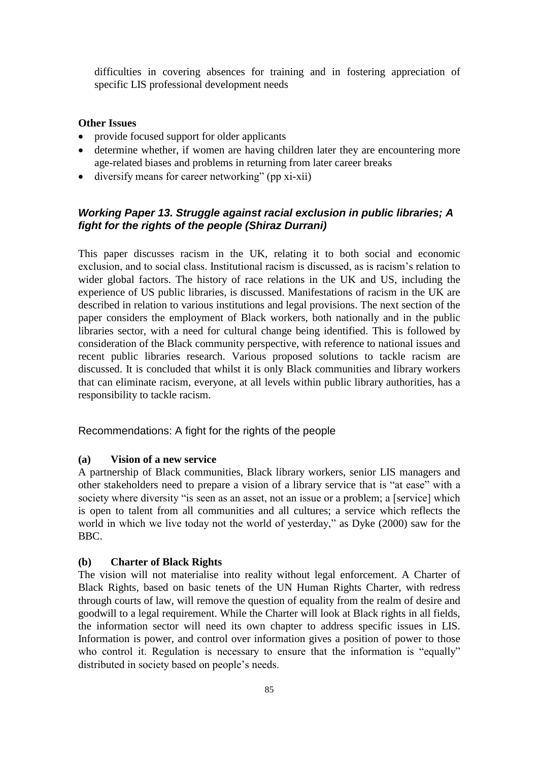difficulties in covering absences for training and in fostering appreciation of specific LIS professional development needs

**Other Issues**

- provide focused support for older applicants
- determine whether, if women are having children later they are encountering more age-related biases and problems in returning from later career breaks
- diversify means for career networking" (pp xi-xii)

### *Working Paper 13. Struggle against racial exclusion in public libraries; A fight for the rights of the people (Shiraz Durrani)*

This paper discusses racism in the UK, relating it to both social and economic exclusion, and to social class. Institutional racism is discussed, as is racism's relation to wider global factors. The history of race relations in the UK and US, including the experience of US public libraries, is discussed. Manifestations of racism in the UK are described in relation to various institutions and legal provisions. The next section of the paper considers the employment of Black workers, both nationally and in the public libraries sector, with a need for cultural change being identified. This is followed by consideration of the Black community perspective, with reference to national issues and recent public libraries research. Various proposed solutions to tackle racism are discussed. It is concluded that whilst it is only Black communities and library workers that can eliminate racism, everyone, at all levels within public library authorities, has a responsibility to tackle racism.

Recommendations: A fight for the rights of the people

**(a) Vision of a new service**

A partnership of Black communities, Black library workers, senior LIS managers and other stakeholders need to prepare a vision of a library service that is "at ease" with a society where diversity "is seen as an asset, not an issue or a problem; a [service] which is open to talent from all communities and all cultures; a service which reflects the world in which we live today not the world of yesterday," as Dyke (2000) saw for the BBC.

**(b) Charter of Black Rights**

The vision will not materialise into reality without legal enforcement. A Charter of Black Rights, based on basic tenets of the UN Human Rights Charter, with redress through courts of law, will remove the question of equality from the realm of desire and goodwill to a legal requirement. While the Charter will look at Black rights in all fields, the information sector will need its own chapter to address specific issues in LIS. Information is power, and control over information gives a position of power to those who control it. Regulation is necessary to ensure that the information is "equally" distributed in society based on people's needs.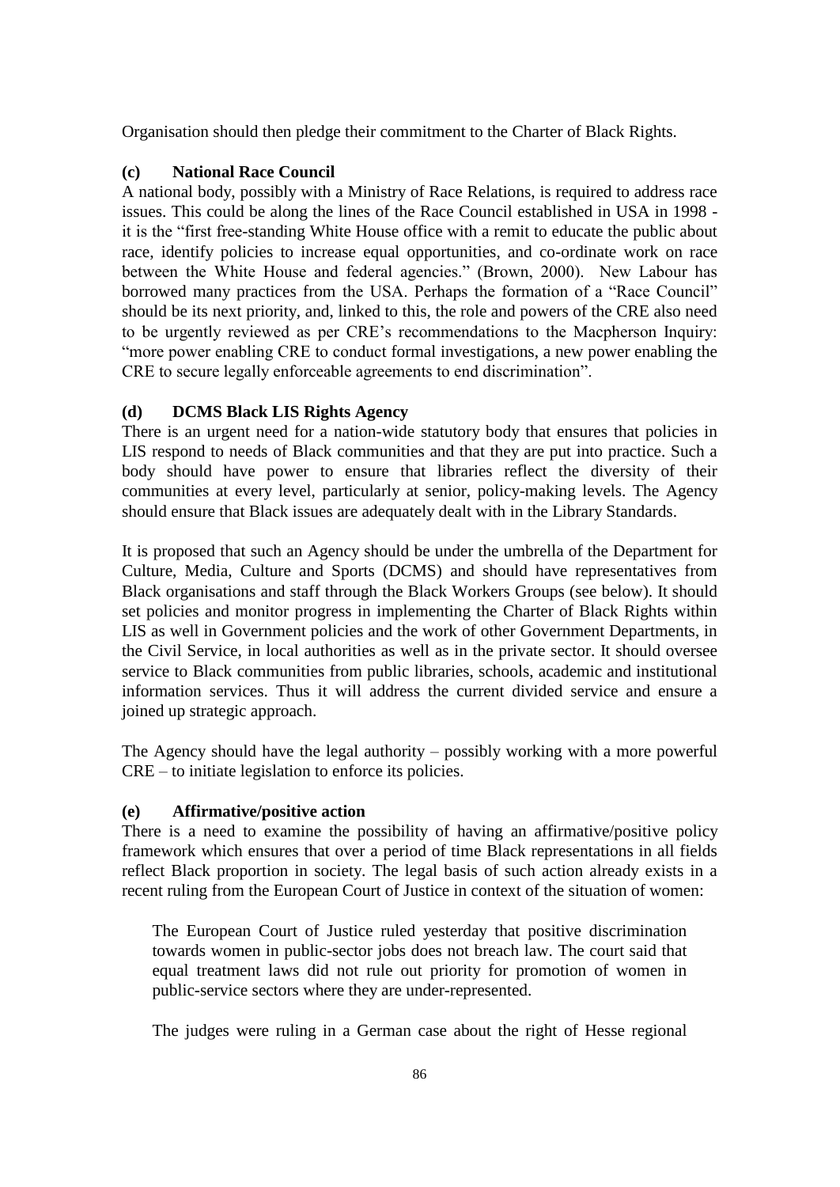Organisation should then pledge their commitment to the Charter of Black Rights.

**(c) National Race Council**

A national body, possibly with a Ministry of Race Relations, is required to address race issues. This could be along the lines of the Race Council established in USA in 1998 - it is the "first free-standing White House office with a remit to educate the public about race, identify policies to increase equal opportunities, and co-ordinate work on race between the White House and federal agencies." (Brown, 2000). New Labour has borrowed many practices from the USA. Perhaps the formation of a "Race Council" should be its next priority, and, linked to this, the role and powers of the CRE also need to be urgently reviewed as per CRE's recommendations to the Macpherson Inquiry: "more power enabling CRE to conduct formal investigations, a new power enabling the CRE to secure legally enforceable agreements to end discrimination".

**(d) DCMS Black LIS Rights Agency**

There is an urgent need for a nation-wide statutory body that ensures that policies in LIS respond to needs of Black communities and that they are put into practice. Such a body should have power to ensure that libraries reflect the diversity of their communities at every level, particularly at senior, policy-making levels. The Agency should ensure that Black issues are adequately dealt with in the Library Standards.

It is proposed that such an Agency should be under the umbrella of the Department for Culture, Media, Culture and Sports (DCMS) and should have representatives from Black organisations and staff through the Black Workers Groups (see below). It should set policies and monitor progress in implementing the Charter of Black Rights within LIS as well in Government policies and the work of other Government Departments, in the Civil Service, in local authorities as well as in the private sector. It should oversee service to Black communities from public libraries, schools, academic and institutional information services. Thus it will address the current divided service and ensure a joined up strategic approach.

The Agency should have the legal authority – possibly working with a more powerful CRE – to initiate legislation to enforce its policies.

**(e) Affirmative/positive action**

There is a need to examine the possibility of having an affirmative/positive policy framework which ensures that over a period of time Black representations in all fields reflect Black proportion in society. The legal basis of such action already exists in a recent ruling from the European Court of Justice in context of the situation of women:

> The European Court of Justice ruled yesterday that positive discrimination towards women in public-sector jobs does not breach law. The court said that equal treatment laws did not rule out priority for promotion of women in public-service sectors where they are under-represented.
>
> The judges were ruling in a German case about the right of Hesse regional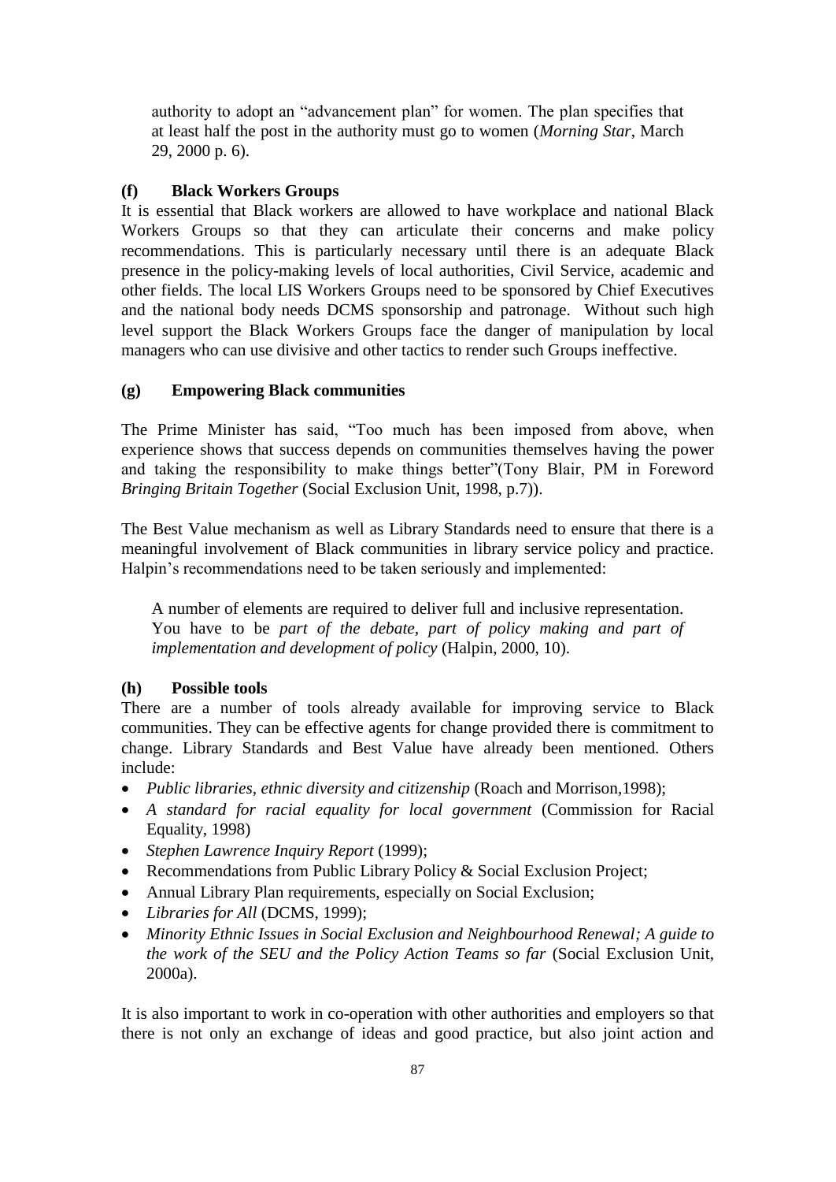> authority to adopt an "advancement plan" for women. The plan specifies that at least half the post in the authority must go to women (*Morning Star*, March 29, 2000 p. 6).

### (f) Black Workers Groups

It is essential that Black workers are allowed to have workplace and national Black Workers Groups so that they can articulate their concerns and make policy recommendations. This is particularly necessary until there is an adequate Black presence in the policy-making levels of local authorities, Civil Service, academic and other fields. The local LIS Workers Groups need to be sponsored by Chief Executives and the national body needs DCMS sponsorship and patronage. Without such high level support the Black Workers Groups face the danger of manipulation by local managers who can use divisive and other tactics to render such Groups ineffective.

### (g) Empowering Black communities

The Prime Minister has said, "Too much has been imposed from above, when experience shows that success depends on communities themselves having the power and taking the responsibility to make things better"(Tony Blair, PM in Foreword *Bringing Britain Together* (Social Exclusion Unit, 1998, p.7)).

The Best Value mechanism as well as Library Standards need to ensure that there is a meaningful involvement of Black communities in library service policy and practice. Halpin's recommendations need to be taken seriously and implemented:

> A number of elements are required to deliver full and inclusive representation. You have to be *part of the debate, part of policy making and part of implementation and development of policy* (Halpin, 2000, 10).

### (h) Possible tools

There are a number of tools already available for improving service to Black communities. They can be effective agents for change provided there is commitment to change. Library Standards and Best Value have already been mentioned. Others include:

- *Public libraries, ethnic diversity and citizenship* (Roach and Morrison,1998);
- *A standard for racial equality for local government* (Commission for Racial Equality, 1998)
- *Stephen Lawrence Inquiry Report* (1999);
- Recommendations from Public Library Policy & Social Exclusion Project;
- Annual Library Plan requirements, especially on Social Exclusion;
- *Libraries for All* (DCMS, 1999);
- *Minority Ethnic Issues in Social Exclusion and Neighbourhood Renewal; A guide to the work of the SEU and the Policy Action Teams so far* (Social Exclusion Unit, 2000a).

It is also important to work in co-operation with other authorities and employers so that there is not only an exchange of ideas and good practice, but also joint action and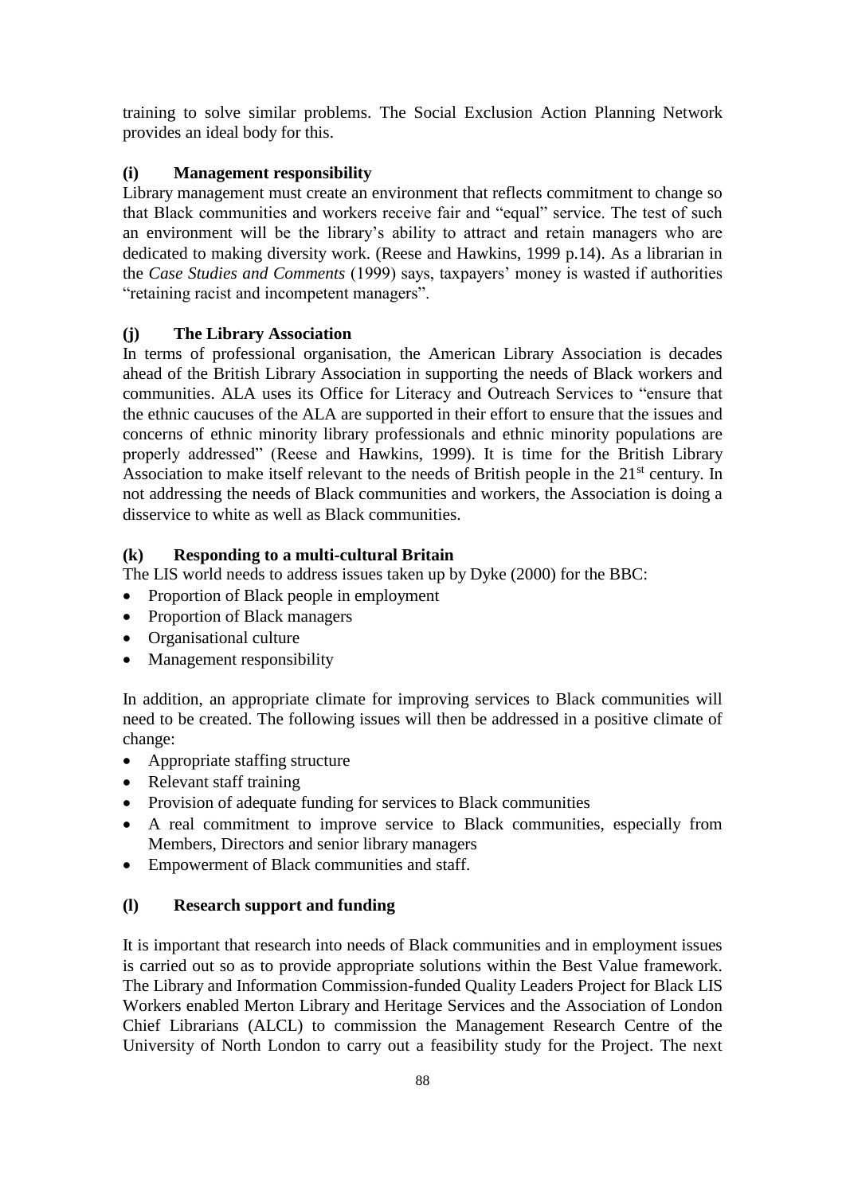training to solve similar problems. The Social Exclusion Action Planning Network provides an ideal body for this.

### (i) Management responsibility

Library management must create an environment that reflects commitment to change so that Black communities and workers receive fair and "equal" service. The test of such an environment will be the library's ability to attract and retain managers who are dedicated to making diversity work. (Reese and Hawkins, 1999 p.14). As a librarian in the *Case Studies and Comments* (1999) says, taxpayers' money is wasted if authorities "retaining racist and incompetent managers".

### (j) The Library Association

In terms of professional organisation, the American Library Association is decades ahead of the British Library Association in supporting the needs of Black workers and communities. ALA uses its Office for Literacy and Outreach Services to "ensure that the ethnic caucuses of the ALA are supported in their effort to ensure that the issues and concerns of ethnic minority library professionals and ethnic minority populations are properly addressed" (Reese and Hawkins, 1999). It is time for the British Library Association to make itself relevant to the needs of British people in the 21st century. In not addressing the needs of Black communities and workers, the Association is doing a disservice to white as well as Black communities.

### (k) Responding to a multi-cultural Britain

The LIS world needs to address issues taken up by Dyke (2000) for the BBC:

- Proportion of Black people in employment
- Proportion of Black managers
- Organisational culture
- Management responsibility

In addition, an appropriate climate for improving services to Black communities will need to be created. The following issues will then be addressed in a positive climate of change:

- Appropriate staffing structure
- Relevant staff training
- Provision of adequate funding for services to Black communities
- A real commitment to improve service to Black communities, especially from Members, Directors and senior library managers
- Empowerment of Black communities and staff.

### (l) Research support and funding

It is important that research into needs of Black communities and in employment issues is carried out so as to provide appropriate solutions within the Best Value framework. The Library and Information Commission-funded Quality Leaders Project for Black LIS Workers enabled Merton Library and Heritage Services and the Association of London Chief Librarians (ALCL) to commission the Management Research Centre of the University of North London to carry out a feasibility study for the Project. The next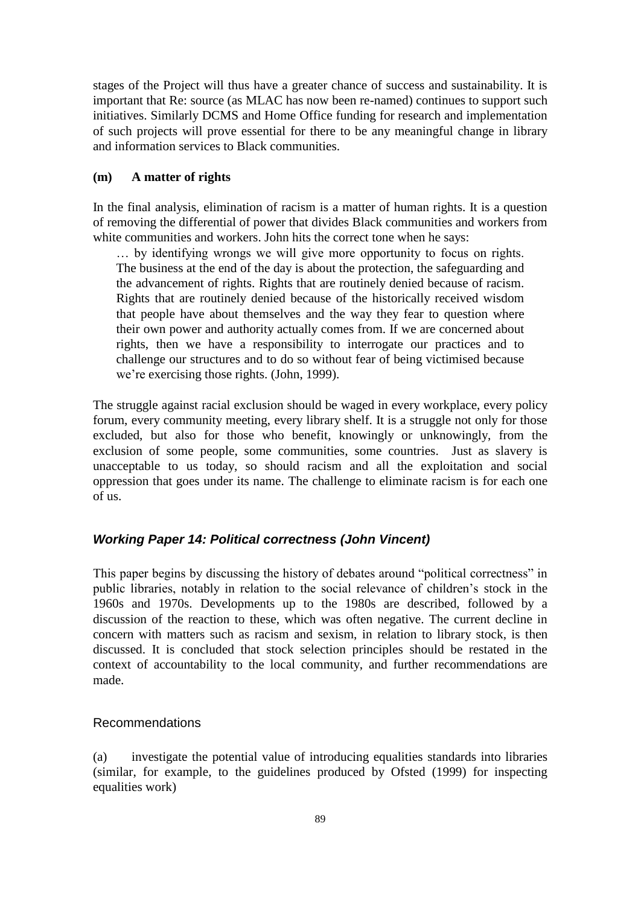stages of the Project will thus have a greater chance of success and sustainability. It is important that Re: source (as MLAC has now been re-named) continues to support such initiatives. Similarly DCMS and Home Office funding for research and implementation of such projects will prove essential for there to be any meaningful change in library and information services to Black communities.

### (m) A matter of rights

In the final analysis, elimination of racism is a matter of human rights. It is a question of removing the differential of power that divides Black communities and workers from white communities and workers. John hits the correct tone when he says:

> … by identifying wrongs we will give more opportunity to focus on rights. The business at the end of the day is about the protection, the safeguarding and the advancement of rights. Rights that are routinely denied because of racism. Rights that are routinely denied because of the historically received wisdom that people have about themselves and the way they fear to question where their own power and authority actually comes from. If we are concerned about rights, then we have a responsibility to interrogate our practices and to challenge our structures and to do so without fear of being victimised because we're exercising those rights. (John, 1999).

The struggle against racial exclusion should be waged in every workplace, every policy forum, every community meeting, every library shelf. It is a struggle not only for those excluded, but also for those who benefit, knowingly or unknowingly, from the exclusion of some people, some communities, some countries. Just as slavery is unacceptable to us today, so should racism and all the exploitation and social oppression that goes under its name. The challenge to eliminate racism is for each one of us.

## *Working Paper 14: Political correctness (John Vincent)*

This paper begins by discussing the history of debates around "political correctness" in public libraries, notably in relation to the social relevance of children's stock in the 1960s and 1970s. Developments up to the 1980s are described, followed by a discussion of the reaction to these, which was often negative. The current decline in concern with matters such as racism and sexism, in relation to library stock, is then discussed. It is concluded that stock selection principles should be restated in the context of accountability to the local community, and further recommendations are made.

### Recommendations

(a) investigate the potential value of introducing equalities standards into libraries (similar, for example, to the guidelines produced by Ofsted (1999) for inspecting equalities work)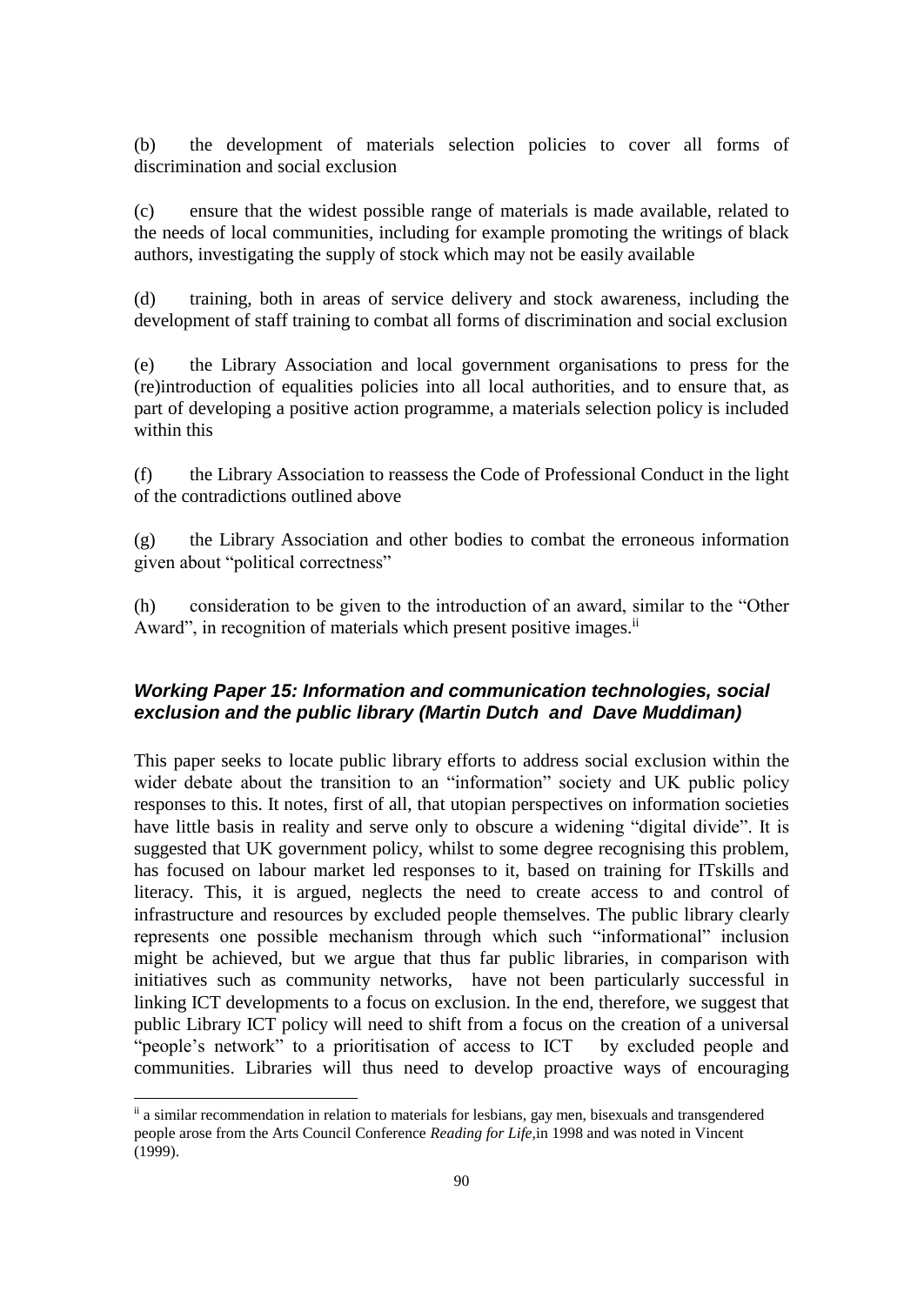(b) the development of materials selection policies to cover all forms of discrimination and social exclusion

(c) ensure that the widest possible range of materials is made available, related to the needs of local communities, including for example promoting the writings of black authors, investigating the supply of stock which may not be easily available

(d) training, both in areas of service delivery and stock awareness, including the development of staff training to combat all forms of discrimination and social exclusion

(e) the Library Association and local government organisations to press for the (re)introduction of equalities policies into all local authorities, and to ensure that, as part of developing a positive action programme, a materials selection policy is included within this

(f) the Library Association to reassess the Code of Professional Conduct in the light of the contradictions outlined above

(g) the Library Association and other bodies to combat the erroneous information given about "political correctness"

(h) consideration to be given to the introduction of an award, similar to the "Other Award", in recognition of materials which present positive images.[ii]

### *Working Paper 15: Information and communication technologies, social exclusion and the public library (Martin Dutch and Dave Muddiman)*

This paper seeks to locate public library efforts to address social exclusion within the wider debate about the transition to an "information" society and UK public policy responses to this. It notes, first of all, that utopian perspectives on information societies have little basis in reality and serve only to obscure a widening "digital divide". It is suggested that UK government policy, whilst to some degree recognising this problem, has focused on labour market led responses to it, based on training for ITskills and literacy. This, it is argued, neglects the need to create access to and control of infrastructure and resources by excluded people themselves. The public library clearly represents one possible mechanism through which such "informational" inclusion might be achieved, but we argue that thus far public libraries, in comparison with initiatives such as community networks, have not been particularly successful in linking ICT developments to a focus on exclusion. In the end, therefore, we suggest that public Library ICT policy will need to shift from a focus on the creation of a universal "people's network" to a prioritisation of access to ICT by excluded people and communities. Libraries will thus need to develop proactive ways of encouraging

---

[ii] a similar recommendation in relation to materials for lesbians, gay men, bisexuals and transgendered people arose from the Arts Council Conference *Reading for Life*,in 1998 and was noted in Vincent (1999).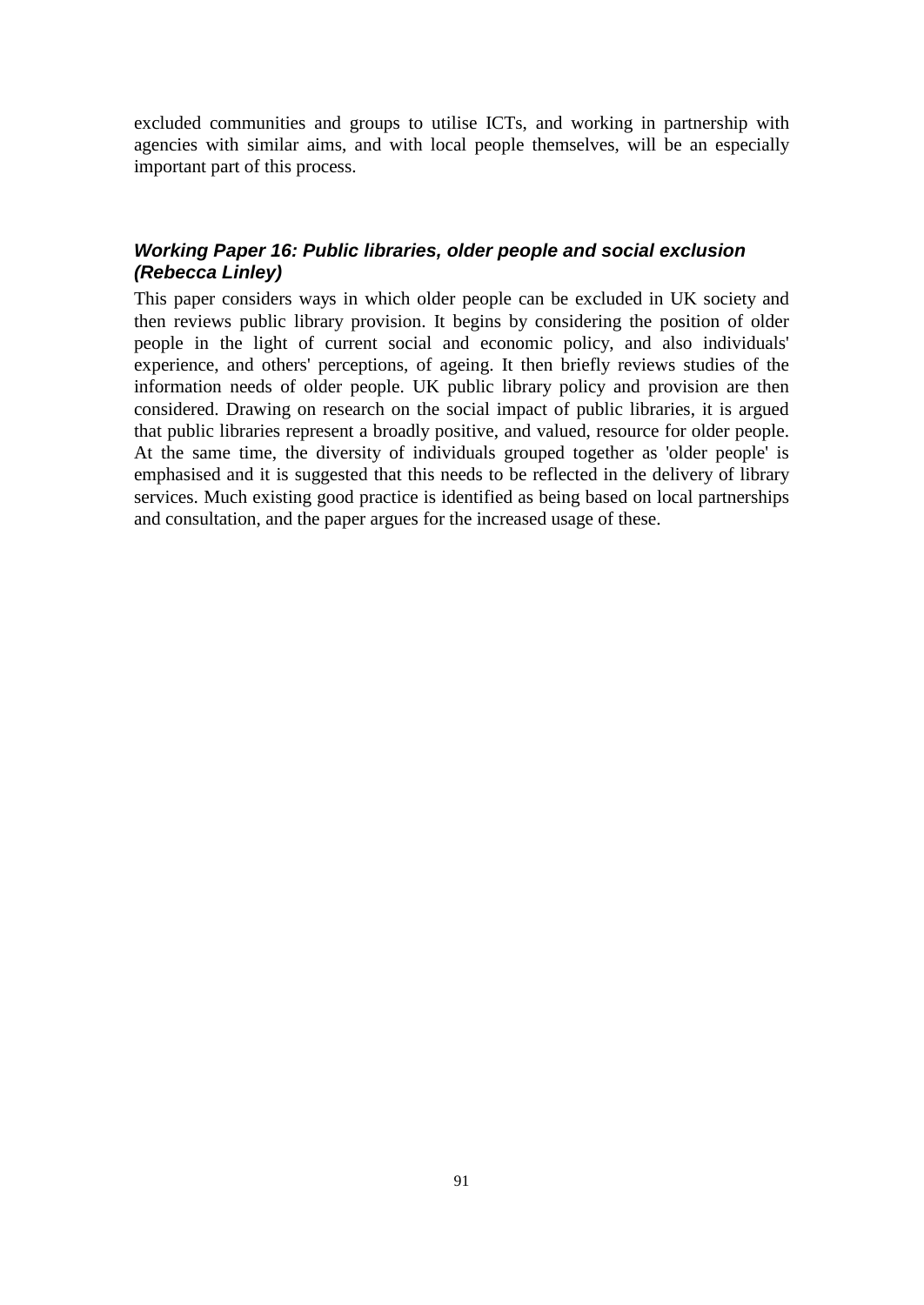excluded communities and groups to utilise ICTs, and working in partnership with agencies with similar aims, and with local people themselves, will be an especially important part of this process.

### *Working Paper 16: Public libraries, older people and social exclusion (Rebecca Linley)*

This paper considers ways in which older people can be excluded in UK society and then reviews public library provision. It begins by considering the position of older people in the light of current social and economic policy, and also individuals' experience, and others' perceptions, of ageing. It then briefly reviews studies of the information needs of older people. UK public library policy and provision are then considered. Drawing on research on the social impact of public libraries, it is argued that public libraries represent a broadly positive, and valued, resource for older people. At the same time, the diversity of individuals grouped together as 'older people' is emphasised and it is suggested that this needs to be reflected in the delivery of library services. Much existing good practice is identified as being based on local partnerships and consultation, and the paper argues for the increased usage of these.